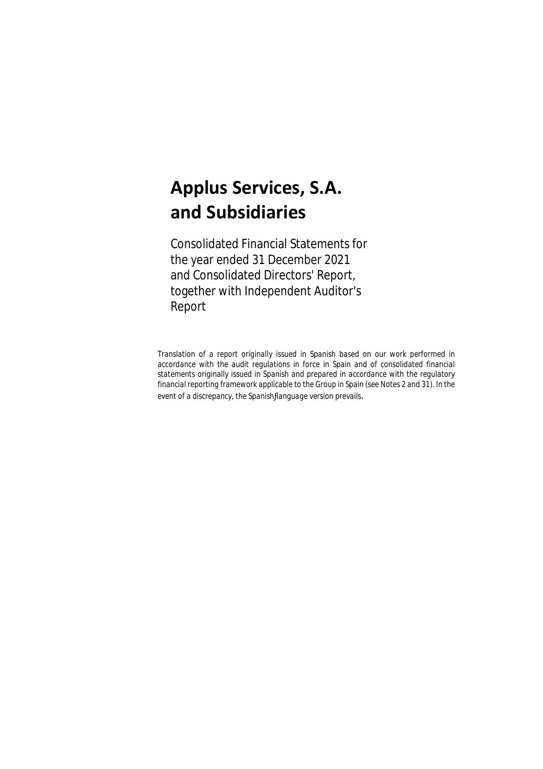# Applus Services, S.A. and Subsidiaries

Consolidated Financial Statements for the year ended 31 December 2021 and Consolidated Directors' Report, together with Independent Auditor's Report

*Translation of a report originally issued in Spanish based on our work performed in accordance with the audit regulations in force in Spain and of consolidated financial statements originally issued in Spanish and prepared in accordance with the regulatory financial reporting framework applicable to the Group in Spain (see Notes 2 and 31). In the event of a discrepancy, the Spanish-language version prevails.*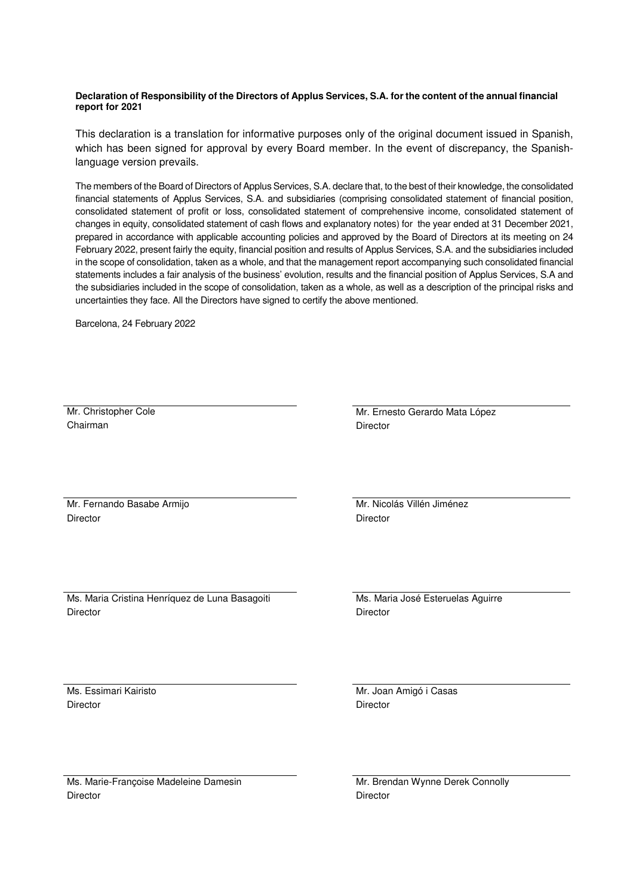**Declaration of Responsibility of the Directors of Applus Services, S.A. for the content of the annual financial report for 2021**

This declaration is a translation for informative purposes only of the original document issued in Spanish, which has been signed for approval by every Board member. In the event of discrepancy, the Spanish-language version prevails.

The members of the Board of Directors of Applus Services, S.A. declare that, to the best of their knowledge, the consolidated financial statements of Applus Services, S.A. and subsidiaries (comprising consolidated statement of financial position, consolidated statement of profit or loss, consolidated statement of comprehensive income, consolidated statement of changes in equity, consolidated statement of cash flows and explanatory notes) for the year ended at 31 December 2021, prepared in accordance with applicable accounting policies and approved by the Board of Directors at its meeting on 24 February 2022, present fairly the equity, financial position and results of Applus Services, S.A. and the subsidiaries included in the scope of consolidation, taken as a whole, and that the management report accompanying such consolidated financial statements includes a fair analysis of the business' evolution, results and the financial position of Applus Services, S.A and the subsidiaries included in the scope of consolidation, taken as a whole, as well as a description of the principal risks and uncertainties they face. All the Directors have signed to certify the above mentioned.

Barcelona, 24 February 2022

Mr. Christopher Cole
Chairman

Mr. Ernesto Gerardo Mata López
Director

Mr. Fernando Basabe Armijo
Director

Mr. Nicolás Villén Jiménez
Director

Ms. Maria Cristina Henríquez de Luna Basagoiti
Director

Ms. Maria José Esteruelas Aguirre
Director

Ms. Essimari Kairisto
Director

Mr. Joan Amigó i Casas
Director

Ms. Marie-Françoise Madeleine Damesin
Director

Mr. Brendan Wynne Derek Connolly
Director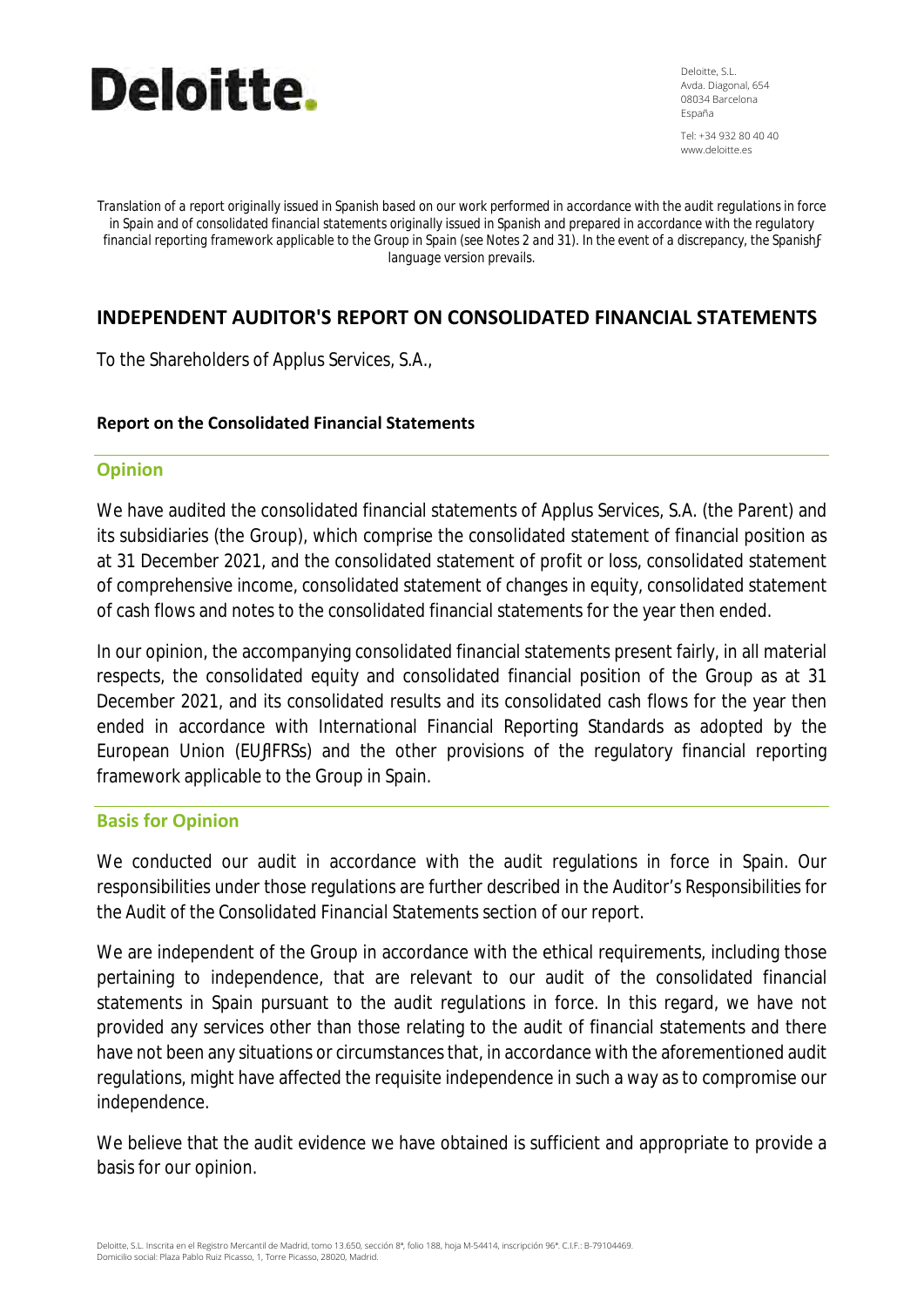Deloitte.

Deloitte, S.L.
Avda. Diagonal, 654
08034 Barcelona
España

Tel: +34 932 80 40 40
www.deloitte.es

*Translation of a report originally issued in Spanish based on our work performed in accordance with the audit regulations in force in Spain and of consolidated financial statements originally issued in Spanish and prepared in accordance with the regulatory financial reporting framework applicable to the Group in Spain (see Notes 2 and 31). In the event of a discrepancy, the Spanishƒ language version prevails.*

## INDEPENDENT AUDITOR'S REPORT ON CONSOLIDATED FINANCIAL STATEMENTS

To the Shareholders of Applus Services, S.A.,

**Report on the Consolidated Financial Statements**

### Opinion

We have audited the consolidated financial statements of Applus Services, S.A. (the Parent) and its subsidiaries (the Group), which comprise the consolidated statement of financial position as at 31 December 2021, and the consolidated statement of profit or loss, consolidated statement of comprehensive income, consolidated statement of changes in equity, consolidated statement of cash flows and notes to the consolidated financial statements for the year then ended.

In our opinion, the accompanying consolidated financial statements present fairly, in all material respects, the consolidated equity and consolidated financial position of the Group as at 31 December 2021, and its consolidated results and its consolidated cash flows for the year then ended in accordance with International Financial Reporting Standards as adopted by the European Union (EUƒIFRSs) and the other provisions of the regulatory financial reporting framework applicable to the Group in Spain.

### Basis for Opinion

We conducted our audit in accordance with the audit regulations in force in Spain. Our responsibilities under those regulations are further described in the Auditor's Responsibilities for the Audit of the Consolidated Financial Statements section of our report.

We are independent of the Group in accordance with the ethical requirements, including those pertaining to independence, that are relevant to our audit of the consolidated financial statements in Spain pursuant to the audit regulations in force. In this regard, we have not provided any services other than those relating to the audit of financial statements and there have not been any situations or circumstances that, in accordance with the aforementioned audit regulations, might have affected the requisite independence in such a way as to compromise our independence.

We believe that the audit evidence we have obtained is sufficient and appropriate to provide a basis for our opinion.

Deloitte, S.L. Inscrita en el Registro Mercantil de Madrid, tomo 13.650, sección 8ª, folio 188, hoja M-54414, inscripción 96ª. C.I.F.: B-79104469.
Domicilio social: Plaza Pablo Ruiz Picasso, 1, Torre Picasso, 28020, Madrid.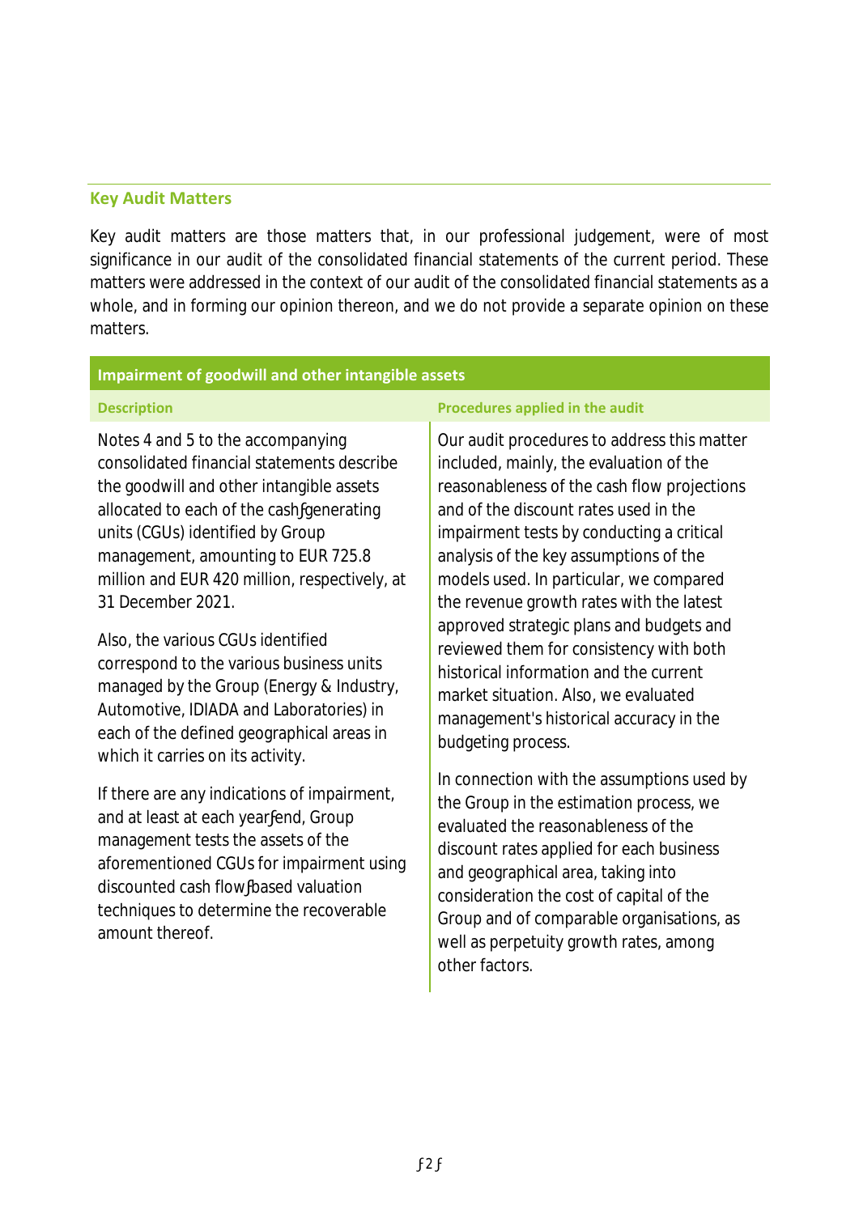## Key Audit Matters

Key audit matters are those matters that, in our professional judgement, were of most significance in our audit of the consolidated financial statements of the current period. These matters were addressed in the context of our audit of the consolidated financial statements as a whole, and in forming our opinion thereon, and we do not provide a separate opinion on these matters.

| Impairment of goodwill and other intangible assets | |
|---|---|
| **Description** | **Procedures applied in the audit** |
| Notes 4 and 5 to the accompanying consolidated financial statements describe the goodwill and other intangible assets allocated to each of the cash‑generating units (CGUs) identified by Group management, amounting to EUR 725.8 million and EUR 420 million, respectively, at 31 December 2021.<br><br>Also, the various CGUs identified correspond to the various business units managed by the Group (Energy & Industry, Automotive, IDIADA and Laboratories) in each of the defined geographical areas in which it carries on its activity.<br><br>If there are any indications of impairment, and at least at each year‑end, Group management tests the assets of the aforementioned CGUs for impairment using discounted cash flow‑based valuation techniques to determine the recoverable amount thereof. | Our audit procedures to address this matter included, mainly, the evaluation of the reasonableness of the cash flow projections and of the discount rates used in the impairment tests by conducting a critical analysis of the key assumptions of the models used. In particular, we compared the revenue growth rates with the latest approved strategic plans and budgets and reviewed them for consistency with both historical information and the current market situation. Also, we evaluated management's historical accuracy in the budgeting process.<br><br>In connection with the assumptions used by the Group in the estimation process, we evaluated the reasonableness of the discount rates applied for each business and geographical area, taking into consideration the cost of capital of the Group and of comparable organisations, as well as perpetuity growth rates, among other factors. |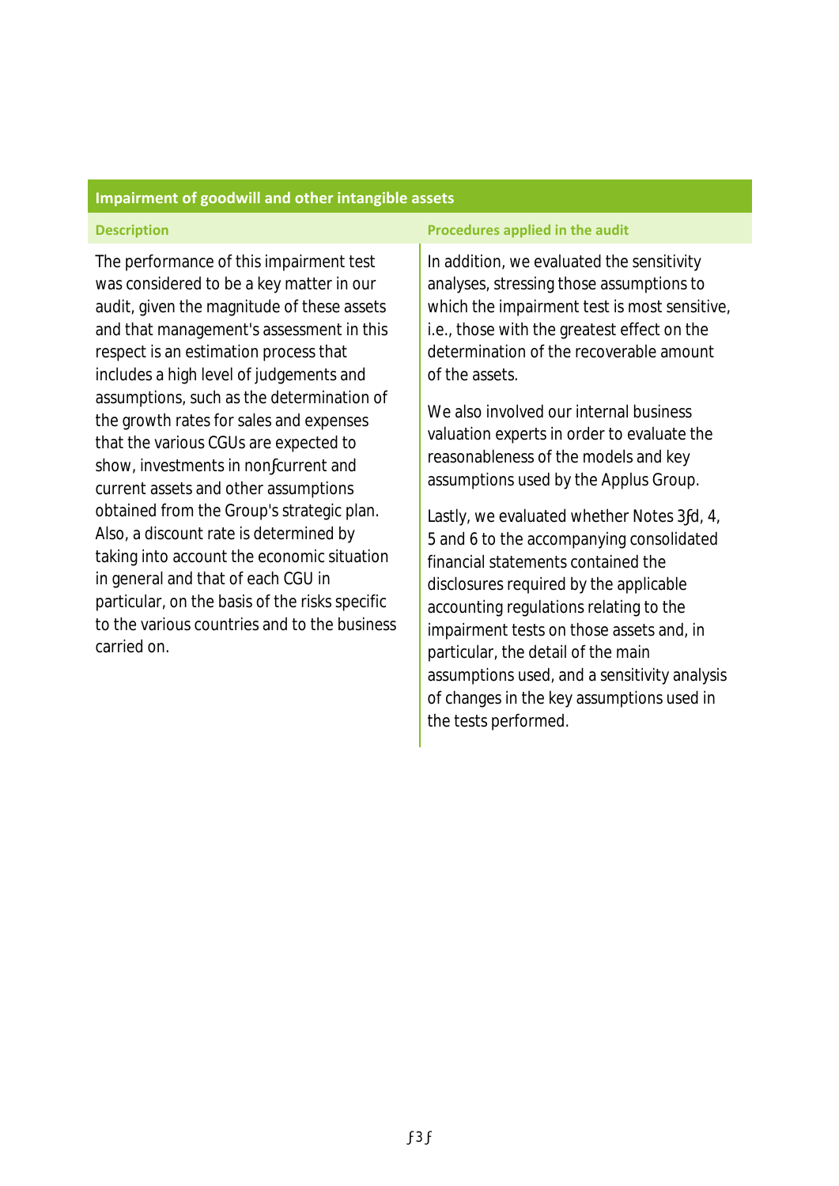| Impairment of goodwill and other intangible assets | |
|---|---|
| **Description** | **Procedures applied in the audit** |
| The performance of this impairment test was considered to be a key matter in our audit, given the magnitude of these assets and that management's assessment in this respect is an estimation process that includes a high level of judgements and assumptions, such as the determination of the growth rates for sales and expenses that the various CGUs are expected to show, investments in non-current and current assets and other assumptions obtained from the Group's strategic plan. Also, a discount rate is determined by taking into account the economic situation in general and that of each CGU in particular, on the basis of the risks specific to the various countries and to the business carried on. | In addition, we evaluated the sensitivity analyses, stressing those assumptions to which the impairment test is most sensitive, i.e., those with the greatest effect on the determination of the recoverable amount of the assets.<br><br>We also involved our internal business valuation experts in order to evaluate the reasonableness of the models and key assumptions used by the Applus Group.<br><br>Lastly, we evaluated whether Notes 3-d, 4, 5 and 6 to the accompanying consolidated financial statements contained the disclosures required by the applicable accounting regulations relating to the impairment tests on those assets and, in particular, the detail of the main assumptions used, and a sensitivity analysis of changes in the key assumptions used in the tests performed. |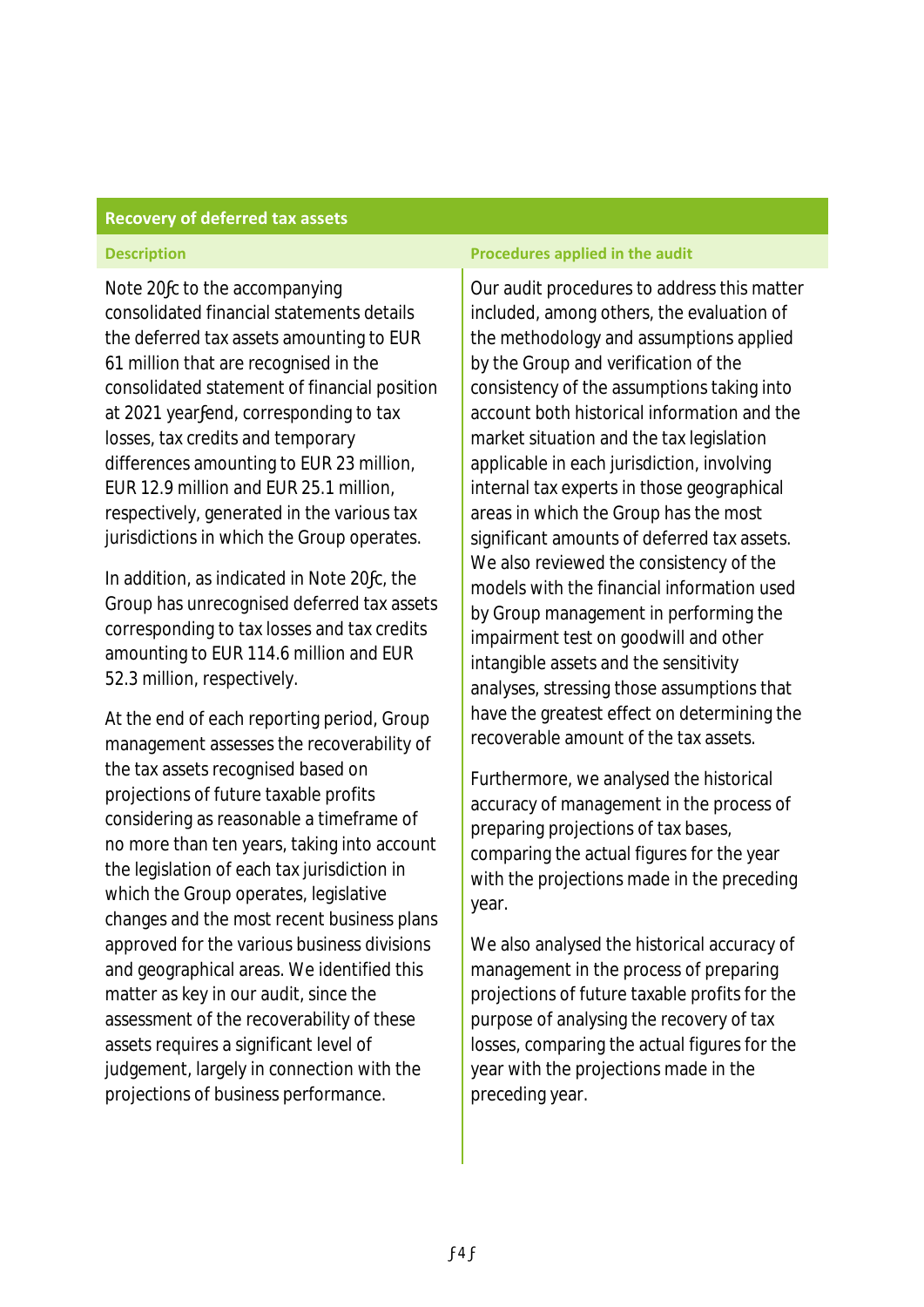## Recovery of deferred tax assets

| Description | Procedures applied in the audit |
|---|---|
| Note 20ƒc to the accompanying consolidated financial statements details the deferred tax assets amounting to EUR 61 million that are recognised in the consolidated statement of financial position at 2021 yearƒend, corresponding to tax losses, tax credits and temporary differences amounting to EUR 23 million, EUR 12.9 million and EUR 25.1 million, respectively, generated in the various tax jurisdictions in which the Group operates.<br><br>In addition, as indicated in Note 20ƒc, the Group has unrecognised deferred tax assets corresponding to tax losses and tax credits amounting to EUR 114.6 million and EUR 52.3 million, respectively.<br><br>At the end of each reporting period, Group management assesses the recoverability of the tax assets recognised based on projections of future taxable profits considering as reasonable a timeframe of no more than ten years, taking into account the legislation of each tax jurisdiction in which the Group operates, legislative changes and the most recent business plans approved for the various business divisions and geographical areas. We identified this matter as key in our audit, since the assessment of the recoverability of these assets requires a significant level of judgement, largely in connection with the projections of business performance. | Our audit procedures to address this matter included, among others, the evaluation of the methodology and assumptions applied by the Group and verification of the consistency of the assumptions taking into account both historical information and the market situation and the tax legislation applicable in each jurisdiction, involving internal tax experts in those geographical areas in which the Group has the most significant amounts of deferred tax assets. We also reviewed the consistency of the models with the financial information used by Group management in performing the impairment test on goodwill and other intangible assets and the sensitivity analyses, stressing those assumptions that have the greatest effect on determining the recoverable amount of the tax assets.<br><br>Furthermore, we analysed the historical accuracy of management in the process of preparing projections of tax bases, comparing the actual figures for the year with the projections made in the preceding year.<br><br>We also analysed the historical accuracy of management in the process of preparing projections of future taxable profits for the purpose of analysing the recovery of tax losses, comparing the actual figures for the year with the projections made in the preceding year. |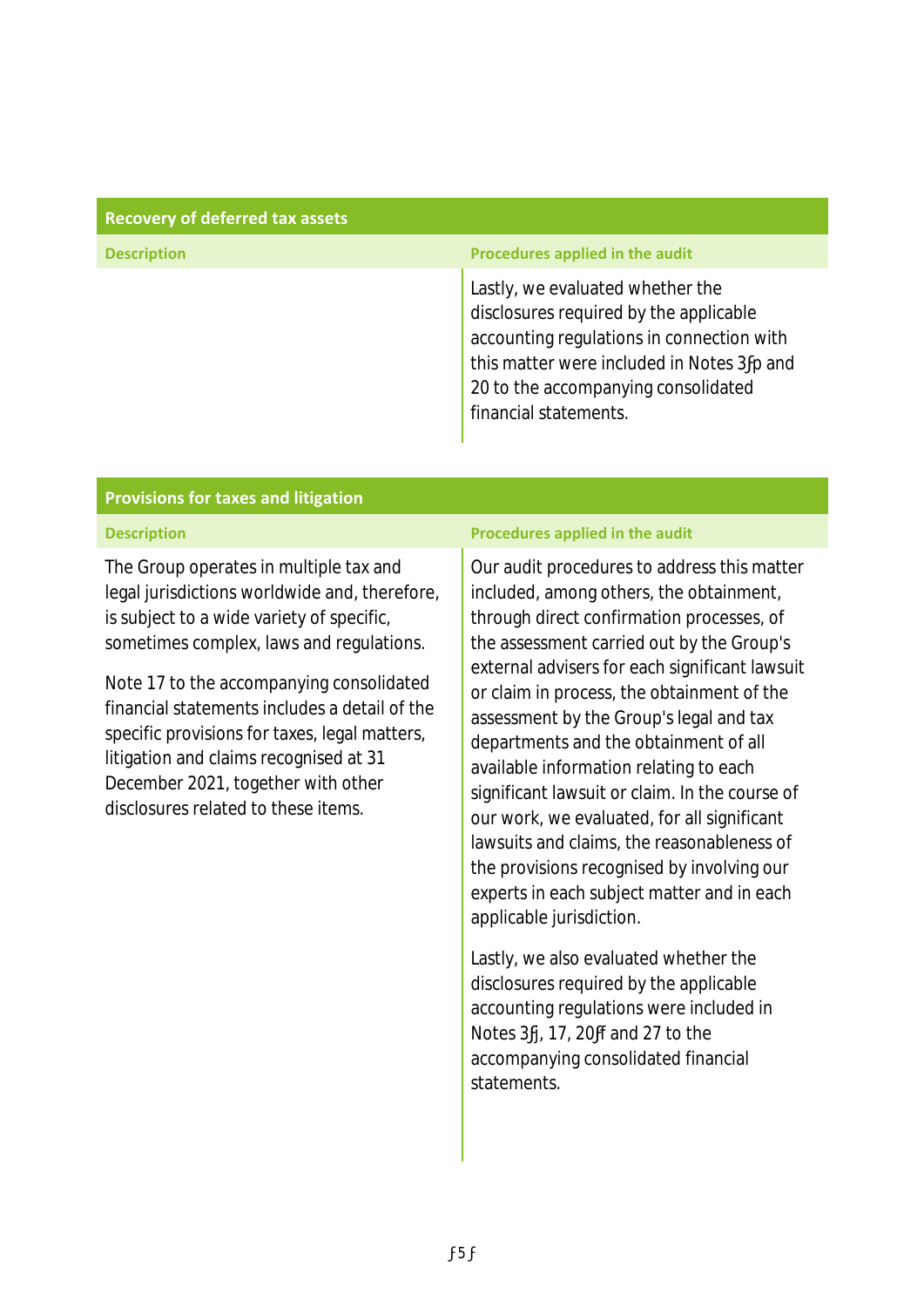### Recovery of deferred tax assets

| Description | Procedures applied in the audit |
|---|---|
| | Lastly, we evaluated whether the disclosures required by the applicable accounting regulations in connection with this matter were included in Notes 3ʃp and 20 to the accompanying consolidated financial statements. |

### Provisions for taxes and litigation

| Description | Procedures applied in the audit |
|---|---|
| The Group operates in multiple tax and legal jurisdictions worldwide and, therefore, is subject to a wide variety of specific, sometimes complex, laws and regulations.<br><br>Note 17 to the accompanying consolidated financial statements includes a detail of the specific provisions for taxes, legal matters, litigation and claims recognised at 31 December 2021, together with other disclosures related to these items. | Our audit procedures to address this matter included, among others, the obtainment, through direct confirmation processes, of the assessment carried out by the Group's external advisers for each significant lawsuit or claim in process, the obtainment of the assessment by the Group's legal and tax departments and the obtainment of all available information relating to each significant lawsuit or claim. In the course of our work, we evaluated, for all significant lawsuits and claims, the reasonableness of the provisions recognised by involving our experts in each subject matter and in each applicable jurisdiction.<br><br>Lastly, we also evaluated whether the disclosures required by the applicable accounting regulations were included in Notes 3ʃj, 17, 20ʃf and 27 to the accompanying consolidated financial statements. |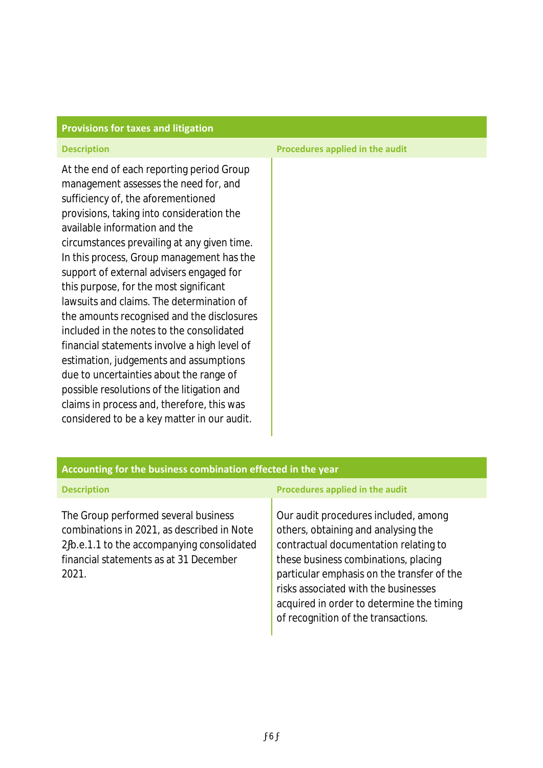## Provisions for taxes and litigation

| Description | Procedures applied in the audit |
|---|---|
| At the end of each reporting period Group management assesses the need for, and sufficiency of, the aforementioned provisions, taking into consideration the available information and the circumstances prevailing at any given time. In this process, Group management has the support of external advisers engaged for this purpose, for the most significant lawsuits and claims. The determination of the amounts recognised and the disclosures included in the notes to the consolidated financial statements involve a high level of estimation, judgements and assumptions due to uncertainties about the range of possible resolutions of the litigation and claims in process and, therefore, this was considered to be a key matter in our audit. | |

## Accounting for the business combination effected in the year

| Description | Procedures applied in the audit |
|---|---|
| The Group performed several business combinations in 2021, as described in Note 2ꞵb.e.1.1 to the accompanying consolidated financial statements as at 31 December 2021. | Our audit procedures included, among others, obtaining and analysing the contractual documentation relating to these business combinations, placing particular emphasis on the transfer of the risks associated with the businesses acquired in order to determine the timing of recognition of the transactions. |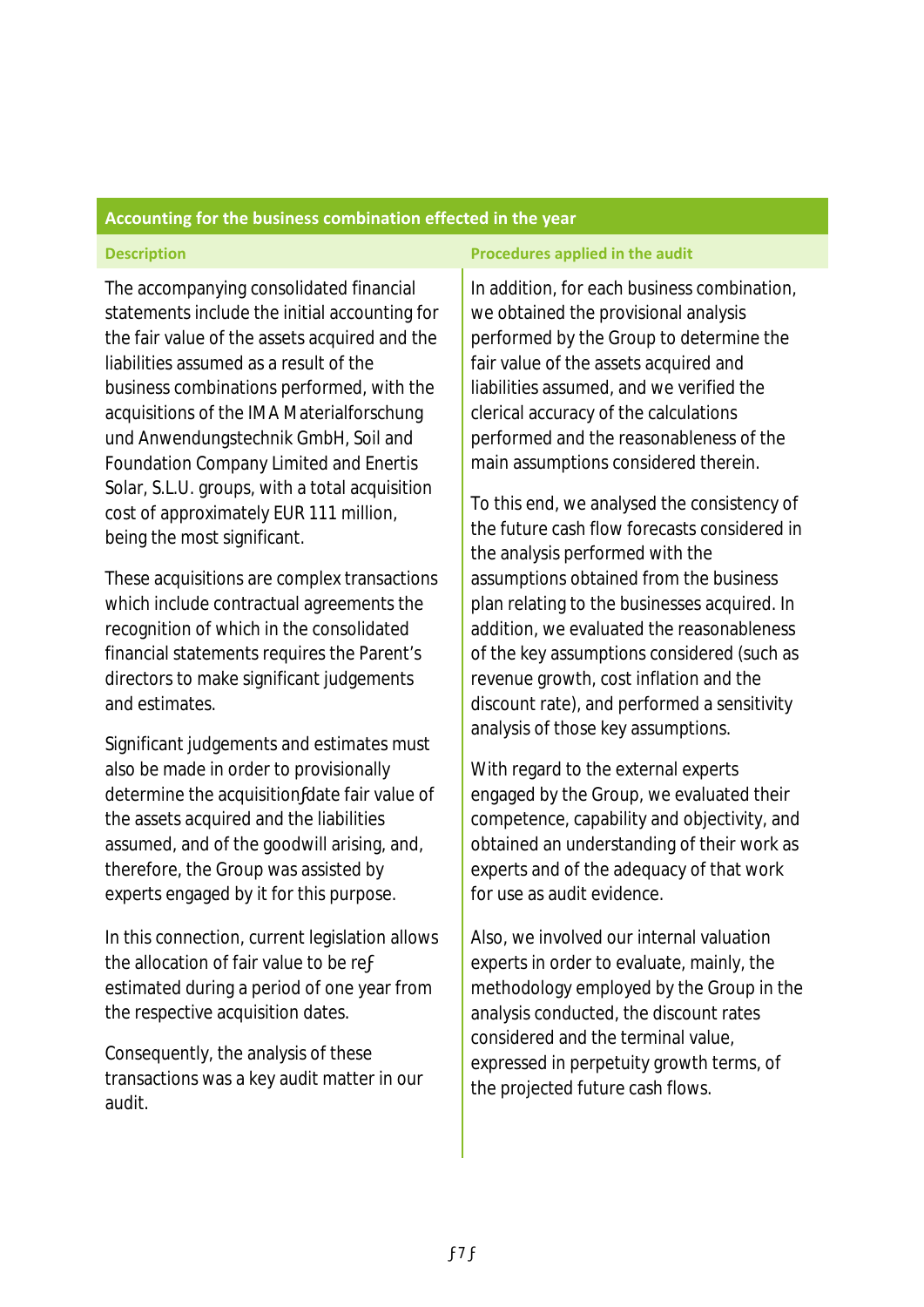| Accounting for the business combination effected in the year | |
|---|---|
| **Description** | **Procedures applied in the audit** |
| The accompanying consolidated financial statements include the initial accounting for the fair value of the assets acquired and the liabilities assumed as a result of the business combinations performed, with the acquisitions of the IMA Materialforschung und Anwendungstechnik GmbH, Soil and Foundation Company Limited and Enertis Solar, S.L.U. groups, with a total acquisition cost of approximately EUR 111 million, being the most significant.<br><br>These acquisitions are complex transactions which include contractual agreements the recognition of which in the consolidated financial statements requires the Parent's directors to make significant judgements and estimates.<br><br>Significant judgements and estimates must also be made in order to provisionally determine the acquisition-date fair value of the assets acquired and the liabilities assumed, and of the goodwill arising, and, therefore, the Group was assisted by experts engaged by it for this purpose.<br><br>In this connection, current legislation allows the allocation of fair value to be re-estimated during a period of one year from the respective acquisition dates.<br><br>Consequently, the analysis of these transactions was a key audit matter in our audit. | In addition, for each business combination, we obtained the provisional analysis performed by the Group to determine the fair value of the assets acquired and liabilities assumed, and we verified the clerical accuracy of the calculations performed and the reasonableness of the main assumptions considered therein.<br><br>To this end, we analysed the consistency of the future cash flow forecasts considered in the analysis performed with the assumptions obtained from the business plan relating to the businesses acquired. In addition, we evaluated the reasonableness of the key assumptions considered (such as revenue growth, cost inflation and the discount rate), and performed a sensitivity analysis of those key assumptions.<br><br>With regard to the external experts engaged by the Group, we evaluated their competence, capability and objectivity, and obtained an understanding of their work as experts and of the adequacy of that work for use as audit evidence.<br><br>Also, we involved our internal valuation experts in order to evaluate, mainly, the methodology employed by the Group in the analysis conducted, the discount rates considered and the terminal value, expressed in perpetuity growth terms, of the projected future cash flows. |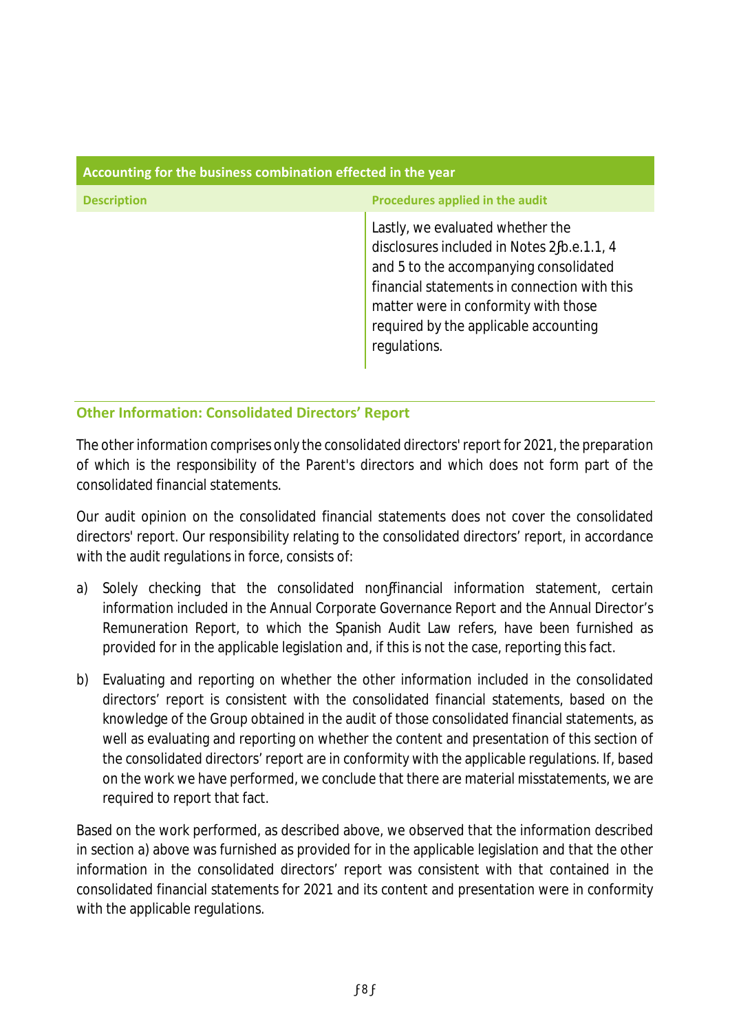| Accounting for the business combination effected in the year | |
|---|---|
| **Description** | **Procedures applied in the audit** |
| | Lastly, we evaluated whether the disclosures included in Notes 2‑b.e.1.1, 4 and 5 to the accompanying consolidated financial statements in connection with this matter were in conformity with those required by the applicable accounting regulations. |

### Other Information: Consolidated Directors' Report

The other information comprises only the consolidated directors' report for 2021, the preparation of which is the responsibility of the Parent's directors and which does not form part of the consolidated financial statements.

Our audit opinion on the consolidated financial statements does not cover the consolidated directors' report. Our responsibility relating to the consolidated directors' report, in accordance with the audit regulations in force, consists of:

a) Solely checking that the consolidated non‑financial information statement, certain information included in the Annual Corporate Governance Report and the Annual Director's Remuneration Report, to which the Spanish Audit Law refers, have been furnished as provided for in the applicable legislation and, if this is not the case, reporting this fact.

b) Evaluating and reporting on whether the other information included in the consolidated directors' report is consistent with the consolidated financial statements, based on the knowledge of the Group obtained in the audit of those consolidated financial statements, as well as evaluating and reporting on whether the content and presentation of this section of the consolidated directors' report are in conformity with the applicable regulations. If, based on the work we have performed, we conclude that there are material misstatements, we are required to report that fact.

Based on the work performed, as described above, we observed that the information described in section a) above was furnished as provided for in the applicable legislation and that the other information in the consolidated directors' report was consistent with that contained in the consolidated financial statements for 2021 and its content and presentation were in conformity with the applicable regulations.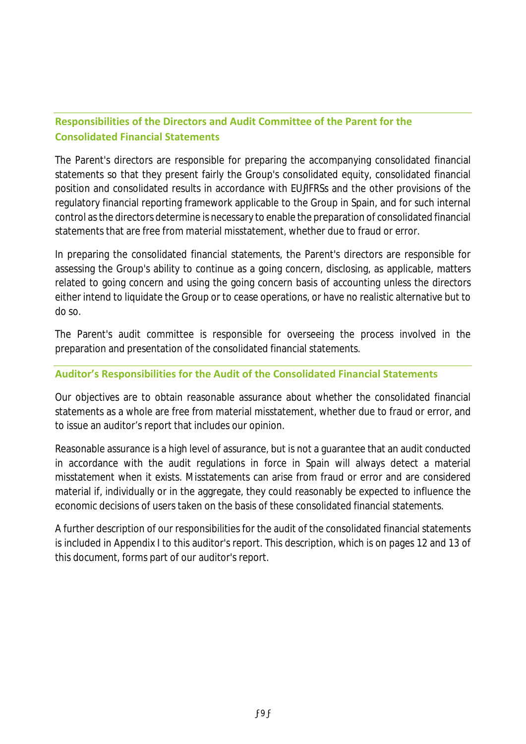## Responsibilities of the Directors and Audit Committee of the Parent for the Consolidated Financial Statements

The Parent's directors are responsible for preparing the accompanying consolidated financial statements so that they present fairly the Group's consolidated equity, consolidated financial position and consolidated results in accordance with EU-IFRSs and the other provisions of the regulatory financial reporting framework applicable to the Group in Spain, and for such internal control as the directors determine is necessary to enable the preparation of consolidated financial statements that are free from material misstatement, whether due to fraud or error.

In preparing the consolidated financial statements, the Parent's directors are responsible for assessing the Group's ability to continue as a going concern, disclosing, as applicable, matters related to going concern and using the going concern basis of accounting unless the directors either intend to liquidate the Group or to cease operations, or have no realistic alternative but to do so.

The Parent's audit committee is responsible for overseeing the process involved in the preparation and presentation of the consolidated financial statements.

## Auditor's Responsibilities for the Audit of the Consolidated Financial Statements

Our objectives are to obtain reasonable assurance about whether the consolidated financial statements as a whole are free from material misstatement, whether due to fraud or error, and to issue an auditor's report that includes our opinion.

Reasonable assurance is a high level of assurance, but is not a guarantee that an audit conducted in accordance with the audit regulations in force in Spain will always detect a material misstatement when it exists. Misstatements can arise from fraud or error and are considered material if, individually or in the aggregate, they could reasonably be expected to influence the economic decisions of users taken on the basis of these consolidated financial statements.

A further description of our responsibilities for the audit of the consolidated financial statements is included in Appendix I to this auditor's report. This description, which is on pages 12 and 13 of this document, forms part of our auditor's report.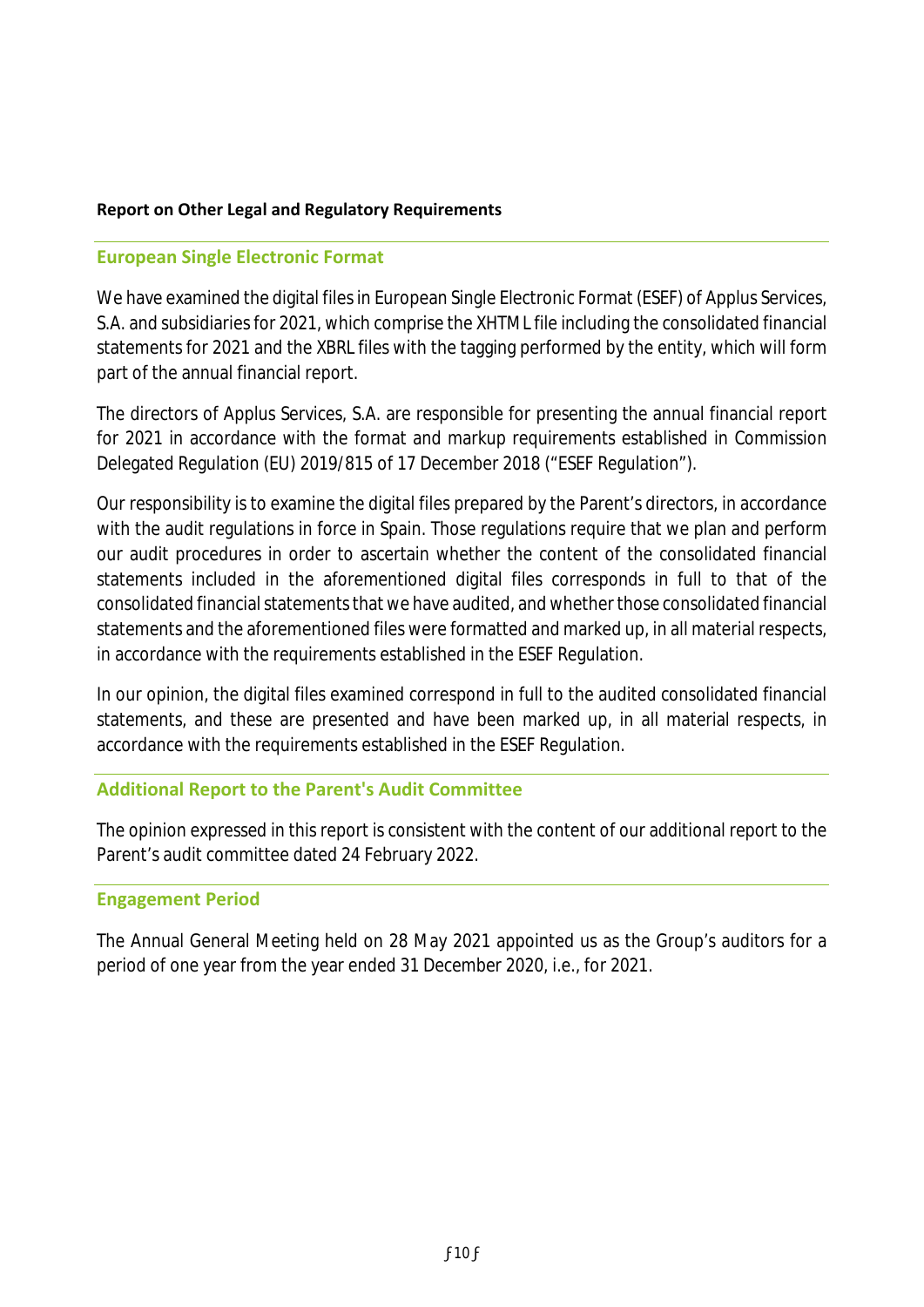**Report on Other Legal and Regulatory Requirements**

## European Single Electronic Format

We have examined the digital files in European Single Electronic Format (ESEF) of Applus Services, S.A. and subsidiaries for 2021, which comprise the XHTML file including the consolidated financial statements for 2021 and the XBRL files with the tagging performed by the entity, which will form part of the annual financial report.

The directors of Applus Services, S.A. are responsible for presenting the annual financial report for 2021 in accordance with the format and markup requirements established in Commission Delegated Regulation (EU) 2019/815 of 17 December 2018 ("ESEF Regulation").

Our responsibility is to examine the digital files prepared by the Parent's directors, in accordance with the audit regulations in force in Spain. Those regulations require that we plan and perform our audit procedures in order to ascertain whether the content of the consolidated financial statements included in the aforementioned digital files corresponds in full to that of the consolidated financial statements that we have audited, and whether those consolidated financial statements and the aforementioned files were formatted and marked up, in all material respects, in accordance with the requirements established in the ESEF Regulation.

In our opinion, the digital files examined correspond in full to the audited consolidated financial statements, and these are presented and have been marked up, in all material respects, in accordance with the requirements established in the ESEF Regulation.

## Additional Report to the Parent's Audit Committee

The opinion expressed in this report is consistent with the content of our additional report to the Parent's audit committee dated 24 February 2022.

## Engagement Period

The Annual General Meeting held on 28 May 2021 appointed us as the Group's auditors for a period of one year from the year ended 31 December 2020, i.e., for 2021.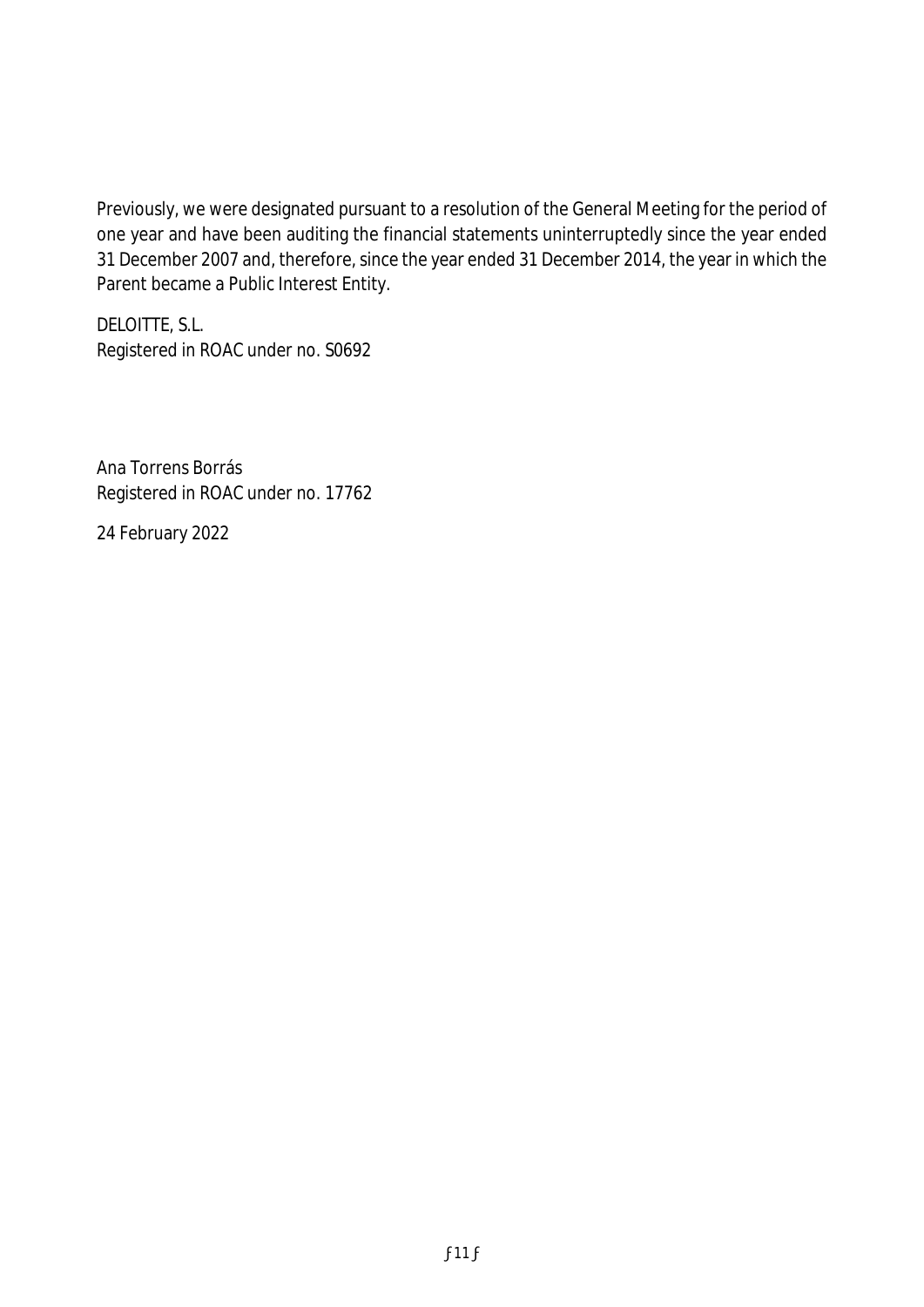Previously, we were designated pursuant to a resolution of the General Meeting for the period of one year and have been auditing the financial statements uninterruptedly since the year ended 31 December 2007 and, therefore, since the year ended 31 December 2014, the year in which the Parent became a Public Interest Entity.

DELOITTE, S.L.
Registered in ROAC under no. S0692

Ana Torrens Borrás
Registered in ROAC under no. 17762

24 February 2022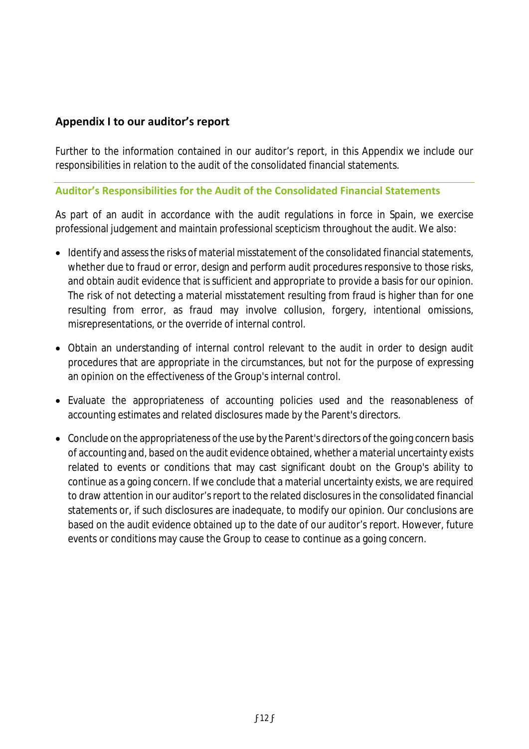## Appendix I to our auditor's report

Further to the information contained in our auditor's report, in this Appendix we include our responsibilities in relation to the audit of the consolidated financial statements.

### Auditor's Responsibilities for the Audit of the Consolidated Financial Statements

As part of an audit in accordance with the audit regulations in force in Spain, we exercise professional judgement and maintain professional scepticism throughout the audit. We also:

- Identify and assess the risks of material misstatement of the consolidated financial statements, whether due to fraud or error, design and perform audit procedures responsive to those risks, and obtain audit evidence that is sufficient and appropriate to provide a basis for our opinion. The risk of not detecting a material misstatement resulting from fraud is higher than for one resulting from error, as fraud may involve collusion, forgery, intentional omissions, misrepresentations, or the override of internal control.

- Obtain an understanding of internal control relevant to the audit in order to design audit procedures that are appropriate in the circumstances, but not for the purpose of expressing an opinion on the effectiveness of the Group's internal control.

- Evaluate the appropriateness of accounting policies used and the reasonableness of accounting estimates and related disclosures made by the Parent's directors.

- Conclude on the appropriateness of the use by the Parent's directors of the going concern basis of accounting and, based on the audit evidence obtained, whether a material uncertainty exists related to events or conditions that may cast significant doubt on the Group's ability to continue as a going concern. If we conclude that a material uncertainty exists, we are required to draw attention in our auditor's report to the related disclosures in the consolidated financial statements or, if such disclosures are inadequate, to modify our opinion. Our conclusions are based on the audit evidence obtained up to the date of our auditor's report. However, future events or conditions may cause the Group to cease to continue as a going concern.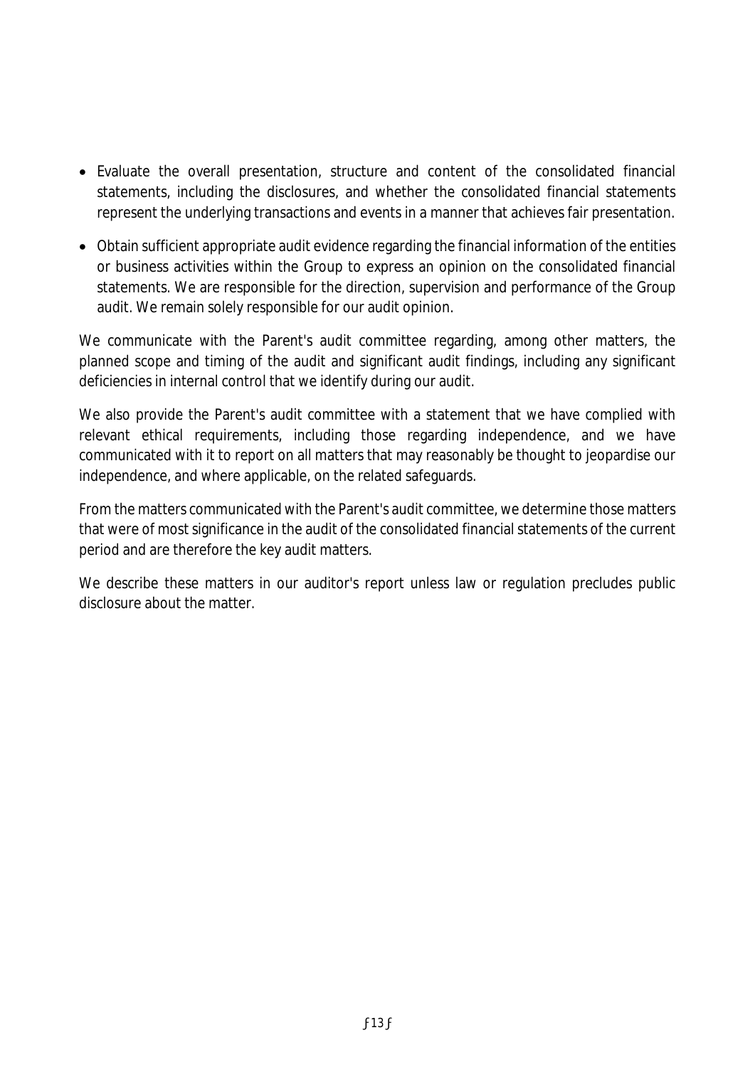- Evaluate the overall presentation, structure and content of the consolidated financial statements, including the disclosures, and whether the consolidated financial statements represent the underlying transactions and events in a manner that achieves fair presentation.
- Obtain sufficient appropriate audit evidence regarding the financial information of the entities or business activities within the Group to express an opinion on the consolidated financial statements. We are responsible for the direction, supervision and performance of the Group audit. We remain solely responsible for our audit opinion.

We communicate with the Parent's audit committee regarding, among other matters, the planned scope and timing of the audit and significant audit findings, including any significant deficiencies in internal control that we identify during our audit.

We also provide the Parent's audit committee with a statement that we have complied with relevant ethical requirements, including those regarding independence, and we have communicated with it to report on all matters that may reasonably be thought to jeopardise our independence, and where applicable, on the related safeguards.

From the matters communicated with the Parent's audit committee, we determine those matters that were of most significance in the audit of the consolidated financial statements of the current period and are therefore the key audit matters.

We describe these matters in our auditor's report unless law or regulation precludes public disclosure about the matter.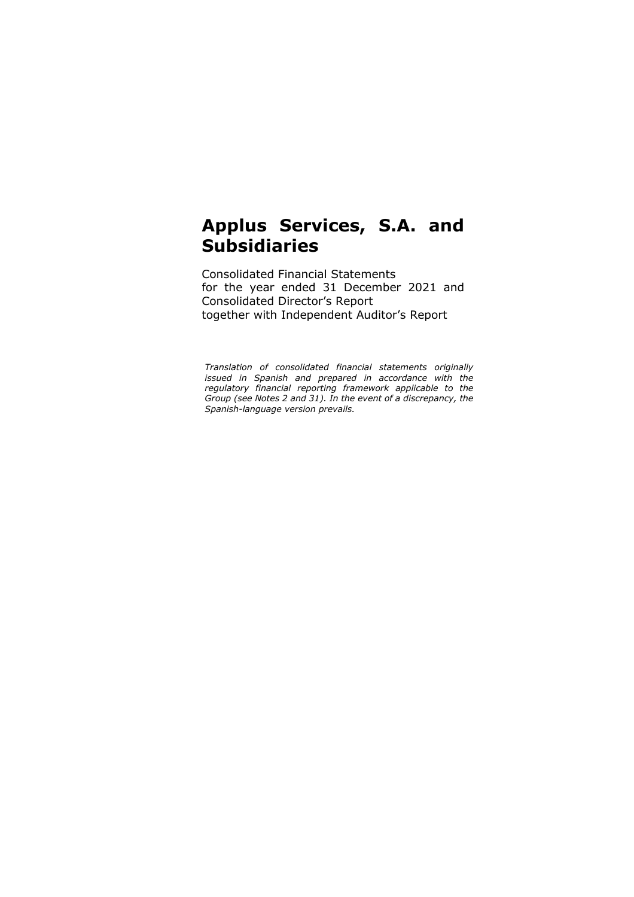# Applus Services, S.A. and Subsidiaries

Consolidated Financial Statements
for the year ended 31 December 2021 and
Consolidated Director's Report
together with Independent Auditor's Report

*Translation of consolidated financial statements originally issued in Spanish and prepared in accordance with the regulatory financial reporting framework applicable to the Group (see Notes 2 and 31). In the event of a discrepancy, the Spanish-language version prevails.*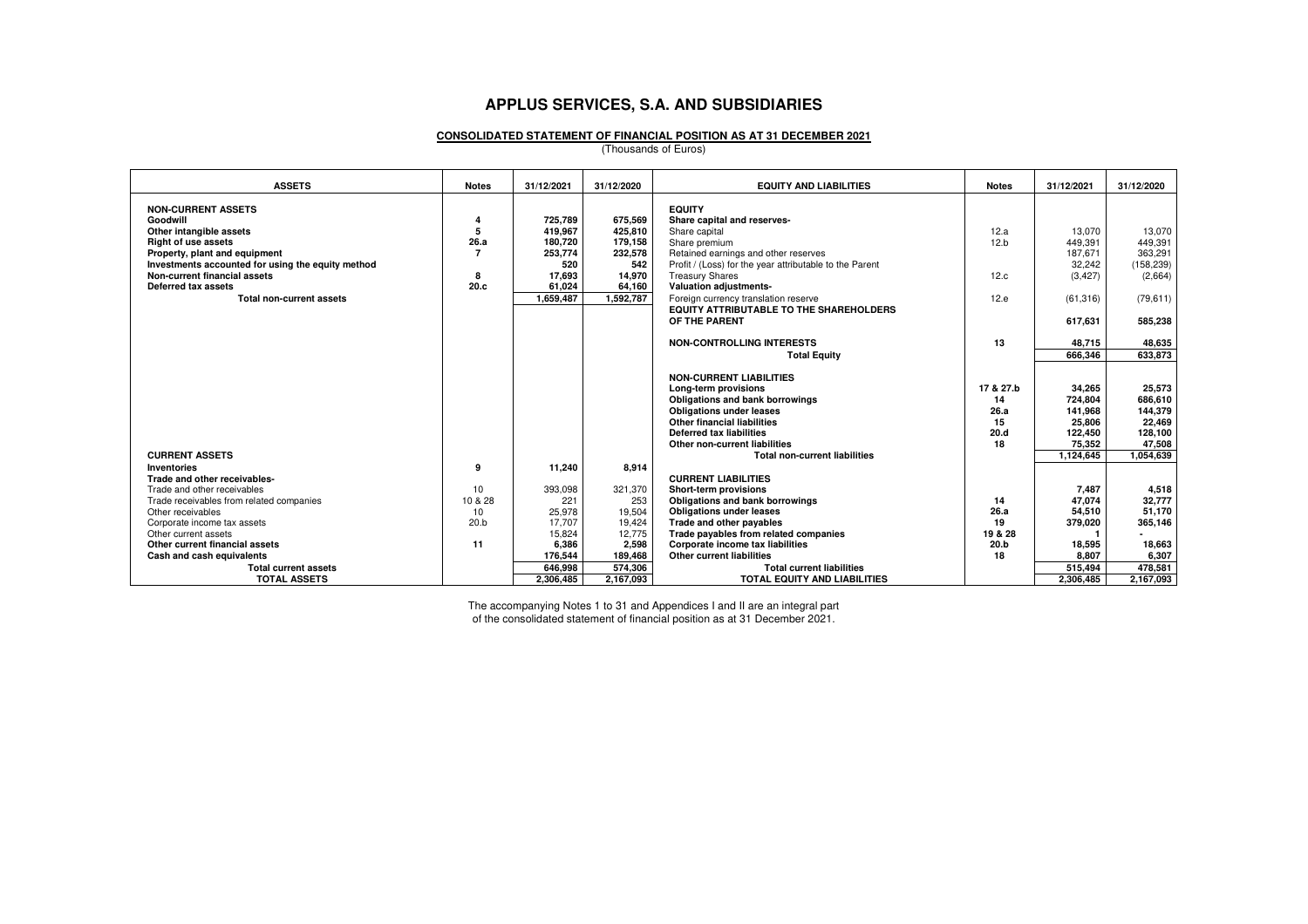# APPLUS SERVICES, S.A. AND SUBSIDIARIES

**CONSOLIDATED STATEMENT OF FINANCIAL POSITION AS AT 31 DECEMBER 2021**

(Thousands of Euros)

| ASSETS | Notes | 31/12/2021 | 31/12/2020 |
|---|---|---|---|
| **NON-CURRENT ASSETS** | | | |
| **Goodwill** | 4 | 725,789 | 675,569 |
| **Other intangible assets** | 5 | 419,967 | 425,810 |
| **Right of use assets** | 26.a | 180,720 | 179,158 |
| **Property, plant and equipment** | 7 | 253,774 | 232,578 |
| **Investments accounted for using the equity method** | | 520 | 542 |
| **Non-current financial assets** | 8 | 17,693 | 14,970 |
| **Deferred tax assets** | 20.c | 61,024 | 64,160 |
| **Total non-current assets** | | 1,659,487 | 1,592,787 |
| **CURRENT ASSETS** | | | |
| **Inventories** | 9 | 11,240 | 8,914 |
| **Trade and other receivables-** | | | |
| Trade and other receivables | 10 | 393,098 | 321,370 |
| Trade receivables from related companies | 10 & 28 | 221 | 253 |
| Other receivables | 10 | 25,978 | 19,504 |
| Corporate income tax assets | 20.b | 17,707 | 19,424 |
| Other current assets | | 15,824 | 12,775 |
| **Other current financial assets** | 11 | 6,386 | 2,598 |
| **Cash and cash equivalents** | | 176,544 | 189,468 |
| **Total current assets** | | 646,998 | 574,306 |
| **TOTAL ASSETS** | | 2,306,485 | 2,167,093 |

| EQUITY AND LIABILITIES | Notes | 31/12/2021 | 31/12/2020 |
|---|---|---|---|
| **EQUITY** | | | |
| **Share capital and reserves-** | | | |
| Share capital | 12.a | 13,070 | 13,070 |
| Share premium | 12.b | 449,391 | 449,391 |
| Retained earnings and other reserves | | 187,671 | 363,291 |
| Profit / (Loss) for the year attributable to the Parent | | 32,242 | (158,239) |
| Treasury Shares | 12.c | (3,427) | (2,664) |
| **Valuation adjustments-** | | | |
| Foreign currency translation reserve | 12.e | (61,316) | (79,611) |
| **EQUITY ATTRIBUTABLE TO THE SHAREHOLDERS OF THE PARENT** | | 617,631 | 585,238 |
| **NON-CONTROLLING INTERESTS** | 13 | 48,715 | 48,635 |
| **Total Equity** | | 666,346 | 633,873 |
| **NON-CURRENT LIABILITIES** | | | |
| **Long-term provisions** | 17 & 27.b | 34,265 | 25,573 |
| **Obligations and bank borrowings** | 14 | 724,804 | 686,610 |
| **Obligations under leases** | 26.a | 141,968 | 144,379 |
| **Other financial liabilities** | 15 | 25,806 | 22,469 |
| **Deferred tax liabilities** | 20.d | 122,450 | 128,100 |
| **Other non-current liabilities** | 18 | 75,352 | 47,508 |
| **Total non-current liabilities** | | 1,124,645 | 1,054,639 |
| **CURRENT LIABILITIES** | | | |
| **Short-term provisions** | | 7,487 | 4,518 |
| **Obligations and bank borrowings** | 14 | 47,074 | 32,777 |
| **Obligations under leases** | 26.a | 54,510 | 51,170 |
| **Trade and other payables** | 19 | 379,020 | 365,146 |
| **Trade payables from related companies** | 19 & 28 | 1 | - |
| **Corporate income tax liabilities** | 20.b | 18,595 | 18,663 |
| **Other current liabilities** | 18 | 8,807 | 6,307 |
| **Total current liabilities** | | 515,494 | 478,581 |
| **TOTAL EQUITY AND LIABILITIES** | | 2,306,485 | 2,167,093 |

The accompanying Notes 1 to 31 and Appendices I and II are an integral part of the consolidated statement of financial position as at 31 December 2021.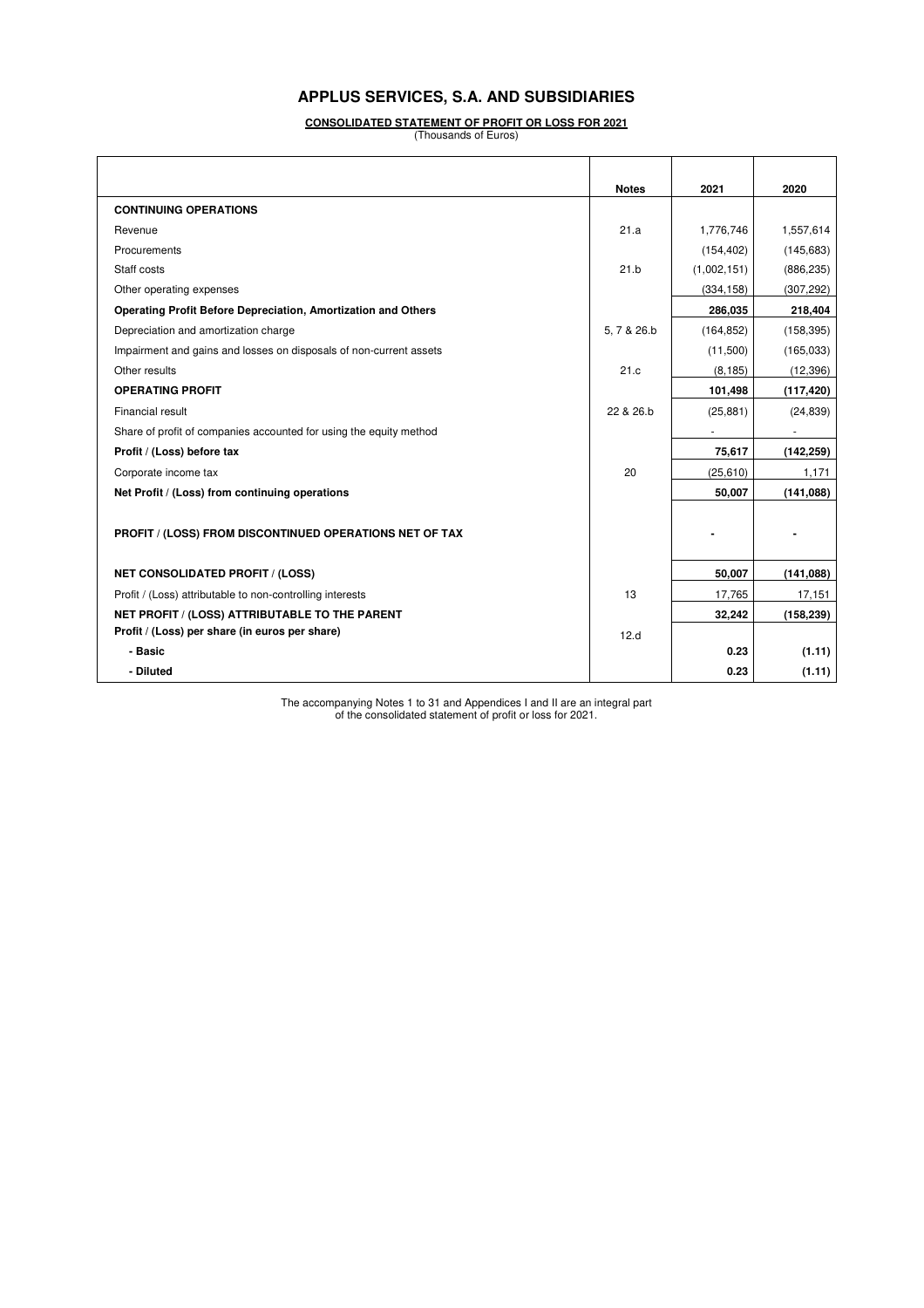# APPLUS SERVICES, S.A. AND SUBSIDIARIES

**CONSOLIDATED STATEMENT OF PROFIT OR LOSS FOR 2021**

(Thousands of Euros)

| | Notes | 2021 | 2020 |
|---|---|---|---|
| **CONTINUING OPERATIONS** | | | |
| Revenue | 21.a | 1,776,746 | 1,557,614 |
| Procurements | | (154,402) | (145,683) |
| Staff costs | 21.b | (1,002,151) | (886,235) |
| Other operating expenses | | (334,158) | (307,292) |
| **Operating Profit Before Depreciation, Amortization and Others** | | **286,035** | **218,404** |
| Depreciation and amortization charge | 5, 7 & 26.b | (164,852) | (158,395) |
| Impairment and gains and losses on disposals of non-current assets | | (11,500) | (165,033) |
| Other results | 21.c | (8,185) | (12,396) |
| **OPERATING PROFIT** | | **101,498** | **(117,420)** |
| Financial result | 22 & 26.b | (25,881) | (24,839) |
| Share of profit of companies accounted for using the equity method | | - | - |
| **Profit / (Loss) before tax** | | **75,617** | **(142,259)** |
| Corporate income tax | 20 | (25,610) | 1,171 |
| **Net Profit / (Loss) from continuing operations** | | **50,007** | **(141,088)** |
| **PROFIT / (LOSS) FROM DISCONTINUED OPERATIONS NET OF TAX** | | **-** | **-** |
| **NET CONSOLIDATED PROFIT / (LOSS)** | | **50,007** | **(141,088)** |
| Profit / (Loss) attributable to non-controlling interests | 13 | 17,765 | 17,151 |
| **NET PROFIT / (LOSS) ATTRIBUTABLE TO THE PARENT** | | **32,242** | **(158,239)** |
| **Profit / (Loss) per share (in euros per share)** | 12.d | | |
| **- Basic** | | **0.23** | **(1.11)** |
| **- Diluted** | | **0.23** | **(1.11)** |

The accompanying Notes 1 to 31 and Appendices I and II are an integral part of the consolidated statement of profit or loss for 2021.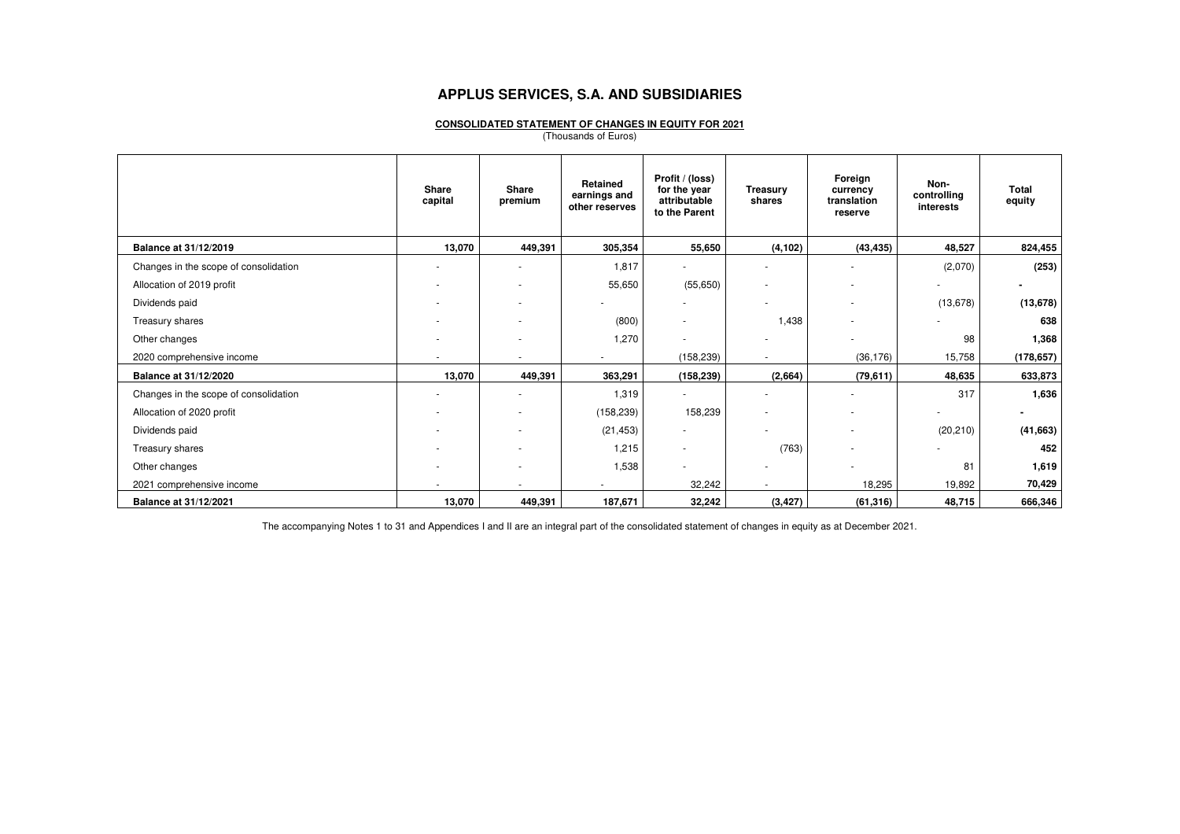# APPLUS SERVICES, S.A. AND SUBSIDIARIES

**CONSOLIDATED STATEMENT OF CHANGES IN EQUITY FOR 2021**

(Thousands of Euros)

| | Share capital | Share premium | Retained earnings and other reserves | Profit / (loss) for the year attributable to the Parent | Treasury shares | Foreign currency translation reserve | Non-controlling interests | Total equity |
|---|---|---|---|---|---|---|---|---|
| **Balance at 31/12/2019** | **13,070** | **449,391** | **305,354** | **55,650** | **(4,102)** | **(43,435)** | **48,527** | **824,455** |
| Changes in the scope of consolidation | - | - | 1,817 | - | - | - | (2,070) | **(253)** |
| Allocation of 2019 profit | - | - | 55,650 | (55,650) | - | - | - | **-** |
| Dividends paid | - | - | - | - | - | - | (13,678) | **(13,678)** |
| Treasury shares | - | - | (800) | - | 1,438 | - | - | **638** |
| Other changes | - | - | 1,270 | - | - | - | 98 | **1,368** |
| 2020 comprehensive income | - | - | - | (158,239) | - | (36,176) | 15,758 | **(178,657)** |
| **Balance at 31/12/2020** | **13,070** | **449,391** | **363,291** | **(158,239)** | **(2,664)** | **(79,611)** | **48,635** | **633,873** |
| Changes in the scope of consolidation | - | - | 1,319 | - | - | - | 317 | **1,636** |
| Allocation of 2020 profit | - | - | (158,239) | 158,239 | - | - | - | **-** |
| Dividends paid | - | - | (21,453) | - | - | - | (20,210) | **(41,663)** |
| Treasury shares | - | - | 1,215 | - | (763) | - | - | **452** |
| Other changes | - | - | 1,538 | - | - | - | 81 | **1,619** |
| 2021 comprehensive income | - | - | - | 32,242 | - | 18,295 | 19,892 | **70,429** |
| **Balance at 31/12/2021** | **13,070** | **449,391** | **187,671** | **32,242** | **(3,427)** | **(61,316)** | **48,715** | **666,346** |

The accompanying Notes 1 to 31 and Appendices I and II are an integral part of the consolidated statement of changes in equity as at December 2021.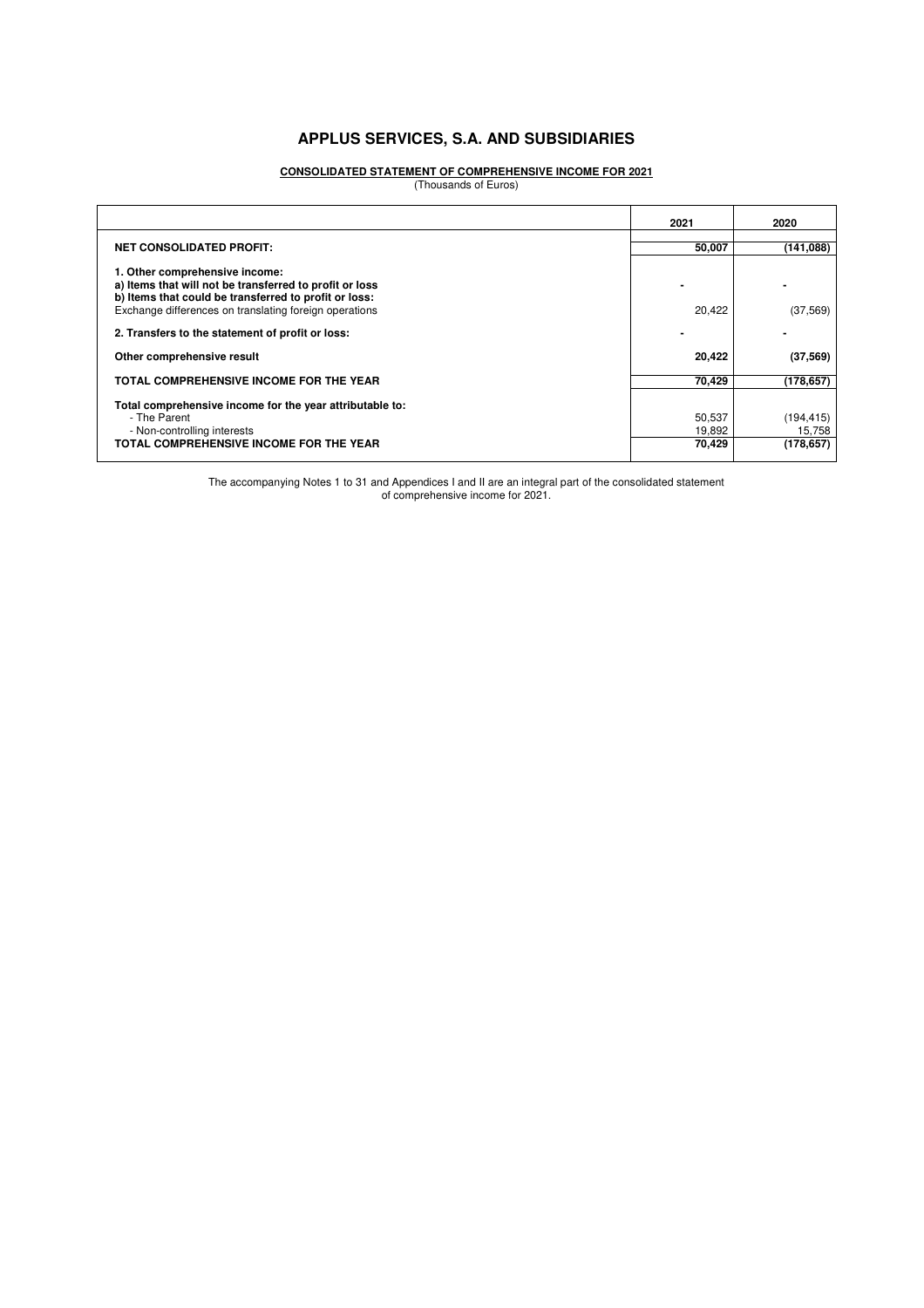# APPLUS SERVICES, S.A. AND SUBSIDIARIES

**CONSOLIDATED STATEMENT OF COMPREHENSIVE INCOME FOR 2021**

(Thousands of Euros)

| | 2021 | 2020 |
|---|---|---|
| **NET CONSOLIDATED PROFIT:** | **50,007** | **(141,088)** |
| **1. Other comprehensive income:** | | |
| **a) Items that will not be transferred to profit or loss** | - | - |
| **b) Items that could be transferred to profit or loss:** | | |
| Exchange differences on translating foreign operations | 20,422 | (37,569) |
| **2. Transfers to the statement of profit or loss:** | - | - |
| **Other comprehensive result** | **20,422** | **(37,569)** |
| **TOTAL COMPREHENSIVE INCOME FOR THE YEAR** | **70,429** | **(178,657)** |
| **Total comprehensive income for the year attributable to:** | | |
| - The Parent | 50,537 | (194,415) |
| - Non-controlling interests | 19,892 | 15,758 |
| **TOTAL COMPREHENSIVE INCOME FOR THE YEAR** | **70,429** | **(178,657)** |

The accompanying Notes 1 to 31 and Appendices I and II are an integral part of the consolidated statement of comprehensive income for 2021.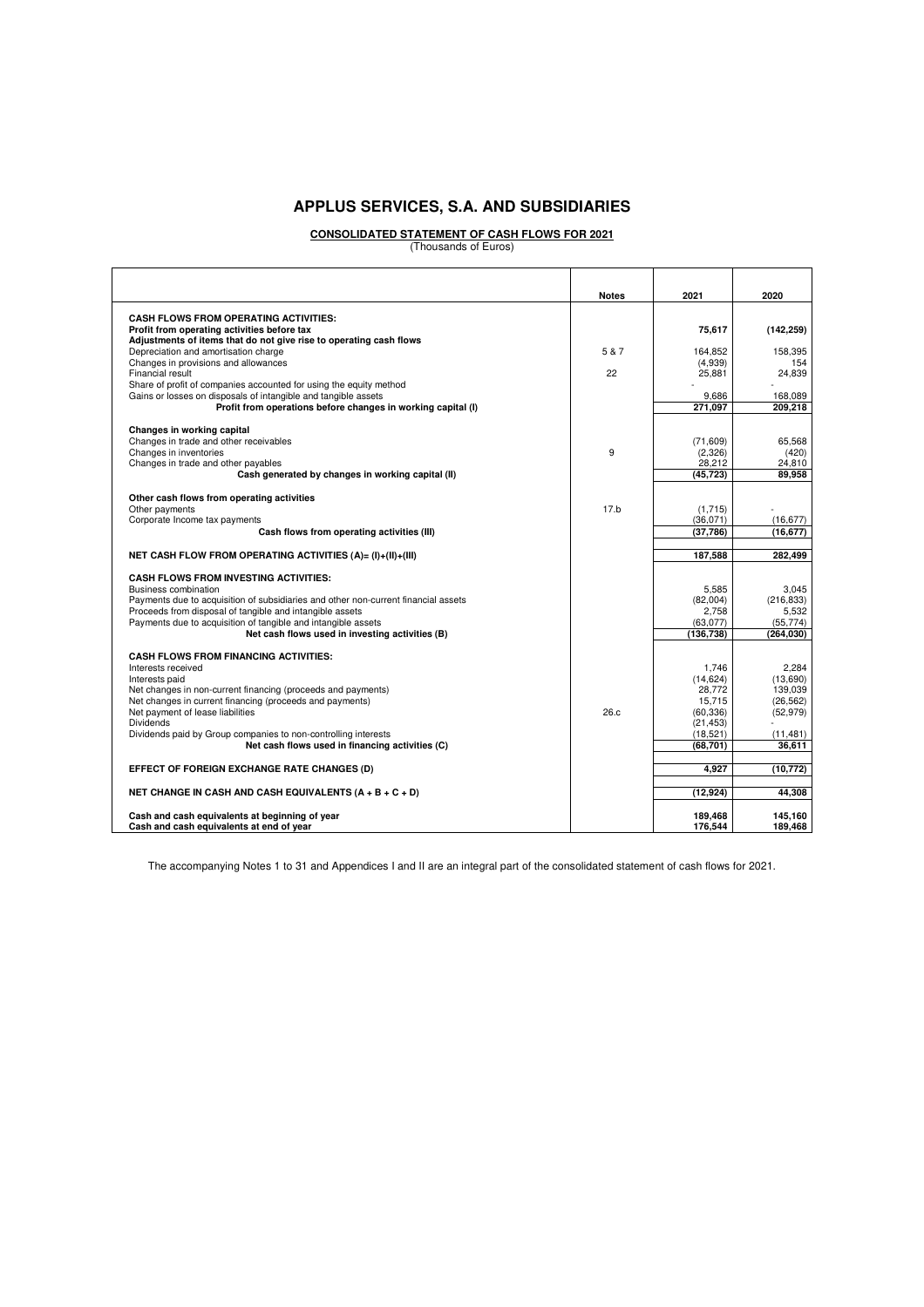# APPLUS SERVICES, S.A. AND SUBSIDIARIES

## CONSOLIDATED STATEMENT OF CASH FLOWS FOR 2021

(Thousands of Euros)

| | Notes | 2021 | 2020 |
|---|---|---|---|
| **CASH FLOWS FROM OPERATING ACTIVITIES:** | | | |
| **Profit from operating activities before tax** | | **75,617** | **(142,259)** |
| **Adjustments of items that do not give rise to operating cash flows** | | | |
| Depreciation and amortisation charge | 5 & 7 | 164,852 | 158,395 |
| Changes in provisions and allowances | | (4,939) | 154 |
| Financial result | 22 | 25,881 | 24,839 |
| Share of profit of companies accounted for using the equity method | | - | - |
| Gains or losses on disposals of intangible and tangible assets | | 9,686 | 168,089 |
| **Profit from operations before changes in working capital (I)** | | **271,097** | **209,218** |
| **Changes in working capital** | | | |
| Changes in trade and other receivables | | (71,609) | 65,568 |
| Changes in inventories | 9 | (2,326) | (420) |
| Changes in trade and other payables | | 28,212 | 24,810 |
| **Cash generated by changes in working capital (II)** | | **(45,723)** | **89,958** |
| **Other cash flows from operating activities** | | | |
| Other payments | 17.b | (1,715) | - |
| Corporate Income tax payments | | (36,071) | (16,677) |
| **Cash flows from operating activities (III)** | | **(37,786)** | **(16,677)** |
| **NET CASH FLOW FROM OPERATING ACTIVITIES (A)= (I)+(II)+(III)** | | **187,588** | **282,499** |
| **CASH FLOWS FROM INVESTING ACTIVITIES:** | | | |
| Business combination | | 5,585 | 3,045 |
| Payments due to acquisition of subsidiaries and other non-current financial assets | | (82,004) | (216,833) |
| Proceeds from disposal of tangible and intangible assets | | 2,758 | 5,532 |
| Payments due to acquisition of tangible and intangible assets | | (63,077) | (55,774) |
| **Net cash flows used in investing activities (B)** | | **(136,738)** | **(264,030)** |
| **CASH FLOWS FROM FINANCING ACTIVITIES:** | | | |
| Interests received | | 1,746 | 2,284 |
| Interests paid | | (14,624) | (13,690) |
| Net changes in non-current financing (proceeds and payments) | | 28,772 | 139,039 |
| Net changes in current financing (proceeds and payments) | | 15,715 | (26,562) |
| Net payment of lease liabilities | 26.c | (60,336) | (52,979) |
| Dividends | | (21,453) | - |
| Dividends paid by Group companies to non-controlling interests | | (18,521) | (11,481) |
| **Net cash flows used in financing activities (C)** | | **(68,701)** | **36,611** |
| **EFFECT OF FOREIGN EXCHANGE RATE CHANGES (D)** | | **4,927** | **(10,772)** |
| **NET CHANGE IN CASH AND CASH EQUIVALENTS (A + B + C + D)** | | **(12,924)** | **44,308** |
| **Cash and cash equivalents at beginning of year** | | **189,468** | **145,160** |
| **Cash and cash equivalents at end of year** | | **176,544** | **189,468** |

The accompanying Notes 1 to 31 and Appendices I and II are an integral part of the consolidated statement of cash flows for 2021.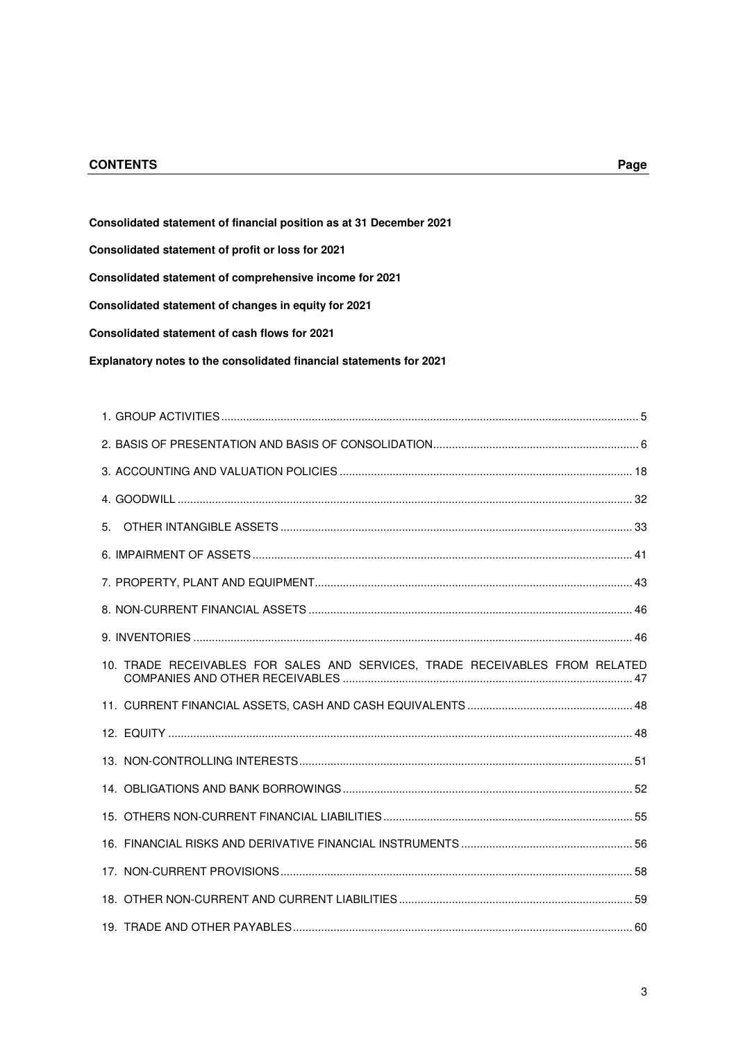## CONTENTS

**Page**

**Consolidated statement of financial position as at 31 December 2021**

**Consolidated statement of profit or loss for 2021**

**Consolidated statement of comprehensive income for 2021**

**Consolidated statement of changes in equity for 2021**

**Consolidated statement of cash flows for 2021**

**Explanatory notes to the consolidated financial statements for 2021**

| | |
|---|---|
| 1. GROUP ACTIVITIES | 5 |
| 2. BASIS OF PRESENTATION AND BASIS OF CONSOLIDATION | 6 |
| 3. ACCOUNTING AND VALUATION POLICIES | 18 |
| 4. GOODWILL | 32 |
| 5. OTHER INTANGIBLE ASSETS | 33 |
| 6. IMPAIRMENT OF ASSETS | 41 |
| 7. PROPERTY, PLANT AND EQUIPMENT | 43 |
| 8. NON-CURRENT FINANCIAL ASSETS | 46 |
| 9. INVENTORIES | 46 |
| 10. TRADE RECEIVABLES FOR SALES AND SERVICES, TRADE RECEIVABLES FROM RELATED COMPANIES AND OTHER RECEIVABLES | 47 |
| 11. CURRENT FINANCIAL ASSETS, CASH AND CASH EQUIVALENTS | 48 |
| 12. EQUITY | 48 |
| 13. NON-CONTROLLING INTERESTS | 51 |
| 14. OBLIGATIONS AND BANK BORROWINGS | 52 |
| 15. OTHERS NON-CURRENT FINANCIAL LIABILITIES | 55 |
| 16. FINANCIAL RISKS AND DERIVATIVE FINANCIAL INSTRUMENTS | 56 |
| 17. NON-CURRENT PROVISIONS | 58 |
| 18. OTHER NON-CURRENT AND CURRENT LIABILITIES | 59 |
| 19. TRADE AND OTHER PAYABLES | 60 |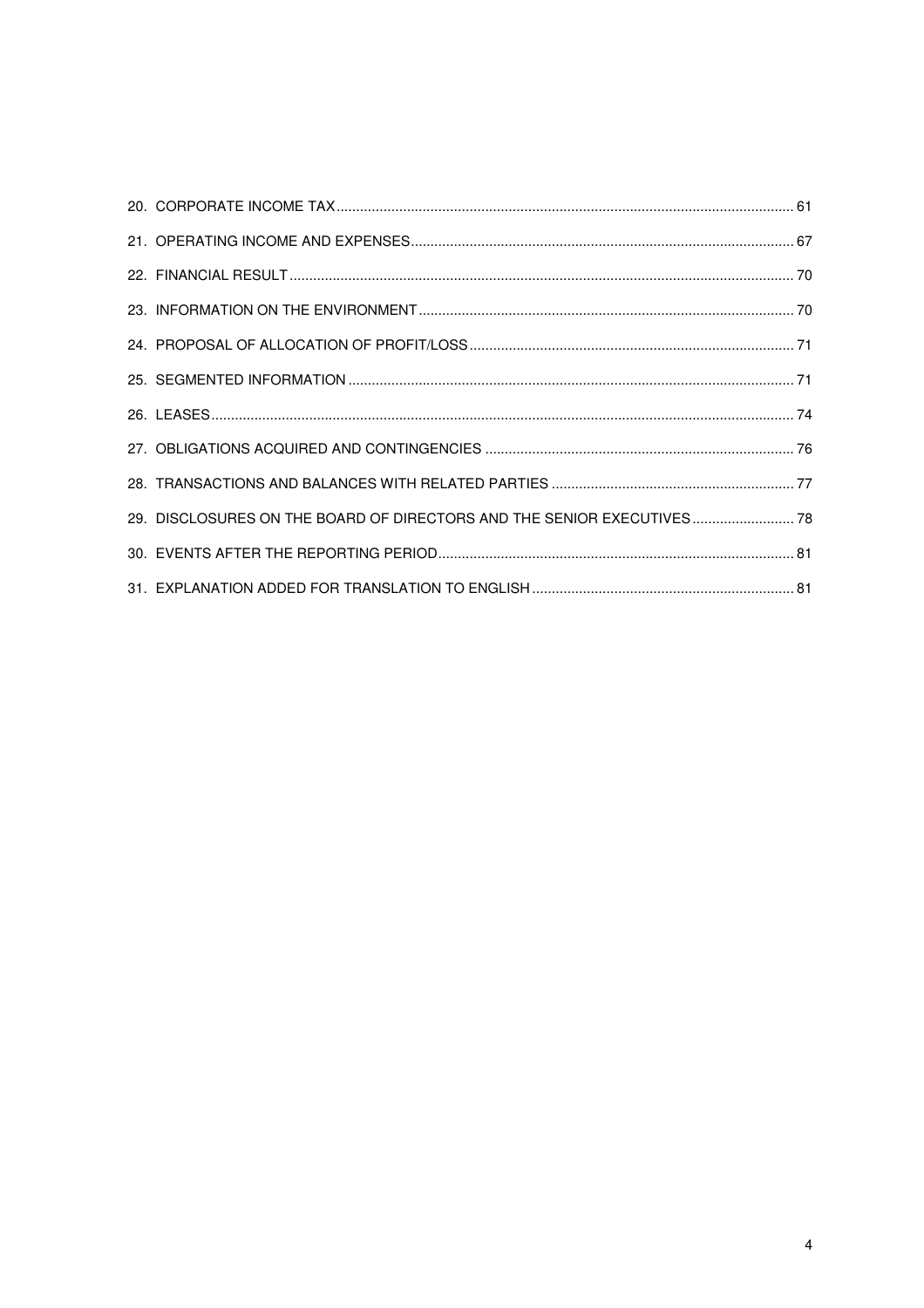20. CORPORATE INCOME TAX ........ 61
21. OPERATING INCOME AND EXPENSES ........ 67
22. FINANCIAL RESULT ........ 70
23. INFORMATION ON THE ENVIRONMENT ........ 70
24. PROPOSAL OF ALLOCATION OF PROFIT/LOSS ........ 71
25. SEGMENTED INFORMATION ........ 71
26. LEASES ........ 74
27. OBLIGATIONS ACQUIRED AND CONTINGENCIES ........ 76
28. TRANSACTIONS AND BALANCES WITH RELATED PARTIES ........ 77
29. DISCLOSURES ON THE BOARD OF DIRECTORS AND THE SENIOR EXECUTIVES ........ 78
30. EVENTS AFTER THE REPORTING PERIOD ........ 81
31. EXPLANATION ADDED FOR TRANSLATION TO ENGLISH ........ 81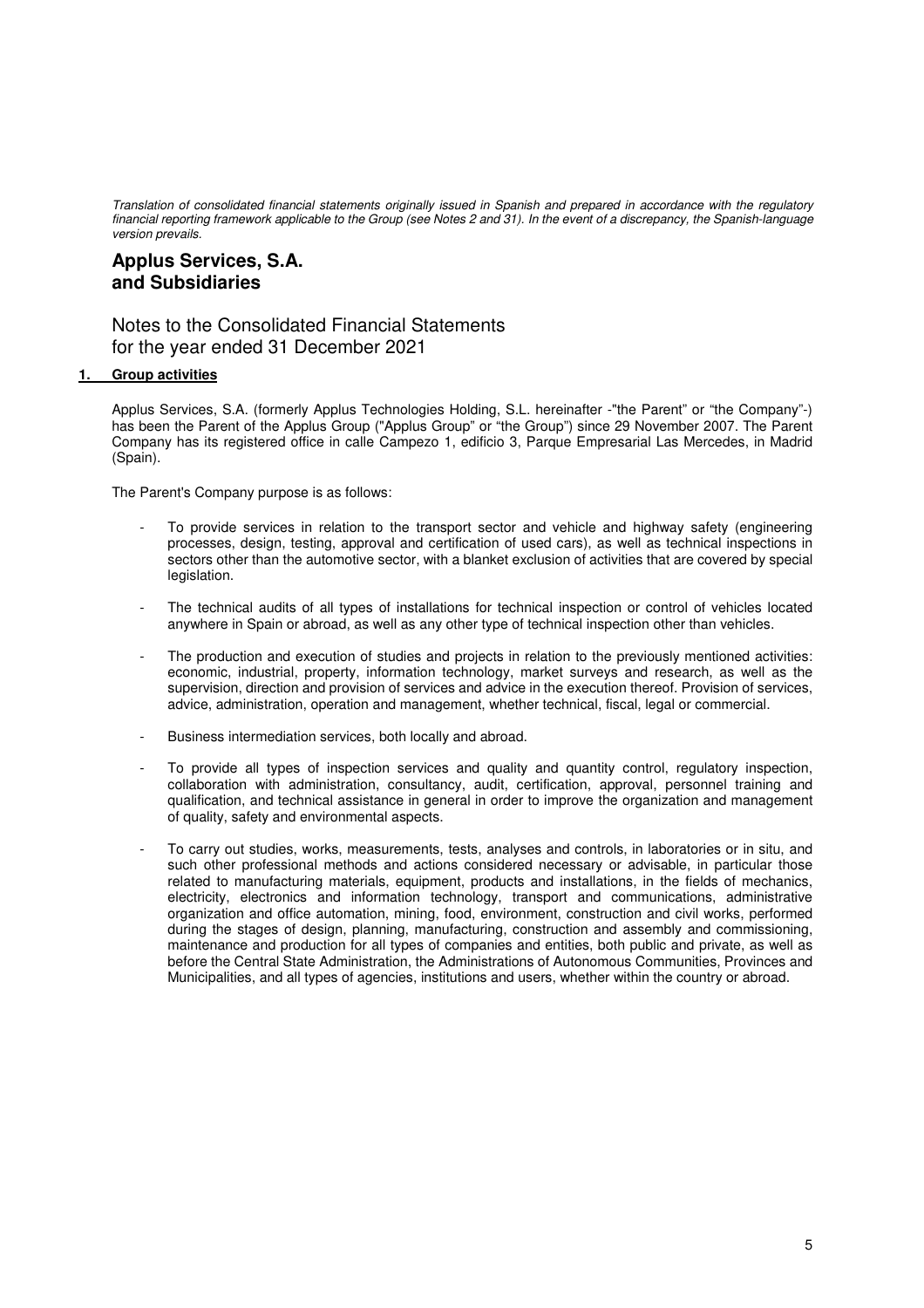*Translation of consolidated financial statements originally issued in Spanish and prepared in accordance with the regulatory financial reporting framework applicable to the Group (see Notes 2 and 31). In the event of a discrepancy, the Spanish-language version prevails.*

# Applus Services, S.A. and Subsidiaries

## Notes to the Consolidated Financial Statements for the year ended 31 December 2021

### 1. Group activities

Applus Services, S.A. (formerly Applus Technologies Holding, S.L. hereinafter -"the Parent" or "the Company"-) has been the Parent of the Applus Group ("Applus Group" or "the Group") since 29 November 2007. The Parent Company has its registered office in calle Campezo 1, edificio 3, Parque Empresarial Las Mercedes, in Madrid (Spain).

The Parent's Company purpose is as follows:

- To provide services in relation to the transport sector and vehicle and highway safety (engineering processes, design, testing, approval and certification of used cars), as well as technical inspections in sectors other than the automotive sector, with a blanket exclusion of activities that are covered by special legislation.

- The technical audits of all types of installations for technical inspection or control of vehicles located anywhere in Spain or abroad, as well as any other type of technical inspection other than vehicles.

- The production and execution of studies and projects in relation to the previously mentioned activities: economic, industrial, property, information technology, market surveys and research, as well as the supervision, direction and provision of services and advice in the execution thereof. Provision of services, advice, administration, operation and management, whether technical, fiscal, legal or commercial.

- Business intermediation services, both locally and abroad.

- To provide all types of inspection services and quality and quantity control, regulatory inspection, collaboration with administration, consultancy, audit, certification, approval, personnel training and qualification, and technical assistance in general in order to improve the organization and management of quality, safety and environmental aspects.

- To carry out studies, works, measurements, tests, analyses and controls, in laboratories or in situ, and such other professional methods and actions considered necessary or advisable, in particular those related to manufacturing materials, equipment, products and installations, in the fields of mechanics, electricity, electronics and information technology, transport and communications, administrative organization and office automation, mining, food, environment, construction and civil works, performed during the stages of design, planning, manufacturing, construction and assembly and commissioning, maintenance and production for all types of companies and entities, both public and private, as well as before the Central State Administration, the Administrations of Autonomous Communities, Provinces and Municipalities, and all types of agencies, institutions and users, whether within the country or abroad.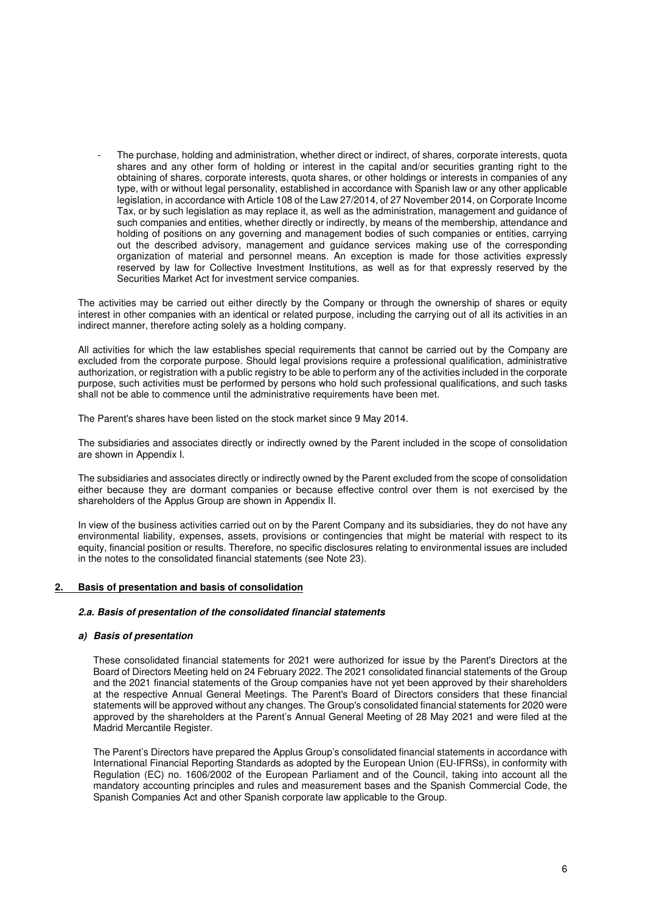- The purchase, holding and administration, whether direct or indirect, of shares, corporate interests, quota shares and any other form of holding or interest in the capital and/or securities granting right to the obtaining of shares, corporate interests, quota shares, or other holdings or interests in companies of any type, with or without legal personality, established in accordance with Spanish law or any other applicable legislation, in accordance with Article 108 of the Law 27/2014, of 27 November 2014, on Corporate Income Tax, or by such legislation as may replace it, as well as the administration, management and guidance of such companies and entities, whether directly or indirectly, by means of the membership, attendance and holding of positions on any governing and management bodies of such companies or entities, carrying out the described advisory, management and guidance services making use of the corresponding organization of material and personnel means. An exception is made for those activities expressly reserved by law for Collective Investment Institutions, as well as for that expressly reserved by the Securities Market Act for investment service companies.

The activities may be carried out either directly by the Company or through the ownership of shares or equity interest in other companies with an identical or related purpose, including the carrying out of all its activities in an indirect manner, therefore acting solely as a holding company.

All activities for which the law establishes special requirements that cannot be carried out by the Company are excluded from the corporate purpose. Should legal provisions require a professional qualification, administrative authorization, or registration with a public registry to be able to perform any of the activities included in the corporate purpose, such activities must be performed by persons who hold such professional qualifications, and such tasks shall not be able to commence until the administrative requirements have been met.

The Parent's shares have been listed on the stock market since 9 May 2014.

The subsidiaries and associates directly or indirectly owned by the Parent included in the scope of consolidation are shown in Appendix I.

The subsidiaries and associates directly or indirectly owned by the Parent excluded from the scope of consolidation either because they are dormant companies or because effective control over them is not exercised by the shareholders of the Applus Group are shown in Appendix II.

In view of the business activities carried out on by the Parent Company and its subsidiaries, they do not have any environmental liability, expenses, assets, provisions or contingencies that might be material with respect to its equity, financial position or results. Therefore, no specific disclosures relating to environmental issues are included in the notes to the consolidated financial statements (see Note 23).

## 2. Basis of presentation and basis of consolidation

### *2.a. Basis of presentation of the consolidated financial statements*

#### *a) Basis of presentation*

These consolidated financial statements for 2021 were authorized for issue by the Parent's Directors at the Board of Directors Meeting held on 24 February 2022. The 2021 consolidated financial statements of the Group and the 2021 financial statements of the Group companies have not yet been approved by their shareholders at the respective Annual General Meetings. The Parent's Board of Directors considers that these financial statements will be approved without any changes. The Group's consolidated financial statements for 2020 were approved by the shareholders at the Parent's Annual General Meeting of 28 May 2021 and were filed at the Madrid Mercantile Register.

The Parent's Directors have prepared the Applus Group's consolidated financial statements in accordance with International Financial Reporting Standards as adopted by the European Union (EU-IFRSs), in conformity with Regulation (EC) no. 1606/2002 of the European Parliament and of the Council, taking into account all the mandatory accounting principles and rules and measurement bases and the Spanish Commercial Code, the Spanish Companies Act and other Spanish corporate law applicable to the Group.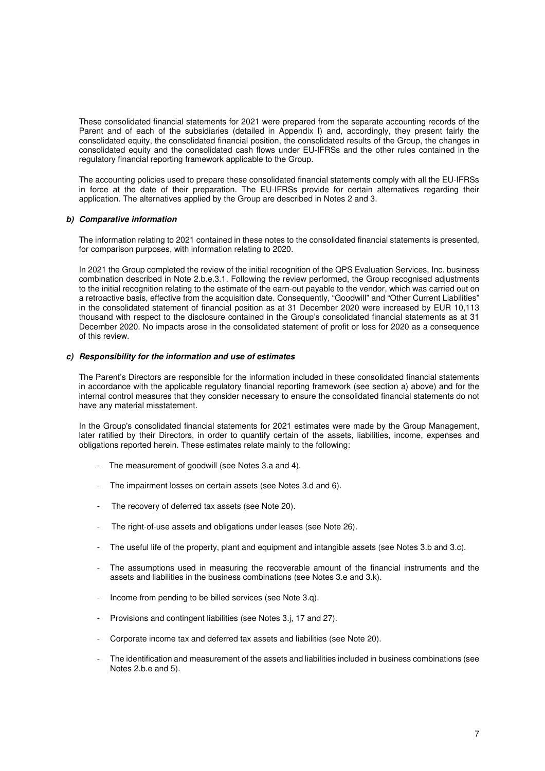These consolidated financial statements for 2021 were prepared from the separate accounting records of the Parent and of each of the subsidiaries (detailed in Appendix I) and, accordingly, they present fairly the consolidated equity, the consolidated financial position, the consolidated results of the Group, the changes in consolidated equity and the consolidated cash flows under EU-IFRSs and the other rules contained in the regulatory financial reporting framework applicable to the Group.

The accounting policies used to prepare these consolidated financial statements comply with all the EU-IFRSs in force at the date of their preparation. The EU-IFRSs provide for certain alternatives regarding their application. The alternatives applied by the Group are described in Notes 2 and 3.

### *b) Comparative information*

The information relating to 2021 contained in these notes to the consolidated financial statements is presented, for comparison purposes, with information relating to 2020.

In 2021 the Group completed the review of the initial recognition of the QPS Evaluation Services, Inc. business combination described in Note 2.b.e.3.1. Following the review performed, the Group recognised adjustments to the initial recognition relating to the estimate of the earn-out payable to the vendor, which was carried out on a retroactive basis, effective from the acquisition date. Consequently, "Goodwill" and "Other Current Liabilities" in the consolidated statement of financial position as at 31 December 2020 were increased by EUR 10,113 thousand with respect to the disclosure contained in the Group's consolidated financial statements as at 31 December 2020. No impacts arose in the consolidated statement of profit or loss for 2020 as a consequence of this review.

### *c) Responsibility for the information and use of estimates*

The Parent's Directors are responsible for the information included in these consolidated financial statements in accordance with the applicable regulatory financial reporting framework (see section a) above) and for the internal control measures that they consider necessary to ensure the consolidated financial statements do not have any material misstatement.

In the Group's consolidated financial statements for 2021 estimates were made by the Group Management, later ratified by their Directors, in order to quantify certain of the assets, liabilities, income, expenses and obligations reported herein. These estimates relate mainly to the following:

- The measurement of goodwill (see Notes 3.a and 4).
- The impairment losses on certain assets (see Notes 3.d and 6).
- The recovery of deferred tax assets (see Note 20).
- The right-of-use assets and obligations under leases (see Note 26).
- The useful life of the property, plant and equipment and intangible assets (see Notes 3.b and 3.c).
- The assumptions used in measuring the recoverable amount of the financial instruments and the assets and liabilities in the business combinations (see Notes 3.e and 3.k).
- Income from pending to be billed services (see Note 3.q).
- Provisions and contingent liabilities (see Notes 3.j, 17 and 27).
- Corporate income tax and deferred tax assets and liabilities (see Note 20).
- The identification and measurement of the assets and liabilities included in business combinations (see Notes 2.b.e and 5).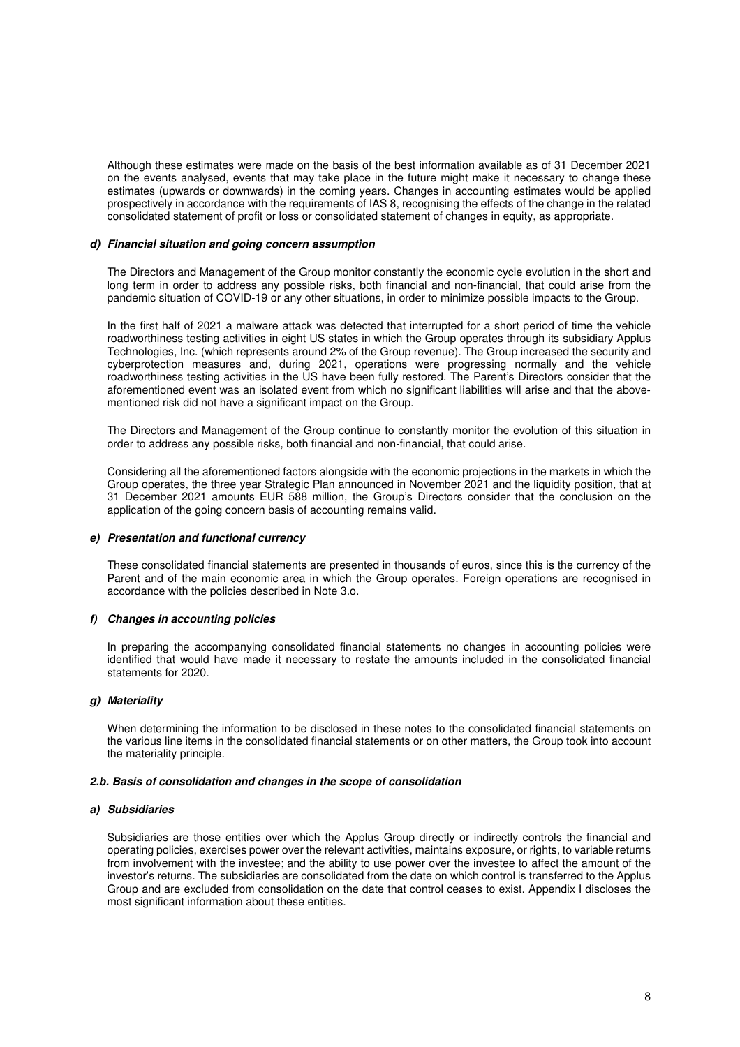Although these estimates were made on the basis of the best information available as of 31 December 2021 on the events analysed, events that may take place in the future might make it necessary to change these estimates (upwards or downwards) in the coming years. Changes in accounting estimates would be applied prospectively in accordance with the requirements of IAS 8, recognising the effects of the change in the related consolidated statement of profit or loss or consolidated statement of changes in equity, as appropriate.

#### *d) Financial situation and going concern assumption*

The Directors and Management of the Group monitor constantly the economic cycle evolution in the short and long term in order to address any possible risks, both financial and non-financial, that could arise from the pandemic situation of COVID-19 or any other situations, in order to minimize possible impacts to the Group.

In the first half of 2021 a malware attack was detected that interrupted for a short period of time the vehicle roadworthiness testing activities in eight US states in which the Group operates through its subsidiary Applus Technologies, Inc. (which represents around 2% of the Group revenue). The Group increased the security and cyberprotection measures and, during 2021, operations were progressing normally and the vehicle roadworthiness testing activities in the US have been fully restored. The Parent's Directors consider that the aforementioned event was an isolated event from which no significant liabilities will arise and that the above-mentioned risk did not have a significant impact on the Group.

The Directors and Management of the Group continue to constantly monitor the evolution of this situation in order to address any possible risks, both financial and non-financial, that could arise.

Considering all the aforementioned factors alongside with the economic projections in the markets in which the Group operates, the three year Strategic Plan announced in November 2021 and the liquidity position, that at 31 December 2021 amounts EUR 588 million, the Group's Directors consider that the conclusion on the application of the going concern basis of accounting remains valid.

#### *e) Presentation and functional currency*

These consolidated financial statements are presented in thousands of euros, since this is the currency of the Parent and of the main economic area in which the Group operates. Foreign operations are recognised in accordance with the policies described in Note 3.o.

#### *f) Changes in accounting policies*

In preparing the accompanying consolidated financial statements no changes in accounting policies were identified that would have made it necessary to restate the amounts included in the consolidated financial statements for 2020.

#### *g) Materiality*

When determining the information to be disclosed in these notes to the consolidated financial statements on the various line items in the consolidated financial statements or on other matters, the Group took into account the materiality principle.

### *2.b. Basis of consolidation and changes in the scope of consolidation*

#### *a) Subsidiaries*

Subsidiaries are those entities over which the Applus Group directly or indirectly controls the financial and operating policies, exercises power over the relevant activities, maintains exposure, or rights, to variable returns from involvement with the investee; and the ability to use power over the investee to affect the amount of the investor's returns. The subsidiaries are consolidated from the date on which control is transferred to the Applus Group and are excluded from consolidation on the date that control ceases to exist. Appendix I discloses the most significant information about these entities.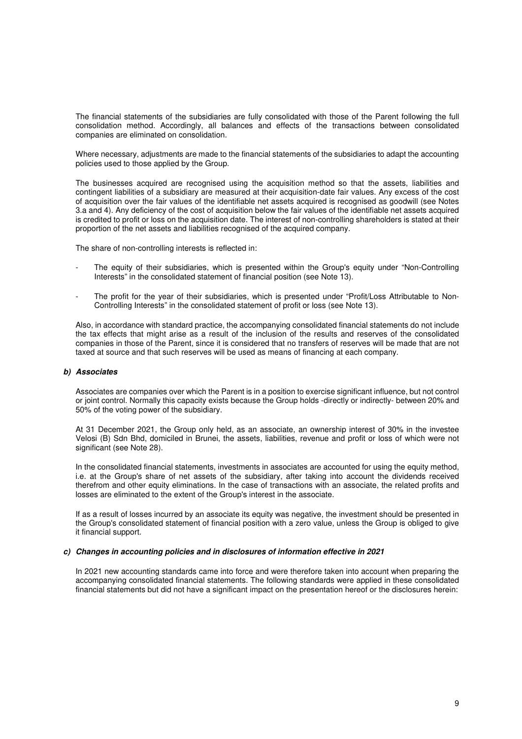The financial statements of the subsidiaries are fully consolidated with those of the Parent following the full consolidation method. Accordingly, all balances and effects of the transactions between consolidated companies are eliminated on consolidation.

Where necessary, adjustments are made to the financial statements of the subsidiaries to adapt the accounting policies used to those applied by the Group.

The businesses acquired are recognised using the acquisition method so that the assets, liabilities and contingent liabilities of a subsidiary are measured at their acquisition-date fair values. Any excess of the cost of acquisition over the fair values of the identifiable net assets acquired is recognised as goodwill (see Notes 3.a and 4). Any deficiency of the cost of acquisition below the fair values of the identifiable net assets acquired is credited to profit or loss on the acquisition date. The interest of non-controlling shareholders is stated at their proportion of the net assets and liabilities recognised of the acquired company.

The share of non-controlling interests is reflected in:

- The equity of their subsidiaries, which is presented within the Group's equity under "Non-Controlling Interests" in the consolidated statement of financial position (see Note 13).

- The profit for the year of their subsidiaries, which is presented under "Profit/Loss Attributable to Non-Controlling Interests" in the consolidated statement of profit or loss (see Note 13).

Also, in accordance with standard practice, the accompanying consolidated financial statements do not include the tax effects that might arise as a result of the inclusion of the results and reserves of the consolidated companies in those of the Parent, since it is considered that no transfers of reserves will be made that are not taxed at source and that such reserves will be used as means of financing at each company.

***b) Associates***

Associates are companies over which the Parent is in a position to exercise significant influence, but not control or joint control. Normally this capacity exists because the Group holds -directly or indirectly- between 20% and 50% of the voting power of the subsidiary.

At 31 December 2021, the Group only held, as an associate, an ownership interest of 30% in the investee Velosi (B) Sdn Bhd, domiciled in Brunei, the assets, liabilities, revenue and profit or loss of which were not significant (see Note 28).

In the consolidated financial statements, investments in associates are accounted for using the equity method, i.e. at the Group's share of net assets of the subsidiary, after taking into account the dividends received therefrom and other equity eliminations. In the case of transactions with an associate, the related profits and losses are eliminated to the extent of the Group's interest in the associate.

If as a result of losses incurred by an associate its equity was negative, the investment should be presented in the Group's consolidated statement of financial position with a zero value, unless the Group is obliged to give it financial support.

***c) Changes in accounting policies and in disclosures of information effective in 2021***

In 2021 new accounting standards came into force and were therefore taken into account when preparing the accompanying consolidated financial statements. The following standards were applied in these consolidated financial statements but did not have a significant impact on the presentation hereof or the disclosures herein: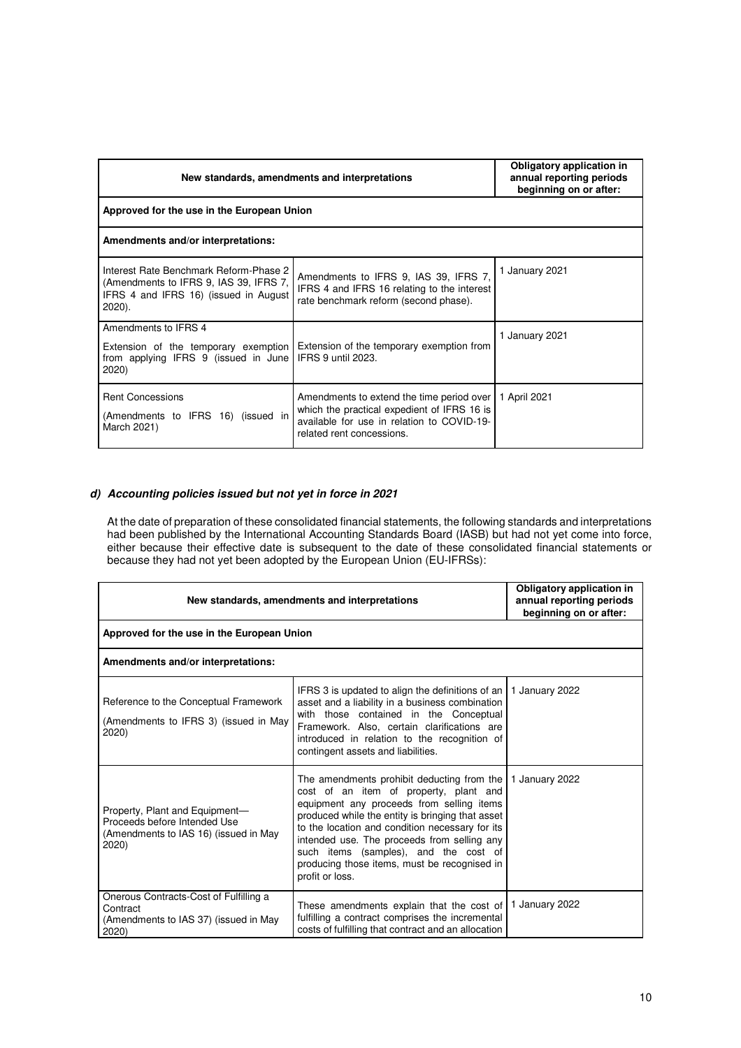| New standards, amendments and interpretations | | Obligatory application in annual reporting periods beginning on or after: |
|---|---|---|
| **Approved for the use in the European Union** | | |
| **Amendments and/or interpretations:** | | |
| Interest Rate Benchmark Reform-Phase 2 (Amendments to IFRS 9, IAS 39, IFRS 7, IFRS 4 and IFRS 16) (issued in August 2020). | Amendments to IFRS 9, IAS 39, IFRS 7, IFRS 4 and IFRS 16 relating to the interest rate benchmark reform (second phase). | 1 January 2021 |
| Amendments to IFRS 4<br>Extension of the temporary exemption from applying IFRS 9 (issued in June 2020) | Extension of the temporary exemption from IFRS 9 until 2023. | 1 January 2021 |
| Rent Concessions<br>(Amendments to IFRS 16) (issued in March 2021) | Amendments to extend the time period over which the practical expedient of IFRS 16 is available for use in relation to COVID-19-related rent concessions. | 1 April 2021 |

#### *d) Accounting policies issued but not yet in force in 2021*

At the date of preparation of these consolidated financial statements, the following standards and interpretations had been published by the International Accounting Standards Board (IASB) but had not yet come into force, either because their effective date is subsequent to the date of these consolidated financial statements or because they had not yet been adopted by the European Union (EU-IFRSs):

| New standards, amendments and interpretations | | Obligatory application in annual reporting periods beginning on or after: |
|---|---|---|
| **Approved for the use in the European Union** | | |
| **Amendments and/or interpretations:** | | |
| Reference to the Conceptual Framework<br>(Amendments to IFRS 3) (issued in May 2020) | IFRS 3 is updated to align the definitions of an asset and a liability in a business combination with those contained in the Conceptual Framework. Also, certain clarifications are introduced in relation to the recognition of contingent assets and liabilities. | 1 January 2022 |
| Property, Plant and Equipment—Proceeds before Intended Use<br>(Amendments to IAS 16) (issued in May 2020) | The amendments prohibit deducting from the cost of an item of property, plant and equipment any proceeds from selling items produced while the entity is bringing that asset to the location and condition necessary for its intended use. The proceeds from selling any such items (samples), and the cost of producing those items, must be recognised in profit or loss. | 1 January 2022 |
| Onerous Contracts-Cost of Fulfilling a Contract<br>(Amendments to IAS 37) (issued in May 2020) | These amendments explain that the cost of fulfilling a contract comprises the incremental costs of fulfilling that contract and an allocation | 1 January 2022 |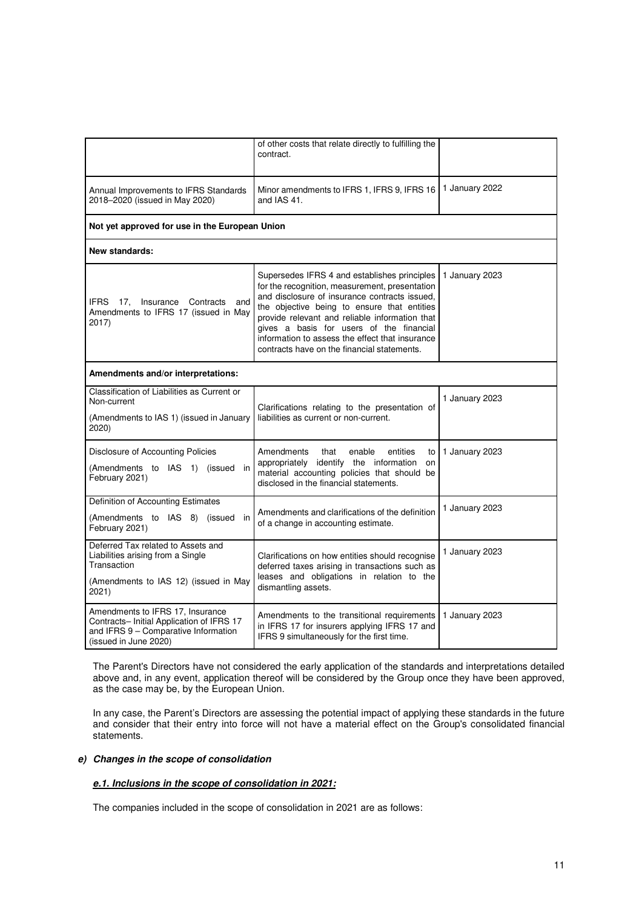| | | |
|---|---|---|
| | of other costs that relate directly to fulfilling the contract. | |
| Annual Improvements to IFRS Standards 2018–2020 (issued in May 2020) | Minor amendments to IFRS 1, IFRS 9, IFRS 16 and IAS 41. | 1 January 2022 |
| **Not yet approved for use in the European Union** | | |
| **New standards:** | | |
| IFRS 17, Insurance Contracts and Amendments to IFRS 17 (issued in May 2017) | Supersedes IFRS 4 and establishes principles for the recognition, measurement, presentation and disclosure of insurance contracts issued, the objective being to ensure that entities provide relevant and reliable information that gives a basis for users of the financial information to assess the effect that insurance contracts have on the financial statements. | 1 January 2023 |
| **Amendments and/or interpretations:** | | |
| Classification of Liabilities as Current or Non-current (Amendments to IAS 1) (issued in January 2020) | Clarifications relating to the presentation of liabilities as current or non-current. | 1 January 2023 |
| Disclosure of Accounting Policies (Amendments to IAS 1) (issued in February 2021) | Amendments that enable entities to appropriately identify the information on material accounting policies that should be disclosed in the financial statements. | 1 January 2023 |
| Definition of Accounting Estimates (Amendments to IAS 8) (issued in February 2021) | Amendments and clarifications of the definition of a change in accounting estimate. | 1 January 2023 |
| Deferred Tax related to Assets and Liabilities arising from a Single Transaction (Amendments to IAS 12) (issued in May 2021) | Clarifications on how entities should recognise deferred taxes arising in transactions such as leases and obligations in relation to the dismantling assets. | 1 January 2023 |
| Amendments to IFRS 17, Insurance Contracts– Initial Application of IFRS 17 and IFRS 9 – Comparative Information (issued in June 2020) | Amendments to the transitional requirements in IFRS 17 for insurers applying IFRS 17 and IFRS 9 simultaneously for the first time. | 1 January 2023 |

The Parent's Directors have not considered the early application of the standards and interpretations detailed above and, in any event, application thereof will be considered by the Group once they have been approved, as the case may be, by the European Union.

In any case, the Parent's Directors are assessing the potential impact of applying these standards in the future and consider that their entry into force will not have a material effect on the Group's consolidated financial statements.

***e) Changes in the scope of consolidation***

***e.1. Inclusions in the scope of consolidation in 2021:***

The companies included in the scope of consolidation in 2021 are as follows: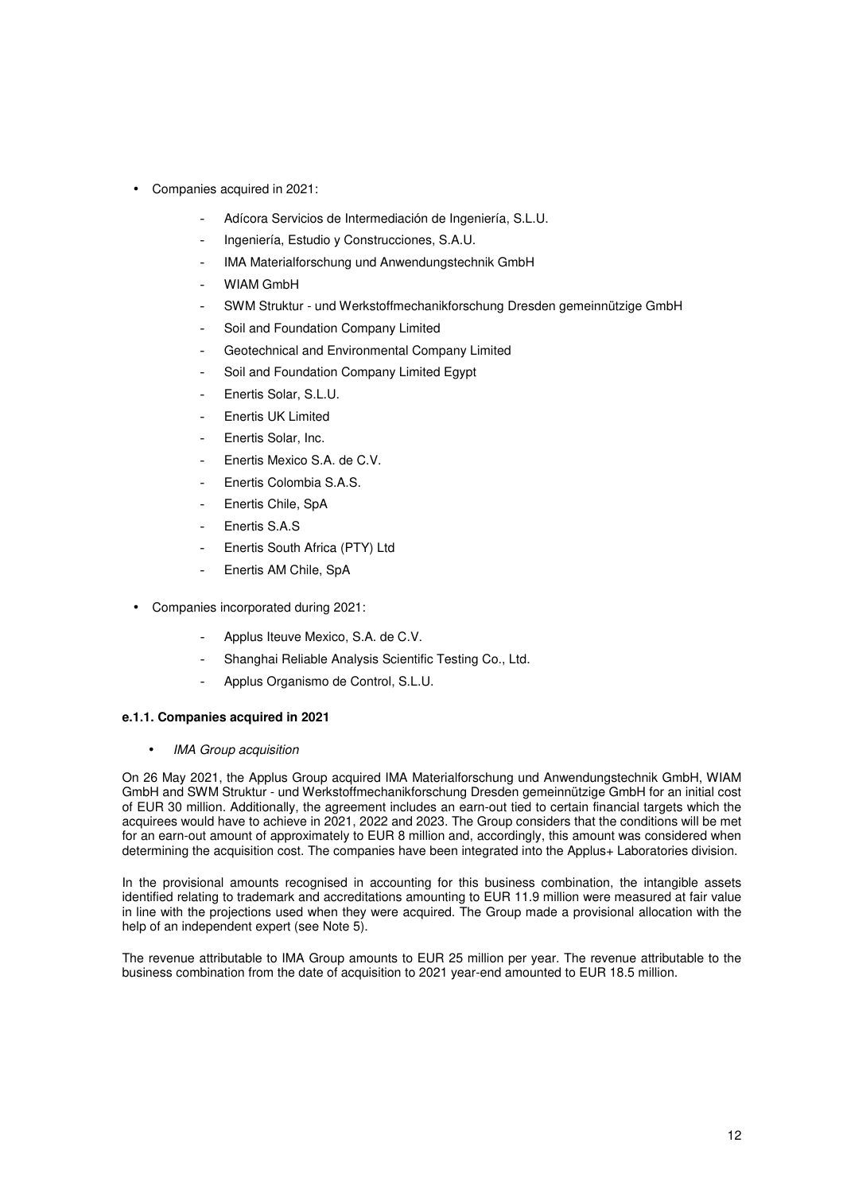- Companies acquired in 2021:
    - Adícora Servicios de Intermediación de Ingeniería, S.L.U.
    - Ingeniería, Estudio y Construcciones, S.A.U.
    - IMA Materialforschung und Anwendungstechnik GmbH
    - WIAM GmbH
    - SWM Struktur - und Werkstoffmechanikforschung Dresden gemeinnützige GmbH
    - Soil and Foundation Company Limited
    - Geotechnical and Environmental Company Limited
    - Soil and Foundation Company Limited Egypt
    - Enertis Solar, S.L.U.
    - Enertis UK Limited
    - Enertis Solar, Inc.
    - Enertis Mexico S.A. de C.V.
    - Enertis Colombia S.A.S.
    - Enertis Chile, SpA
    - Enertis S.A.S
    - Enertis South Africa (PTY) Ltd
    - Enertis AM Chile, SpA

- Companies incorporated during 2021:
    - Applus Iteuve Mexico, S.A. de C.V.
    - Shanghai Reliable Analysis Scientific Testing Co., Ltd.
    - Applus Organismo de Control, S.L.U.

**e.1.1. Companies acquired in 2021**

- *IMA Group acquisition*

On 26 May 2021, the Applus Group acquired IMA Materialforschung und Anwendungstechnik GmbH, WIAM GmbH and SWM Struktur - und Werkstoffmechanikforschung Dresden gemeinnützige GmbH for an initial cost of EUR 30 million. Additionally, the agreement includes an earn-out tied to certain financial targets which the acquirees would have to achieve in 2021, 2022 and 2023. The Group considers that the conditions will be met for an earn-out amount of approximately to EUR 8 million and, accordingly, this amount was considered when determining the acquisition cost. The companies have been integrated into the Applus+ Laboratories division.

In the provisional amounts recognised in accounting for this business combination, the intangible assets identified relating to trademark and accreditations amounting to EUR 11.9 million were measured at fair value in line with the projections used when they were acquired. The Group made a provisional allocation with the help of an independent expert (see Note 5).

The revenue attributable to IMA Group amounts to EUR 25 million per year. The revenue attributable to the business combination from the date of acquisition to 2021 year-end amounted to EUR 18.5 million.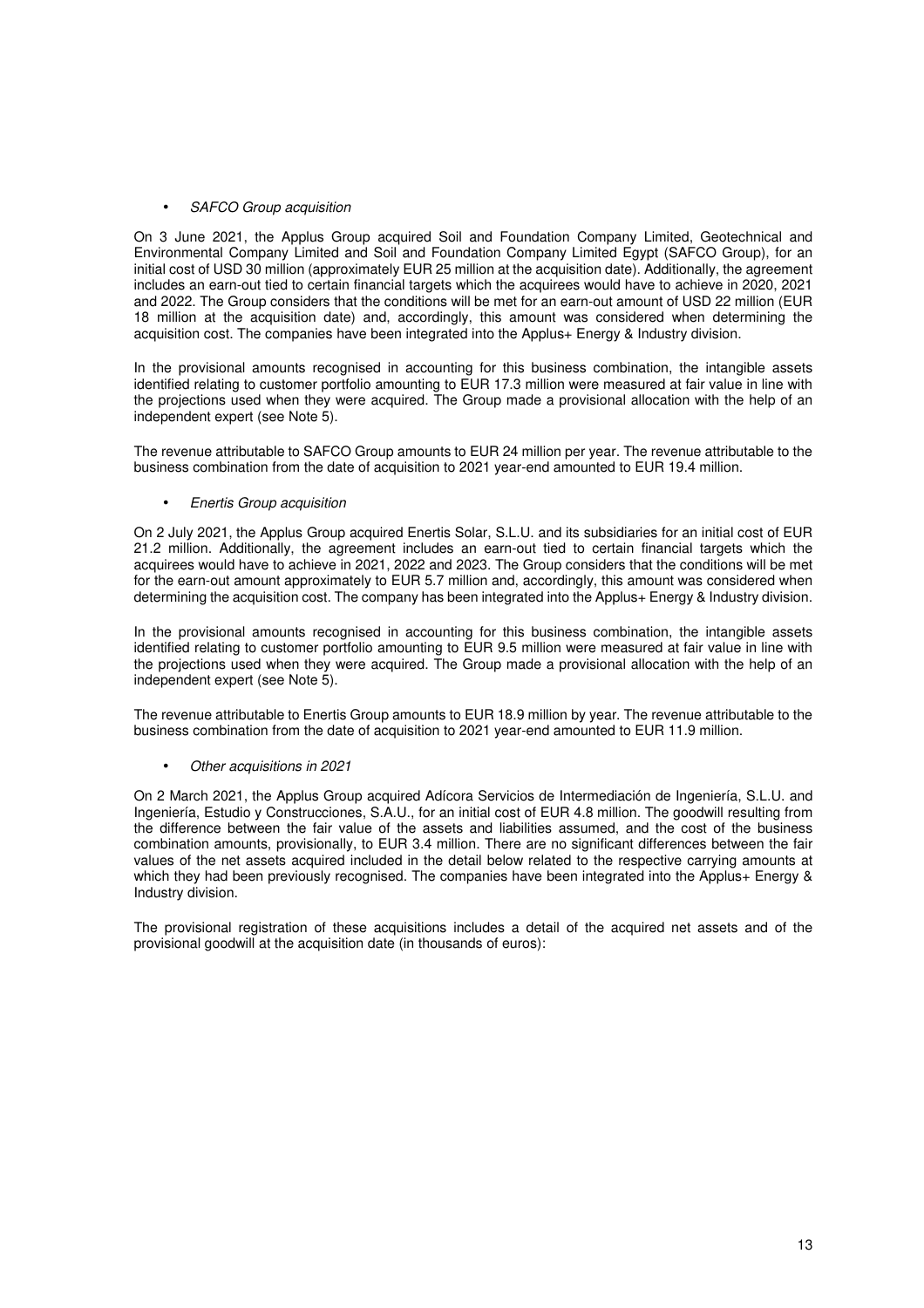- *SAFCO Group acquisition*

On 3 June 2021, the Applus Group acquired Soil and Foundation Company Limited, Geotechnical and Environmental Company Limited and Soil and Foundation Company Limited Egypt (SAFCO Group), for an initial cost of USD 30 million (approximately EUR 25 million at the acquisition date). Additionally, the agreement includes an earn-out tied to certain financial targets which the acquirees would have to achieve in 2020, 2021 and 2022. The Group considers that the conditions will be met for an earn-out amount of USD 22 million (EUR 18 million at the acquisition date) and, accordingly, this amount was considered when determining the acquisition cost. The companies have been integrated into the Applus+ Energy & Industry division.

In the provisional amounts recognised in accounting for this business combination, the intangible assets identified relating to customer portfolio amounting to EUR 17.3 million were measured at fair value in line with the projections used when they were acquired. The Group made a provisional allocation with the help of an independent expert (see Note 5).

The revenue attributable to SAFCO Group amounts to EUR 24 million per year. The revenue attributable to the business combination from the date of acquisition to 2021 year-end amounted to EUR 19.4 million.

- *Enertis Group acquisition*

On 2 July 2021, the Applus Group acquired Enertis Solar, S.L.U. and its subsidiaries for an initial cost of EUR 21.2 million. Additionally, the agreement includes an earn-out tied to certain financial targets which the acquirees would have to achieve in 2021, 2022 and 2023. The Group considers that the conditions will be met for the earn-out amount approximately to EUR 5.7 million and, accordingly, this amount was considered when determining the acquisition cost. The company has been integrated into the Applus+ Energy & Industry division.

In the provisional amounts recognised in accounting for this business combination, the intangible assets identified relating to customer portfolio amounting to EUR 9.5 million were measured at fair value in line with the projections used when they were acquired. The Group made a provisional allocation with the help of an independent expert (see Note 5).

The revenue attributable to Enertis Group amounts to EUR 18.9 million by year. The revenue attributable to the business combination from the date of acquisition to 2021 year-end amounted to EUR 11.9 million.

- *Other acquisitions in 2021*

On 2 March 2021, the Applus Group acquired Adícora Servicios de Intermediación de Ingeniería, S.L.U. and Ingeniería, Estudio y Construcciones, S.A.U., for an initial cost of EUR 4.8 million. The goodwill resulting from the difference between the fair value of the assets and liabilities assumed, and the cost of the business combination amounts, provisionally, to EUR 3.4 million. There are no significant differences between the fair values of the net assets acquired included in the detail below related to the respective carrying amounts at which they had been previously recognised. The companies have been integrated into the Applus+ Energy & Industry division.

The provisional registration of these acquisitions includes a detail of the acquired net assets and of the provisional goodwill at the acquisition date (in thousands of euros):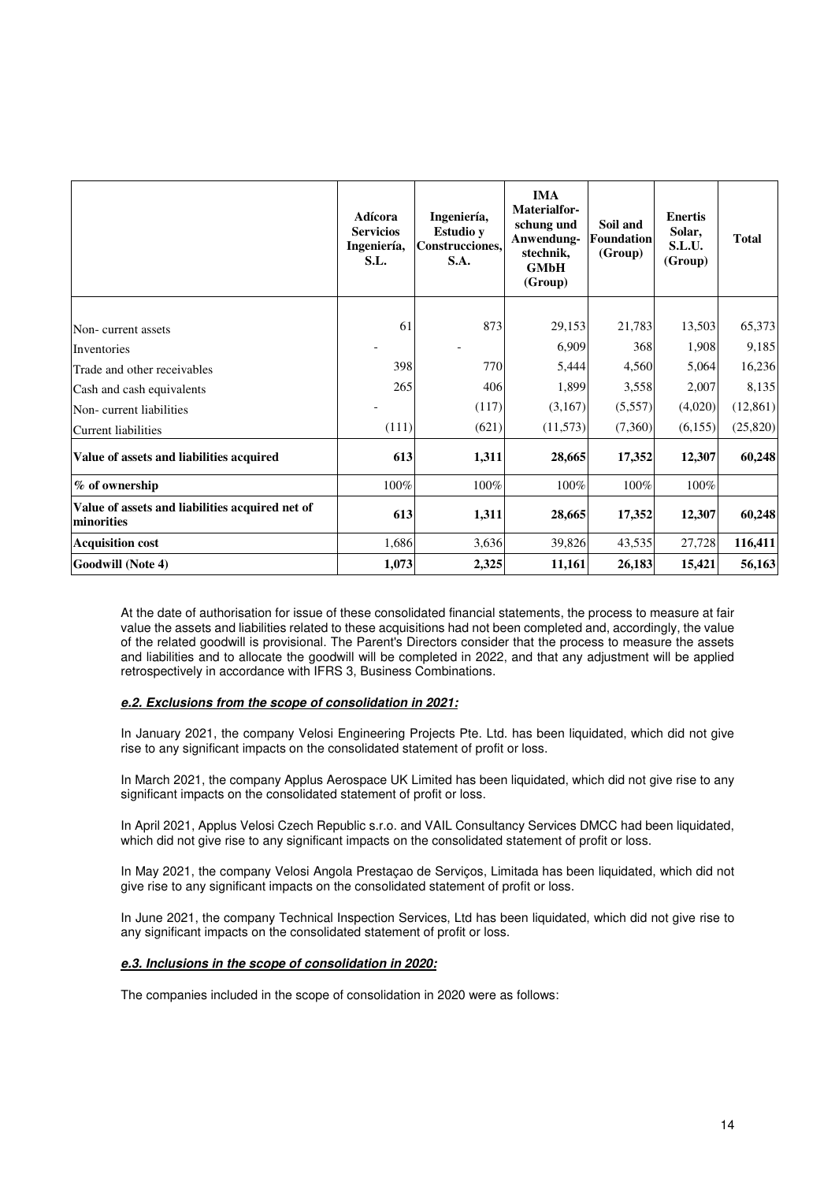| | Adícora Servicios Ingeniería, S.L. | Ingeniería, Estudio y Construcciones, S.A. | IMA Materialfor-schung und Anwendung-stechnik, GMbH (Group) | Soil and Foundation (Group) | Enertis Solar, S.L.U. (Group) | Total |
|---|---|---|---|---|---|---|
| Non- current assets | 61 | 873 | 29,153 | 21,783 | 13,503 | 65,373 |
| Inventories | - | - | 6,909 | 368 | 1,908 | 9,185 |
| Trade and other receivables | 398 | 770 | 5,444 | 4,560 | 5,064 | 16,236 |
| Cash and cash equivalents | 265 | 406 | 1,899 | 3,558 | 2,007 | 8,135 |
| Non- current liabilities | - | (117) | (3,167) | (5,557) | (4,020) | (12,861) |
| Current liabilities | (111) | (621) | (11,573) | (7,360) | (6,155) | (25,820) |
| **Value of assets and liabilities acquired** | **613** | **1,311** | **28,665** | **17,352** | **12,307** | **60,248** |
| **% of ownership** | 100% | 100% | 100% | 100% | 100% | |
| **Value of assets and liabilities acquired net of minorities** | **613** | **1,311** | **28,665** | **17,352** | **12,307** | **60,248** |
| **Acquisition cost** | 1,686 | 3,636 | 39,826 | 43,535 | 27,728 | **116,411** |
| **Goodwill (Note 4)** | **1,073** | **2,325** | **11,161** | **26,183** | **15,421** | **56,163** |

At the date of authorisation for issue of these consolidated financial statements, the process to measure at fair value the assets and liabilities related to these acquisitions had not been completed and, accordingly, the value of the related goodwill is provisional. The Parent's Directors consider that the process to measure the assets and liabilities and to allocate the goodwill will be completed in 2022, and that any adjustment will be applied retrospectively in accordance with IFRS 3, Business Combinations.

***e.2. Exclusions from the scope of consolidation in 2021:***

In January 2021, the company Velosi Engineering Projects Pte. Ltd. has been liquidated, which did not give rise to any significant impacts on the consolidated statement of profit or loss.

In March 2021, the company Applus Aerospace UK Limited has been liquidated, which did not give rise to any significant impacts on the consolidated statement of profit or loss.

In April 2021, Applus Velosi Czech Republic s.r.o. and VAIL Consultancy Services DMCC had been liquidated, which did not give rise to any significant impacts on the consolidated statement of profit or loss.

In May 2021, the company Velosi Angola Prestaçao de Serviços, Limitada has been liquidated, which did not give rise to any significant impacts on the consolidated statement of profit or loss.

In June 2021, the company Technical Inspection Services, Ltd has been liquidated, which did not give rise to any significant impacts on the consolidated statement of profit or loss.

***e.3. Inclusions in the scope of consolidation in 2020:***

The companies included in the scope of consolidation in 2020 were as follows: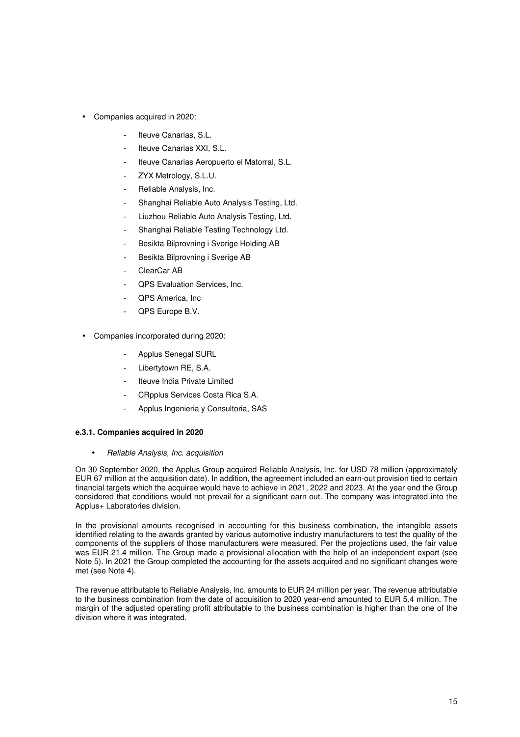- Companies acquired in 2020:
  - Iteuve Canarias, S.L.
  - Iteuve Canarias XXI, S.L.
  - Iteuve Canarias Aeropuerto el Matorral, S.L.
  - ZYX Metrology, S.L.U.
  - Reliable Analysis, Inc.
  - Shanghai Reliable Auto Analysis Testing, Ltd.
  - Liuzhou Reliable Auto Analysis Testing, Ltd.
  - Shanghai Reliable Testing Technology Ltd.
  - Besikta Bilprovning i Sverige Holding AB
  - Besikta Bilprovning i Sverige AB
  - ClearCar AB
  - QPS Evaluation Services, Inc.
  - QPS America, Inc
  - QPS Europe B.V.

- Companies incorporated during 2020:
  - Applus Senegal SURL
  - Libertytown RE, S.A.
  - Iteuve India Private Limited
  - CRpplus Services Costa Rica S.A.
  - Applus Ingenieria y Consultoria, SAS

**e.3.1. Companies acquired in 2020**

- *Reliable Analysis, Inc. acquisition*

On 30 September 2020, the Applus Group acquired Reliable Analysis, Inc. for USD 78 million (approximately EUR 67 million at the acquisition date). In addition, the agreement included an earn-out provision tied to certain financial targets which the acquiree would have to achieve in 2021, 2022 and 2023. At the year end the Group considered that conditions would not prevail for a significant earn-out. The company was integrated into the Applus+ Laboratories division.

In the provisional amounts recognised in accounting for this business combination, the intangible assets identified relating to the awards granted by various automotive industry manufacturers to test the quality of the components of the suppliers of those manufacturers were measured. Per the projections used, the fair value was EUR 21.4 million. The Group made a provisional allocation with the help of an independent expert (see Note 5). In 2021 the Group completed the accounting for the assets acquired and no significant changes were met (see Note 4).

The revenue attributable to Reliable Analysis, Inc. amounts to EUR 24 million per year. The revenue attributable to the business combination from the date of acquisition to 2020 year-end amounted to EUR 5.4 million. The margin of the adjusted operating profit attributable to the business combination is higher than the one of the division where it was integrated.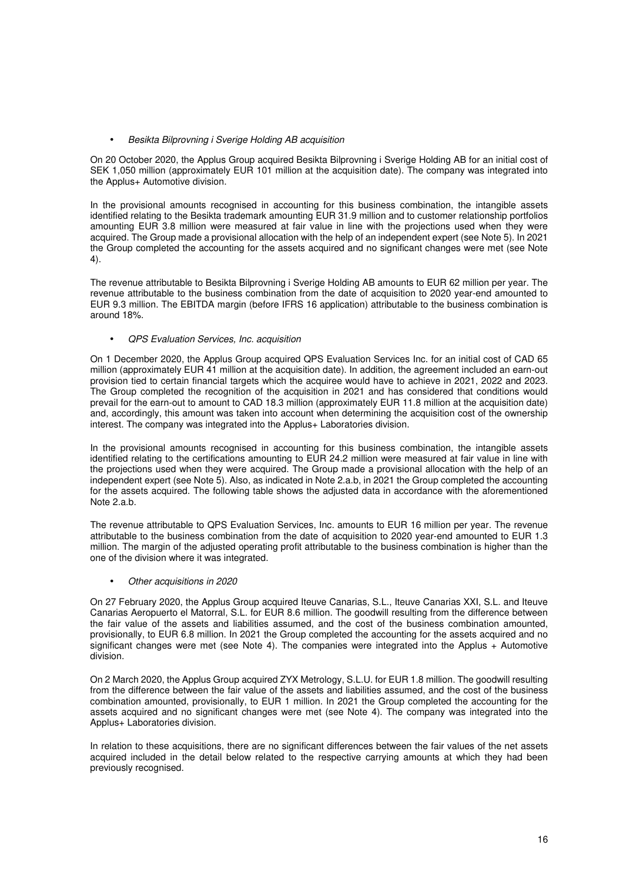- *Besikta Bilprovning i Sverige Holding AB acquisition*

On 20 October 2020, the Applus Group acquired Besikta Bilprovning i Sverige Holding AB for an initial cost of SEK 1,050 million (approximately EUR 101 million at the acquisition date). The company was integrated into the Applus+ Automotive division.

In the provisional amounts recognised in accounting for this business combination, the intangible assets identified relating to the Besikta trademark amounting EUR 31.9 million and to customer relationship portfolios amounting EUR 3.8 million were measured at fair value in line with the projections used when they were acquired. The Group made a provisional allocation with the help of an independent expert (see Note 5). In 2021 the Group completed the accounting for the assets acquired and no significant changes were met (see Note 4).

The revenue attributable to Besikta Bilprovning i Sverige Holding AB amounts to EUR 62 million per year. The revenue attributable to the business combination from the date of acquisition to 2020 year-end amounted to EUR 9.3 million. The EBITDA margin (before IFRS 16 application) attributable to the business combination is around 18%.

- *QPS Evaluation Services, Inc. acquisition*

On 1 December 2020, the Applus Group acquired QPS Evaluation Services Inc. for an initial cost of CAD 65 million (approximately EUR 41 million at the acquisition date). In addition, the agreement included an earn-out provision tied to certain financial targets which the acquiree would have to achieve in 2021, 2022 and 2023. The Group completed the recognition of the acquisition in 2021 and has considered that conditions would prevail for the earn-out to amount to CAD 18.3 million (approximately EUR 11.8 million at the acquisition date) and, accordingly, this amount was taken into account when determining the acquisition cost of the ownership interest. The company was integrated into the Applus+ Laboratories division.

In the provisional amounts recognised in accounting for this business combination, the intangible assets identified relating to the certifications amounting to EUR 24.2 million were measured at fair value in line with the projections used when they were acquired. The Group made a provisional allocation with the help of an independent expert (see Note 5). Also, as indicated in Note 2.a.b, in 2021 the Group completed the accounting for the assets acquired. The following table shows the adjusted data in accordance with the aforementioned Note 2.a.b.

The revenue attributable to QPS Evaluation Services, Inc. amounts to EUR 16 million per year. The revenue attributable to the business combination from the date of acquisition to 2020 year-end amounted to EUR 1.3 million. The margin of the adjusted operating profit attributable to the business combination is higher than the one of the division where it was integrated.

- *Other acquisitions in 2020*

On 27 February 2020, the Applus Group acquired Iteuve Canarias, S.L., Iteuve Canarias XXI, S.L. and Iteuve Canarias Aeropuerto el Matorral, S.L. for EUR 8.6 million. The goodwill resulting from the difference between the fair value of the assets and liabilities assumed, and the cost of the business combination amounted, provisionally, to EUR 6.8 million. In 2021 the Group completed the accounting for the assets acquired and no significant changes were met (see Note 4). The companies were integrated into the Applus + Automotive division.

On 2 March 2020, the Applus Group acquired ZYX Metrology, S.L.U. for EUR 1.8 million. The goodwill resulting from the difference between the fair value of the assets and liabilities assumed, and the cost of the business combination amounted, provisionally, to EUR 1 million. In 2021 the Group completed the accounting for the assets acquired and no significant changes were met (see Note 4). The company was integrated into the Applus+ Laboratories division.

In relation to these acquisitions, there are no significant differences between the fair values of the net assets acquired included in the detail below related to the respective carrying amounts at which they had been previously recognised.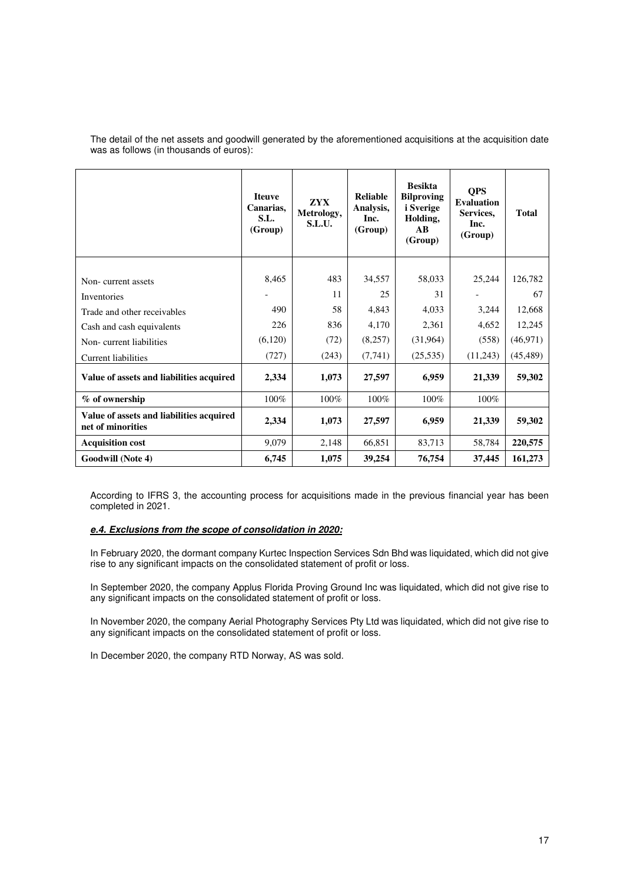The detail of the net assets and goodwill generated by the aforementioned acquisitions at the acquisition date was as follows (in thousands of euros):

| | Iteuve Canarias, S.L. (Group) | ZYX Metrology, S.L.U. | Reliable Analysis, Inc. (Group) | Besikta Bilproving i Sverige Holding, AB (Group) | QPS Evaluation Services, Inc. (Group) | Total |
|---|---|---|---|---|---|---|
| Non- current assets | 8,465 | 483 | 34,557 | 58,033 | 25,244 | 126,782 |
| Inventories | - | 11 | 25 | 31 | - | 67 |
| Trade and other receivables | 490 | 58 | 4,843 | 4,033 | 3,244 | 12,668 |
| Cash and cash equivalents | 226 | 836 | 4,170 | 2,361 | 4,652 | 12,245 |
| Non- current liabilities | (6,120) | (72) | (8,257) | (31,964) | (558) | (46,971) |
| Current liabilities | (727) | (243) | (7,741) | (25,535) | (11,243) | (45,489) |
| **Value of assets and liabilities acquired** | **2,334** | **1,073** | **27,597** | **6,959** | **21,339** | **59,302** |
| **% of ownership** | 100% | 100% | 100% | 100% | 100% | |
| **Value of assets and liabilities acquired net of minorities** | **2,334** | **1,073** | **27,597** | **6,959** | **21,339** | **59,302** |
| **Acquisition cost** | 9,079 | 2,148 | 66,851 | 83,713 | 58,784 | **220,575** |
| **Goodwill (Note 4)** | **6,745** | **1,075** | **39,254** | **76,754** | **37,445** | **161,273** |

According to IFRS 3, the accounting process for acquisitions made in the previous financial year has been completed in 2021.

***e.4. Exclusions from the scope of consolidation in 2020:***

In February 2020, the dormant company Kurtec Inspection Services Sdn Bhd was liquidated, which did not give rise to any significant impacts on the consolidated statement of profit or loss.

In September 2020, the company Applus Florida Proving Ground Inc was liquidated, which did not give rise to any significant impacts on the consolidated statement of profit or loss.

In November 2020, the company Aerial Photography Services Pty Ltd was liquidated, which did not give rise to any significant impacts on the consolidated statement of profit or loss.

In December 2020, the company RTD Norway, AS was sold.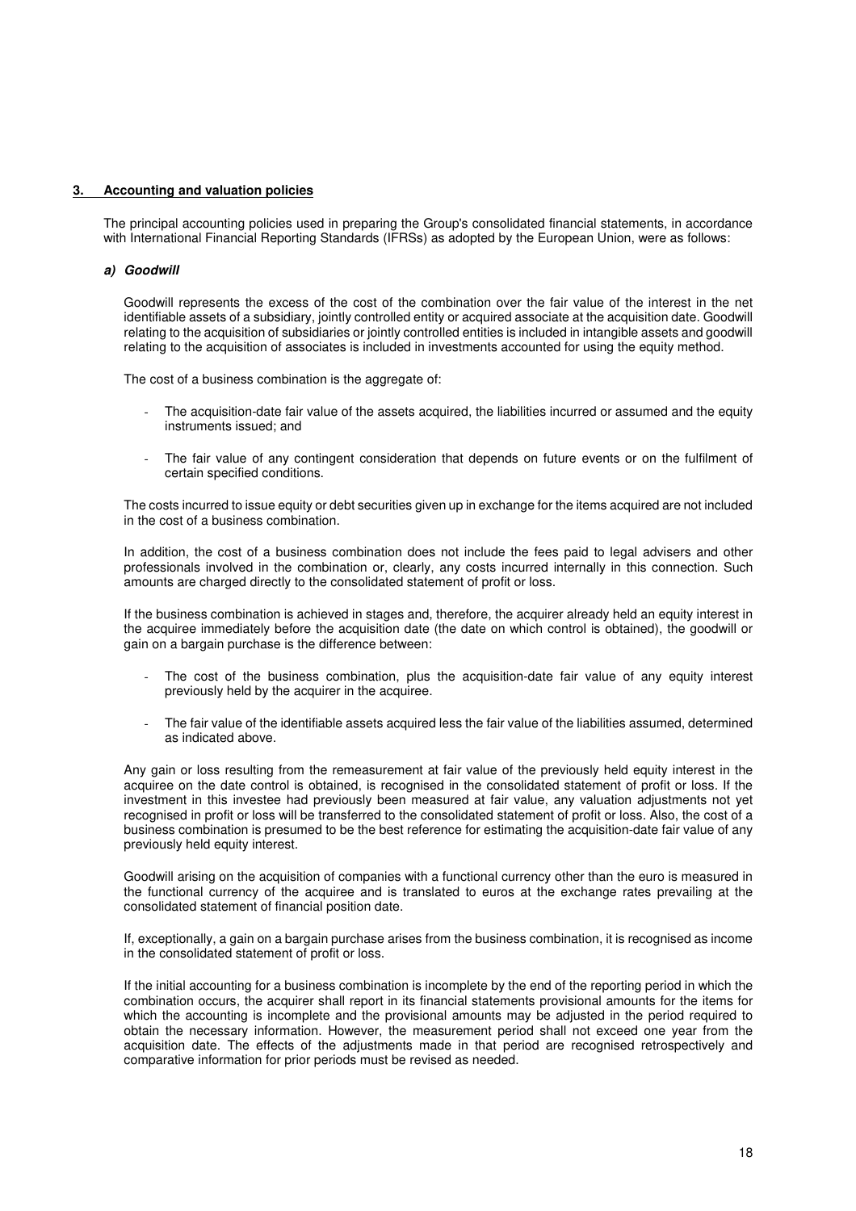## 3. Accounting and valuation policies

The principal accounting policies used in preparing the Group's consolidated financial statements, in accordance with International Financial Reporting Standards (IFRSs) as adopted by the European Union, were as follows:

### *a) Goodwill*

Goodwill represents the excess of the cost of the combination over the fair value of the interest in the net identifiable assets of a subsidiary, jointly controlled entity or acquired associate at the acquisition date. Goodwill relating to the acquisition of subsidiaries or jointly controlled entities is included in intangible assets and goodwill relating to the acquisition of associates is included in investments accounted for using the equity method.

The cost of a business combination is the aggregate of:

- The acquisition-date fair value of the assets acquired, the liabilities incurred or assumed and the equity instruments issued; and
- The fair value of any contingent consideration that depends on future events or on the fulfilment of certain specified conditions.

The costs incurred to issue equity or debt securities given up in exchange for the items acquired are not included in the cost of a business combination.

In addition, the cost of a business combination does not include the fees paid to legal advisers and other professionals involved in the combination or, clearly, any costs incurred internally in this connection. Such amounts are charged directly to the consolidated statement of profit or loss.

If the business combination is achieved in stages and, therefore, the acquirer already held an equity interest in the acquiree immediately before the acquisition date (the date on which control is obtained), the goodwill or gain on a bargain purchase is the difference between:

- The cost of the business combination, plus the acquisition-date fair value of any equity interest previously held by the acquirer in the acquiree.
- The fair value of the identifiable assets acquired less the fair value of the liabilities assumed, determined as indicated above.

Any gain or loss resulting from the remeasurement at fair value of the previously held equity interest in the acquiree on the date control is obtained, is recognised in the consolidated statement of profit or loss. If the investment in this investee had previously been measured at fair value, any valuation adjustments not yet recognised in profit or loss will be transferred to the consolidated statement of profit or loss. Also, the cost of a business combination is presumed to be the best reference for estimating the acquisition-date fair value of any previously held equity interest.

Goodwill arising on the acquisition of companies with a functional currency other than the euro is measured in the functional currency of the acquiree and is translated to euros at the exchange rates prevailing at the consolidated statement of financial position date.

If, exceptionally, a gain on a bargain purchase arises from the business combination, it is recognised as income in the consolidated statement of profit or loss.

If the initial accounting for a business combination is incomplete by the end of the reporting period in which the combination occurs, the acquirer shall report in its financial statements provisional amounts for the items for which the accounting is incomplete and the provisional amounts may be adjusted in the period required to obtain the necessary information. However, the measurement period shall not exceed one year from the acquisition date. The effects of the adjustments made in that period are recognised retrospectively and comparative information for prior periods must be revised as needed.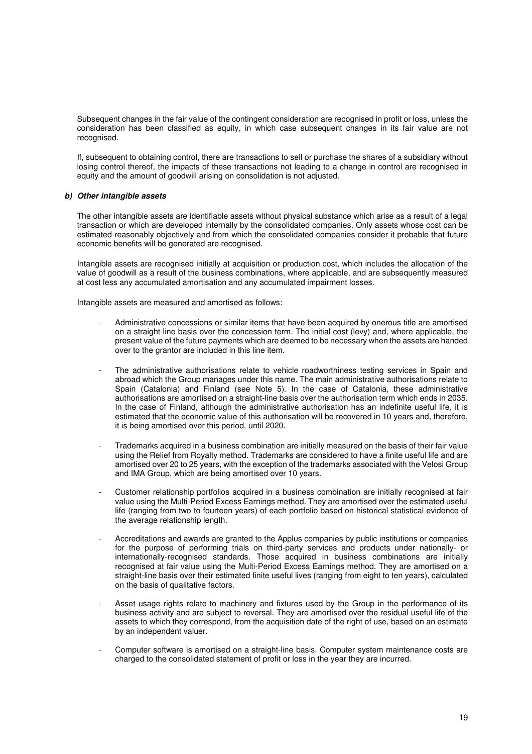Subsequent changes in the fair value of the contingent consideration are recognised in profit or loss, unless the consideration has been classified as equity, in which case subsequent changes in its fair value are not recognised.

If, subsequent to obtaining control, there are transactions to sell or purchase the shares of a subsidiary without losing control thereof, the impacts of these transactions not leading to a change in control are recognised in equity and the amount of goodwill arising on consolidation is not adjusted.

***b) Other intangible assets***

The other intangible assets are identifiable assets without physical substance which arise as a result of a legal transaction or which are developed internally by the consolidated companies. Only assets whose cost can be estimated reasonably objectively and from which the consolidated companies consider it probable that future economic benefits will be generated are recognised.

Intangible assets are recognised initially at acquisition or production cost, which includes the allocation of the value of goodwill as a result of the business combinations, where applicable, and are subsequently measured at cost less any accumulated amortisation and any accumulated impairment losses.

Intangible assets are measured and amortised as follows:

- Administrative concessions or similar items that have been acquired by onerous title are amortised on a straight-line basis over the concession term. The initial cost (levy) and, where applicable, the present value of the future payments which are deemed to be necessary when the assets are handed over to the grantor are included in this line item.

- The administrative authorisations relate to vehicle roadworthiness testing services in Spain and abroad which the Group manages under this name. The main administrative authorisations relate to Spain (Catalonia) and Finland (see Note 5). In the case of Catalonia, these administrative authorisations are amortised on a straight-line basis over the authorisation term which ends in 2035. In the case of Finland, although the administrative authorisation has an indefinite useful life, it is estimated that the economic value of this authorisation will be recovered in 10 years and, therefore, it is being amortised over this period, until 2020.

- Trademarks acquired in a business combination are initially measured on the basis of their fair value using the Relief from Royalty method. Trademarks are considered to have a finite useful life and are amortised over 20 to 25 years, with the exception of the trademarks associated with the Velosi Group and IMA Group, which are being amortised over 10 years.

- Customer relationship portfolios acquired in a business combination are initially recognised at fair value using the Multi-Period Excess Earnings method. They are amortised over the estimated useful life (ranging from two to fourteen years) of each portfolio based on historical statistical evidence of the average relationship length.

- Accreditations and awards are granted to the Applus companies by public institutions or companies for the purpose of performing trials on third-party services and products under nationally- or internationally-recognised standards. Those acquired in business combinations are initially recognised at fair value using the Multi-Period Excess Earnings method. They are amortised on a straight-line basis over their estimated finite useful lives (ranging from eight to ten years), calculated on the basis of qualitative factors.

- Asset usage rights relate to machinery and fixtures used by the Group in the performance of its business activity and are subject to reversal. They are amortised over the residual useful life of the assets to which they correspond, from the acquisition date of the right of use, based on an estimate by an independent valuer.

- Computer software is amortised on a straight-line basis. Computer system maintenance costs are charged to the consolidated statement of profit or loss in the year they are incurred.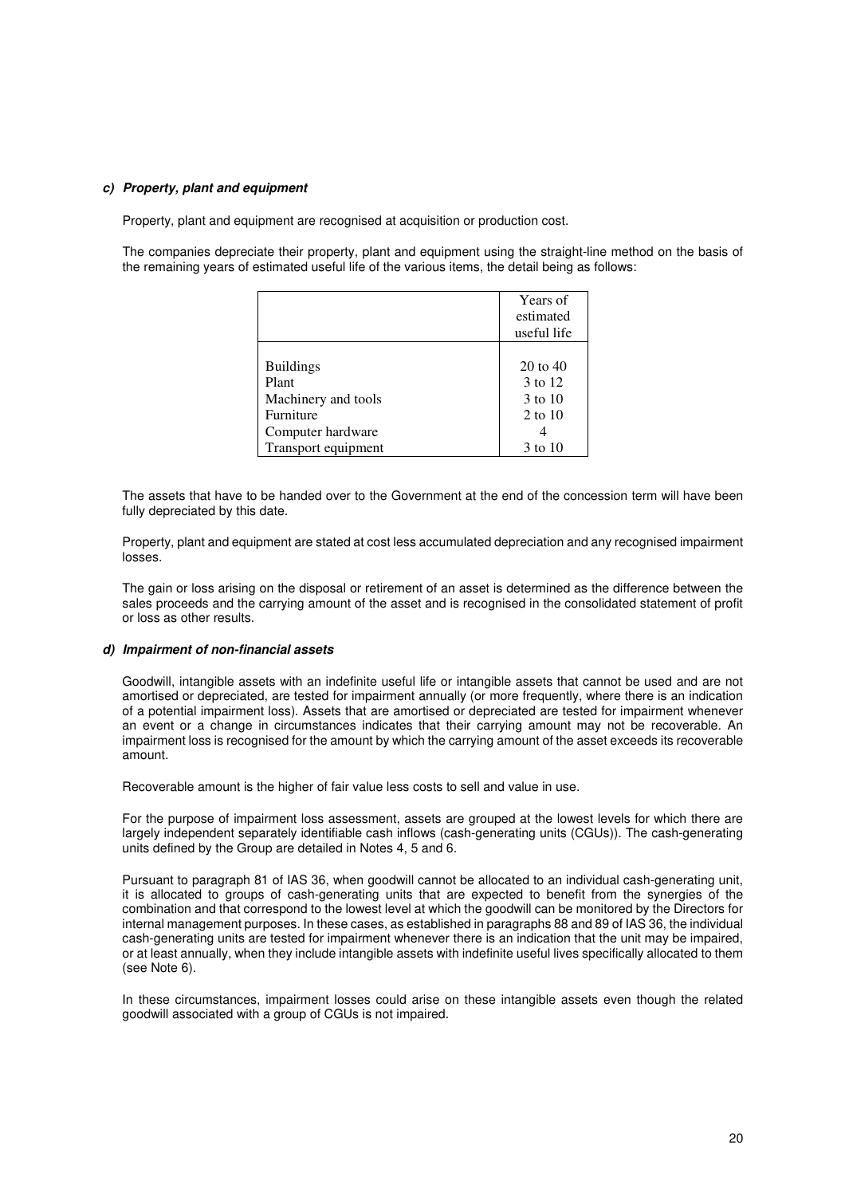### c) *Property, plant and equipment*

Property, plant and equipment are recognised at acquisition or production cost.

The companies depreciate their property, plant and equipment using the straight-line method on the basis of the remaining years of estimated useful life of the various items, the detail being as follows:

| | Years of estimated useful life |
|---|---|
| Buildings | 20 to 40 |
| Plant | 3 to 12 |
| Machinery and tools | 3 to 10 |
| Furniture | 2 to 10 |
| Computer hardware | 4 |
| Transport equipment | 3 to 10 |

The assets that have to be handed over to the Government at the end of the concession term will have been fully depreciated by this date.

Property, plant and equipment are stated at cost less accumulated depreciation and any recognised impairment losses.

The gain or loss arising on the disposal or retirement of an asset is determined as the difference between the sales proceeds and the carrying amount of the asset and is recognised in the consolidated statement of profit or loss as other results.

### d) *Impairment of non-financial assets*

Goodwill, intangible assets with an indefinite useful life or intangible assets that cannot be used and are not amortised or depreciated, are tested for impairment annually (or more frequently, where there is an indication of a potential impairment loss). Assets that are amortised or depreciated are tested for impairment whenever an event or a change in circumstances indicates that their carrying amount may not be recoverable. An impairment loss is recognised for the amount by which the carrying amount of the asset exceeds its recoverable amount.

Recoverable amount is the higher of fair value less costs to sell and value in use.

For the purpose of impairment loss assessment, assets are grouped at the lowest levels for which there are largely independent separately identifiable cash inflows (cash-generating units (CGUs)). The cash-generating units defined by the Group are detailed in Notes 4, 5 and 6.

Pursuant to paragraph 81 of IAS 36, when goodwill cannot be allocated to an individual cash-generating unit, it is allocated to groups of cash-generating units that are expected to benefit from the synergies of the combination and that correspond to the lowest level at which the goodwill can be monitored by the Directors for internal management purposes. In these cases, as established in paragraphs 88 and 89 of IAS 36, the individual cash-generating units are tested for impairment whenever there is an indication that the unit may be impaired, or at least annually, when they include intangible assets with indefinite useful lives specifically allocated to them (see Note 6).

In these circumstances, impairment losses could arise on these intangible assets even though the related goodwill associated with a group of CGUs is not impaired.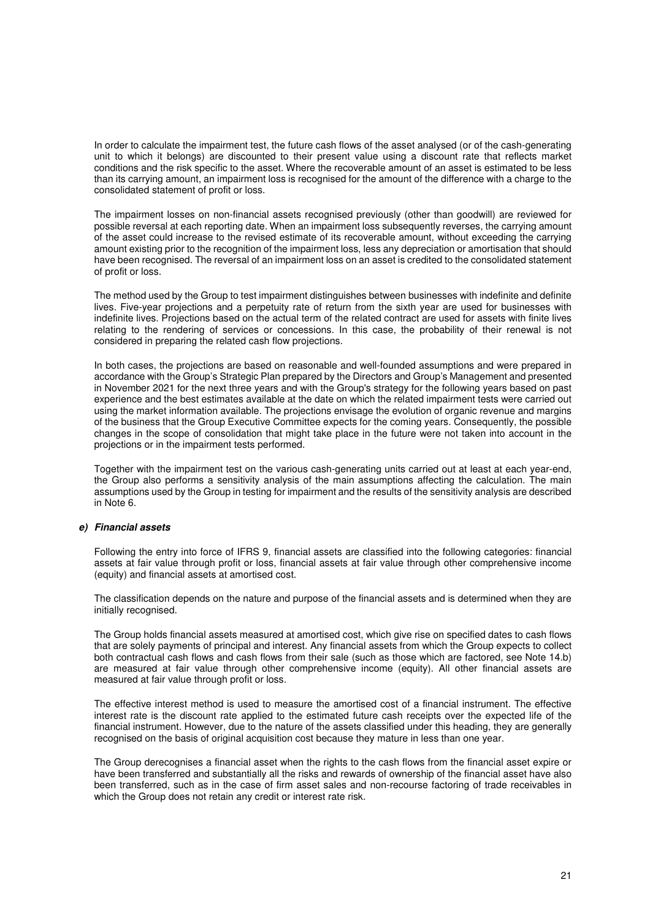In order to calculate the impairment test, the future cash flows of the asset analysed (or of the cash-generating unit to which it belongs) are discounted to their present value using a discount rate that reflects market conditions and the risk specific to the asset. Where the recoverable amount of an asset is estimated to be less than its carrying amount, an impairment loss is recognised for the amount of the difference with a charge to the consolidated statement of profit or loss.

The impairment losses on non-financial assets recognised previously (other than goodwill) are reviewed for possible reversal at each reporting date. When an impairment loss subsequently reverses, the carrying amount of the asset could increase to the revised estimate of its recoverable amount, without exceeding the carrying amount existing prior to the recognition of the impairment loss, less any depreciation or amortisation that should have been recognised. The reversal of an impairment loss on an asset is credited to the consolidated statement of profit or loss.

The method used by the Group to test impairment distinguishes between businesses with indefinite and definite lives. Five-year projections and a perpetuity rate of return from the sixth year are used for businesses with indefinite lives. Projections based on the actual term of the related contract are used for assets with finite lives relating to the rendering of services or concessions. In this case, the probability of their renewal is not considered in preparing the related cash flow projections.

In both cases, the projections are based on reasonable and well-founded assumptions and were prepared in accordance with the Group's Strategic Plan prepared by the Directors and Group's Management and presented in November 2021 for the next three years and with the Group's strategy for the following years based on past experience and the best estimates available at the date on which the related impairment tests were carried out using the market information available. The projections envisage the evolution of organic revenue and margins of the business that the Group Executive Committee expects for the coming years. Consequently, the possible changes in the scope of consolidation that might take place in the future were not taken into account in the projections or in the impairment tests performed.

Together with the impairment test on the various cash-generating units carried out at least at each year-end, the Group also performs a sensitivity analysis of the main assumptions affecting the calculation. The main assumptions used by the Group in testing for impairment and the results of the sensitivity analysis are described in Note 6.

### *e) Financial assets*

Following the entry into force of IFRS 9, financial assets are classified into the following categories: financial assets at fair value through profit or loss, financial assets at fair value through other comprehensive income (equity) and financial assets at amortised cost.

The classification depends on the nature and purpose of the financial assets and is determined when they are initially recognised.

The Group holds financial assets measured at amortised cost, which give rise on specified dates to cash flows that are solely payments of principal and interest. Any financial assets from which the Group expects to collect both contractual cash flows and cash flows from their sale (such as those which are factored, see Note 14.b) are measured at fair value through other comprehensive income (equity). All other financial assets are measured at fair value through profit or loss.

The effective interest method is used to measure the amortised cost of a financial instrument. The effective interest rate is the discount rate applied to the estimated future cash receipts over the expected life of the financial instrument. However, due to the nature of the assets classified under this heading, they are generally recognised on the basis of original acquisition cost because they mature in less than one year.

The Group derecognises a financial asset when the rights to the cash flows from the financial asset expire or have been transferred and substantially all the risks and rewards of ownership of the financial asset have also been transferred, such as in the case of firm asset sales and non-recourse factoring of trade receivables in which the Group does not retain any credit or interest rate risk.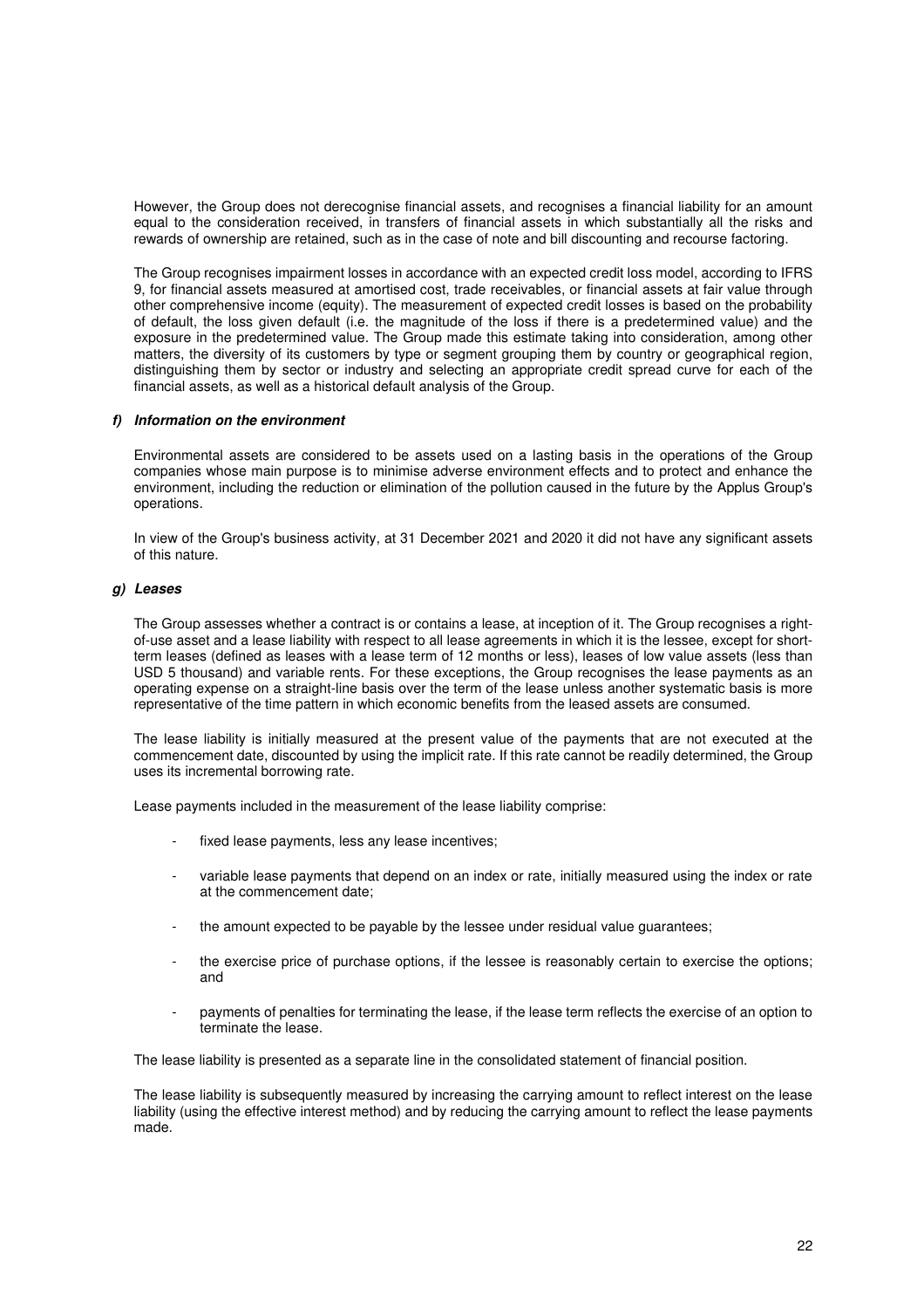However, the Group does not derecognise financial assets, and recognises a financial liability for an amount equal to the consideration received, in transfers of financial assets in which substantially all the risks and rewards of ownership are retained, such as in the case of note and bill discounting and recourse factoring.

The Group recognises impairment losses in accordance with an expected credit loss model, according to IFRS 9, for financial assets measured at amortised cost, trade receivables, or financial assets at fair value through other comprehensive income (equity). The measurement of expected credit losses is based on the probability of default, the loss given default (i.e. the magnitude of the loss if there is a predetermined value) and the exposure in the predetermined value. The Group made this estimate taking into consideration, among other matters, the diversity of its customers by type or segment grouping them by country or geographical region, distinguishing them by sector or industry and selecting an appropriate credit spread curve for each of the financial assets, as well as a historical default analysis of the Group.

### f) *Information on the environment*

Environmental assets are considered to be assets used on a lasting basis in the operations of the Group companies whose main purpose is to minimise adverse environment effects and to protect and enhance the environment, including the reduction or elimination of the pollution caused in the future by the Applus Group's operations.

In view of the Group's business activity, at 31 December 2021 and 2020 it did not have any significant assets of this nature.

### g) *Leases*

The Group assesses whether a contract is or contains a lease, at inception of it. The Group recognises a right-of-use asset and a lease liability with respect to all lease agreements in which it is the lessee, except for short-term leases (defined as leases with a lease term of 12 months or less), leases of low value assets (less than USD 5 thousand) and variable rents. For these exceptions, the Group recognises the lease payments as an operating expense on a straight-line basis over the term of the lease unless another systematic basis is more representative of the time pattern in which economic benefits from the leased assets are consumed.

The lease liability is initially measured at the present value of the payments that are not executed at the commencement date, discounted by using the implicit rate. If this rate cannot be readily determined, the Group uses its incremental borrowing rate.

Lease payments included in the measurement of the lease liability comprise:

- fixed lease payments, less any lease incentives;
- variable lease payments that depend on an index or rate, initially measured using the index or rate at the commencement date;
- the amount expected to be payable by the lessee under residual value guarantees;
- the exercise price of purchase options, if the lessee is reasonably certain to exercise the options; and
- payments of penalties for terminating the lease, if the lease term reflects the exercise of an option to terminate the lease.

The lease liability is presented as a separate line in the consolidated statement of financial position.

The lease liability is subsequently measured by increasing the carrying amount to reflect interest on the lease liability (using the effective interest method) and by reducing the carrying amount to reflect the lease payments made.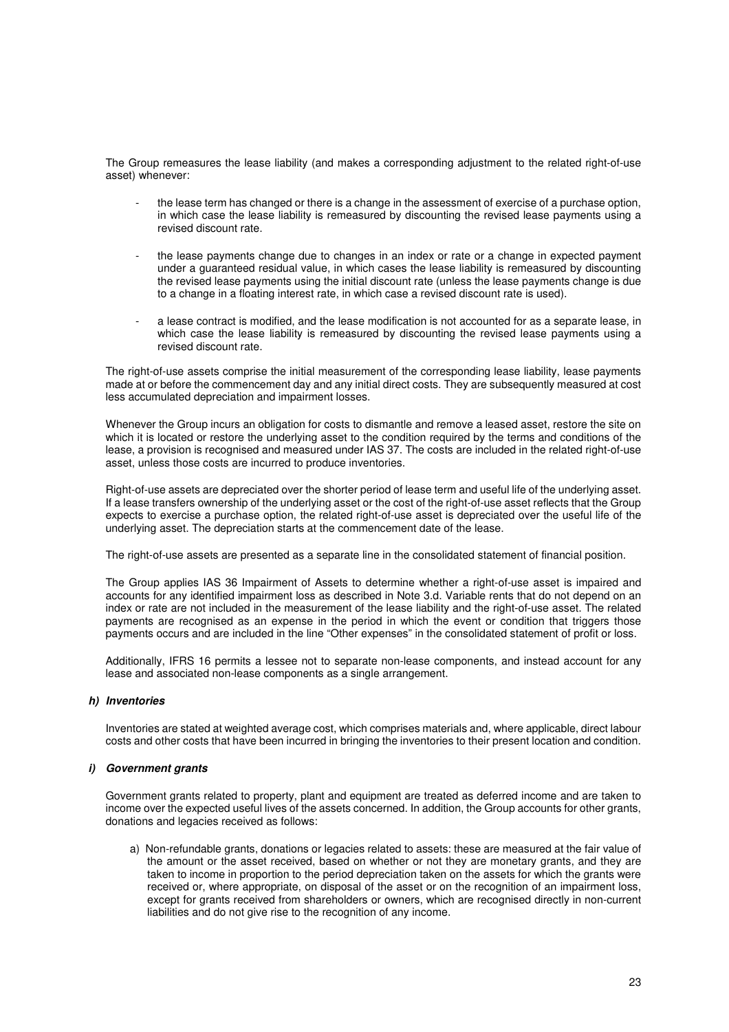The Group remeasures the lease liability (and makes a corresponding adjustment to the related right-of-use asset) whenever:

- the lease term has changed or there is a change in the assessment of exercise of a purchase option, in which case the lease liability is remeasured by discounting the revised lease payments using a revised discount rate.

- the lease payments change due to changes in an index or rate or a change in expected payment under a guaranteed residual value, in which cases the lease liability is remeasured by discounting the revised lease payments using the initial discount rate (unless the lease payments change is due to a change in a floating interest rate, in which case a revised discount rate is used).

- a lease contract is modified, and the lease modification is not accounted for as a separate lease, in which case the lease liability is remeasured by discounting the revised lease payments using a revised discount rate.

The right-of-use assets comprise the initial measurement of the corresponding lease liability, lease payments made at or before the commencement day and any initial direct costs. They are subsequently measured at cost less accumulated depreciation and impairment losses.

Whenever the Group incurs an obligation for costs to dismantle and remove a leased asset, restore the site on which it is located or restore the underlying asset to the condition required by the terms and conditions of the lease, a provision is recognised and measured under IAS 37. The costs are included in the related right-of-use asset, unless those costs are incurred to produce inventories.

Right-of-use assets are depreciated over the shorter period of lease term and useful life of the underlying asset. If a lease transfers ownership of the underlying asset or the cost of the right-of-use asset reflects that the Group expects to exercise a purchase option, the related right-of-use asset is depreciated over the useful life of the underlying asset. The depreciation starts at the commencement date of the lease.

The right-of-use assets are presented as a separate line in the consolidated statement of financial position.

The Group applies IAS 36 Impairment of Assets to determine whether a right-of-use asset is impaired and accounts for any identified impairment loss as described in Note 3.d. Variable rents that do not depend on an index or rate are not included in the measurement of the lease liability and the right-of-use asset. The related payments are recognised as an expense in the period in which the event or condition that triggers those payments occurs and are included in the line "Other expenses" in the consolidated statement of profit or loss.

Additionally, IFRS 16 permits a lessee not to separate non-lease components, and instead account for any lease and associated non-lease components as a single arrangement.

#### ***h) Inventories***

Inventories are stated at weighted average cost, which comprises materials and, where applicable, direct labour costs and other costs that have been incurred in bringing the inventories to their present location and condition.

#### ***i) Government grants***

Government grants related to property, plant and equipment are treated as deferred income and are taken to income over the expected useful lives of the assets concerned. In addition, the Group accounts for other grants, donations and legacies received as follows:

a) Non-refundable grants, donations or legacies related to assets: these are measured at the fair value of the amount or the asset received, based on whether or not they are monetary grants, and they are taken to income in proportion to the period depreciation taken on the assets for which the grants were received or, where appropriate, on disposal of the asset or on the recognition of an impairment loss, except for grants received from shareholders or owners, which are recognised directly in non-current liabilities and do not give rise to the recognition of any income.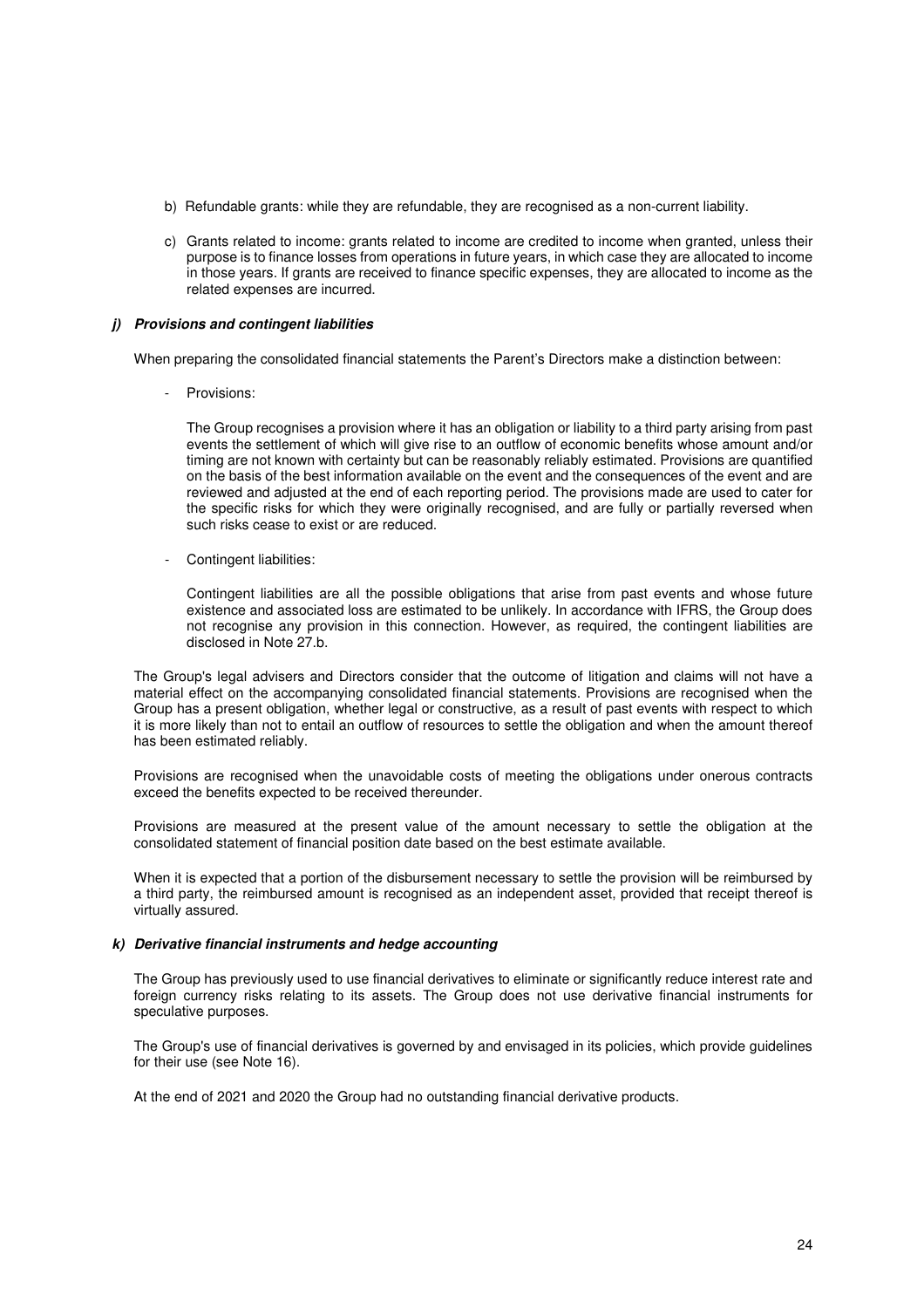b) Refundable grants: while they are refundable, they are recognised as a non-current liability.

c) Grants related to income: grants related to income are credited to income when granted, unless their purpose is to finance losses from operations in future years, in which case they are allocated to income in those years. If grants are received to finance specific expenses, they are allocated to income as the related expenses are incurred.

#### *j) Provisions and contingent liabilities*

When preparing the consolidated financial statements the Parent's Directors make a distinction between:

- Provisions:

  The Group recognises a provision where it has an obligation or liability to a third party arising from past events the settlement of which will give rise to an outflow of economic benefits whose amount and/or timing are not known with certainty but can be reasonably reliably estimated. Provisions are quantified on the basis of the best information available on the event and the consequences of the event and are reviewed and adjusted at the end of each reporting period. The provisions made are used to cater for the specific risks for which they were originally recognised, and are fully or partially reversed when such risks cease to exist or are reduced.

- Contingent liabilities:

  Contingent liabilities are all the possible obligations that arise from past events and whose future existence and associated loss are estimated to be unlikely. In accordance with IFRS, the Group does not recognise any provision in this connection. However, as required, the contingent liabilities are disclosed in Note 27.b.

The Group's legal advisers and Directors consider that the outcome of litigation and claims will not have a material effect on the accompanying consolidated financial statements. Provisions are recognised when the Group has a present obligation, whether legal or constructive, as a result of past events with respect to which it is more likely than not to entail an outflow of resources to settle the obligation and when the amount thereof has been estimated reliably.

Provisions are recognised when the unavoidable costs of meeting the obligations under onerous contracts exceed the benefits expected to be received thereunder.

Provisions are measured at the present value of the amount necessary to settle the obligation at the consolidated statement of financial position date based on the best estimate available.

When it is expected that a portion of the disbursement necessary to settle the provision will be reimbursed by a third party, the reimbursed amount is recognised as an independent asset, provided that receipt thereof is virtually assured.

#### *k) Derivative financial instruments and hedge accounting*

The Group has previously used to use financial derivatives to eliminate or significantly reduce interest rate and foreign currency risks relating to its assets. The Group does not use derivative financial instruments for speculative purposes.

The Group's use of financial derivatives is governed by and envisaged in its policies, which provide guidelines for their use (see Note 16).

At the end of 2021 and 2020 the Group had no outstanding financial derivative products.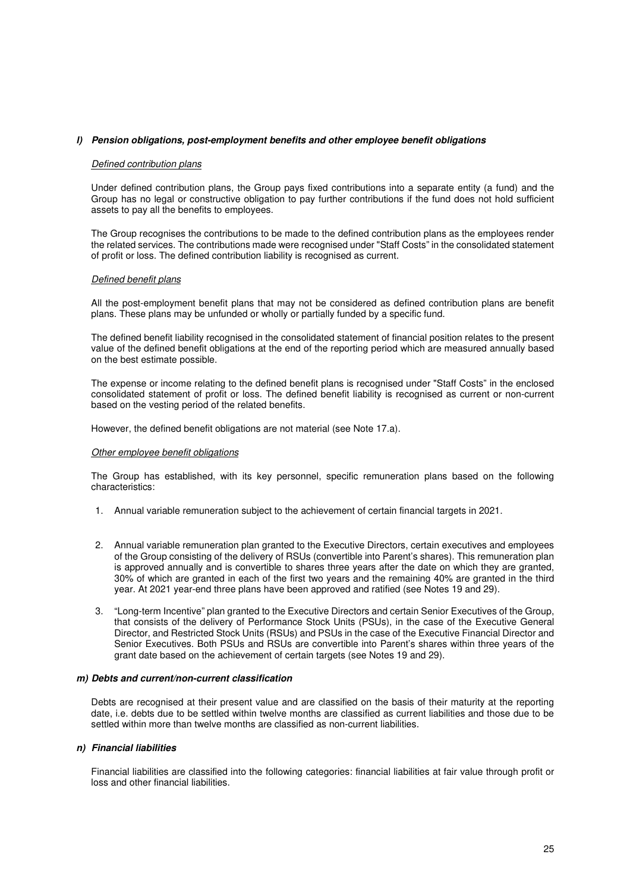### *l) Pension obligations, post-employment benefits and other employee benefit obligations*

*Defined contribution plans*

Under defined contribution plans, the Group pays fixed contributions into a separate entity (a fund) and the Group has no legal or constructive obligation to pay further contributions if the fund does not hold sufficient assets to pay all the benefits to employees.

The Group recognises the contributions to be made to the defined contribution plans as the employees render the related services. The contributions made were recognised under "Staff Costs" in the consolidated statement of profit or loss. The defined contribution liability is recognised as current.

*Defined benefit plans*

All the post-employment benefit plans that may not be considered as defined contribution plans are benefit plans. These plans may be unfunded or wholly or partially funded by a specific fund.

The defined benefit liability recognised in the consolidated statement of financial position relates to the present value of the defined benefit obligations at the end of the reporting period which are measured annually based on the best estimate possible.

The expense or income relating to the defined benefit plans is recognised under "Staff Costs" in the enclosed consolidated statement of profit or loss. The defined benefit liability is recognised as current or non-current based on the vesting period of the related benefits.

However, the defined benefit obligations are not material (see Note 17.a).

*Other employee benefit obligations*

The Group has established, with its key personnel, specific remuneration plans based on the following characteristics:

1. Annual variable remuneration subject to the achievement of certain financial targets in 2021.

2. Annual variable remuneration plan granted to the Executive Directors, certain executives and employees of the Group consisting of the delivery of RSUs (convertible into Parent's shares). This remuneration plan is approved annually and is convertible to shares three years after the date on which they are granted, 30% of which are granted in each of the first two years and the remaining 40% are granted in the third year. At 2021 year-end three plans have been approved and ratified (see Notes 19 and 29).

3. "Long-term Incentive" plan granted to the Executive Directors and certain Senior Executives of the Group, that consists of the delivery of Performance Stock Units (PSUs), in the case of the Executive General Director, and Restricted Stock Units (RSUs) and PSUs in the case of the Executive Financial Director and Senior Executives. Both PSUs and RSUs are convertible into Parent's shares within three years of the grant date based on the achievement of certain targets (see Notes 19 and 29).

### *m) Debts and current/non-current classification*

Debts are recognised at their present value and are classified on the basis of their maturity at the reporting date, i.e. debts due to be settled within twelve months are classified as current liabilities and those due to be settled within more than twelve months are classified as non-current liabilities.

### *n) Financial liabilities*

Financial liabilities are classified into the following categories: financial liabilities at fair value through profit or loss and other financial liabilities.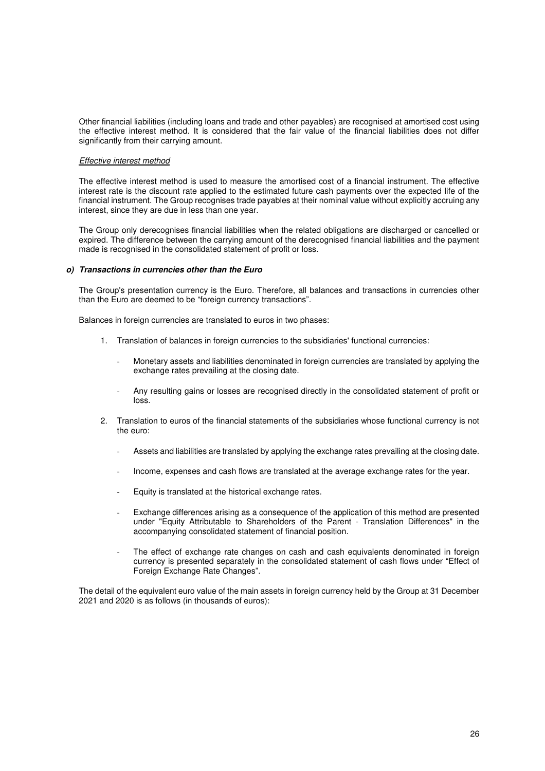Other financial liabilities (including loans and trade and other payables) are recognised at amortised cost using the effective interest method. It is considered that the fair value of the financial liabilities does not differ significantly from their carrying amount.

*Effective interest method*

The effective interest method is used to measure the amortised cost of a financial instrument. The effective interest rate is the discount rate applied to the estimated future cash payments over the expected life of the financial instrument. The Group recognises trade payables at their nominal value without explicitly accruing any interest, since they are due in less than one year.

The Group only derecognises financial liabilities when the related obligations are discharged or cancelled or expired. The difference between the carrying amount of the derecognised financial liabilities and the payment made is recognised in the consolidated statement of profit or loss.

#### ***o) Transactions in currencies other than the Euro***

The Group's presentation currency is the Euro. Therefore, all balances and transactions in currencies other than the Euro are deemed to be "foreign currency transactions".

Balances in foreign currencies are translated to euros in two phases:

1. Translation of balances in foreign currencies to the subsidiaries' functional currencies:
   - Monetary assets and liabilities denominated in foreign currencies are translated by applying the exchange rates prevailing at the closing date.
   - Any resulting gains or losses are recognised directly in the consolidated statement of profit or loss.
2. Translation to euros of the financial statements of the subsidiaries whose functional currency is not the euro:
   - Assets and liabilities are translated by applying the exchange rates prevailing at the closing date.
   - Income, expenses and cash flows are translated at the average exchange rates for the year.
   - Equity is translated at the historical exchange rates.
   - Exchange differences arising as a consequence of the application of this method are presented under "Equity Attributable to Shareholders of the Parent - Translation Differences" in the accompanying consolidated statement of financial position.
   - The effect of exchange rate changes on cash and cash equivalents denominated in foreign currency is presented separately in the consolidated statement of cash flows under "Effect of Foreign Exchange Rate Changes".

The detail of the equivalent euro value of the main assets in foreign currency held by the Group at 31 December 2021 and 2020 is as follows (in thousands of euros):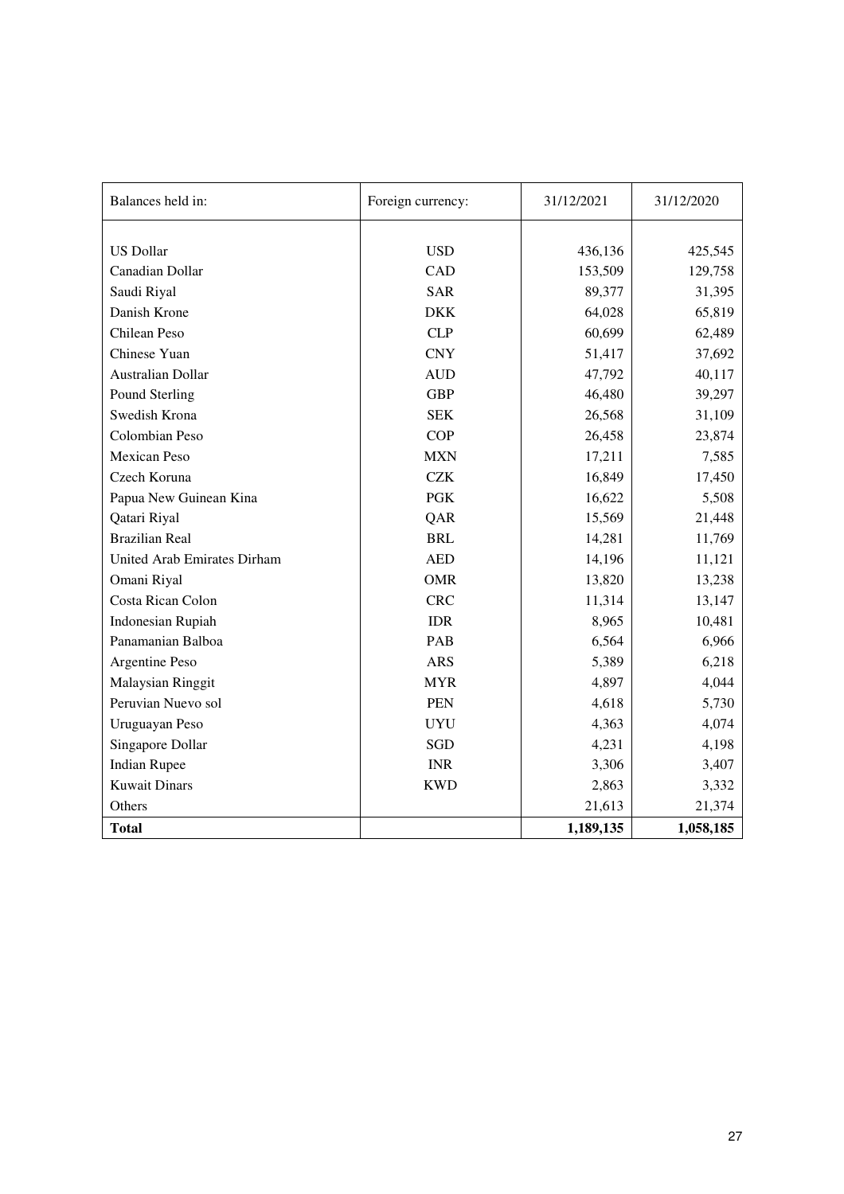| Balances held in: | Foreign currency: | 31/12/2021 | 31/12/2020 |
|---|---|---|---|
| US Dollar | USD | 436,136 | 425,545 |
| Canadian Dollar | CAD | 153,509 | 129,758 |
| Saudi Riyal | SAR | 89,377 | 31,395 |
| Danish Krone | DKK | 64,028 | 65,819 |
| Chilean Peso | CLP | 60,699 | 62,489 |
| Chinese Yuan | CNY | 51,417 | 37,692 |
| Australian Dollar | AUD | 47,792 | 40,117 |
| Pound Sterling | GBP | 46,480 | 39,297 |
| Swedish Krona | SEK | 26,568 | 31,109 |
| Colombian Peso | COP | 26,458 | 23,874 |
| Mexican Peso | MXN | 17,211 | 7,585 |
| Czech Koruna | CZK | 16,849 | 17,450 |
| Papua New Guinean Kina | PGK | 16,622 | 5,508 |
| Qatari Riyal | QAR | 15,569 | 21,448 |
| Brazilian Real | BRL | 14,281 | 11,769 |
| United Arab Emirates Dirham | AED | 14,196 | 11,121 |
| Omani Riyal | OMR | 13,820 | 13,238 |
| Costa Rican Colon | CRC | 11,314 | 13,147 |
| Indonesian Rupiah | IDR | 8,965 | 10,481 |
| Panamanian Balboa | PAB | 6,564 | 6,966 |
| Argentine Peso | ARS | 5,389 | 6,218 |
| Malaysian Ringgit | MYR | 4,897 | 4,044 |
| Peruvian Nuevo sol | PEN | 4,618 | 5,730 |
| Uruguayan Peso | UYU | 4,363 | 4,074 |
| Singapore Dollar | SGD | 4,231 | 4,198 |
| Indian Rupee | INR | 3,306 | 3,407 |
| Kuwait Dinars | KWD | 2,863 | 3,332 |
| Others | | 21,613 | 21,374 |
| **Total** | | **1,189,135** | **1,058,185** |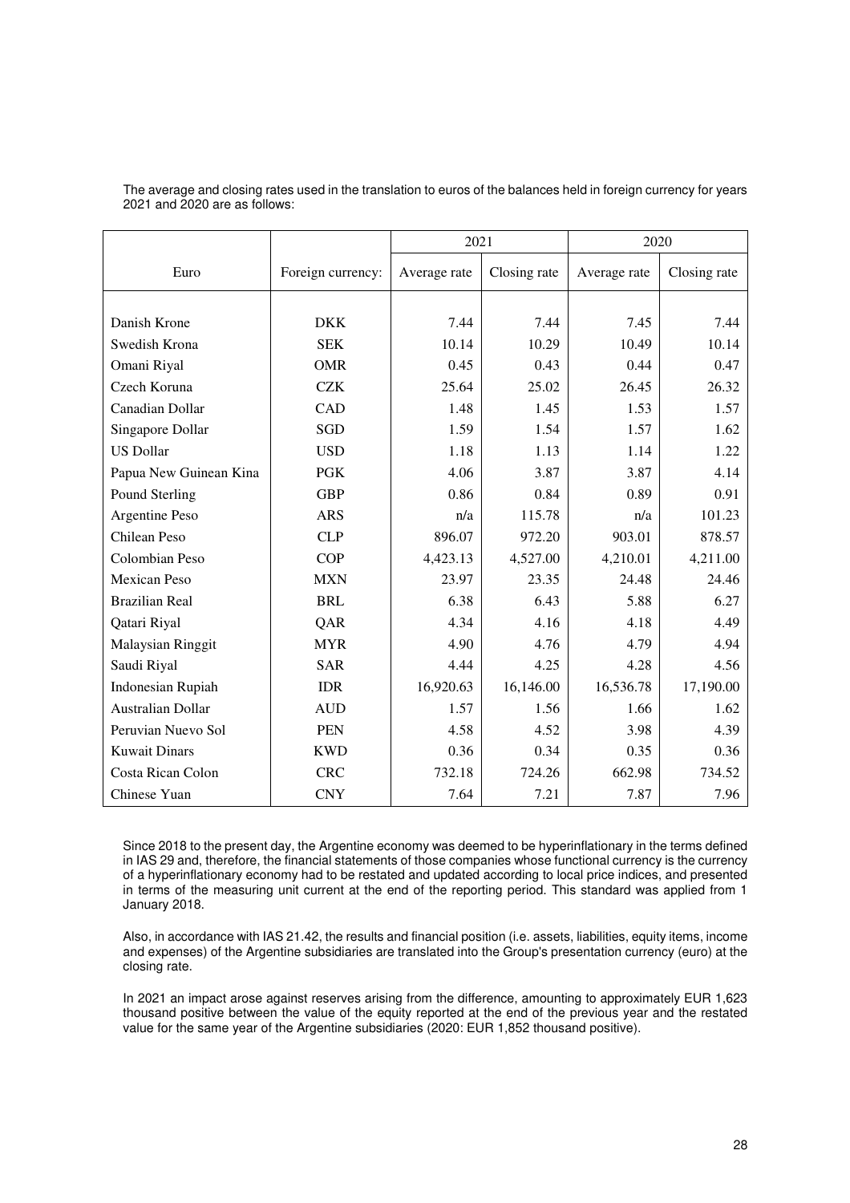The average and closing rates used in the translation to euros of the balances held in foreign currency for years 2021 and 2020 are as follows:

| | | 2021 | | 2020 | |
|---|---|---|---|---|---|
| Euro | Foreign currency: | Average rate | Closing rate | Average rate | Closing rate |
| Danish Krone | DKK | 7.44 | 7.44 | 7.45 | 7.44 |
| Swedish Krona | SEK | 10.14 | 10.29 | 10.49 | 10.14 |
| Omani Riyal | OMR | 0.45 | 0.43 | 0.44 | 0.47 |
| Czech Koruna | CZK | 25.64 | 25.02 | 26.45 | 26.32 |
| Canadian Dollar | CAD | 1.48 | 1.45 | 1.53 | 1.57 |
| Singapore Dollar | SGD | 1.59 | 1.54 | 1.57 | 1.62 |
| US Dollar | USD | 1.18 | 1.13 | 1.14 | 1.22 |
| Papua New Guinean Kina | PGK | 4.06 | 3.87 | 3.87 | 4.14 |
| Pound Sterling | GBP | 0.86 | 0.84 | 0.89 | 0.91 |
| Argentine Peso | ARS | n/a | 115.78 | n/a | 101.23 |
| Chilean Peso | CLP | 896.07 | 972.20 | 903.01 | 878.57 |
| Colombian Peso | COP | 4,423.13 | 4,527.00 | 4,210.01 | 4,211.00 |
| Mexican Peso | MXN | 23.97 | 23.35 | 24.48 | 24.46 |
| Brazilian Real | BRL | 6.38 | 6.43 | 5.88 | 6.27 |
| Qatari Riyal | QAR | 4.34 | 4.16 | 4.18 | 4.49 |
| Malaysian Ringgit | MYR | 4.90 | 4.76 | 4.79 | 4.94 |
| Saudi Riyal | SAR | 4.44 | 4.25 | 4.28 | 4.56 |
| Indonesian Rupiah | IDR | 16,920.63 | 16,146.00 | 16,536.78 | 17,190.00 |
| Australian Dollar | AUD | 1.57 | 1.56 | 1.66 | 1.62 |
| Peruvian Nuevo Sol | PEN | 4.58 | 4.52 | 3.98 | 4.39 |
| Kuwait Dinars | KWD | 0.36 | 0.34 | 0.35 | 0.36 |
| Costa Rican Colon | CRC | 732.18 | 724.26 | 662.98 | 734.52 |
| Chinese Yuan | CNY | 7.64 | 7.21 | 7.87 | 7.96 |

Since 2018 to the present day, the Argentine economy was deemed to be hyperinflationary in the terms defined in IAS 29 and, therefore, the financial statements of those companies whose functional currency is the currency of a hyperinflationary economy had to be restated and updated according to local price indices, and presented in terms of the measuring unit current at the end of the reporting period. This standard was applied from 1 January 2018.

Also, in accordance with IAS 21.42, the results and financial position (i.e. assets, liabilities, equity items, income and expenses) of the Argentine subsidiaries are translated into the Group's presentation currency (euro) at the closing rate.

In 2021 an impact arose against reserves arising from the difference, amounting to approximately EUR 1,623 thousand positive between the value of the equity reported at the end of the previous year and the restated value for the same year of the Argentine subsidiaries (2020: EUR 1,852 thousand positive).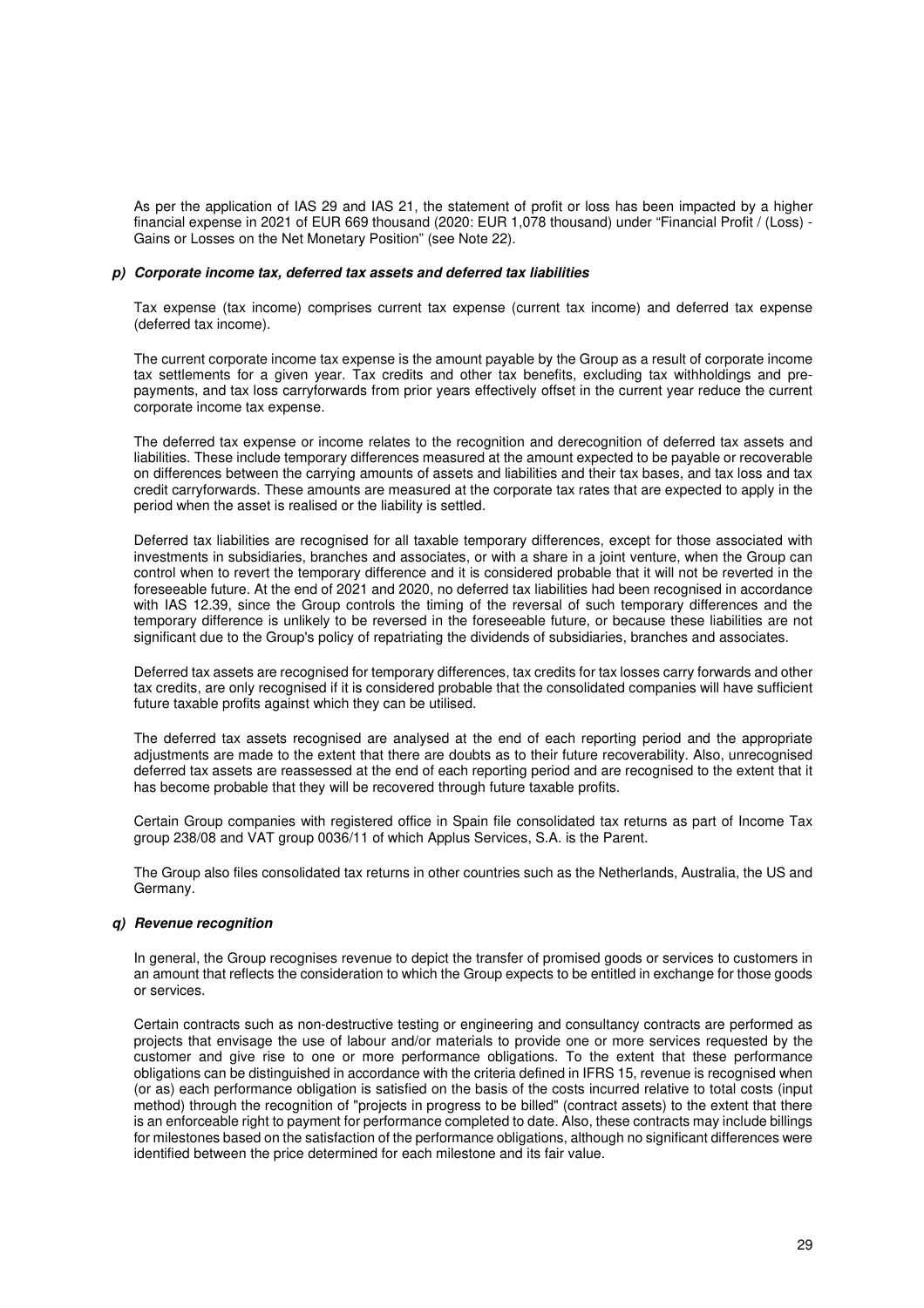As per the application of IAS 29 and IAS 21, the statement of profit or loss has been impacted by a higher financial expense in 2021 of EUR 669 thousand (2020: EUR 1,078 thousand) under "Financial Profit / (Loss) - Gains or Losses on the Net Monetary Position" (see Note 22).

#### *p) Corporate income tax, deferred tax assets and deferred tax liabilities*

Tax expense (tax income) comprises current tax expense (current tax income) and deferred tax expense (deferred tax income).

The current corporate income tax expense is the amount payable by the Group as a result of corporate income tax settlements for a given year. Tax credits and other tax benefits, excluding tax withholdings and pre-payments, and tax loss carryforwards from prior years effectively offset in the current year reduce the current corporate income tax expense.

The deferred tax expense or income relates to the recognition and derecognition of deferred tax assets and liabilities. These include temporary differences measured at the amount expected to be payable or recoverable on differences between the carrying amounts of assets and liabilities and their tax bases, and tax loss and tax credit carryforwards. These amounts are measured at the corporate tax rates that are expected to apply in the period when the asset is realised or the liability is settled.

Deferred tax liabilities are recognised for all taxable temporary differences, except for those associated with investments in subsidiaries, branches and associates, or with a share in a joint venture, when the Group can control when to revert the temporary difference and it is considered probable that it will not be reverted in the foreseeable future. At the end of 2021 and 2020, no deferred tax liabilities had been recognised in accordance with IAS 12.39, since the Group controls the timing of the reversal of such temporary differences and the temporary difference is unlikely to be reversed in the foreseeable future, or because these liabilities are not significant due to the Group's policy of repatriating the dividends of subsidiaries, branches and associates.

Deferred tax assets are recognised for temporary differences, tax credits for tax losses carry forwards and other tax credits, are only recognised if it is considered probable that the consolidated companies will have sufficient future taxable profits against which they can be utilised.

The deferred tax assets recognised are analysed at the end of each reporting period and the appropriate adjustments are made to the extent that there are doubts as to their future recoverability. Also, unrecognised deferred tax assets are reassessed at the end of each reporting period and are recognised to the extent that it has become probable that they will be recovered through future taxable profits.

Certain Group companies with registered office in Spain file consolidated tax returns as part of Income Tax group 238/08 and VAT group 0036/11 of which Applus Services, S.A. is the Parent.

The Group also files consolidated tax returns in other countries such as the Netherlands, Australia, the US and Germany.

#### *q) Revenue recognition*

In general, the Group recognises revenue to depict the transfer of promised goods or services to customers in an amount that reflects the consideration to which the Group expects to be entitled in exchange for those goods or services.

Certain contracts such as non-destructive testing or engineering and consultancy contracts are performed as projects that envisage the use of labour and/or materials to provide one or more services requested by the customer and give rise to one or more performance obligations. To the extent that these performance obligations can be distinguished in accordance with the criteria defined in IFRS 15, revenue is recognised when (or as) each performance obligation is satisfied on the basis of the costs incurred relative to total costs (input method) through the recognition of "projects in progress to be billed" (contract assets) to the extent that there is an enforceable right to payment for performance completed to date. Also, these contracts may include billings for milestones based on the satisfaction of the performance obligations, although no significant differences were identified between the price determined for each milestone and its fair value.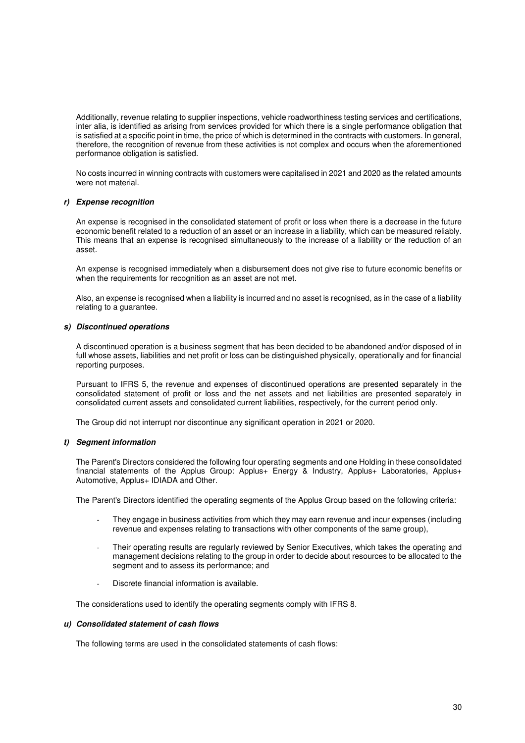Additionally, revenue relating to supplier inspections, vehicle roadworthiness testing services and certifications, inter alia, is identified as arising from services provided for which there is a single performance obligation that is satisfied at a specific point in time, the price of which is determined in the contracts with customers. In general, therefore, the recognition of revenue from these activities is not complex and occurs when the aforementioned performance obligation is satisfied.

No costs incurred in winning contracts with customers were capitalised in 2021 and 2020 as the related amounts were not material.

### *r) Expense recognition*

An expense is recognised in the consolidated statement of profit or loss when there is a decrease in the future economic benefit related to a reduction of an asset or an increase in a liability, which can be measured reliably. This means that an expense is recognised simultaneously to the increase of a liability or the reduction of an asset.

An expense is recognised immediately when a disbursement does not give rise to future economic benefits or when the requirements for recognition as an asset are not met.

Also, an expense is recognised when a liability is incurred and no asset is recognised, as in the case of a liability relating to a guarantee.

### *s) Discontinued operations*

A discontinued operation is a business segment that has been decided to be abandoned and/or disposed of in full whose assets, liabilities and net profit or loss can be distinguished physically, operationally and for financial reporting purposes.

Pursuant to IFRS 5, the revenue and expenses of discontinued operations are presented separately in the consolidated statement of profit or loss and the net assets and net liabilities are presented separately in consolidated current assets and consolidated current liabilities, respectively, for the current period only.

The Group did not interrupt nor discontinue any significant operation in 2021 or 2020.

### *t) Segment information*

The Parent's Directors considered the following four operating segments and one Holding in these consolidated financial statements of the Applus Group: Applus+ Energy & Industry, Applus+ Laboratories, Applus+ Automotive, Applus+ IDIADA and Other.

The Parent's Directors identified the operating segments of the Applus Group based on the following criteria:

- They engage in business activities from which they may earn revenue and incur expenses (including revenue and expenses relating to transactions with other components of the same group),
- Their operating results are regularly reviewed by Senior Executives, which takes the operating and management decisions relating to the group in order to decide about resources to be allocated to the segment and to assess its performance; and
- Discrete financial information is available.

The considerations used to identify the operating segments comply with IFRS 8.

### *u) Consolidated statement of cash flows*

The following terms are used in the consolidated statements of cash flows: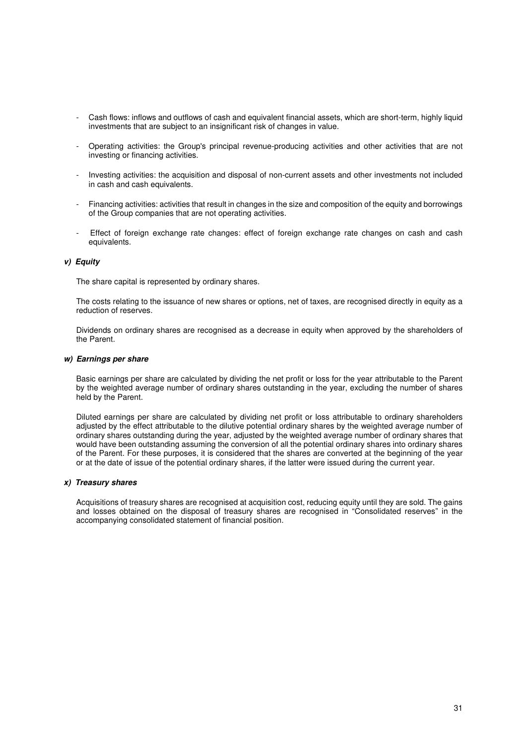- Cash flows: inflows and outflows of cash and equivalent financial assets, which are short-term, highly liquid investments that are subject to an insignificant risk of changes in value.

- Operating activities: the Group's principal revenue-producing activities and other activities that are not investing or financing activities.

- Investing activities: the acquisition and disposal of non-current assets and other investments not included in cash and cash equivalents.

- Financing activities: activities that result in changes in the size and composition of the equity and borrowings of the Group companies that are not operating activities.

- Effect of foreign exchange rate changes: effect of foreign exchange rate changes on cash and cash equivalents.

***v) Equity***

The share capital is represented by ordinary shares.

The costs relating to the issuance of new shares or options, net of taxes, are recognised directly in equity as a reduction of reserves.

Dividends on ordinary shares are recognised as a decrease in equity when approved by the shareholders of the Parent.

***w) Earnings per share***

Basic earnings per share are calculated by dividing the net profit or loss for the year attributable to the Parent by the weighted average number of ordinary shares outstanding in the year, excluding the number of shares held by the Parent.

Diluted earnings per share are calculated by dividing net profit or loss attributable to ordinary shareholders adjusted by the effect attributable to the dilutive potential ordinary shares by the weighted average number of ordinary shares outstanding during the year, adjusted by the weighted average number of ordinary shares that would have been outstanding assuming the conversion of all the potential ordinary shares into ordinary shares of the Parent. For these purposes, it is considered that the shares are converted at the beginning of the year or at the date of issue of the potential ordinary shares, if the latter were issued during the current year.

***x) Treasury shares***

Acquisitions of treasury shares are recognised at acquisition cost, reducing equity until they are sold. The gains and losses obtained on the disposal of treasury shares are recognised in "Consolidated reserves" in the accompanying consolidated statement of financial position.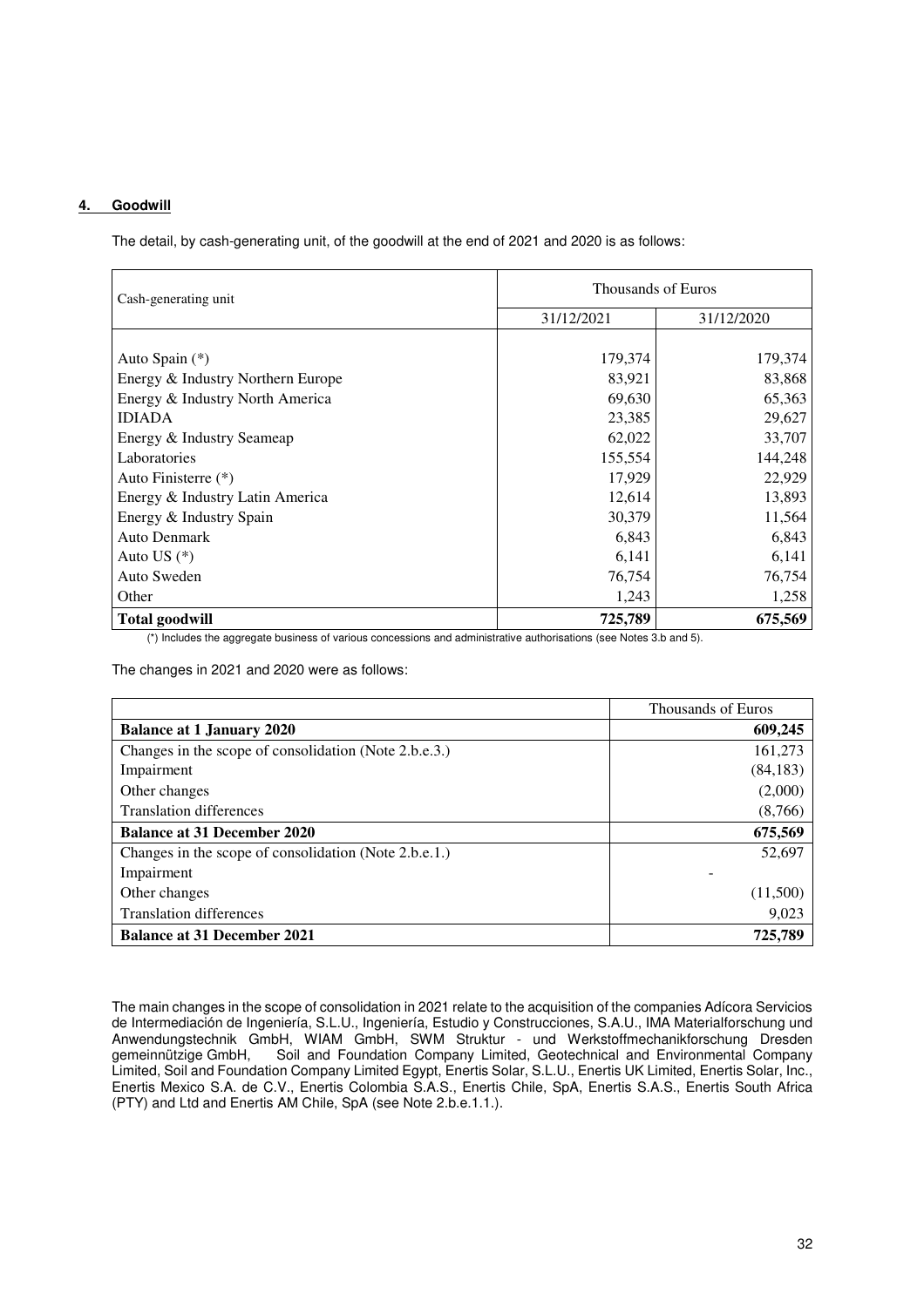## 4. Goodwill

The detail, by cash-generating unit, of the goodwill at the end of 2021 and 2020 is as follows:

| Cash-generating unit | Thousands of Euros | |
|---|---|---|
| | 31/12/2021 | 31/12/2020 |
| Auto Spain (*) | 179,374 | 179,374 |
| Energy & Industry Northern Europe | 83,921 | 83,868 |
| Energy & Industry North America | 69,630 | 65,363 |
| IDIADA | 23,385 | 29,627 |
| Energy & Industry Seameap | 62,022 | 33,707 |
| Laboratories | 155,554 | 144,248 |
| Auto Finisterre (*) | 17,929 | 22,929 |
| Energy & Industry Latin America | 12,614 | 13,893 |
| Energy & Industry Spain | 30,379 | 11,564 |
| Auto Denmark | 6,843 | 6,843 |
| Auto US (*) | 6,141 | 6,141 |
| Auto Sweden | 76,754 | 76,754 |
| Other | 1,243 | 1,258 |
| **Total goodwill** | **725,789** | **675,569** |

(*) Includes the aggregate business of various concessions and administrative authorisations (see Notes 3.b and 5).

The changes in 2021 and 2020 were as follows:

| | Thousands of Euros |
|---|---|
| **Balance at 1 January 2020** | **609,245** |
| Changes in the scope of consolidation (Note 2.b.e.3.) | 161,273 |
| Impairment | (84,183) |
| Other changes | (2,000) |
| Translation differences | (8,766) |
| **Balance at 31 December 2020** | **675,569** |
| Changes in the scope of consolidation (Note 2.b.e.1.) | 52,697 |
| Impairment | - |
| Other changes | (11,500) |
| Translation differences | 9,023 |
| **Balance at 31 December 2021** | **725,789** |

The main changes in the scope of consolidation in 2021 relate to the acquisition of the companies Adícora Servicios de Intermediación de Ingeniería, S.L.U., Ingeniería, Estudio y Construcciones, S.A.U., IMA Materialforschung und Anwendungstechnik GmbH, WIAM GmbH, SWM Struktur - und Werkstoffmechanikforschung Dresden gemeinnützige GmbH, Soil and Foundation Company Limited, Geotechnical and Environmental Company Limited, Soil and Foundation Company Limited Egypt, Enertis Solar, S.L.U., Enertis UK Limited, Enertis Solar, Inc., Enertis Mexico S.A. de C.V., Enertis Colombia S.A.S., Enertis Chile, SpA, Enertis S.A.S., Enertis South Africa (PTY) and Ltd and Enertis AM Chile, SpA (see Note 2.b.e.1.1.).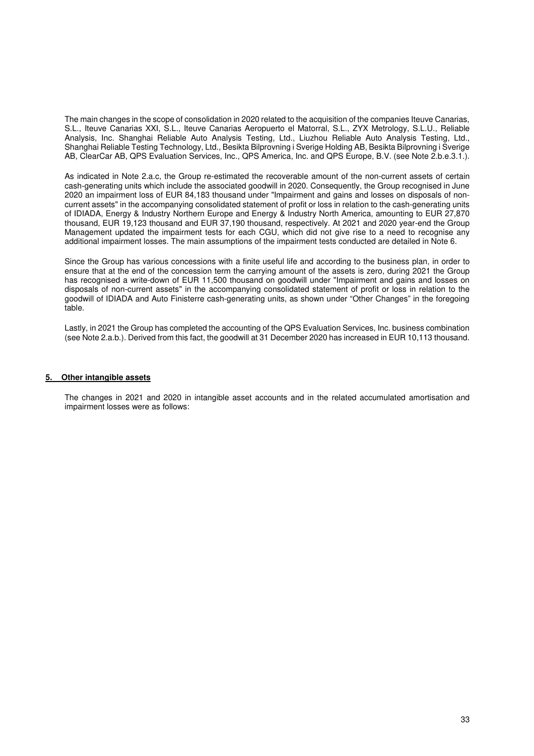The main changes in the scope of consolidation in 2020 related to the acquisition of the companies Iteuve Canarias, S.L., Iteuve Canarias XXI, S.L., Iteuve Canarias Aeropuerto el Matorral, S.L., ZYX Metrology, S.L.U., Reliable Analysis, Inc. Shanghai Reliable Auto Analysis Testing, Ltd., Liuzhou Reliable Auto Analysis Testing, Ltd., Shanghai Reliable Testing Technology, Ltd., Besikta Bilprovning i Sverige Holding AB, Besikta Bilprovning i Sverige AB, ClearCar AB, QPS Evaluation Services, Inc., QPS America, Inc. and QPS Europe, B.V. (see Note 2.b.e.3.1.).

As indicated in Note 2.a.c, the Group re-estimated the recoverable amount of the non-current assets of certain cash-generating units which include the associated goodwill in 2020. Consequently, the Group recognised in June 2020 an impairment loss of EUR 84,183 thousand under "Impairment and gains and losses on disposals of non-current assets" in the accompanying consolidated statement of profit or loss in relation to the cash-generating units of IDIADA, Energy & Industry Northern Europe and Energy & Industry North America, amounting to EUR 27,870 thousand, EUR 19,123 thousand and EUR 37,190 thousand, respectively. At 2021 and 2020 year-end the Group Management updated the impairment tests for each CGU, which did not give rise to a need to recognise any additional impairment losses. The main assumptions of the impairment tests conducted are detailed in Note 6.

Since the Group has various concessions with a finite useful life and according to the business plan, in order to ensure that at the end of the concession term the carrying amount of the assets is zero, during 2021 the Group has recognised a write-down of EUR 11,500 thousand on goodwill under "Impairment and gains and losses on disposals of non-current assets" in the accompanying consolidated statement of profit or loss in relation to the goodwill of IDIADA and Auto Finisterre cash-generating units, as shown under "Other Changes" in the foregoing table.

Lastly, in 2021 the Group has completed the accounting of the QPS Evaluation Services, Inc. business combination (see Note 2.a.b.). Derived from this fact, the goodwill at 31 December 2020 has increased in EUR 10,113 thousand.

## 5. Other intangible assets

The changes in 2021 and 2020 in intangible asset accounts and in the related accumulated amortisation and impairment losses were as follows: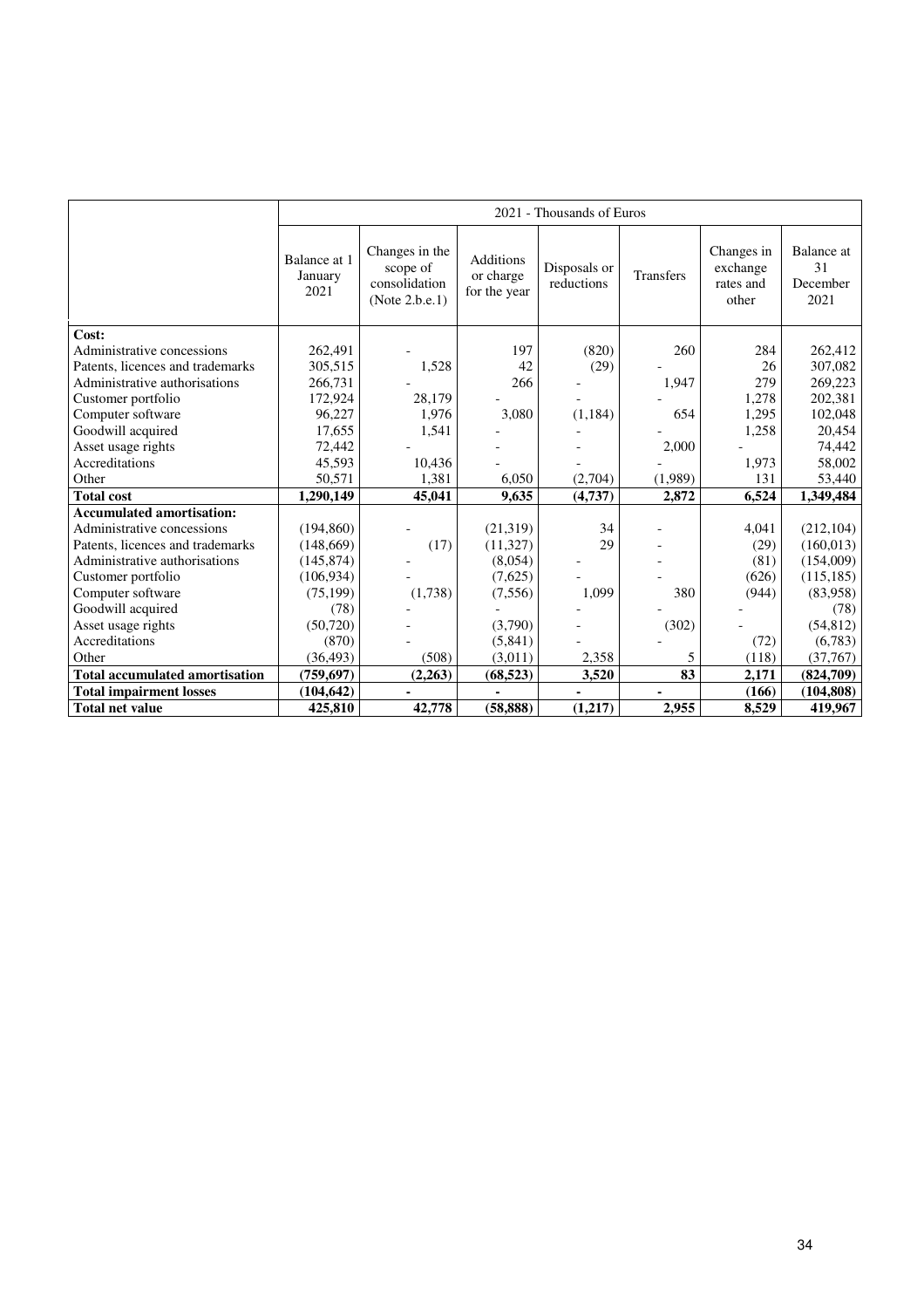| | 2021 - Thousands of Euros | | | | | | |
|---|---|---|---|---|---|---|---|
| | Balance at 1 January 2021 | Changes in the scope of consolidation (Note 2.b.e.1) | Additions or charge for the year | Disposals or reductions | Transfers | Changes in exchange rates and other | Balance at 31 December 2021 |
| **Cost:** | | | | | | | |
| Administrative concessions | 262,491 | - | 197 | (820) | 260 | 284 | 262,412 |
| Patents, licences and trademarks | 305,515 | 1,528 | 42 | (29) | - | 26 | 307,082 |
| Administrative authorisations | 266,731 | - | 266 | - | 1,947 | 279 | 269,223 |
| Customer portfolio | 172,924 | 28,179 | - | - | - | 1,278 | 202,381 |
| Computer software | 96,227 | 1,976 | 3,080 | (1,184) | 654 | 1,295 | 102,048 |
| Goodwill acquired | 17,655 | 1,541 | - | - | - | 1,258 | 20,454 |
| Asset usage rights | 72,442 | - | - | - | 2,000 | - | 74,442 |
| Accreditations | 45,593 | 10,436 | - | - | - | 1,973 | 58,002 |
| Other | 50,571 | 1,381 | 6,050 | (2,704) | (1,989) | 131 | 53,440 |
| **Total cost** | **1,290,149** | **45,041** | **9,635** | **(4,737)** | **2,872** | **6,524** | **1,349,484** |
| **Accumulated amortisation:** | | | | | | | |
| Administrative concessions | (194,860) | - | (21,319) | 34 | - | 4,041 | (212,104) |
| Patents, licences and trademarks | (148,669) | (17) | (11,327) | 29 | - | (29) | (160,013) |
| Administrative authorisations | (145,874) | - | (8,054) | - | - | (81) | (154,009) |
| Customer portfolio | (106,934) | - | (7,625) | - | - | (626) | (115,185) |
| Computer software | (75,199) | (1,738) | (7,556) | 1,099 | 380 | (944) | (83,958) |
| Goodwill acquired | (78) | - | - | - | - | - | (78) |
| Asset usage rights | (50,720) | - | (3,790) | - | (302) | - | (54,812) |
| Accreditations | (870) | - | (5,841) | - | - | (72) | (6,783) |
| Other | (36,493) | (508) | (3,011) | 2,358 | 5 | (118) | (37,767) |
| **Total accumulated amortisation** | **(759,697)** | **(2,263)** | **(68,523)** | **3,520** | **83** | **2,171** | **(824,709)** |
| **Total impairment losses** | **(104,642)** | **-** | **-** | **-** | **-** | **(166)** | **(104,808)** |
| **Total net value** | **425,810** | **42,778** | **(58,888)** | **(1,217)** | **2,955** | **8,529** | **419,967** |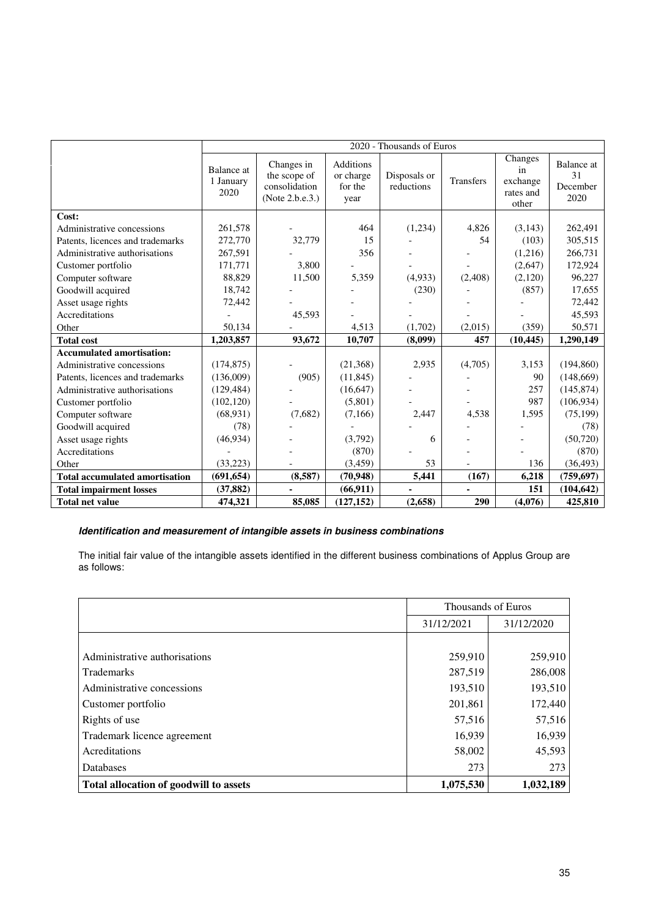| | 2020 - Thousands of Euros | | | | | | |
|---|---|---|---|---|---|---|---|
| | Balance at 1 January 2020 | Changes in the scope of consolidation (Note 2.b.e.3.) | Additions or charge for the year | Disposals or reductions | Transfers | Changes in exchange rates and other | Balance at 31 December 2020 |
| **Cost:** | | | | | | | |
| Administrative concessions | 261,578 | - | 464 | (1,234) | 4,826 | (3,143) | 262,491 |
| Patents, licences and trademarks | 272,770 | 32,779 | 15 | - | 54 | (103) | 305,515 |
| Administrative authorisations | 267,591 | - | 356 | - | - | (1,216) | 266,731 |
| Customer portfolio | 171,771 | 3,800 | - | - | - | (2,647) | 172,924 |
| Computer software | 88,829 | 11,500 | 5,359 | (4,933) | (2,408) | (2,120) | 96,227 |
| Goodwill acquired | 18,742 | - | - | (230) | - | (857) | 17,655 |
| Asset usage rights | 72,442 | - | - | - | - | - | 72,442 |
| Accreditations | - | 45,593 | - | - | - | - | 45,593 |
| Other | 50,134 | - | 4,513 | (1,702) | (2,015) | (359) | 50,571 |
| **Total cost** | **1,203,857** | **93,672** | **10,707** | **(8,099)** | **457** | **(10,445)** | **1,290,149** |
| **Accumulated amortisation:** | | | | | | | |
| Administrative concessions | (174,875) | - | (21,368) | 2,935 | (4,705) | 3,153 | (194,860) |
| Patents, licences and trademarks | (136,009) | (905) | (11,845) | - | - | 90 | (148,669) |
| Administrative authorisations | (129,484) | - | (16,647) | - | - | 257 | (145,874) |
| Customer portfolio | (102,120) | - | (5,801) | - | - | 987 | (106,934) |
| Computer software | (68,931) | (7,682) | (7,166) | 2,447 | 4,538 | 1,595 | (75,199) |
| Goodwill acquired | (78) | - | - | - | - | - | (78) |
| Asset usage rights | (46,934) | - | (3,792) | 6 | - | - | (50,720) |
| Accreditations | - | - | (870) | - | - | - | (870) |
| Other | (33,223) | - | (3,459) | 53 | - | 136 | (36,493) |
| **Total accumulated amortisation** | **(691,654)** | **(8,587)** | **(70,948)** | **5,441** | **(167)** | **6,218** | **(759,697)** |
| **Total impairment losses** | **(37,882)** | **-** | **(66,911)** | **-** | **-** | **151** | **(104,642)** |
| **Total net value** | **474,321** | **85,085** | **(127,152)** | **(2,658)** | **290** | **(4,076)** | **425,810** |

***Identification and measurement of intangible assets in business combinations***

The initial fair value of the intangible assets identified in the different business combinations of Applus Group are as follows:

| | Thousands of Euros | |
|---|---|---|
| | 31/12/2021 | 31/12/2020 |
| Administrative authorisations | 259,910 | 259,910 |
| Trademarks | 287,519 | 286,008 |
| Administrative concessions | 193,510 | 193,510 |
| Customer portfolio | 201,861 | 172,440 |
| Rights of use | 57,516 | 57,516 |
| Trademark licence agreement | 16,939 | 16,939 |
| Acreditations | 58,002 | 45,593 |
| Databases | 273 | 273 |
| **Total allocation of goodwill to assets** | **1,075,530** | **1,032,189** |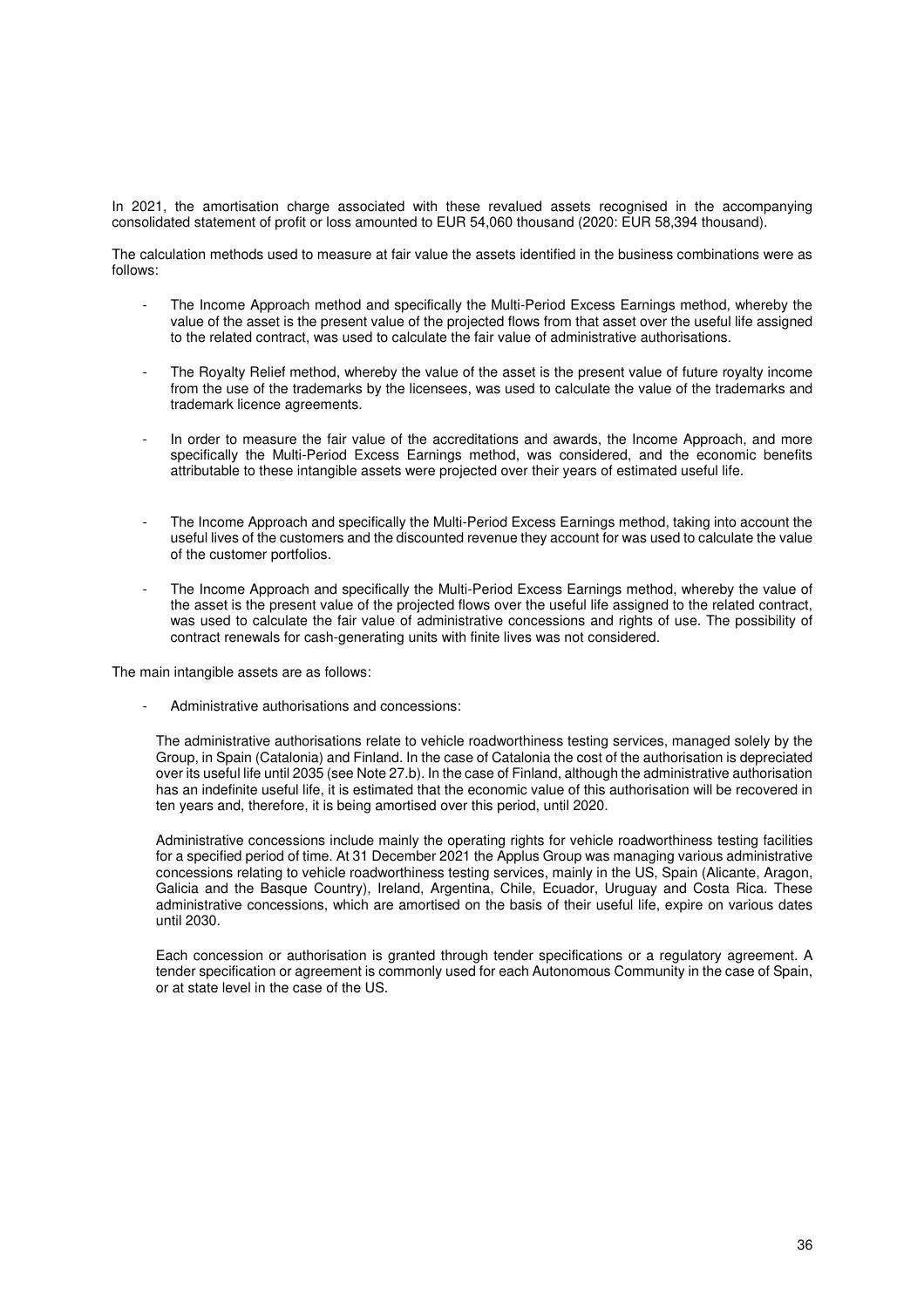In 2021, the amortisation charge associated with these revalued assets recognised in the accompanying consolidated statement of profit or loss amounted to EUR 54,060 thousand (2020: EUR 58,394 thousand).

The calculation methods used to measure at fair value the assets identified in the business combinations were as follows:

- The Income Approach method and specifically the Multi-Period Excess Earnings method, whereby the value of the asset is the present value of the projected flows from that asset over the useful life assigned to the related contract, was used to calculate the fair value of administrative authorisations.

- The Royalty Relief method, whereby the value of the asset is the present value of future royalty income from the use of the trademarks by the licensees, was used to calculate the value of the trademarks and trademark licence agreements.

- In order to measure the fair value of the accreditations and awards, the Income Approach, and more specifically the Multi-Period Excess Earnings method, was considered, and the economic benefits attributable to these intangible assets were projected over their years of estimated useful life.

- The Income Approach and specifically the Multi-Period Excess Earnings method, taking into account the useful lives of the customers and the discounted revenue they account for was used to calculate the value of the customer portfolios.

- The Income Approach and specifically the Multi-Period Excess Earnings method, whereby the value of the asset is the present value of the projected flows over the useful life assigned to the related contract, was used to calculate the fair value of administrative concessions and rights of use. The possibility of contract renewals for cash-generating units with finite lives was not considered.

The main intangible assets are as follows:

- Administrative authorisations and concessions:

  The administrative authorisations relate to vehicle roadworthiness testing services, managed solely by the Group, in Spain (Catalonia) and Finland. In the case of Catalonia the cost of the authorisation is depreciated over its useful life until 2035 (see Note 27.b). In the case of Finland, although the administrative authorisation has an indefinite useful life, it is estimated that the economic value of this authorisation will be recovered in ten years and, therefore, it is being amortised over this period, until 2020.

  Administrative concessions include mainly the operating rights for vehicle roadworthiness testing facilities for a specified period of time. At 31 December 2021 the Applus Group was managing various administrative concessions relating to vehicle roadworthiness testing services, mainly in the US, Spain (Alicante, Aragon, Galicia and the Basque Country), Ireland, Argentina, Chile, Ecuador, Uruguay and Costa Rica. These administrative concessions, which are amortised on the basis of their useful life, expire on various dates until 2030.

  Each concession or authorisation is granted through tender specifications or a regulatory agreement. A tender specification or agreement is commonly used for each Autonomous Community in the case of Spain, or at state level in the case of the US.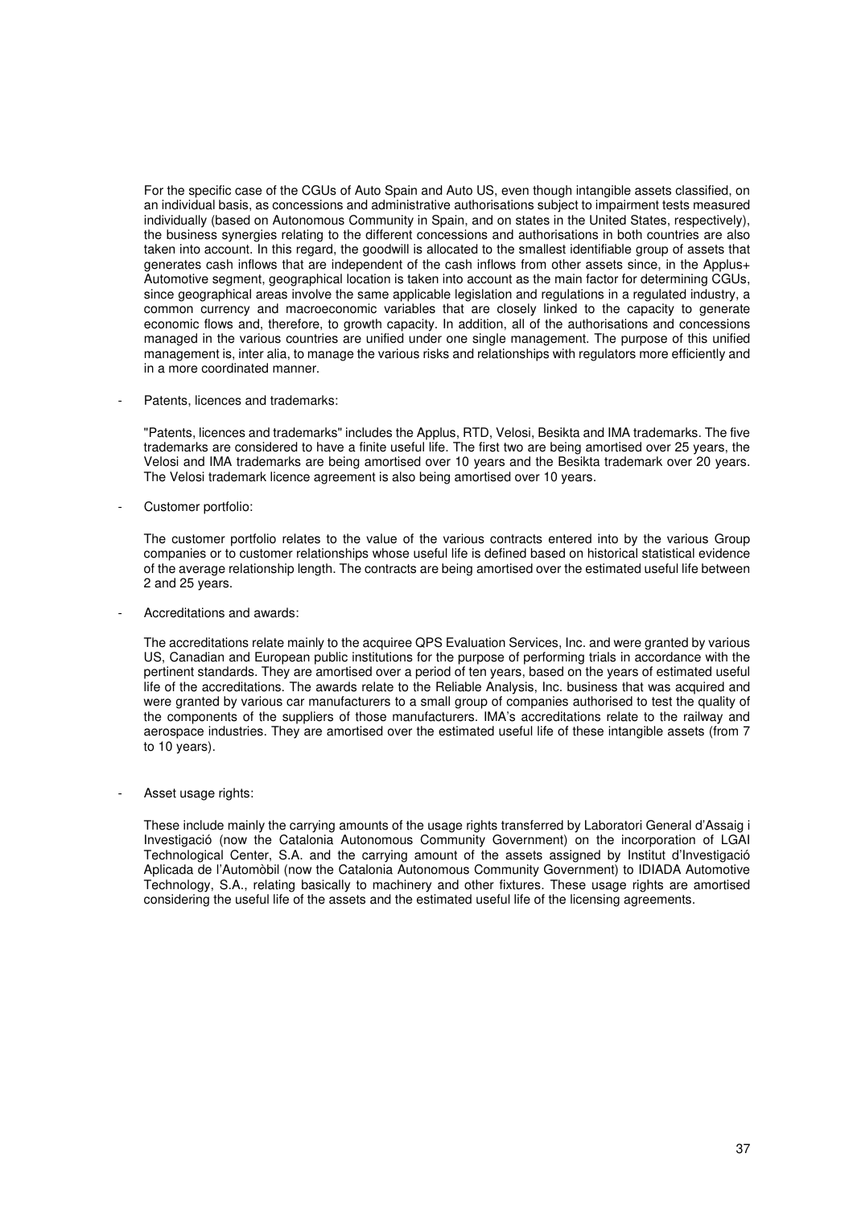For the specific case of the CGUs of Auto Spain and Auto US, even though intangible assets classified, on an individual basis, as concessions and administrative authorisations subject to impairment tests measured individually (based on Autonomous Community in Spain, and on states in the United States, respectively), the business synergies relating to the different concessions and authorisations in both countries are also taken into account. In this regard, the goodwill is allocated to the smallest identifiable group of assets that generates cash inflows that are independent of the cash inflows from other assets since, in the Applus+ Automotive segment, geographical location is taken into account as the main factor for determining CGUs, since geographical areas involve the same applicable legislation and regulations in a regulated industry, a common currency and macroeconomic variables that are closely linked to the capacity to generate economic flows and, therefore, to growth capacity. In addition, all of the authorisations and concessions managed in the various countries are unified under one single management. The purpose of this unified management is, inter alia, to manage the various risks and relationships with regulators more efficiently and in a more coordinated manner.

- Patents, licences and trademarks:

  "Patents, licences and trademarks" includes the Applus, RTD, Velosi, Besikta and IMA trademarks. The five trademarks are considered to have a finite useful life. The first two are being amortised over 25 years, the Velosi and IMA trademarks are being amortised over 10 years and the Besikta trademark over 20 years. The Velosi trademark licence agreement is also being amortised over 10 years.

- Customer portfolio:

  The customer portfolio relates to the value of the various contracts entered into by the various Group companies or to customer relationships whose useful life is defined based on historical statistical evidence of the average relationship length. The contracts are being amortised over the estimated useful life between 2 and 25 years.

- Accreditations and awards:

  The accreditations relate mainly to the acquiree QPS Evaluation Services, Inc. and were granted by various US, Canadian and European public institutions for the purpose of performing trials in accordance with the pertinent standards. They are amortised over a period of ten years, based on the years of estimated useful life of the accreditations. The awards relate to the Reliable Analysis, Inc. business that was acquired and were granted by various car manufacturers to a small group of companies authorised to test the quality of the components of the suppliers of those manufacturers. IMA's accreditations relate to the railway and aerospace industries. They are amortised over the estimated useful life of these intangible assets (from 7 to 10 years).

- Asset usage rights:

  These include mainly the carrying amounts of the usage rights transferred by Laboratori General d'Assaig i Investigació (now the Catalonia Autonomous Community Government) on the incorporation of LGAI Technological Center, S.A. and the carrying amount of the assets assigned by Institut d'Investigació Aplicada de l'Automòbil (now the Catalonia Autonomous Community Government) to IDIADA Automotive Technology, S.A., relating basically to machinery and other fixtures. These usage rights are amortised considering the useful life of the assets and the estimated useful life of the licensing agreements.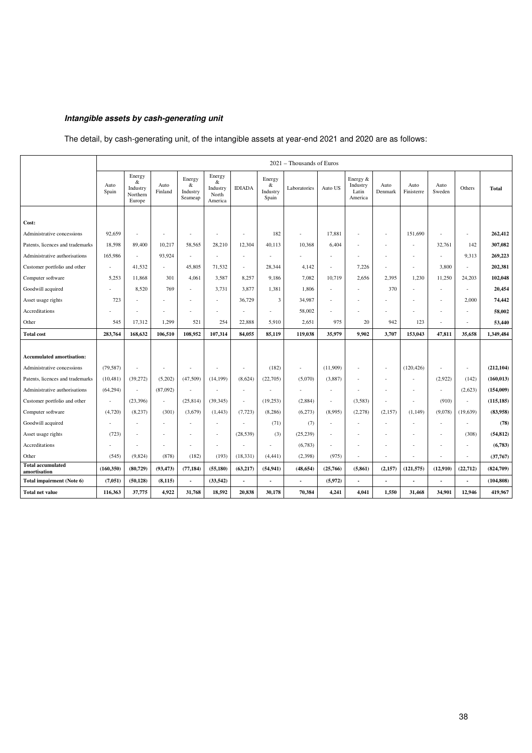***Intangible assets by cash-generating unit***

The detail, by cash-generating unit, of the intangible assets at year-end 2021 and 2020 are as follows:

| | 2021 – Thousands of Euros | | | | | | | | | | | | | | |
|---|---|---|---|---|---|---|---|---|---|---|---|---|---|---|---|
| | Auto Spain | Energy & Industry Northern Europe | Auto Finland | Energy & Industry Seameap | Energy & Industry North America | IDIADA | Energy & Industry Spain | Laboratories | Auto US | Energy & Industry Latin America | Auto Denmark | Auto Finisterre | Auto Sweden | Others | **Total** |
| **Cost:** | | | | | | | | | | | | | | | |
| Administrative concessions | 92,659 | - | - | - | - | - | 182 | - | 17,881 | - | - | 151,690 | - | - | **262,412** |
| Patents, licences and trademarks | 18,598 | 89,400 | 10,217 | 58,565 | 28,210 | 12,304 | 40,113 | 10,368 | 6,404 | - | - | - | 32,761 | 142 | **307,082** |
| Administrative authorisations | 165,986 | - | 93,924 | - | - | - | - | - | - | - | - | - | - | 9,313 | **269,223** |
| Customer portfolio and other | - | 41,532 | - | 45,805 | 71,532 | - | 28,344 | 4,142 | - | 7,226 | - | - | 3,800 | - | **202,381** |
| Computer software | 5,253 | 11,868 | 301 | 4,061 | 3,587 | 8,257 | 9,186 | 7,082 | 10,719 | 2,656 | 2,395 | 1,230 | 11,250 | 24,203 | **102,048** |
| Goodwill acquired | - | 8,520 | 769 | - | 3,731 | 3,877 | 1,381 | 1,806 | - | - | 370 | - | - | - | **20,454** |
| Asset usage rights | 723 | - | - | - | - | 36,729 | 3 | 34,987 | - | - | - | - | - | 2,000 | **74,442** |
| Accreditations | - | - | - | - | - | - | - | 58,002 | - | - | - | - | - | - | **58,002** |
| Other | 545 | 17,312 | 1,299 | 521 | 254 | 22,888 | 5,910 | 2,651 | 975 | 20 | 942 | 123 | - | - | **53,440** |
| **Total cost** | **283,764** | **168,632** | **106,510** | **108,952** | **107,314** | **84,055** | **85,119** | **119,038** | **35,979** | **9,902** | **3,707** | **153,043** | **47,811** | **35,658** | **1,349,484** |
| **Accumulated amortisation:** | | | | | | | | | | | | | | | |
| Administrative concessions | (79,587) | - | - | - | - | - | (182) | - | (11,909) | - | - | (120,426) | - | - | **(212,104)** |
| Patents, licences and trademarks | (10,481) | (39,272) | (5,202) | (47,509) | (14,199) | (8,624) | (22,705) | (5,070) | (3,887) | - | - | - | (2,922) | (142) | **(160,013)** |
| Administrative authorisations | (64,294) | - | (87,092) | - | - | - | - | - | - | - | - | - | - | (2,623) | **(154,009)** |
| Customer portfolio and other | - | (23,396) | - | (25,814) | (39,345) | - | (19,253) | (2,884) | - | (3,583) | - | - | (910) | - | **(115,185)** |
| Computer software | (4,720) | (8,237) | (301) | (3,679) | (1,443) | (7,723) | (8,286) | (6,273) | (8,995) | (2,278) | (2,157) | (1,149) | (9,078) | (19,639) | **(83,958)** |
| Goodwill acquired | - | - | - | - | - | - | (71) | (7) | - | - | - | - | - | - | **(78)** |
| Asset usage rights | (723) | - | - | - | - | (28,539) | (3) | (25,239) | - | - | - | - | - | (308) | **(54,812)** |
| Accreditations | - | - | - | - | - | - | - | (6,783) | - | - | - | - | - | - | **(6,783)** |
| Other | (545) | (9,824) | (878) | (182) | (193) | (18,331) | (4,441) | (2,398) | (975) | - | - | - | - | - | **(37,767)** |
| **Total accumulated amortisation** | **(160,350)** | **(80,729)** | **(93,473)** | **(77,184)** | **(55,180)** | **(63,217)** | **(54,941)** | **(48,654)** | **(25,766)** | **(5,861)** | **(2,157)** | **(121,575)** | **(12,910)** | **(22,712)** | **(824,709)** |
| **Total impairment (Note 6)** | **(7,051)** | **(50,128)** | **(8,115)** | **-** | **(33,542)** | **-** | **-** | **-** | **(5,972)** | **-** | **-** | **-** | **-** | **-** | **(104,808)** |
| **Total net value** | **116,363** | **37,775** | **4,922** | **31,768** | **18,592** | **20,838** | **30,178** | **70,384** | **4,241** | **4,041** | **1,550** | **31,468** | **34,901** | **12,946** | **419,967** |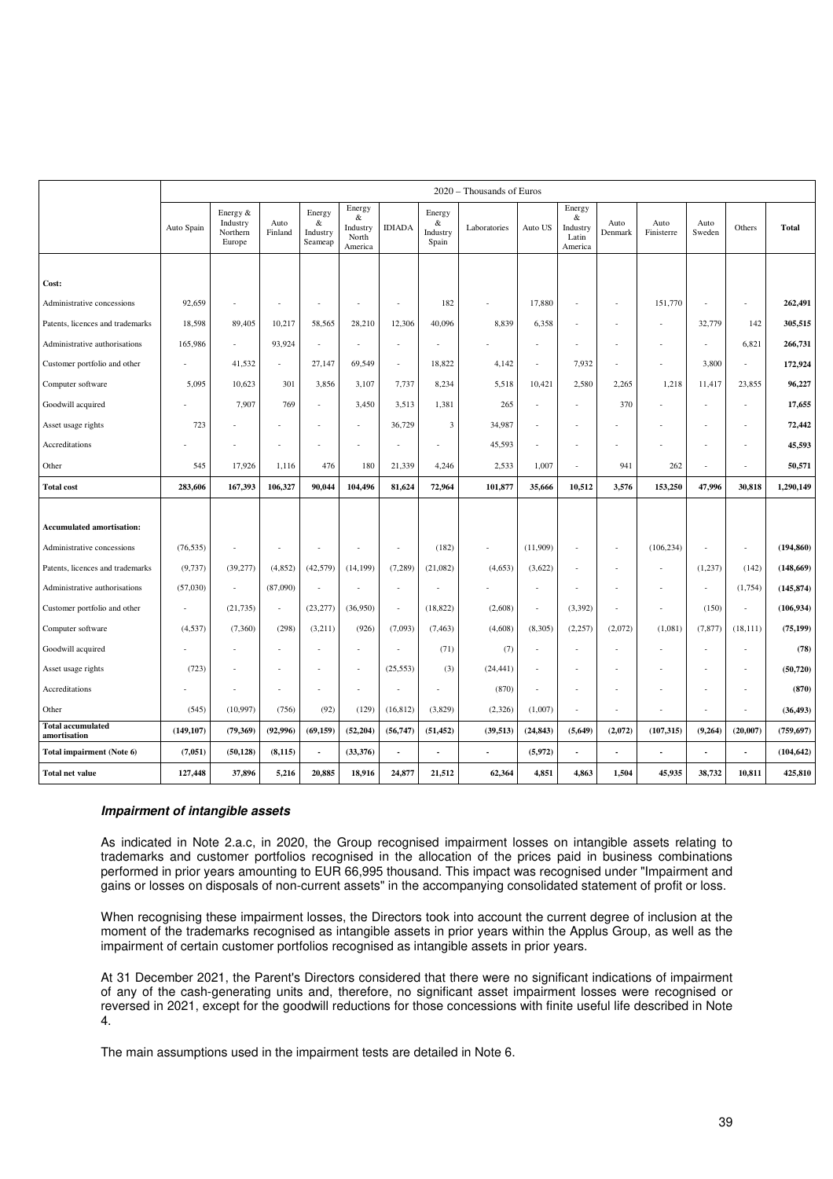| | 2020 – Thousands of Euros | | | | | | | | | | | | | | |
|---|---|---|---|---|---|---|---|---|---|---|---|---|---|---|---|
| | Auto Spain | Energy & Industry Northern Europe | Auto Finland | Energy & Industry Seameap | Energy & Industry North America | IDIADA | Energy & Industry Spain | Laboratories | Auto US | Energy & Industry Latin America | Auto Denmark | Auto Finisterre | Auto Sweden | Others | **Total** |
| **Cost:** | | | | | | | | | | | | | | | |
| Administrative concessions | 92,659 | - | - | - | - | - | 182 | - | 17,880 | - | - | 151,770 | - | - | **262,491** |
| Patents, licences and trademarks | 18,598 | 89,405 | 10,217 | 58,565 | 28,210 | 12,306 | 40,096 | 8,839 | 6,358 | - | - | - | 32,779 | 142 | **305,515** |
| Administrative authorisations | 165,986 | - | 93,924 | - | - | - | - | - | - | - | - | - | - | 6,821 | **266,731** |
| Customer portfolio and other | - | 41,532 | - | 27,147 | 69,549 | - | 18,822 | 4,142 | - | 7,932 | - | - | 3,800 | - | **172,924** |
| Computer software | 5,095 | 10,623 | 301 | 3,856 | 3,107 | 7,737 | 8,234 | 5,518 | 10,421 | 2,580 | 2,265 | 1,218 | 11,417 | 23,855 | **96,227** |
| Goodwill acquired | - | 7,907 | 769 | - | 3,450 | 3,513 | 1,381 | 265 | - | - | 370 | - | - | - | **17,655** |
| Asset usage rights | 723 | - | - | - | - | 36,729 | 3 | 34,987 | - | - | - | - | - | - | **72,442** |
| Accreditations | - | - | - | - | - | - | - | 45,593 | - | - | - | - | - | - | **45,593** |
| Other | 545 | 17,926 | 1,116 | 476 | 180 | 21,339 | 4,246 | 2,533 | 1,007 | - | 941 | 262 | - | - | **50,571** |
| **Total cost** | **283,606** | **167,393** | **106,327** | **90,044** | **104,496** | **81,624** | **72,964** | **101,877** | **35,666** | **10,512** | **3,576** | **153,250** | **47,996** | **30,818** | **1,290,149** |
| **Accumulated amortisation:** | | | | | | | | | | | | | | | |
| Administrative concessions | (76,535) | - | - | - | - | - | (182) | - | (11,909) | - | - | (106,234) | - | - | **(194,860)** |
| Patents, licences and trademarks | (9,737) | (39,277) | (4,852) | (42,579) | (14,199) | (7,289) | (21,082) | (4,653) | (3,622) | - | - | - | (1,237) | (142) | **(148,669)** |
| Administrative authorisations | (57,030) | - | (87,090) | - | - | - | - | - | - | - | - | - | - | (1,754) | **(145,874)** |
| Customer portfolio and other | - | (21,735) | - | (23,277) | (36,950) | - | (18,822) | (2,608) | - | (3,392) | - | - | (150) | - | **(106,934)** |
| Computer software | (4,537) | (7,360) | (298) | (3,211) | (926) | (7,093) | (7,463) | (4,608) | (8,305) | (2,257) | (2,072) | (1,081) | (7,877) | (18,111) | **(75,199)** |
| Goodwill acquired | - | - | - | - | - | - | (71) | (7) | - | - | - | - | - | - | **(78)** |
| Asset usage rights | (723) | - | - | - | - | (25,553) | (3) | (24,441) | - | - | - | - | - | - | **(50,720)** |
| Accreditations | - | - | - | - | - | - | - | (870) | - | - | - | - | - | - | **(870)** |
| Other | (545) | (10,997) | (756) | (92) | (129) | (16,812) | (3,829) | (2,326) | (1,007) | - | - | - | - | - | **(36,493)** |
| **Total accumulated amortisation** | **(149,107)** | **(79,369)** | **(92,996)** | **(69,159)** | **(52,204)** | **(56,747)** | **(51,452)** | **(39,513)** | **(24,843)** | **(5,649)** | **(2,072)** | **(107,315)** | **(9,264)** | **(20,007)** | **(759,697)** |
| **Total impairment (Note 6)** | **(7,051)** | **(50,128)** | **(8,115)** | **-** | **(33,376)** | **-** | **-** | **-** | **(5,972)** | **-** | **-** | **-** | **-** | **-** | **(104,642)** |
| **Total net value** | **127,448** | **37,896** | **5,216** | **20,885** | **18,916** | **24,877** | **21,512** | **62,364** | **4,851** | **4,863** | **1,504** | **45,935** | **38,732** | **10,811** | **425,810** |

***Impairment of intangible assets***

As indicated in Note 2.a.c, in 2020, the Group recognised impairment losses on intangible assets relating to trademarks and customer portfolios recognised in the allocation of the prices paid in business combinations performed in prior years amounting to EUR 66,995 thousand. This impact was recognised under "Impairment and gains or losses on disposals of non-current assets" in the accompanying consolidated statement of profit or loss.

When recognising these impairment losses, the Directors took into account the current degree of inclusion at the moment of the trademarks recognised as intangible assets in prior years within the Applus Group, as well as the impairment of certain customer portfolios recognised as intangible assets in prior years.

At 31 December 2021, the Parent's Directors considered that there were no significant indications of impairment of any of the cash-generating units and, therefore, no significant asset impairment losses were recognised or reversed in 2021, except for the goodwill reductions for those concessions with finite useful life described in Note 4.

The main assumptions used in the impairment tests are detailed in Note 6.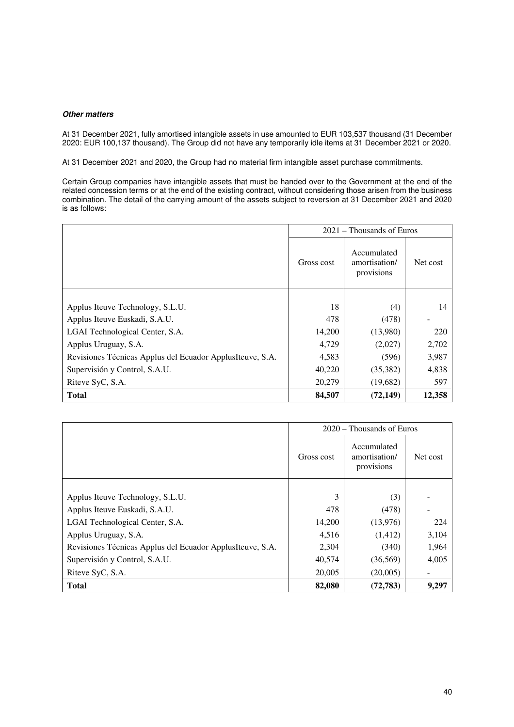***Other matters***

At 31 December 2021, fully amortised intangible assets in use amounted to EUR 103,537 thousand (31 December 2020: EUR 100,137 thousand). The Group did not have any temporarily idle items at 31 December 2021 or 2020.

At 31 December 2021 and 2020, the Group had no material firm intangible asset purchase commitments.

Certain Group companies have intangible assets that must be handed over to the Government at the end of the related concession terms or at the end of the existing contract, without considering those arisen from the business combination. The detail of the carrying amount of the assets subject to reversion at 31 December 2021 and 2020 is as follows:

| | 2021 – Thousands of Euros | | |
|---|---|---|---|
| | Gross cost | Accumulated amortisation/ provisions | Net cost |
| Applus Iteuve Technology, S.L.U. | 18 | (4) | 14 |
| Applus Iteuve Euskadi, S.A.U. | 478 | (478) | - |
| LGAI Technological Center, S.A. | 14,200 | (13,980) | 220 |
| Applus Uruguay, S.A. | 4,729 | (2,027) | 2,702 |
| Revisiones Técnicas Applus del Ecuador ApplusIteuve, S.A. | 4,583 | (596) | 3,987 |
| Supervisión y Control, S.A.U. | 40,220 | (35,382) | 4,838 |
| Riteve SyC, S.A. | 20,279 | (19,682) | 597 |
| **Total** | **84,507** | **(72,149)** | **12,358** |

| | 2020 – Thousands of Euros | | |
|---|---|---|---|
| | Gross cost | Accumulated amortisation/ provisions | Net cost |
| Applus Iteuve Technology, S.L.U. | 3 | (3) | - |
| Applus Iteuve Euskadi, S.A.U. | 478 | (478) | - |
| LGAI Technological Center, S.A. | 14,200 | (13,976) | 224 |
| Applus Uruguay, S.A. | 4,516 | (1,412) | 3,104 |
| Revisiones Técnicas Applus del Ecuador ApplusIteuve, S.A. | 2,304 | (340) | 1,964 |
| Supervisión y Control, S.A.U. | 40,574 | (36,569) | 4,005 |
| Riteve SyC, S.A. | 20,005 | (20,005) | - |
| **Total** | **82,080** | **(72,783)** | **9,297** |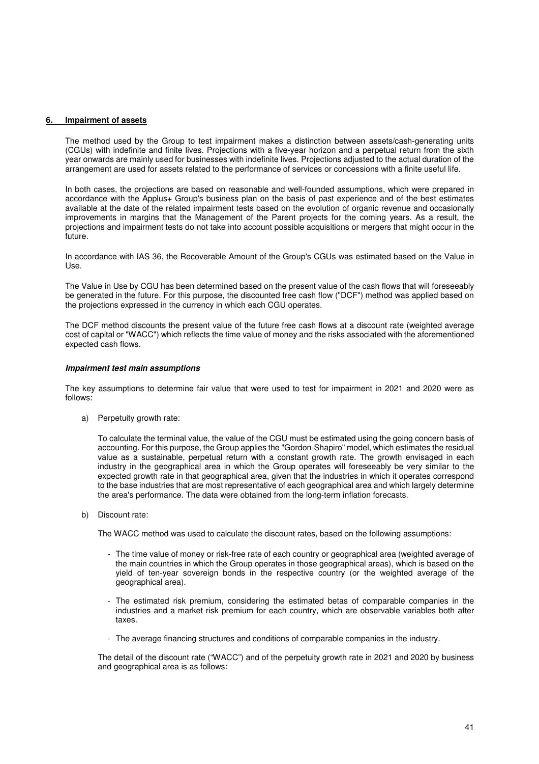## 6. Impairment of assets

The method used by the Group to test impairment makes a distinction between assets/cash-generating units (CGUs) with indefinite and finite lives. Projections with a five-year horizon and a perpetual return from the sixth year onwards are mainly used for businesses with indefinite lives. Projections adjusted to the actual duration of the arrangement are used for assets related to the performance of services or concessions with a finite useful life.

In both cases, the projections are based on reasonable and well-founded assumptions, which were prepared in accordance with the Applus+ Group's business plan on the basis of past experience and of the best estimates available at the date of the related impairment tests based on the evolution of organic revenue and occasionally improvements in margins that the Management of the Parent projects for the coming years. As a result, the projections and impairment tests do not take into account possible acquisitions or mergers that might occur in the future.

In accordance with IAS 36, the Recoverable Amount of the Group's CGUs was estimated based on the Value in Use.

The Value in Use by CGU has been determined based on the present value of the cash flows that will foreseeably be generated in the future. For this purpose, the discounted free cash flow ("DCF") method was applied based on the projections expressed in the currency in which each CGU operates.

The DCF method discounts the present value of the future free cash flows at a discount rate (weighted average cost of capital or "WACC") which reflects the time value of money and the risks associated with the aforementioned expected cash flows.

***Impairment test main assumptions***

The key assumptions to determine fair value that were used to test for impairment in 2021 and 2020 were as follows:

a) Perpetuity growth rate:

   To calculate the terminal value, the value of the CGU must be estimated using the going concern basis of accounting. For this purpose, the Group applies the "Gordon-Shapiro" model, which estimates the residual value as a sustainable, perpetual return with a constant growth rate. The growth envisaged in each industry in the geographical area in which the Group operates will foreseeably be very similar to the expected growth rate in that geographical area, given that the industries in which it operates correspond to the base industries that are most representative of each geographical area and which largely determine the area's performance. The data were obtained from the long-term inflation forecasts.

b) Discount rate:

   The WACC method was used to calculate the discount rates, based on the following assumptions:

   - The time value of money or risk-free rate of each country or geographical area (weighted average of the main countries in which the Group operates in those geographical areas), which is based on the yield of ten-year sovereign bonds in the respective country (or the weighted average of the geographical area).

   - The estimated risk premium, considering the estimated betas of comparable companies in the industries and a market risk premium for each country, which are observable variables both after taxes.

   - The average financing structures and conditions of comparable companies in the industry.

   The detail of the discount rate ("WACC") and of the perpetuity growth rate in 2021 and 2020 by business and geographical area is as follows: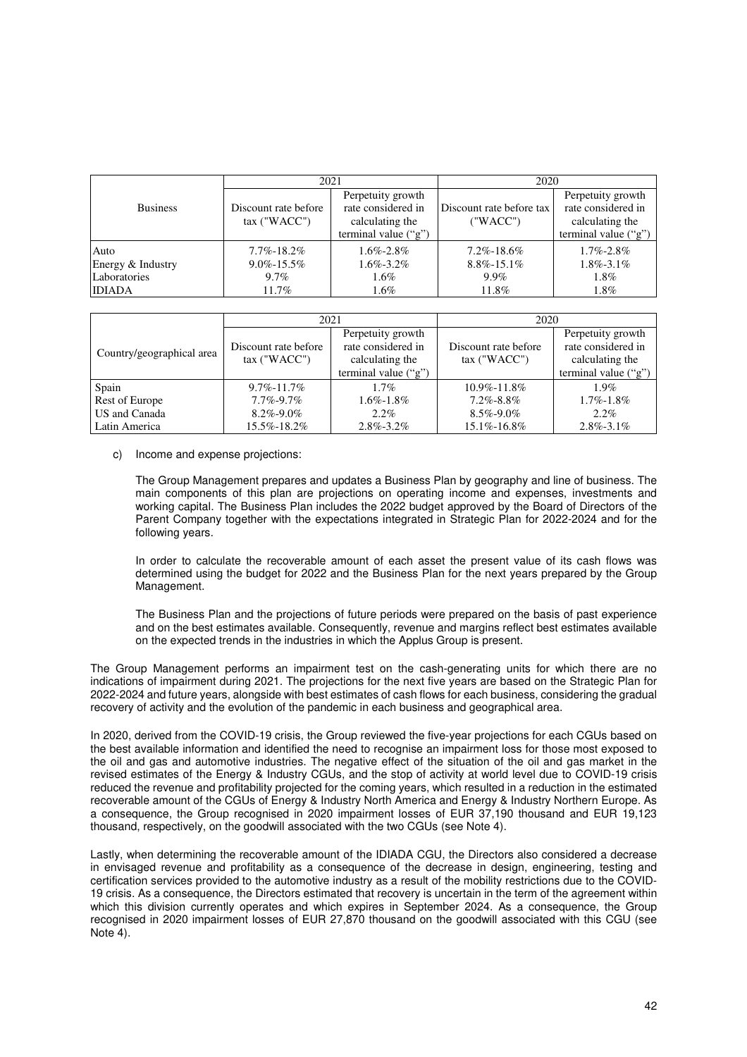| Business | 2021 | | 2020 | |
|---|---|---|---|---|
| | Discount rate before tax ("WACC") | Perpetuity growth rate considered in calculating the terminal value ("g") | Discount rate before tax ("WACC") | Perpetuity growth rate considered in calculating the terminal value ("g") |
| Auto | 7.7%-18.2% | 1.6%-2.8% | 7.2%-18.6% | 1.7%-2.8% |
| Energy & Industry | 9.0%-15.5% | 1.6%-3.2% | 8.8%-15.1% | 1.8%-3.1% |
| Laboratories | 9.7% | 1.6% | 9.9% | 1.8% |
| IDIADA | 11.7% | 1.6% | 11.8% | 1.8% |

| Country/geographical area | 2021 | | 2020 | |
|---|---|---|---|---|
| | Discount rate before tax ("WACC") | Perpetuity growth rate considered in calculating the terminal value ("g") | Discount rate before tax ("WACC") | Perpetuity growth rate considered in calculating the terminal value ("g") |
| Spain | 9.7%-11.7% | 1.7% | 10.9%-11.8% | 1.9% |
| Rest of Europe | 7.7%-9.7% | 1.6%-1.8% | 7.2%-8.8% | 1.7%-1.8% |
| US and Canada | 8.2%-9.0% | 2.2% | 8.5%-9.0% | 2.2% |
| Latin America | 15.5%-18.2% | 2.8%-3.2% | 15.1%-16.8% | 2.8%-3.1% |

c) Income and expense projections:

The Group Management prepares and updates a Business Plan by geography and line of business. The main components of this plan are projections on operating income and expenses, investments and working capital. The Business Plan includes the 2022 budget approved by the Board of Directors of the Parent Company together with the expectations integrated in Strategic Plan for 2022-2024 and for the following years.

In order to calculate the recoverable amount of each asset the present value of its cash flows was determined using the budget for 2022 and the Business Plan for the next years prepared by the Group Management.

The Business Plan and the projections of future periods were prepared on the basis of past experience and on the best estimates available. Consequently, revenue and margins reflect best estimates available on the expected trends in the industries in which the Applus Group is present.

The Group Management performs an impairment test on the cash-generating units for which there are no indications of impairment during 2021. The projections for the next five years are based on the Strategic Plan for 2022-2024 and future years, alongside with best estimates of cash flows for each business, considering the gradual recovery of activity and the evolution of the pandemic in each business and geographical area.

In 2020, derived from the COVID-19 crisis, the Group reviewed the five-year projections for each CGUs based on the best available information and identified the need to recognise an impairment loss for those most exposed to the oil and gas and automotive industries. The negative effect of the situation of the oil and gas market in the revised estimates of the Energy & Industry CGUs, and the stop of activity at world level due to COVID-19 crisis reduced the revenue and profitability projected for the coming years, which resulted in a reduction in the estimated recoverable amount of the CGUs of Energy & Industry North America and Energy & Industry Northern Europe. As a consequence, the Group recognised in 2020 impairment losses of EUR 37,190 thousand and EUR 19,123 thousand, respectively, on the goodwill associated with the two CGUs (see Note 4).

Lastly, when determining the recoverable amount of the IDIADA CGU, the Directors also considered a decrease in envisaged revenue and profitability as a consequence of the decrease in design, engineering, testing and certification services provided to the automotive industry as a result of the mobility restrictions due to the COVID-19 crisis. As a consequence, the Directors estimated that recovery is uncertain in the term of the agreement within which this division currently operates and which expires in September 2024. As a consequence, the Group recognised in 2020 impairment losses of EUR 27,870 thousand on the goodwill associated with this CGU (see Note 4).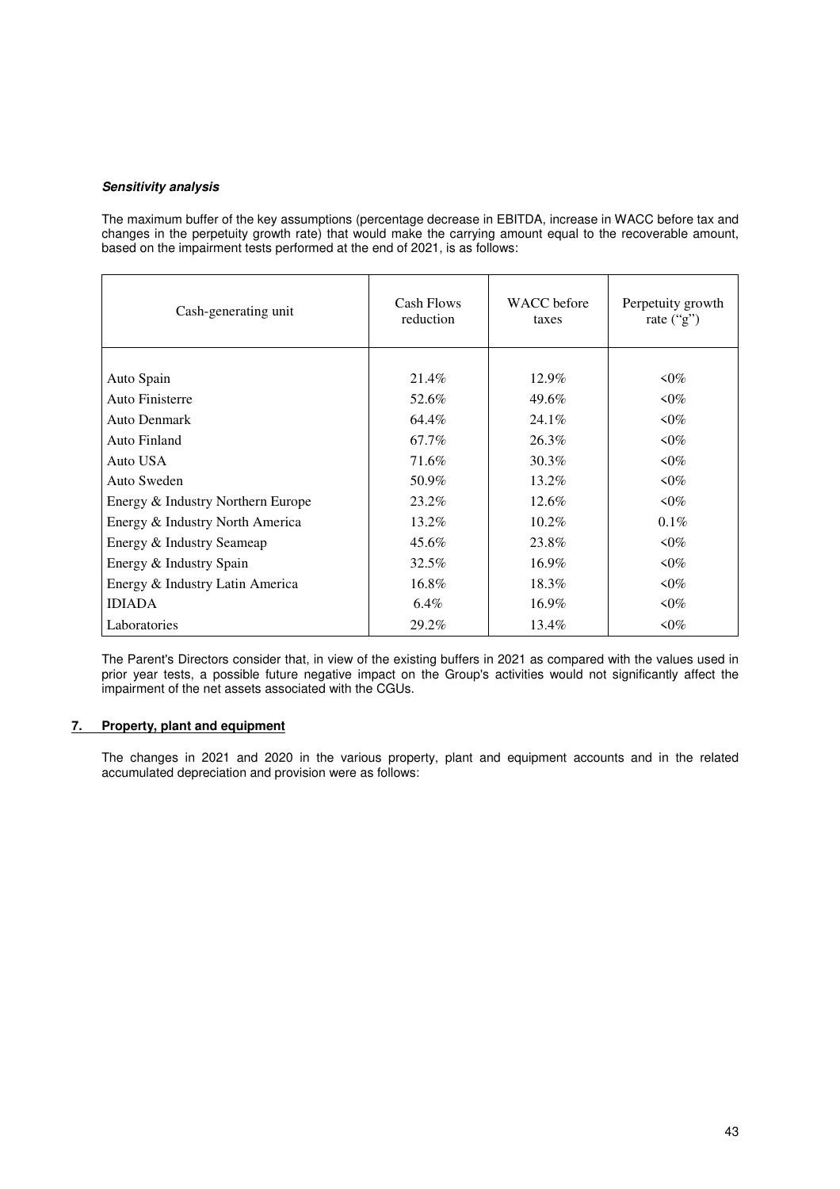***Sensitivity analysis***

The maximum buffer of the key assumptions (percentage decrease in EBITDA, increase in WACC before tax and changes in the perpetuity growth rate) that would make the carrying amount equal to the recoverable amount, based on the impairment tests performed at the end of 2021, is as follows:

| Cash-generating unit | Cash Flows reduction | WACC before taxes | Perpetuity growth rate ("g") |
|---|---|---|---|
| Auto Spain | 21.4% | 12.9% | <0% |
| Auto Finisterre | 52.6% | 49.6% | <0% |
| Auto Denmark | 64.4% | 24.1% | <0% |
| Auto Finland | 67.7% | 26.3% | <0% |
| Auto USA | 71.6% | 30.3% | <0% |
| Auto Sweden | 50.9% | 13.2% | <0% |
| Energy & Industry Northern Europe | 23.2% | 12.6% | <0% |
| Energy & Industry North America | 13.2% | 10.2% | 0.1% |
| Energy & Industry Seameap | 45.6% | 23.8% | <0% |
| Energy & Industry Spain | 32.5% | 16.9% | <0% |
| Energy & Industry Latin America | 16.8% | 18.3% | <0% |
| IDIADA | 6.4% | 16.9% | <0% |
| Laboratories | 29.2% | 13.4% | <0% |

The Parent's Directors consider that, in view of the existing buffers in 2021 as compared with the values used in prior year tests, a possible future negative impact on the Group's activities would not significantly affect the impairment of the net assets associated with the CGUs.

## 7. Property, plant and equipment

The changes in 2021 and 2020 in the various property, plant and equipment accounts and in the related accumulated depreciation and provision were as follows: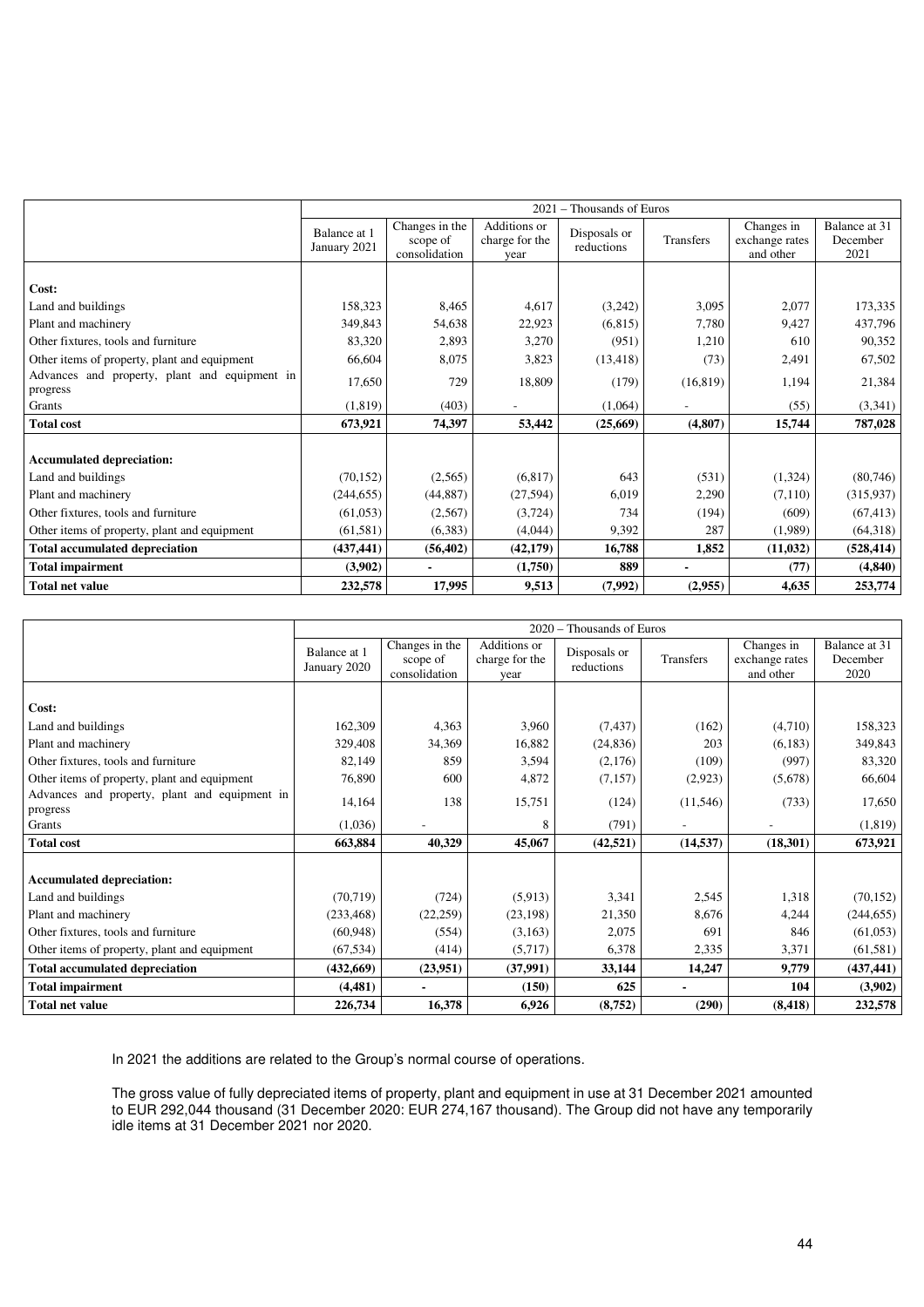| | 2021 – Thousands of Euros | | | | | | |
|---|---|---|---|---|---|---|---|
| | Balance at 1 January 2021 | Changes in the scope of consolidation | Additions or charge for the year | Disposals or reductions | Transfers | Changes in exchange rates and other | Balance at 31 December 2021 |
| **Cost:** | | | | | | | |
| Land and buildings | 158,323 | 8,465 | 4,617 | (3,242) | 3,095 | 2,077 | 173,335 |
| Plant and machinery | 349,843 | 54,638 | 22,923 | (6,815) | 7,780 | 9,427 | 437,796 |
| Other fixtures, tools and furniture | 83,320 | 2,893 | 3,270 | (951) | 1,210 | 610 | 90,352 |
| Other items of property, plant and equipment | 66,604 | 8,075 | 3,823 | (13,418) | (73) | 2,491 | 67,502 |
| Advances and property, plant and equipment in progress | 17,650 | 729 | 18,809 | (179) | (16,819) | 1,194 | 21,384 |
| Grants | (1,819) | (403) | - | (1,064) | - | (55) | (3,341) |
| **Total cost** | **673,921** | **74,397** | **53,442** | **(25,669)** | **(4,807)** | **15,744** | **787,028** |
| **Accumulated depreciation:** | | | | | | | |
| Land and buildings | (70,152) | (2,565) | (6,817) | 643 | (531) | (1,324) | (80,746) |
| Plant and machinery | (244,655) | (44,887) | (27,594) | 6,019 | 2,290 | (7,110) | (315,937) |
| Other fixtures, tools and furniture | (61,053) | (2,567) | (3,724) | 734 | (194) | (609) | (67,413) |
| Other items of property, plant and equipment | (61,581) | (6,383) | (4,044) | 9,392 | 287 | (1,989) | (64,318) |
| **Total accumulated depreciation** | **(437,441)** | **(56,402)** | **(42,179)** | **16,788** | **1,852** | **(11,032)** | **(528,414)** |
| **Total impairment** | **(3,902)** | **-** | **(1,750)** | **889** | **-** | **(77)** | **(4,840)** |
| **Total net value** | **232,578** | **17,995** | **9,513** | **(7,992)** | **(2,955)** | **4,635** | **253,774** |

| | 2020 – Thousands of Euros | | | | | | |
|---|---|---|---|---|---|---|---|
| | Balance at 1 January 2020 | Changes in the scope of consolidation | Additions or charge for the year | Disposals or reductions | Transfers | Changes in exchange rates and other | Balance at 31 December 2020 |
| **Cost:** | | | | | | | |
| Land and buildings | 162,309 | 4,363 | 3,960 | (7,437) | (162) | (4,710) | 158,323 |
| Plant and machinery | 329,408 | 34,369 | 16,882 | (24,836) | 203 | (6,183) | 349,843 |
| Other fixtures, tools and furniture | 82,149 | 859 | 3,594 | (2,176) | (109) | (997) | 83,320 |
| Other items of property, plant and equipment | 76,890 | 600 | 4,872 | (7,157) | (2,923) | (5,678) | 66,604 |
| Advances and property, plant and equipment in progress | 14,164 | 138 | 15,751 | (124) | (11,546) | (733) | 17,650 |
| Grants | (1,036) | - | 8 | (791) | - | - | (1,819) |
| **Total cost** | **663,884** | **40,329** | **45,067** | **(42,521)** | **(14,537)** | **(18,301)** | **673,921** |
| **Accumulated depreciation:** | | | | | | | |
| Land and buildings | (70,719) | (724) | (5,913) | 3,341 | 2,545 | 1,318 | (70,152) |
| Plant and machinery | (233,468) | (22,259) | (23,198) | 21,350 | 8,676 | 4,244 | (244,655) |
| Other fixtures, tools and furniture | (60,948) | (554) | (3,163) | 2,075 | 691 | 846 | (61,053) |
| Other items of property, plant and equipment | (67,534) | (414) | (5,717) | 6,378 | 2,335 | 3,371 | (61,581) |
| **Total accumulated depreciation** | **(432,669)** | **(23,951)** | **(37,991)** | **33,144** | **14,247** | **9,779** | **(437,441)** |
| **Total impairment** | **(4,481)** | **-** | **(150)** | **625** | **-** | **104** | **(3,902)** |
| **Total net value** | **226,734** | **16,378** | **6,926** | **(8,752)** | **(290)** | **(8,418)** | **232,578** |

In 2021 the additions are related to the Group's normal course of operations.

The gross value of fully depreciated items of property, plant and equipment in use at 31 December 2021 amounted to EUR 292,044 thousand (31 December 2020: EUR 274,167 thousand). The Group did not have any temporarily idle items at 31 December 2021 nor 2020.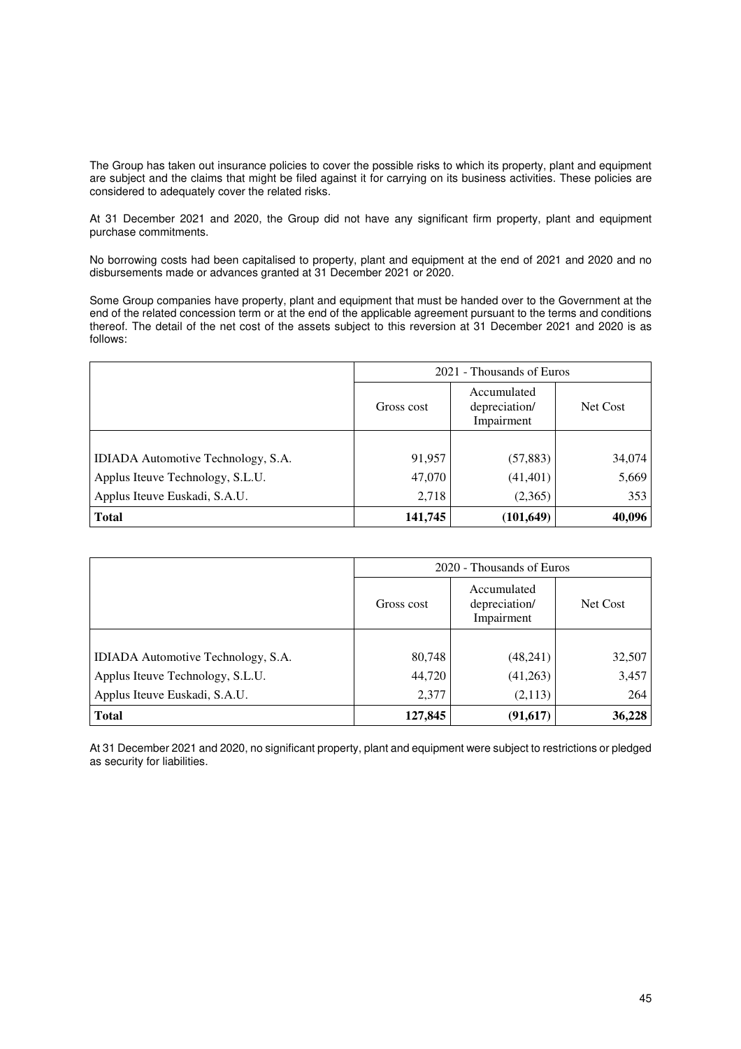The Group has taken out insurance policies to cover the possible risks to which its property, plant and equipment are subject and the claims that might be filed against it for carrying on its business activities. These policies are considered to adequately cover the related risks.

At 31 December 2021 and 2020, the Group did not have any significant firm property, plant and equipment purchase commitments.

No borrowing costs had been capitalised to property, plant and equipment at the end of 2021 and 2020 and no disbursements made or advances granted at 31 December 2021 or 2020.

Some Group companies have property, plant and equipment that must be handed over to the Government at the end of the related concession term or at the end of the applicable agreement pursuant to the terms and conditions thereof. The detail of the net cost of the assets subject to this reversion at 31 December 2021 and 2020 is as follows:

| | 2021 - Thousands of Euros | | |
|---|---|---|---|
| | Gross cost | Accumulated depreciation/ Impairment | Net Cost |
| IDIADA Automotive Technology, S.A. | 91,957 | (57,883) | 34,074 |
| Applus Iteuve Technology, S.L.U. | 47,070 | (41,401) | 5,669 |
| Applus Iteuve Euskadi, S.A.U. | 2,718 | (2,365) | 353 |
| **Total** | **141,745** | **(101,649)** | **40,096** |

| | 2020 - Thousands of Euros | | |
|---|---|---|---|
| | Gross cost | Accumulated depreciation/ Impairment | Net Cost |
| IDIADA Automotive Technology, S.A. | 80,748 | (48,241) | 32,507 |
| Applus Iteuve Technology, S.L.U. | 44,720 | (41,263) | 3,457 |
| Applus Iteuve Euskadi, S.A.U. | 2,377 | (2,113) | 264 |
| **Total** | **127,845** | **(91,617)** | **36,228** |

At 31 December 2021 and 2020, no significant property, plant and equipment were subject to restrictions or pledged as security for liabilities.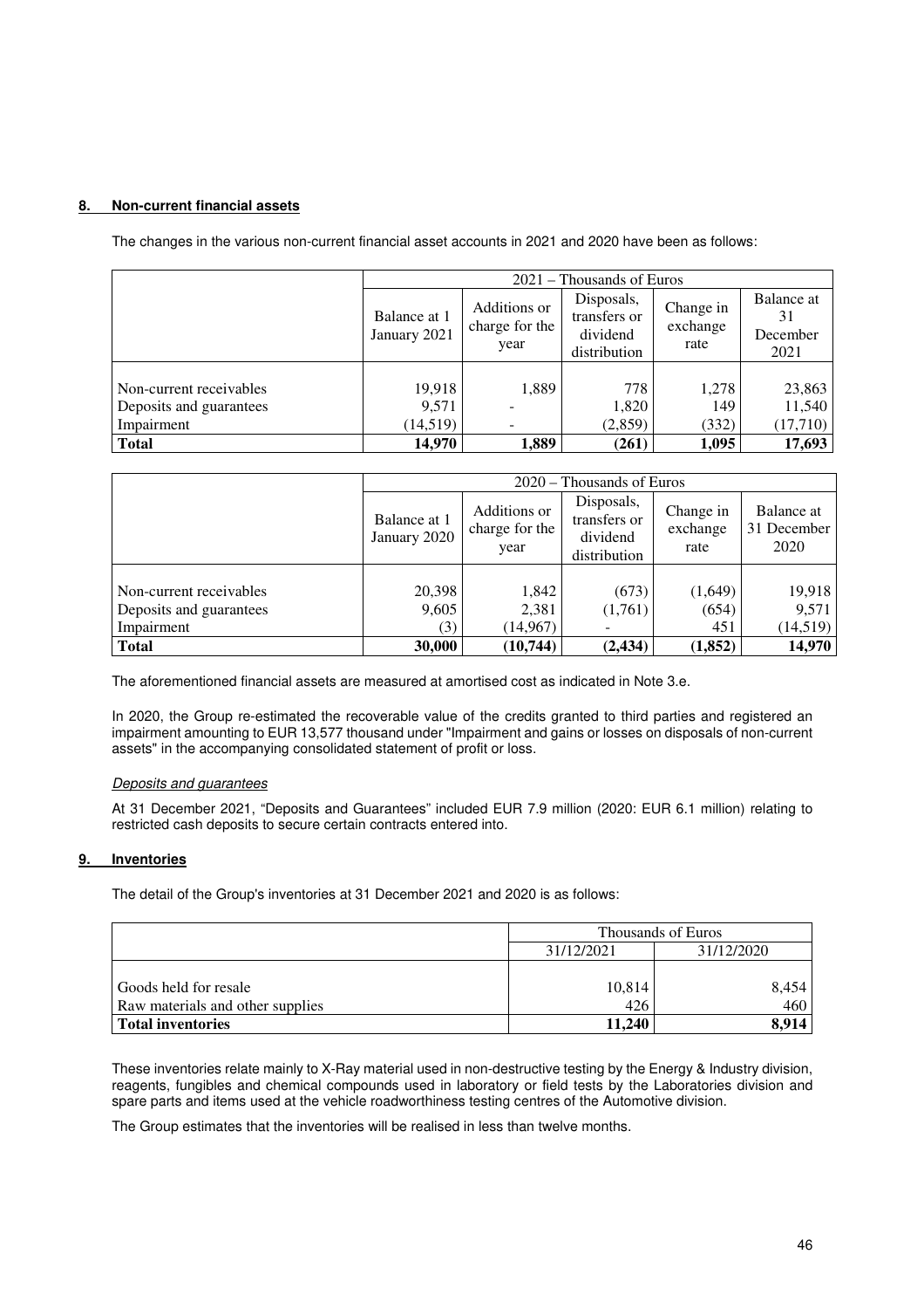## 8. Non-current financial assets

The changes in the various non-current financial asset accounts in 2021 and 2020 have been as follows:

| | 2021 – Thousands of Euros | | | | |
|---|---|---|---|---|---|
| | Balance at 1 January 2021 | Additions or charge for the year | Disposals, transfers or dividend distribution | Change in exchange rate | Balance at 31 December 2021 |
| Non-current receivables | 19,918 | 1,889 | 778 | 1,278 | 23,863 |
| Deposits and guarantees | 9,571 | - | 1,820 | 149 | 11,540 |
| Impairment | (14,519) | - | (2,859) | (332) | (17,710) |
| **Total** | **14,970** | **1,889** | **(261)** | **1,095** | **17,693** |

| | 2020 – Thousands of Euros | | | | |
|---|---|---|---|---|---|
| | Balance at 1 January 2020 | Additions or charge for the year | Disposals, transfers or dividend distribution | Change in exchange rate | Balance at 31 December 2020 |
| Non-current receivables | 20,398 | 1,842 | (673) | (1,649) | 19,918 |
| Deposits and guarantees | 9,605 | 2,381 | (1,761) | (654) | 9,571 |
| Impairment | (3) | (14,967) | - | 451 | (14,519) |
| **Total** | **30,000** | **(10,744)** | **(2,434)** | **(1,852)** | **14,970** |

The aforementioned financial assets are measured at amortised cost as indicated in Note 3.e.

In 2020, the Group re-estimated the recoverable value of the credits granted to third parties and registered an impairment amounting to EUR 13,577 thousand under "Impairment and gains or losses on disposals of non-current assets" in the accompanying consolidated statement of profit or loss.

*Deposits and guarantees*

At 31 December 2021, "Deposits and Guarantees" included EUR 7.9 million (2020: EUR 6.1 million) relating to restricted cash deposits to secure certain contracts entered into.

## 9. Inventories

The detail of the Group's inventories at 31 December 2021 and 2020 is as follows:

| | Thousands of Euros | |
|---|---|---|
| | 31/12/2021 | 31/12/2020 |
| Goods held for resale | 10,814 | 8,454 |
| Raw materials and other supplies | 426 | 460 |
| **Total inventories** | **11,240** | **8,914** |

These inventories relate mainly to X-Ray material used in non-destructive testing by the Energy & Industry division, reagents, fungibles and chemical compounds used in laboratory or field tests by the Laboratories division and spare parts and items used at the vehicle roadworthiness testing centres of the Automotive division.

The Group estimates that the inventories will be realised in less than twelve months.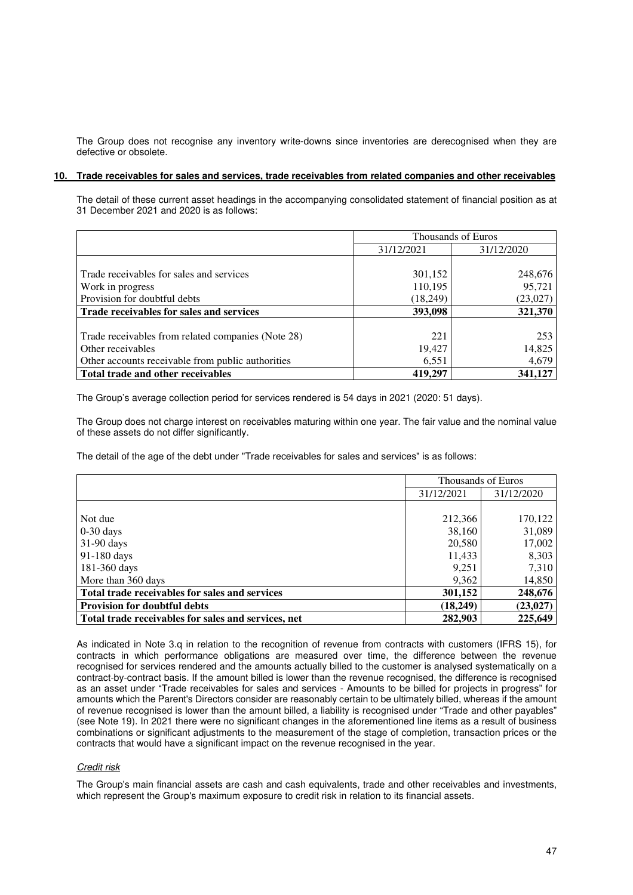The Group does not recognise any inventory write-downs since inventories are derecognised when they are defective or obsolete.

## 10. Trade receivables for sales and services, trade receivables from related companies and other receivables

The detail of these current asset headings in the accompanying consolidated statement of financial position as at 31 December 2021 and 2020 is as follows:

| | Thousands of Euros | |
|---|---|---|
| | 31/12/2021 | 31/12/2020 |
| Trade receivables for sales and services | 301,152 | 248,676 |
| Work in progress | 110,195 | 95,721 |
| Provision for doubtful debts | (18,249) | (23,027) |
| **Trade receivables for sales and services** | **393,098** | **321,370** |
| Trade receivables from related companies (Note 28) | 221 | 253 |
| Other receivables | 19,427 | 14,825 |
| Other accounts receivable from public authorities | 6,551 | 4,679 |
| **Total trade and other receivables** | **419,297** | **341,127** |

The Group's average collection period for services rendered is 54 days in 2021 (2020: 51 days).

The Group does not charge interest on receivables maturing within one year. The fair value and the nominal value of these assets do not differ significantly.

The detail of the age of the debt under "Trade receivables for sales and services" is as follows:

| | Thousands of Euros | |
|---|---|---|
| | 31/12/2021 | 31/12/2020 |
| Not due | 212,366 | 170,122 |
| 0-30 days | 38,160 | 31,089 |
| 31-90 days | 20,580 | 17,002 |
| 91-180 days | 11,433 | 8,303 |
| 181-360 days | 9,251 | 7,310 |
| More than 360 days | 9,362 | 14,850 |
| **Total trade receivables for sales and services** | **301,152** | **248,676** |
| **Provision for doubtful debts** | **(18,249)** | **(23,027)** |
| **Total trade receivables for sales and services, net** | **282,903** | **225,649** |

As indicated in Note 3.q in relation to the recognition of revenue from contracts with customers (IFRS 15), for contracts in which performance obligations are measured over time, the difference between the revenue recognised for services rendered and the amounts actually billed to the customer is analysed systematically on a contract-by-contract basis. If the amount billed is lower than the revenue recognised, the difference is recognised as an asset under "Trade receivables for sales and services - Amounts to be billed for projects in progress" for amounts which the Parent's Directors consider are reasonably certain to be ultimately billed, whereas if the amount of revenue recognised is lower than the amount billed, a liability is recognised under "Trade and other payables" (see Note 19). In 2021 there were no significant changes in the aforementioned line items as a result of business combinations or significant adjustments to the measurement of the stage of completion, transaction prices or the contracts that would have a significant impact on the revenue recognised in the year.

*Credit risk*

The Group's main financial assets are cash and cash equivalents, trade and other receivables and investments, which represent the Group's maximum exposure to credit risk in relation to its financial assets.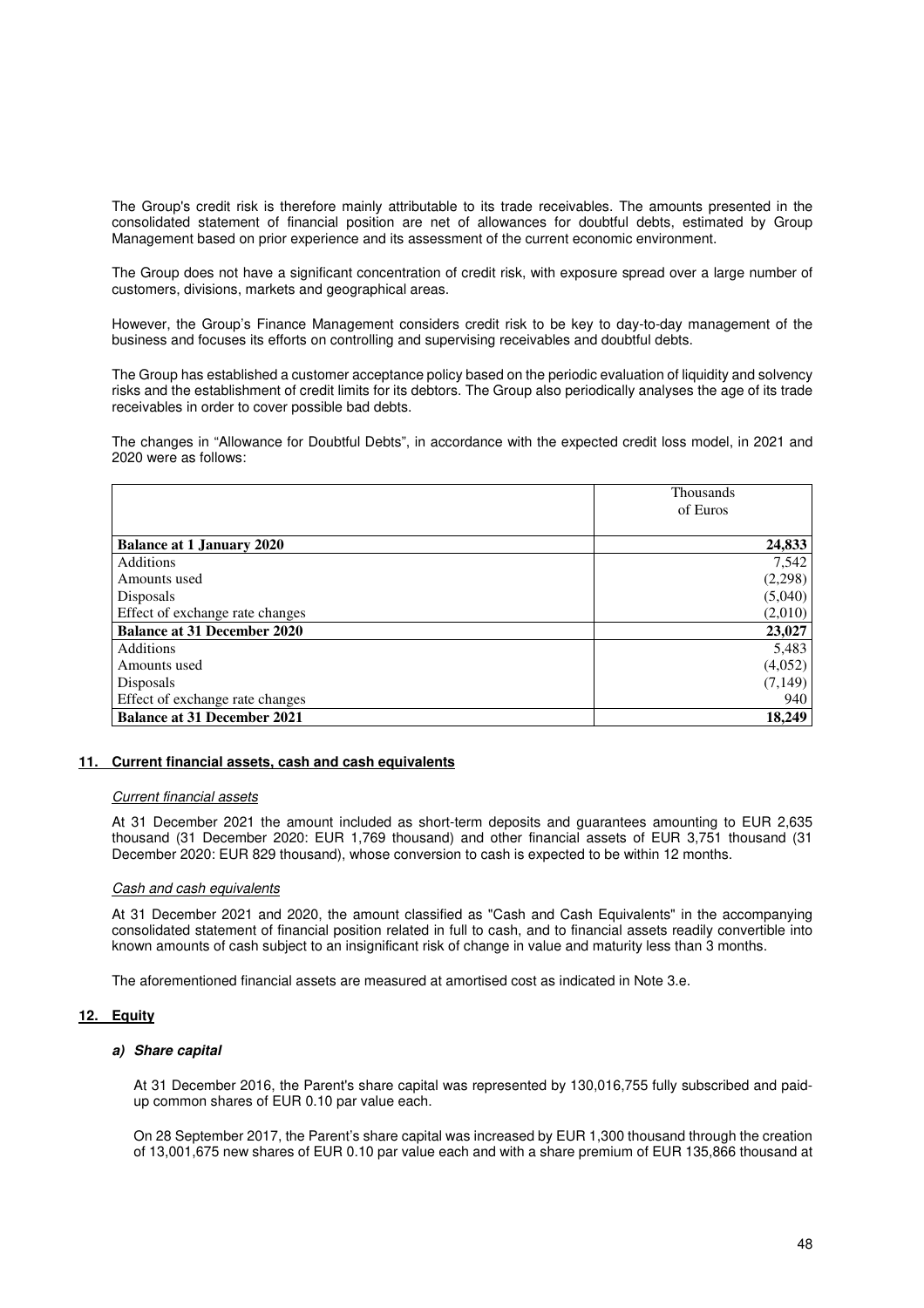The Group's credit risk is therefore mainly attributable to its trade receivables. The amounts presented in the consolidated statement of financial position are net of allowances for doubtful debts, estimated by Group Management based on prior experience and its assessment of the current economic environment.

The Group does not have a significant concentration of credit risk, with exposure spread over a large number of customers, divisions, markets and geographical areas.

However, the Group's Finance Management considers credit risk to be key to day-to-day management of the business and focuses its efforts on controlling and supervising receivables and doubtful debts.

The Group has established a customer acceptance policy based on the periodic evaluation of liquidity and solvency risks and the establishment of credit limits for its debtors. The Group also periodically analyses the age of its trade receivables in order to cover possible bad debts.

The changes in "Allowance for Doubtful Debts", in accordance with the expected credit loss model, in 2021 and 2020 were as follows:

| | Thousands of Euros |
|---|---|
| **Balance at 1 January 2020** | **24,833** |
| Additions | 7,542 |
| Amounts used | (2,298) |
| Disposals | (5,040) |
| Effect of exchange rate changes | (2,010) |
| **Balance at 31 December 2020** | **23,027** |
| Additions | 5,483 |
| Amounts used | (4,052) |
| Disposals | (7,149) |
| Effect of exchange rate changes | 940 |
| **Balance at 31 December 2021** | **18,249** |

## 11. Current financial assets, cash and cash equivalents

*Current financial assets*

At 31 December 2021 the amount included as short-term deposits and guarantees amounting to EUR 2,635 thousand (31 December 2020: EUR 1,769 thousand) and other financial assets of EUR 3,751 thousand (31 December 2020: EUR 829 thousand), whose conversion to cash is expected to be within 12 months.

*Cash and cash equivalents*

At 31 December 2021 and 2020, the amount classified as "Cash and Cash Equivalents" in the accompanying consolidated statement of financial position related in full to cash, and to financial assets readily convertible into known amounts of cash subject to an insignificant risk of change in value and maturity less than 3 months.

The aforementioned financial assets are measured at amortised cost as indicated in Note 3.e.

## 12. Equity

### *a) Share capital*

At 31 December 2016, the Parent's share capital was represented by 130,016,755 fully subscribed and paid-up common shares of EUR 0.10 par value each.

On 28 September 2017, the Parent's share capital was increased by EUR 1,300 thousand through the creation of 13,001,675 new shares of EUR 0.10 par value each and with a share premium of EUR 135,866 thousand at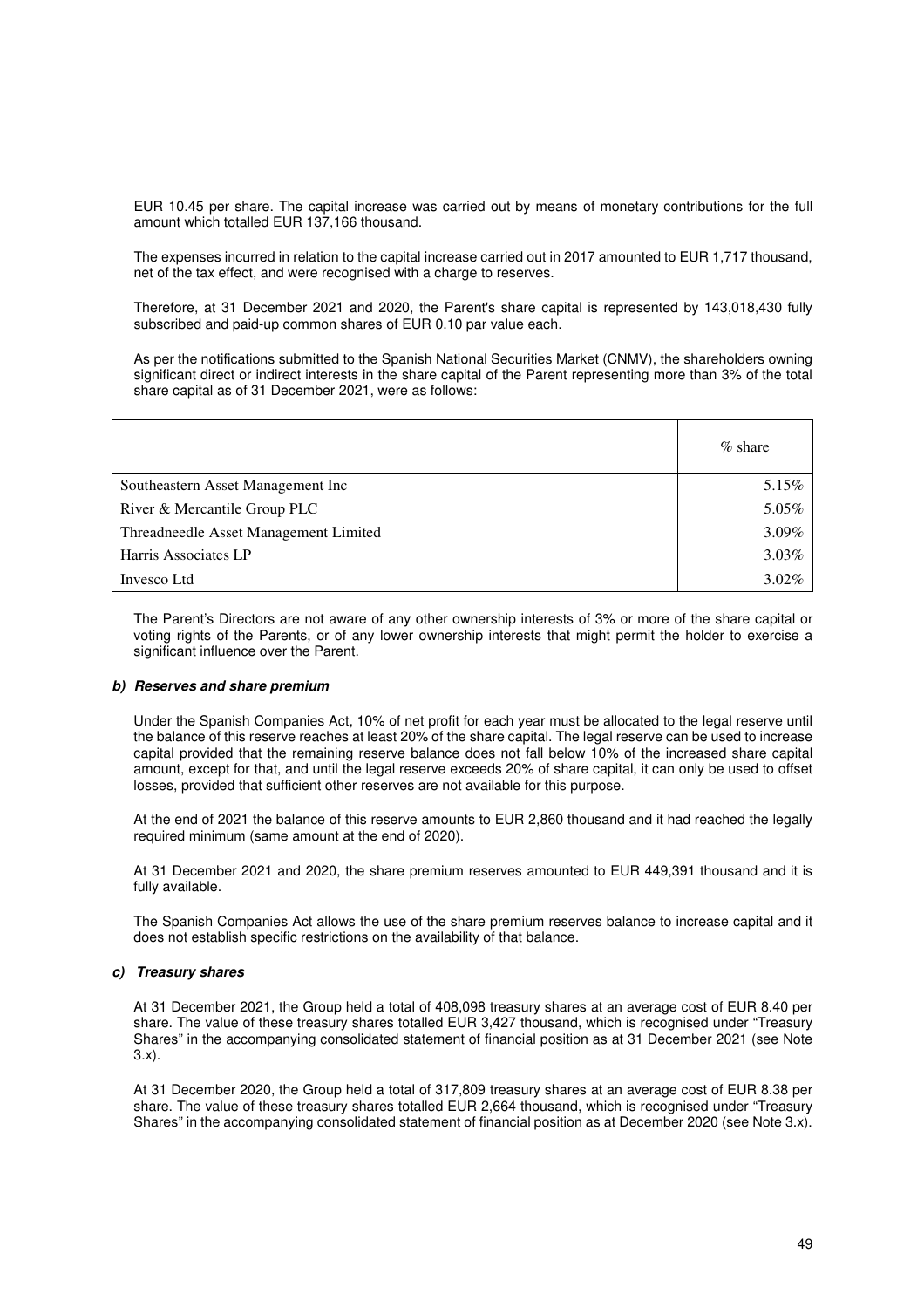EUR 10.45 per share. The capital increase was carried out by means of monetary contributions for the full amount which totalled EUR 137,166 thousand.

The expenses incurred in relation to the capital increase carried out in 2017 amounted to EUR 1,717 thousand, net of the tax effect, and were recognised with a charge to reserves.

Therefore, at 31 December 2021 and 2020, the Parent's share capital is represented by 143,018,430 fully subscribed and paid-up common shares of EUR 0.10 par value each.

As per the notifications submitted to the Spanish National Securities Market (CNMV), the shareholders owning significant direct or indirect interests in the share capital of the Parent representing more than 3% of the total share capital as of 31 December 2021, were as follows:

| | % share |
|---|---|
| Southeastern Asset Management Inc | 5.15% |
| River & Mercantile Group PLC | 5.05% |
| Threadneedle Asset Management Limited | 3.09% |
| Harris Associates LP | 3.03% |
| Invesco Ltd | 3.02% |

The Parent's Directors are not aware of any other ownership interests of 3% or more of the share capital or voting rights of the Parents, or of any lower ownership interests that might permit the holder to exercise a significant influence over the Parent.

***b) Reserves and share premium***

Under the Spanish Companies Act, 10% of net profit for each year must be allocated to the legal reserve until the balance of this reserve reaches at least 20% of the share capital. The legal reserve can be used to increase capital provided that the remaining reserve balance does not fall below 10% of the increased share capital amount, except for that, and until the legal reserve exceeds 20% of share capital, it can only be used to offset losses, provided that sufficient other reserves are not available for this purpose.

At the end of 2021 the balance of this reserve amounts to EUR 2,860 thousand and it had reached the legally required minimum (same amount at the end of 2020).

At 31 December 2021 and 2020, the share premium reserves amounted to EUR 449,391 thousand and it is fully available.

The Spanish Companies Act allows the use of the share premium reserves balance to increase capital and it does not establish specific restrictions on the availability of that balance.

***c) Treasury shares***

At 31 December 2021, the Group held a total of 408,098 treasury shares at an average cost of EUR 8.40 per share. The value of these treasury shares totalled EUR 3,427 thousand, which is recognised under "Treasury Shares" in the accompanying consolidated statement of financial position as at 31 December 2021 (see Note 3.x).

At 31 December 2020, the Group held a total of 317,809 treasury shares at an average cost of EUR 8.38 per share. The value of these treasury shares totalled EUR 2,664 thousand, which is recognised under "Treasury Shares" in the accompanying consolidated statement of financial position as at December 2020 (see Note 3.x).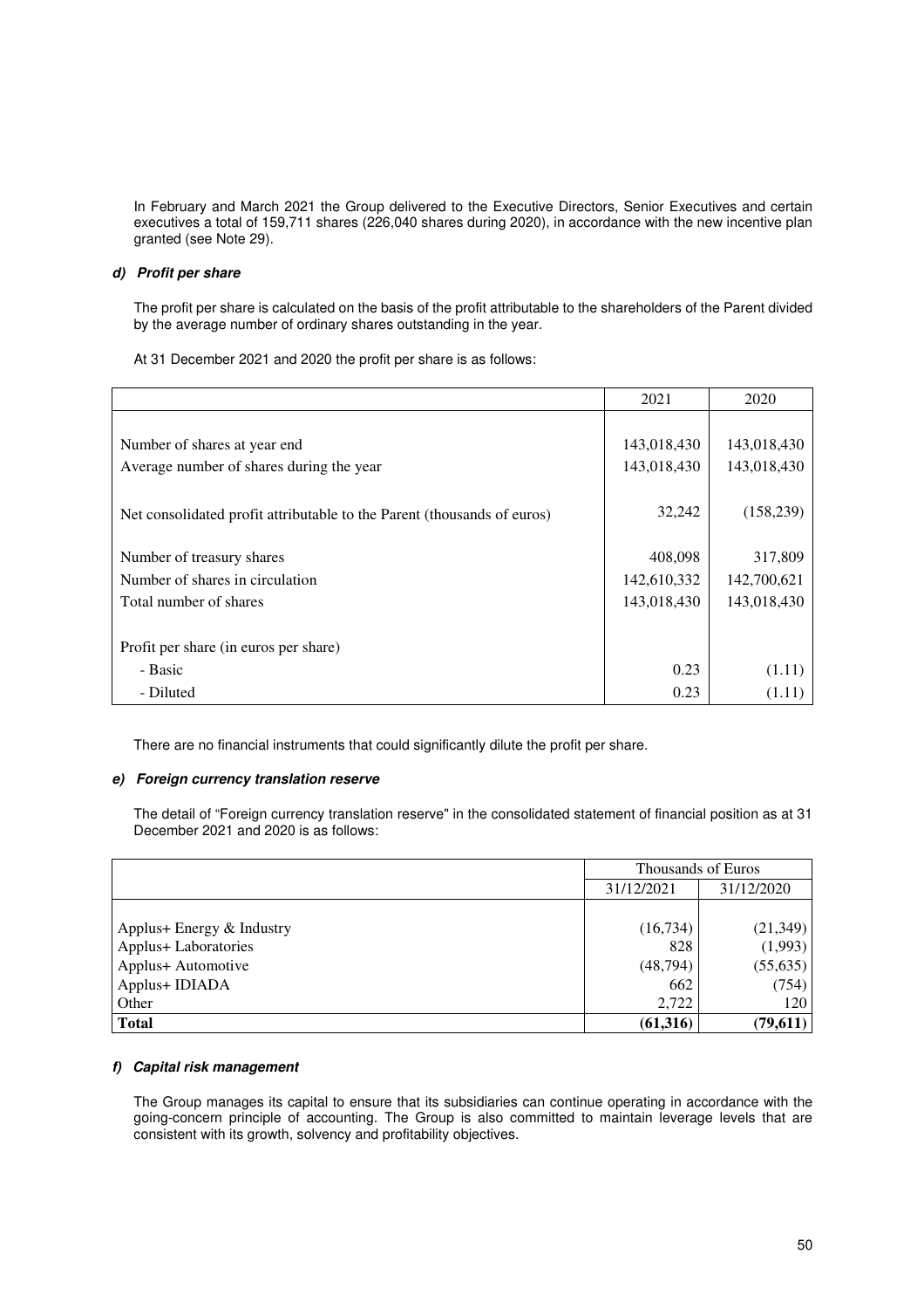In February and March 2021 the Group delivered to the Executive Directors, Senior Executives and certain executives a total of 159,711 shares (226,040 shares during 2020), in accordance with the new incentive plan granted (see Note 29).

#### *d) Profit per share*

The profit per share is calculated on the basis of the profit attributable to the shareholders of the Parent divided by the average number of ordinary shares outstanding in the year.

At 31 December 2021 and 2020 the profit per share is as follows:

| | 2021 | 2020 |
|---|---|---|
| Number of shares at year end | 143,018,430 | 143,018,430 |
| Average number of shares during the year | 143,018,430 | 143,018,430 |
| Net consolidated profit attributable to the Parent (thousands of euros) | 32,242 | (158,239) |
| Number of treasury shares | 408,098 | 317,809 |
| Number of shares in circulation | 142,610,332 | 142,700,621 |
| Total number of shares | 143,018,430 | 143,018,430 |
| Profit per share (in euros per share) | | |
| - Basic | 0.23 | (1.11) |
| - Diluted | 0.23 | (1.11) |

There are no financial instruments that could significantly dilute the profit per share.

#### *e) Foreign currency translation reserve*

The detail of "Foreign currency translation reserve" in the consolidated statement of financial position as at 31 December 2021 and 2020 is as follows:

| | Thousands of Euros | |
|---|---|---|
| | 31/12/2021 | 31/12/2020 |
| Applus+ Energy & Industry | (16,734) | (21,349) |
| Applus+ Laboratories | 828 | (1,993) |
| Applus+ Automotive | (48,794) | (55,635) |
| Applus+ IDIADA | 662 | (754) |
| Other | 2,722 | 120 |
| **Total** | **(61,316)** | **(79,611)** |

#### *f) Capital risk management*

The Group manages its capital to ensure that its subsidiaries can continue operating in accordance with the going-concern principle of accounting. The Group is also committed to maintain leverage levels that are consistent with its growth, solvency and profitability objectives.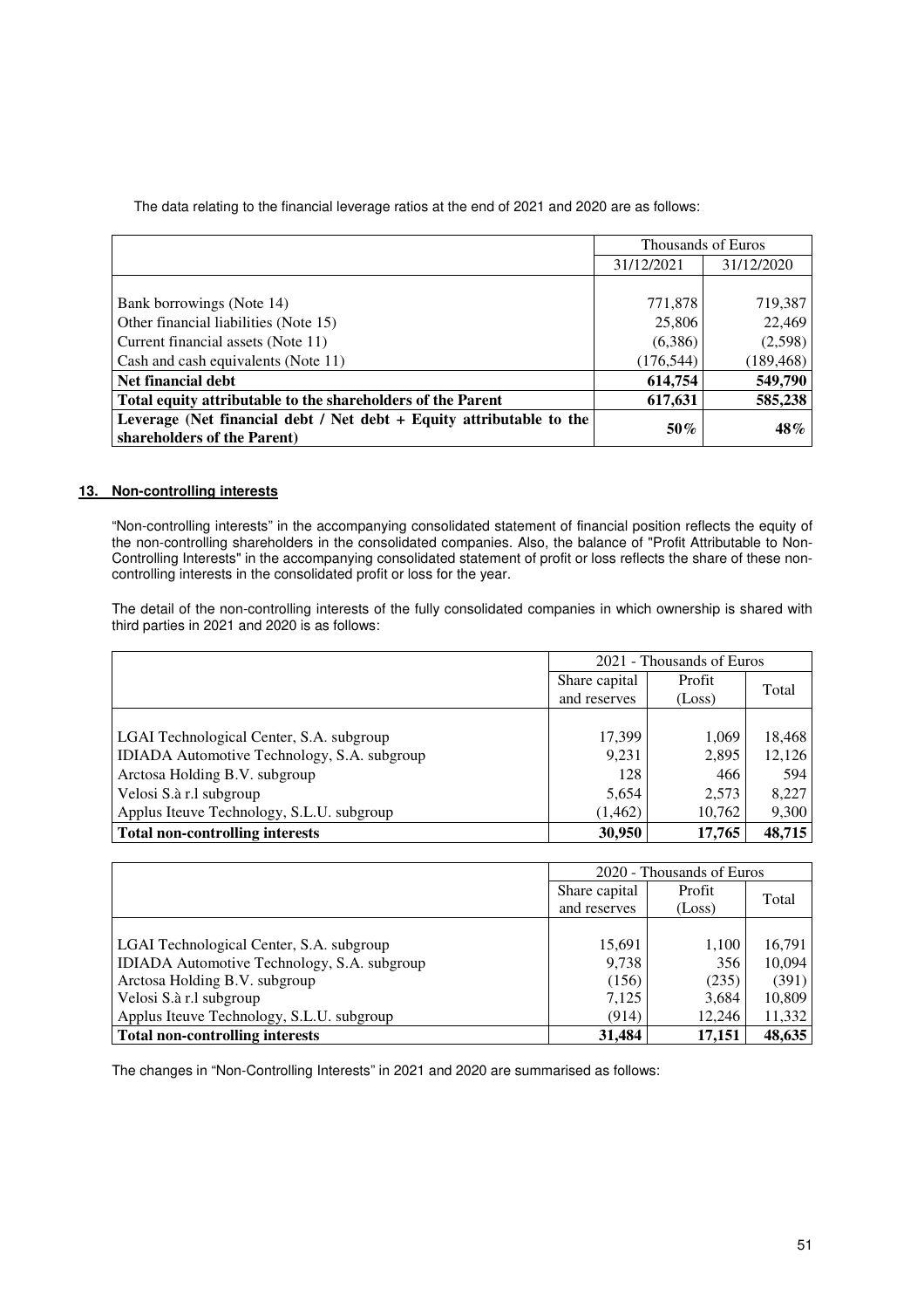The data relating to the financial leverage ratios at the end of 2021 and 2020 are as follows:

| | Thousands of Euros | |
|---|---|---|
| | 31/12/2021 | 31/12/2020 |
| Bank borrowings (Note 14) | 771,878 | 719,387 |
| Other financial liabilities (Note 15) | 25,806 | 22,469 |
| Current financial assets (Note 11) | (6,386) | (2,598) |
| Cash and cash equivalents (Note 11) | (176,544) | (189,468) |
| **Net financial debt** | **614,754** | **549,790** |
| **Total equity attributable to the shareholders of the Parent** | **617,631** | **585,238** |
| **Leverage (Net financial debt / Net debt + Equity attributable to the shareholders of the Parent)** | **50%** | **48%** |

## 13. Non-controlling interests

“Non-controlling interests” in the accompanying consolidated statement of financial position reflects the equity of the non-controlling shareholders in the consolidated companies. Also, the balance of "Profit Attributable to Non-Controlling Interests" in the accompanying consolidated statement of profit or loss reflects the share of these non-controlling interests in the consolidated profit or loss for the year.

The detail of the non-controlling interests of the fully consolidated companies in which ownership is shared with third parties in 2021 and 2020 is as follows:

| | 2021 - Thousands of Euros | | |
|---|---|---|---|
| | Share capital and reserves | Profit (Loss) | Total |
| LGAI Technological Center, S.A. subgroup | 17,399 | 1,069 | 18,468 |
| IDIADA Automotive Technology, S.A. subgroup | 9,231 | 2,895 | 12,126 |
| Arctosa Holding B.V. subgroup | 128 | 466 | 594 |
| Velosi S.à r.l subgroup | 5,654 | 2,573 | 8,227 |
| Applus Iteuve Technology, S.L.U. subgroup | (1,462) | 10,762 | 9,300 |
| **Total non-controlling interests** | **30,950** | **17,765** | **48,715** |

| | 2020 - Thousands of Euros | | |
|---|---|---|---|
| | Share capital and reserves | Profit (Loss) | Total |
| LGAI Technological Center, S.A. subgroup | 15,691 | 1,100 | 16,791 |
| IDIADA Automotive Technology, S.A. subgroup | 9,738 | 356 | 10,094 |
| Arctosa Holding B.V. subgroup | (156) | (235) | (391) |
| Velosi S.à r.l subgroup | 7,125 | 3,684 | 10,809 |
| Applus Iteuve Technology, S.L.U. subgroup | (914) | 12,246 | 11,332 |
| **Total non-controlling interests** | **31,484** | **17,151** | **48,635** |

The changes in “Non-Controlling Interests” in 2021 and 2020 are summarised as follows: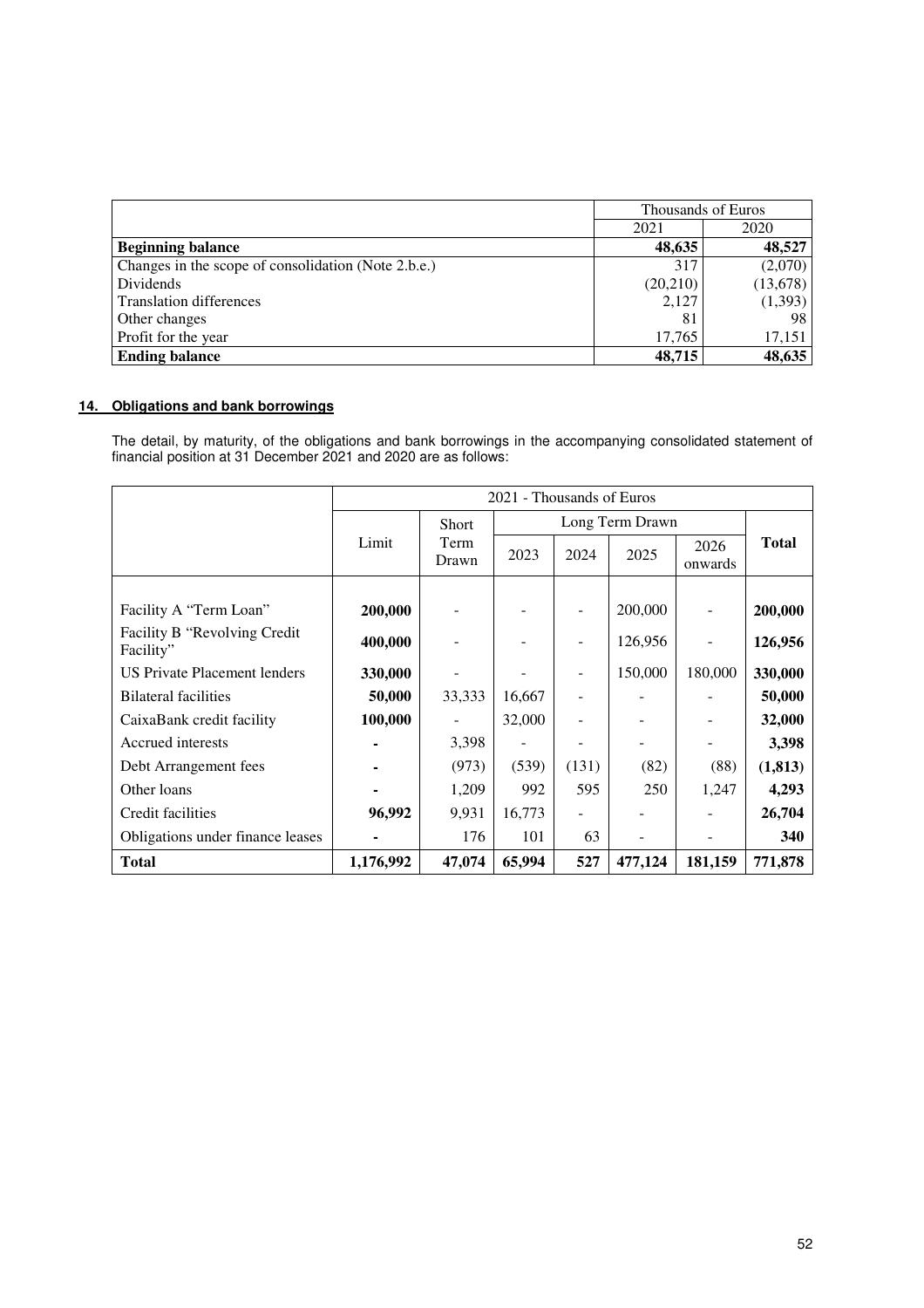| | Thousands of Euros | |
|---|---|---|
| | 2021 | 2020 |
| **Beginning balance** | **48,635** | **48,527** |
| Changes in the scope of consolidation (Note 2.b.e.) | 317 | (2,070) |
| Dividends | (20,210) | (13,678) |
| Translation differences | 2,127 | (1,393) |
| Other changes | 81 | 98 |
| Profit for the year | 17,765 | 17,151 |
| **Ending balance** | **48,715** | **48,635** |

## 14. Obligations and bank borrowings

The detail, by maturity, of the obligations and bank borrowings in the accompanying consolidated statement of financial position at 31 December 2021 and 2020 are as follows:

| | 2021 - Thousands of Euros | | | | | | |
|---|---|---|---|---|---|---|---|
| | Limit | Short Term Drawn | Long Term Drawn | | | | **Total** |
| | | | 2023 | 2024 | 2025 | 2026 onwards | |
| Facility A "Term Loan" | **200,000** | - | - | - | 200,000 | - | **200,000** |
| Facility B "Revolving Credit Facility" | **400,000** | - | - | - | 126,956 | - | **126,956** |
| US Private Placement lenders | **330,000** | - | - | - | 150,000 | 180,000 | **330,000** |
| Bilateral facilities | **50,000** | 33,333 | 16,667 | - | - | - | **50,000** |
| CaixaBank credit facility | **100,000** | - | 32,000 | - | - | - | **32,000** |
| Accrued interests | **-** | 3,398 | - | - | - | - | **3,398** |
| Debt Arrangement fees | **-** | (973) | (539) | (131) | (82) | (88) | **(1,813)** |
| Other loans | **-** | 1,209 | 992 | 595 | 250 | 1,247 | **4,293** |
| Credit facilities | **96,992** | 9,931 | 16,773 | - | - | - | **26,704** |
| Obligations under finance leases | **-** | 176 | 101 | 63 | - | - | **340** |
| **Total** | **1,176,992** | **47,074** | **65,994** | **527** | **477,124** | **181,159** | **771,878** |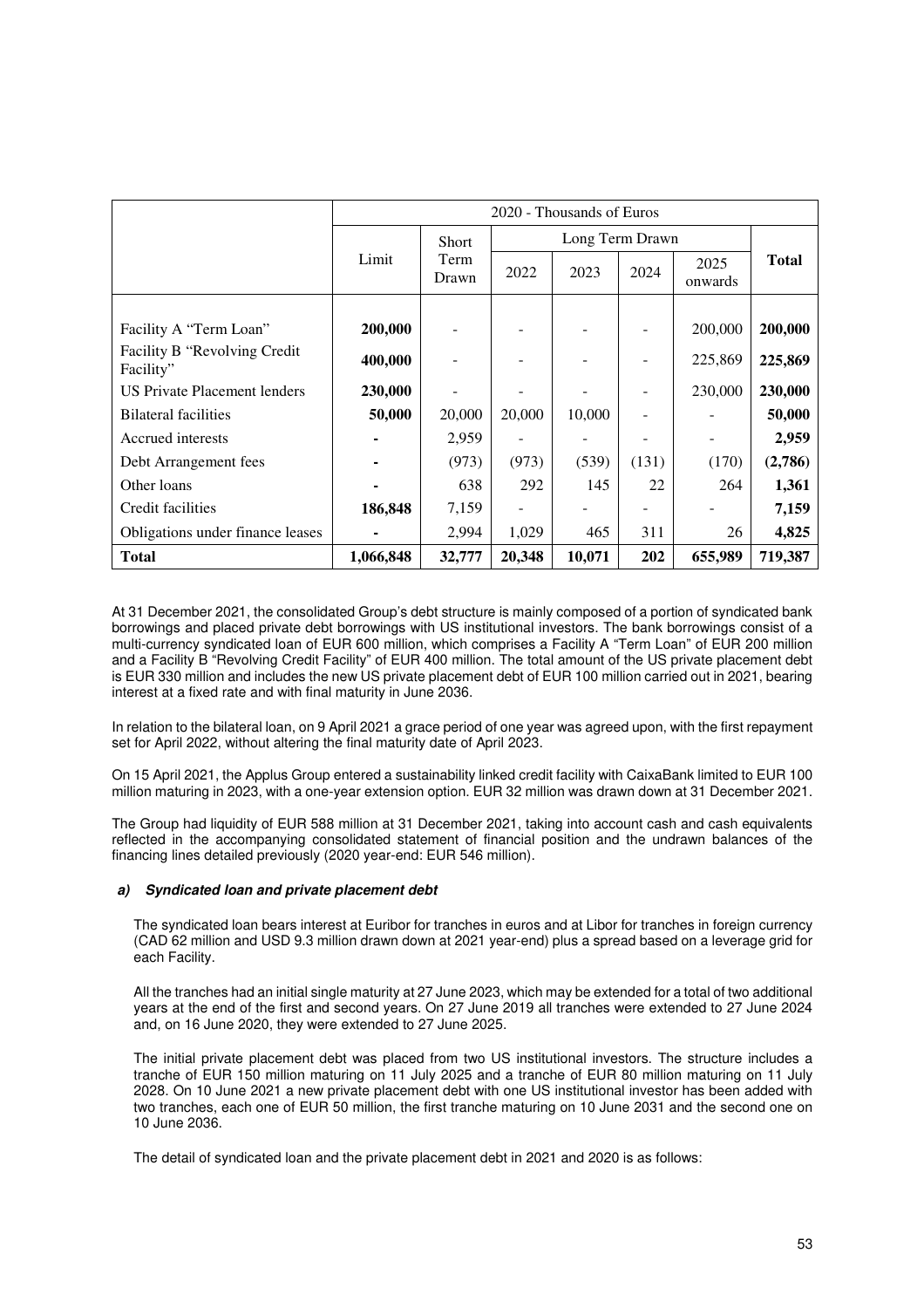| | 2020 - Thousands of Euros | | | | | | |
|---|---|---|---|---|---|---|---|
| | Limit | Short Term Drawn | Long Term Drawn | | | | Total |
| | | | 2022 | 2023 | 2024 | 2025 onwards | |
| Facility A "Term Loan" | **200,000** | - | - | - | - | 200,000 | **200,000** |
| Facility B "Revolving Credit Facility" | **400,000** | - | - | - | - | 225,869 | **225,869** |
| US Private Placement lenders | **230,000** | - | - | - | - | 230,000 | **230,000** |
| Bilateral facilities | **50,000** | 20,000 | 20,000 | 10,000 | - | - | **50,000** |
| Accrued interests | **-** | 2,959 | - | - | - | - | **2,959** |
| Debt Arrangement fees | **-** | (973) | (973) | (539) | (131) | (170) | **(2,786)** |
| Other loans | **-** | 638 | 292 | 145 | 22 | 264 | **1,361** |
| Credit facilities | **186,848** | 7,159 | - | - | - | - | **7,159** |
| Obligations under finance leases | **-** | 2,994 | 1,029 | 465 | 311 | 26 | **4,825** |
| **Total** | **1,066,848** | **32,777** | **20,348** | **10,071** | **202** | **655,989** | **719,387** |

At 31 December 2021, the consolidated Group's debt structure is mainly composed of a portion of syndicated bank borrowings and placed private debt borrowings with US institutional investors. The bank borrowings consist of a multi-currency syndicated loan of EUR 600 million, which comprises a Facility A "Term Loan" of EUR 200 million and a Facility B "Revolving Credit Facility" of EUR 400 million. The total amount of the US private placement debt is EUR 330 million and includes the new US private placement debt of EUR 100 million carried out in 2021, bearing interest at a fixed rate and with final maturity in June 2036.

In relation to the bilateral loan, on 9 April 2021 a grace period of one year was agreed upon, with the first repayment set for April 2022, without altering the final maturity date of April 2023.

On 15 April 2021, the Applus Group entered a sustainability linked credit facility with CaixaBank limited to EUR 100 million maturing in 2023, with a one-year extension option. EUR 32 million was drawn down at 31 December 2021.

The Group had liquidity of EUR 588 million at 31 December 2021, taking into account cash and cash equivalents reflected in the accompanying consolidated statement of financial position and the undrawn balances of the financing lines detailed previously (2020 year-end: EUR 546 million).

***a) Syndicated loan and private placement debt***

The syndicated loan bears interest at Euribor for tranches in euros and at Libor for tranches in foreign currency (CAD 62 million and USD 9.3 million drawn down at 2021 year-end) plus a spread based on a leverage grid for each Facility.

All the tranches had an initial single maturity at 27 June 2023, which may be extended for a total of two additional years at the end of the first and second years. On 27 June 2019 all tranches were extended to 27 June 2024 and, on 16 June 2020, they were extended to 27 June 2025.

The initial private placement debt was placed from two US institutional investors. The structure includes a tranche of EUR 150 million maturing on 11 July 2025 and a tranche of EUR 80 million maturing on 11 July 2028. On 10 June 2021 a new private placement debt with one US institutional investor has been added with two tranches, each one of EUR 50 million, the first tranche maturing on 10 June 2031 and the second one on 10 June 2036.

The detail of syndicated loan and the private placement debt in 2021 and 2020 is as follows: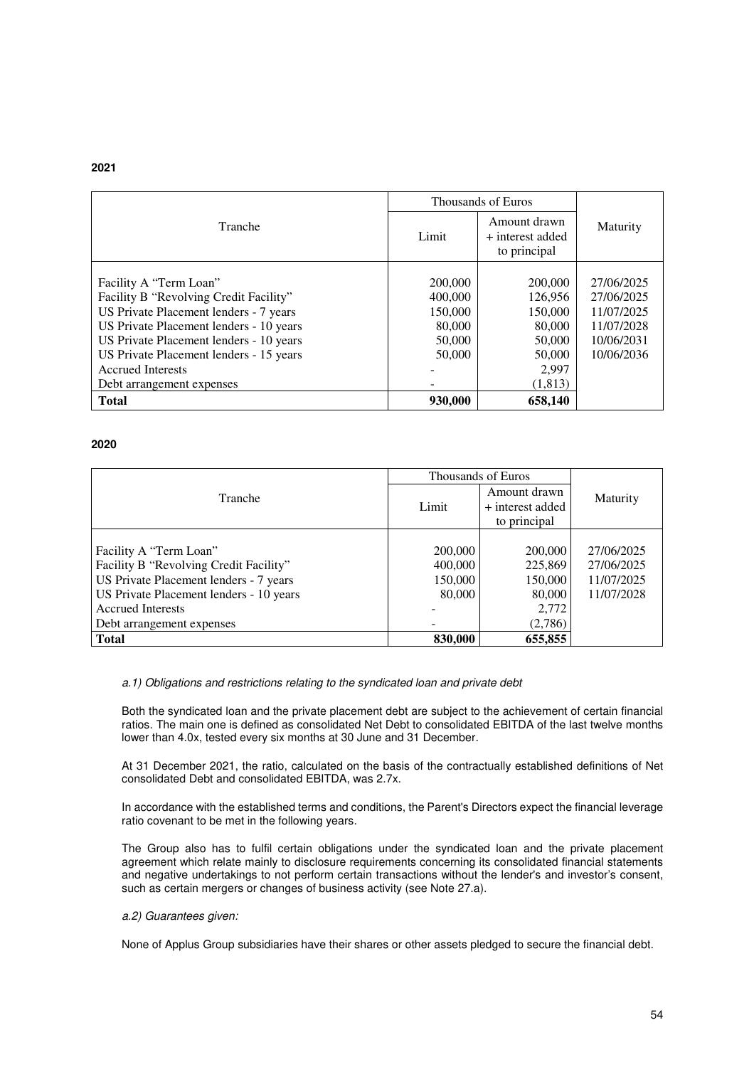**2021**

| Tranche | Thousands of Euros | | Maturity |
|---|---|---|---|
| | Limit | Amount drawn + interest added to principal | |
| Facility A "Term Loan" | 200,000 | 200,000 | 27/06/2025 |
| Facility B "Revolving Credit Facility" | 400,000 | 126,956 | 27/06/2025 |
| US Private Placement lenders - 7 years | 150,000 | 150,000 | 11/07/2025 |
| US Private Placement lenders - 10 years | 80,000 | 80,000 | 11/07/2028 |
| US Private Placement lenders - 10 years | 50,000 | 50,000 | 10/06/2031 |
| US Private Placement lenders - 15 years | 50,000 | 50,000 | 10/06/2036 |
| Accrued Interests | - | 2,997 | |
| Debt arrangement expenses | - | (1,813) | |
| **Total** | **930,000** | **658,140** | |

**2020**

| Tranche | Thousands of Euros | | Maturity |
|---|---|---|---|
| | Limit | Amount drawn + interest added to principal | |
| Facility A "Term Loan" | 200,000 | 200,000 | 27/06/2025 |
| Facility B "Revolving Credit Facility" | 400,000 | 225,869 | 27/06/2025 |
| US Private Placement lenders - 7 years | 150,000 | 150,000 | 11/07/2025 |
| US Private Placement lenders - 10 years | 80,000 | 80,000 | 11/07/2028 |
| Accrued Interests | - | 2,772 | |
| Debt arrangement expenses | - | (2,786) | |
| **Total** | **830,000** | **655,855** | |

*a.1) Obligations and restrictions relating to the syndicated loan and private debt*

Both the syndicated loan and the private placement debt are subject to the achievement of certain financial ratios. The main one is defined as consolidated Net Debt to consolidated EBITDA of the last twelve months lower than 4.0x, tested every six months at 30 June and 31 December.

At 31 December 2021, the ratio, calculated on the basis of the contractually established definitions of Net consolidated Debt and consolidated EBITDA, was 2.7x.

In accordance with the established terms and conditions, the Parent's Directors expect the financial leverage ratio covenant to be met in the following years.

The Group also has to fulfil certain obligations under the syndicated loan and the private placement agreement which relate mainly to disclosure requirements concerning its consolidated financial statements and negative undertakings to not perform certain transactions without the lender's and investor's consent, such as certain mergers or changes of business activity (see Note 27.a).

*a.2) Guarantees given:*

None of Applus Group subsidiaries have their shares or other assets pledged to secure the financial debt.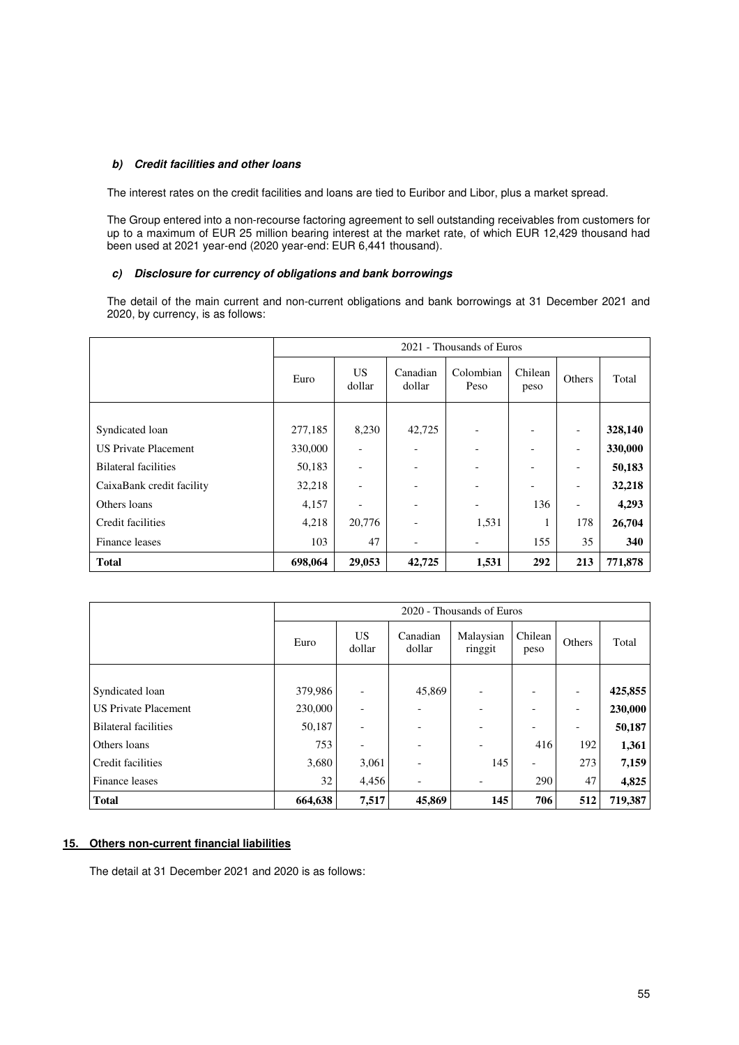***b) Credit facilities and other loans***

The interest rates on the credit facilities and loans are tied to Euribor and Libor, plus a market spread.

The Group entered into a non-recourse factoring agreement to sell outstanding receivables from customers for up to a maximum of EUR 25 million bearing interest at the market rate, of which EUR 12,429 thousand had been used at 2021 year-end (2020 year-end: EUR 6,441 thousand).

***c) Disclosure for currency of obligations and bank borrowings***

The detail of the main current and non-current obligations and bank borrowings at 31 December 2021 and 2020, by currency, is as follows:

| | 2021 - Thousands of Euros | | | | | | |
|---|---|---|---|---|---|---|---|
| | Euro | US dollar | Canadian dollar | Colombian Peso | Chilean peso | Others | Total |
| Syndicated loan | 277,185 | 8,230 | 42,725 | - | - | - | **328,140** |
| US Private Placement | 330,000 | - | - | - | - | - | **330,000** |
| Bilateral facilities | 50,183 | - | - | - | - | - | **50,183** |
| CaixaBank credit facility | 32,218 | - | - | - | - | - | **32,218** |
| Others loans | 4,157 | - | - | - | 136 | - | **4,293** |
| Credit facilities | 4,218 | 20,776 | - | 1,531 | 1 | 178 | **26,704** |
| Finance leases | 103 | 47 | - | - | 155 | 35 | **340** |
| **Total** | **698,064** | **29,053** | **42,725** | **1,531** | **292** | **213** | **771,878** |

| | 2020 - Thousands of Euros | | | | | | |
|---|---|---|---|---|---|---|---|
| | Euro | US dollar | Canadian dollar | Malaysian ringgit | Chilean peso | Others | Total |
| Syndicated loan | 379,986 | - | 45,869 | - | - | - | **425,855** |
| US Private Placement | 230,000 | - | - | - | - | - | **230,000** |
| Bilateral facilities | 50,187 | - | - | - | - | - | **50,187** |
| Others loans | 753 | - | - | - | 416 | 192 | **1,361** |
| Credit facilities | 3,680 | 3,061 | - | 145 | - | 273 | **7,159** |
| Finance leases | 32 | 4,456 | - | - | 290 | 47 | **4,825** |
| **Total** | **664,638** | **7,517** | **45,869** | **145** | **706** | **512** | **719,387** |

## **15. Others non-current financial liabilities**

The detail at 31 December 2021 and 2020 is as follows: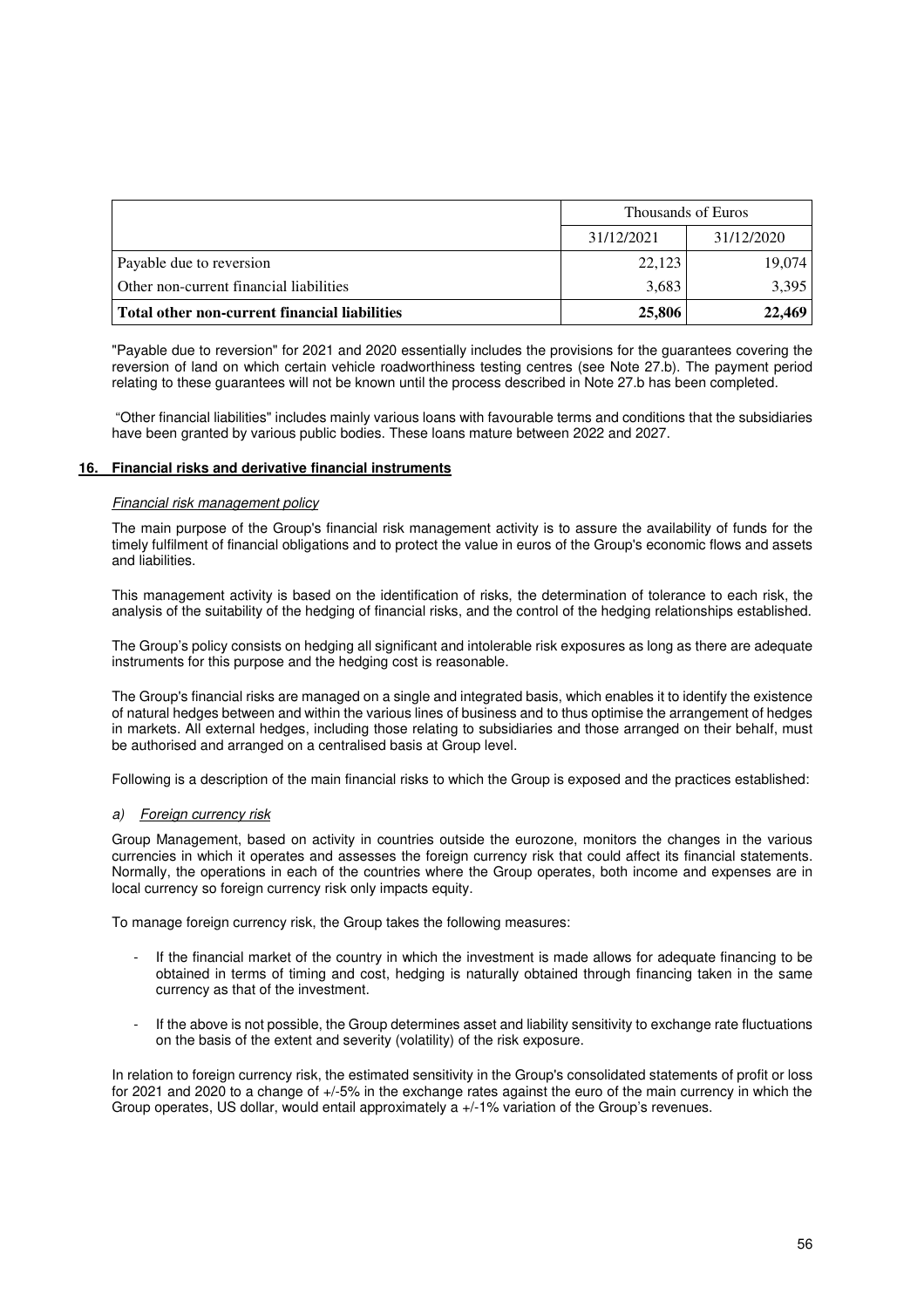| | Thousands of Euros | |
|---|---|---|
| | 31/12/2021 | 31/12/2020 |
| Payable due to reversion | 22,123 | 19,074 |
| Other non-current financial liabilities | 3,683 | 3,395 |
| **Total other non-current financial liabilities** | **25,806** | **22,469** |

"Payable due to reversion" for 2021 and 2020 essentially includes the provisions for the guarantees covering the reversion of land on which certain vehicle roadworthiness testing centres (see Note 27.b). The payment period relating to these guarantees will not be known until the process described in Note 27.b has been completed.

"Other financial liabilities" includes mainly various loans with favourable terms and conditions that the subsidiaries have been granted by various public bodies. These loans mature between 2022 and 2027.

## 16. Financial risks and derivative financial instruments

*Financial risk management policy*

The main purpose of the Group's financial risk management activity is to assure the availability of funds for the timely fulfilment of financial obligations and to protect the value in euros of the Group's economic flows and assets and liabilities.

This management activity is based on the identification of risks, the determination of tolerance to each risk, the analysis of the suitability of the hedging of financial risks, and the control of the hedging relationships established.

The Group's policy consists on hedging all significant and intolerable risk exposures as long as there are adequate instruments for this purpose and the hedging cost is reasonable.

The Group's financial risks are managed on a single and integrated basis, which enables it to identify the existence of natural hedges between and within the various lines of business and to thus optimise the arrangement of hedges in markets. All external hedges, including those relating to subsidiaries and those arranged on their behalf, must be authorised and arranged on a centralised basis at Group level.

Following is a description of the main financial risks to which the Group is exposed and the practices established:

*a) Foreign currency risk*

Group Management, based on activity in countries outside the eurozone, monitors the changes in the various currencies in which it operates and assesses the foreign currency risk that could affect its financial statements. Normally, the operations in each of the countries where the Group operates, both income and expenses are in local currency so foreign currency risk only impacts equity.

To manage foreign currency risk, the Group takes the following measures:

- If the financial market of the country in which the investment is made allows for adequate financing to be obtained in terms of timing and cost, hedging is naturally obtained through financing taken in the same currency as that of the investment.
- If the above is not possible, the Group determines asset and liability sensitivity to exchange rate fluctuations on the basis of the extent and severity (volatility) of the risk exposure.

In relation to foreign currency risk, the estimated sensitivity in the Group's consolidated statements of profit or loss for 2021 and 2020 to a change of +/-5% in the exchange rates against the euro of the main currency in which the Group operates, US dollar, would entail approximately a +/-1% variation of the Group's revenues.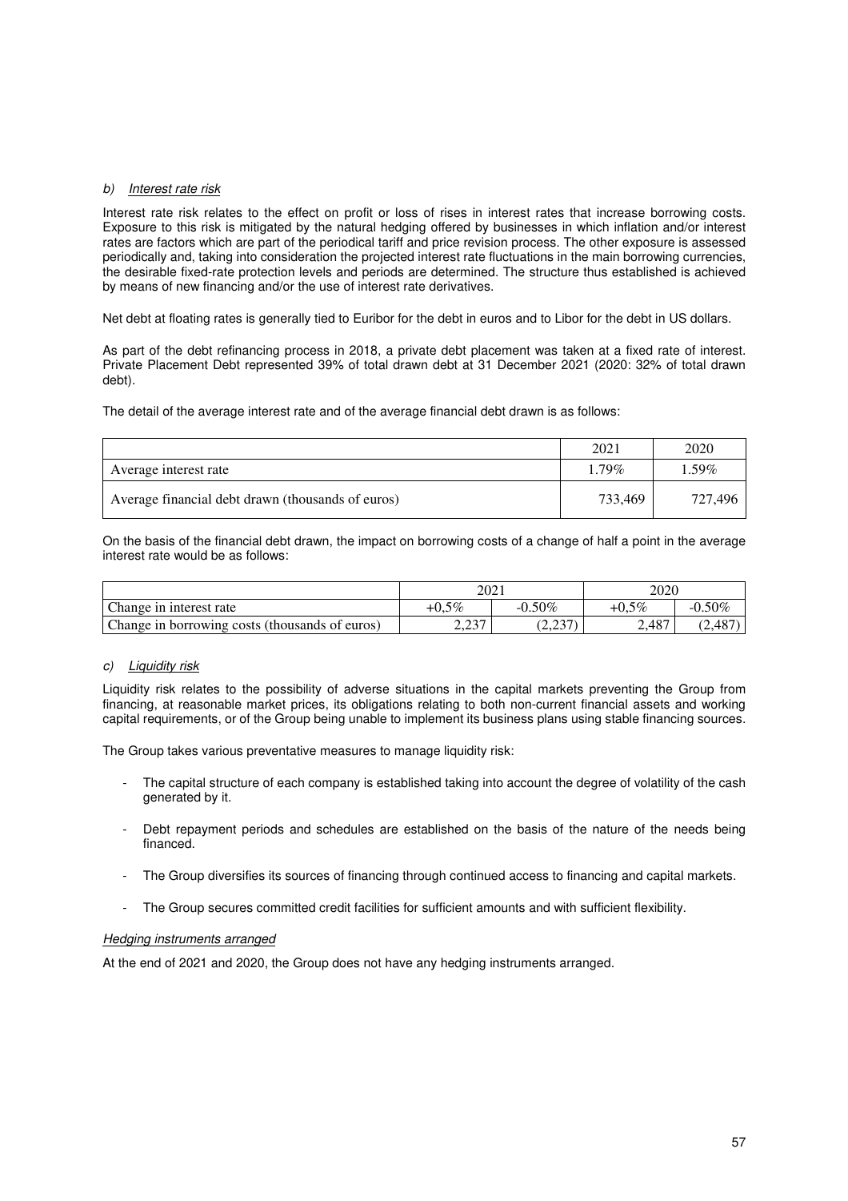*b) Interest rate risk*

Interest rate risk relates to the effect on profit or loss of rises in interest rates that increase borrowing costs. Exposure to this risk is mitigated by the natural hedging offered by businesses in which inflation and/or interest rates are factors which are part of the periodical tariff and price revision process. The other exposure is assessed periodically and, taking into consideration the projected interest rate fluctuations in the main borrowing currencies, the desirable fixed-rate protection levels and periods are determined. The structure thus established is achieved by means of new financing and/or the use of interest rate derivatives.

Net debt at floating rates is generally tied to Euribor for the debt in euros and to Libor for the debt in US dollars.

As part of the debt refinancing process in 2018, a private debt placement was taken at a fixed rate of interest. Private Placement Debt represented 39% of total drawn debt at 31 December 2021 (2020: 32% of total drawn debt).

The detail of the average interest rate and of the average financial debt drawn is as follows:

| | 2021 | 2020 |
|---|---|---|
| Average interest rate | 1.79% | 1.59% |
| Average financial debt drawn (thousands of euros) | 733,469 | 727,496 |

On the basis of the financial debt drawn, the impact on borrowing costs of a change of half a point in the average interest rate would be as follows:

| | 2021 | | 2020 | |
|---|---|---|---|---|
| Change in interest rate | +0,5% | -0.50% | +0,5% | -0.50% |
| Change in borrowing costs (thousands of euros) | 2,237 | (2,237) | 2,487 | (2,487) |

*c) Liquidity risk*

Liquidity risk relates to the possibility of adverse situations in the capital markets preventing the Group from financing, at reasonable market prices, its obligations relating to both non-current financial assets and working capital requirements, or of the Group being unable to implement its business plans using stable financing sources.

The Group takes various preventative measures to manage liquidity risk:

- The capital structure of each company is established taking into account the degree of volatility of the cash generated by it.
- Debt repayment periods and schedules are established on the basis of the nature of the needs being financed.
- The Group diversifies its sources of financing through continued access to financing and capital markets.
- The Group secures committed credit facilities for sufficient amounts and with sufficient flexibility.

*Hedging instruments arranged*

At the end of 2021 and 2020, the Group does not have any hedging instruments arranged.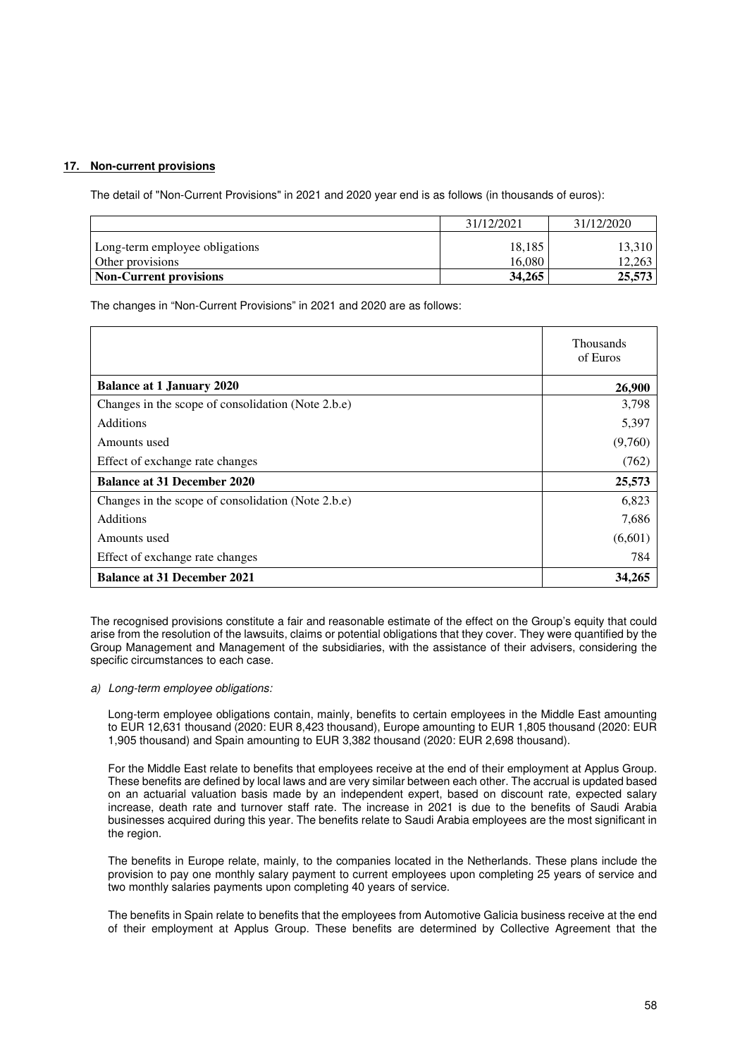## 17. Non-current provisions

The detail of "Non-Current Provisions" in 2021 and 2020 year end is as follows (in thousands of euros):

| | 31/12/2021 | 31/12/2020 |
|---|---|---|
| Long-term employee obligations | 18,185 | 13,310 |
| Other provisions | 16,080 | 12,263 |
| **Non-Current provisions** | **34,265** | **25,573** |

The changes in "Non-Current Provisions" in 2021 and 2020 are as follows:

| | Thousands of Euros |
|---|---|
| **Balance at 1 January 2020** | **26,900** |
| Changes in the scope of consolidation (Note 2.b.e) | 3,798 |
| Additions | 5,397 |
| Amounts used | (9,760) |
| Effect of exchange rate changes | (762) |
| **Balance at 31 December 2020** | **25,573** |
| Changes in the scope of consolidation (Note 2.b.e) | 6,823 |
| Additions | 7,686 |
| Amounts used | (6,601) |
| Effect of exchange rate changes | 784 |
| **Balance at 31 December 2021** | **34,265** |

The recognised provisions constitute a fair and reasonable estimate of the effect on the Group's equity that could arise from the resolution of the lawsuits, claims or potential obligations that they cover. They were quantified by the Group Management and Management of the subsidiaries, with the assistance of their advisers, considering the specific circumstances to each case.

*a) Long-term employee obligations:*

Long-term employee obligations contain, mainly, benefits to certain employees in the Middle East amounting to EUR 12,631 thousand (2020: EUR 8,423 thousand), Europe amounting to EUR 1,805 thousand (2020: EUR 1,905 thousand) and Spain amounting to EUR 3,382 thousand (2020: EUR 2,698 thousand).

For the Middle East relate to benefits that employees receive at the end of their employment at Applus Group. These benefits are defined by local laws and are very similar between each other. The accrual is updated based on an actuarial valuation basis made by an independent expert, based on discount rate, expected salary increase, death rate and turnover staff rate. The increase in 2021 is due to the benefits of Saudi Arabia businesses acquired during this year. The benefits relate to Saudi Arabia employees are the most significant in the region.

The benefits in Europe relate, mainly, to the companies located in the Netherlands. These plans include the provision to pay one monthly salary payment to current employees upon completing 25 years of service and two monthly salaries payments upon completing 40 years of service.

The benefits in Spain relate to benefits that the employees from Automotive Galicia business receive at the end of their employment at Applus Group. These benefits are determined by Collective Agreement that the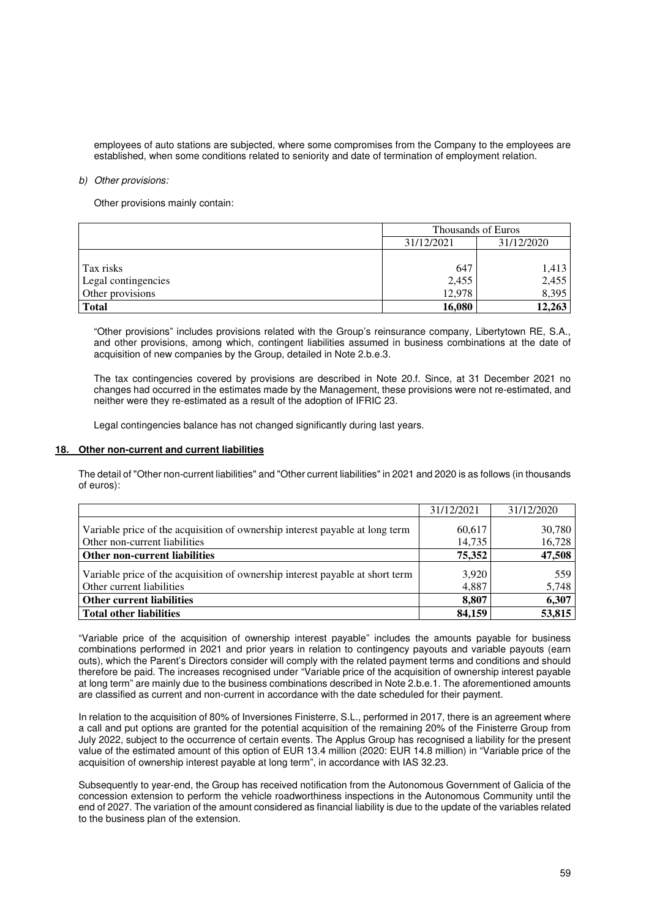employees of auto stations are subjected, where some compromises from the Company to the employees are established, when some conditions related to seniority and date of termination of employment relation.

*b) Other provisions:*

Other provisions mainly contain:

| | Thousands of Euros | |
|---|---|---|
| | 31/12/2021 | 31/12/2020 |
| Tax risks | 647 | 1,413 |
| Legal contingencies | 2,455 | 2,455 |
| Other provisions | 12,978 | 8,395 |
| **Total** | **16,080** | **12,263** |

"Other provisions" includes provisions related with the Group's reinsurance company, Libertytown RE, S.A., and other provisions, among which, contingent liabilities assumed in business combinations at the date of acquisition of new companies by the Group, detailed in Note 2.b.e.3.

The tax contingencies covered by provisions are described in Note 20.f. Since, at 31 December 2021 no changes had occurred in the estimates made by the Management, these provisions were not re-estimated, and neither were they re-estimated as a result of the adoption of IFRIC 23.

Legal contingencies balance has not changed significantly during last years.

## 18. Other non-current and current liabilities

The detail of "Other non-current liabilities" and "Other current liabilities" in 2021 and 2020 is as follows (in thousands of euros):

| | 31/12/2021 | 31/12/2020 |
|---|---|---|
| Variable price of the acquisition of ownership interest payable at long term | 60,617 | 30,780 |
| Other non-current liabilities | 14,735 | 16,728 |
| **Other non-current liabilities** | **75,352** | **47,508** |
| Variable price of the acquisition of ownership interest payable at short term | 3,920 | 559 |
| Other current liabilities | 4,887 | 5,748 |
| **Other current liabilities** | **8,807** | **6,307** |
| **Total other liabilities** | **84,159** | **53,815** |

"Variable price of the acquisition of ownership interest payable" includes the amounts payable for business combinations performed in 2021 and prior years in relation to contingency payouts and variable payouts (earn outs), which the Parent's Directors consider will comply with the related payment terms and conditions and should therefore be paid. The increases recognised under "Variable price of the acquisition of ownership interest payable at long term" are mainly due to the business combinations described in Note 2.b.e.1. The aforementioned amounts are classified as current and non-current in accordance with the date scheduled for their payment.

In relation to the acquisition of 80% of Inversiones Finisterre, S.L., performed in 2017, there is an agreement where a call and put options are granted for the potential acquisition of the remaining 20% of the Finisterre Group from July 2022, subject to the occurrence of certain events. The Applus Group has recognised a liability for the present value of the estimated amount of this option of EUR 13.4 million (2020: EUR 14.8 million) in "Variable price of the acquisition of ownership interest payable at long term", in accordance with IAS 32.23.

Subsequently to year-end, the Group has received notification from the Autonomous Government of Galicia of the concession extension to perform the vehicle roadworthiness inspections in the Autonomous Community until the end of 2027. The variation of the amount considered as financial liability is due to the update of the variables related to the business plan of the extension.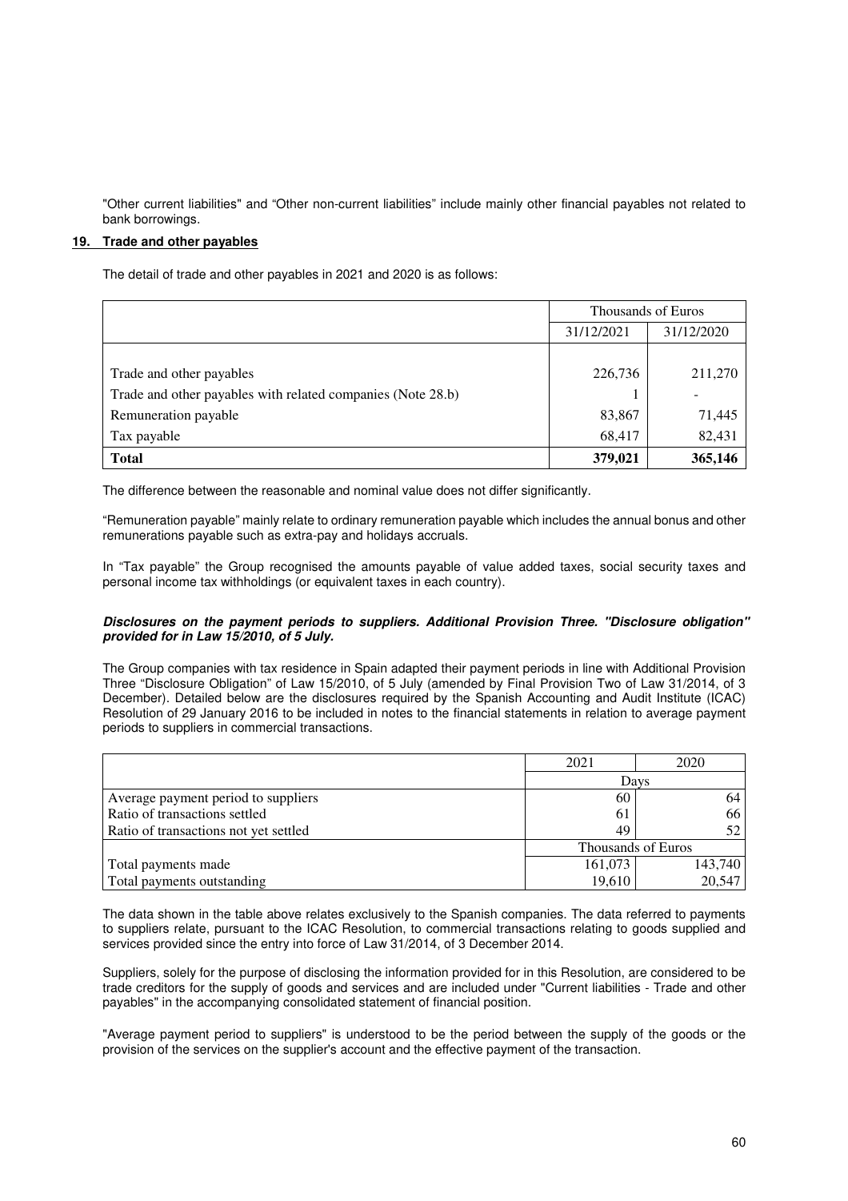"Other current liabilities" and "Other non-current liabilities" include mainly other financial payables not related to bank borrowings.

## 19. Trade and other payables

The detail of trade and other payables in 2021 and 2020 is as follows:

| | Thousands of Euros | |
|---|---|---|
| | 31/12/2021 | 31/12/2020 |
| Trade and other payables | 226,736 | 211,270 |
| Trade and other payables with related companies (Note 28.b) | 1 | - |
| Remuneration payable | 83,867 | 71,445 |
| Tax payable | 68,417 | 82,431 |
| **Total** | **379,021** | **365,146** |

The difference between the reasonable and nominal value does not differ significantly.

"Remuneration payable" mainly relate to ordinary remuneration payable which includes the annual bonus and other remunerations payable such as extra-pay and holidays accruals.

In "Tax payable" the Group recognised the amounts payable of value added taxes, social security taxes and personal income tax withholdings (or equivalent taxes in each country).

***Disclosures on the payment periods to suppliers. Additional Provision Three. "Disclosure obligation" provided for in Law 15/2010, of 5 July.***

The Group companies with tax residence in Spain adapted their payment periods in line with Additional Provision Three "Disclosure Obligation" of Law 15/2010, of 5 July (amended by Final Provision Two of Law 31/2014, of 3 December). Detailed below are the disclosures required by the Spanish Accounting and Audit Institute (ICAC) Resolution of 29 January 2016 to be included in notes to the financial statements in relation to average payment periods to suppliers in commercial transactions.

| | 2021 | 2020 |
|---|---|---|
| | Days | |
| Average payment period to suppliers | 60 | 64 |
| Ratio of transactions settled | 61 | 66 |
| Ratio of transactions not yet settled | 49 | 52 |
| | Thousands of Euros | |
| Total payments made | 161,073 | 143,740 |
| Total payments outstanding | 19,610 | 20,547 |

The data shown in the table above relates exclusively to the Spanish companies. The data referred to payments to suppliers relate, pursuant to the ICAC Resolution, to commercial transactions relating to goods supplied and services provided since the entry into force of Law 31/2014, of 3 December 2014.

Suppliers, solely for the purpose of disclosing the information provided for in this Resolution, are considered to be trade creditors for the supply of goods and services and are included under "Current liabilities - Trade and other payables" in the accompanying consolidated statement of financial position.

"Average payment period to suppliers" is understood to be the period between the supply of the goods or the provision of the services on the supplier's account and the effective payment of the transaction.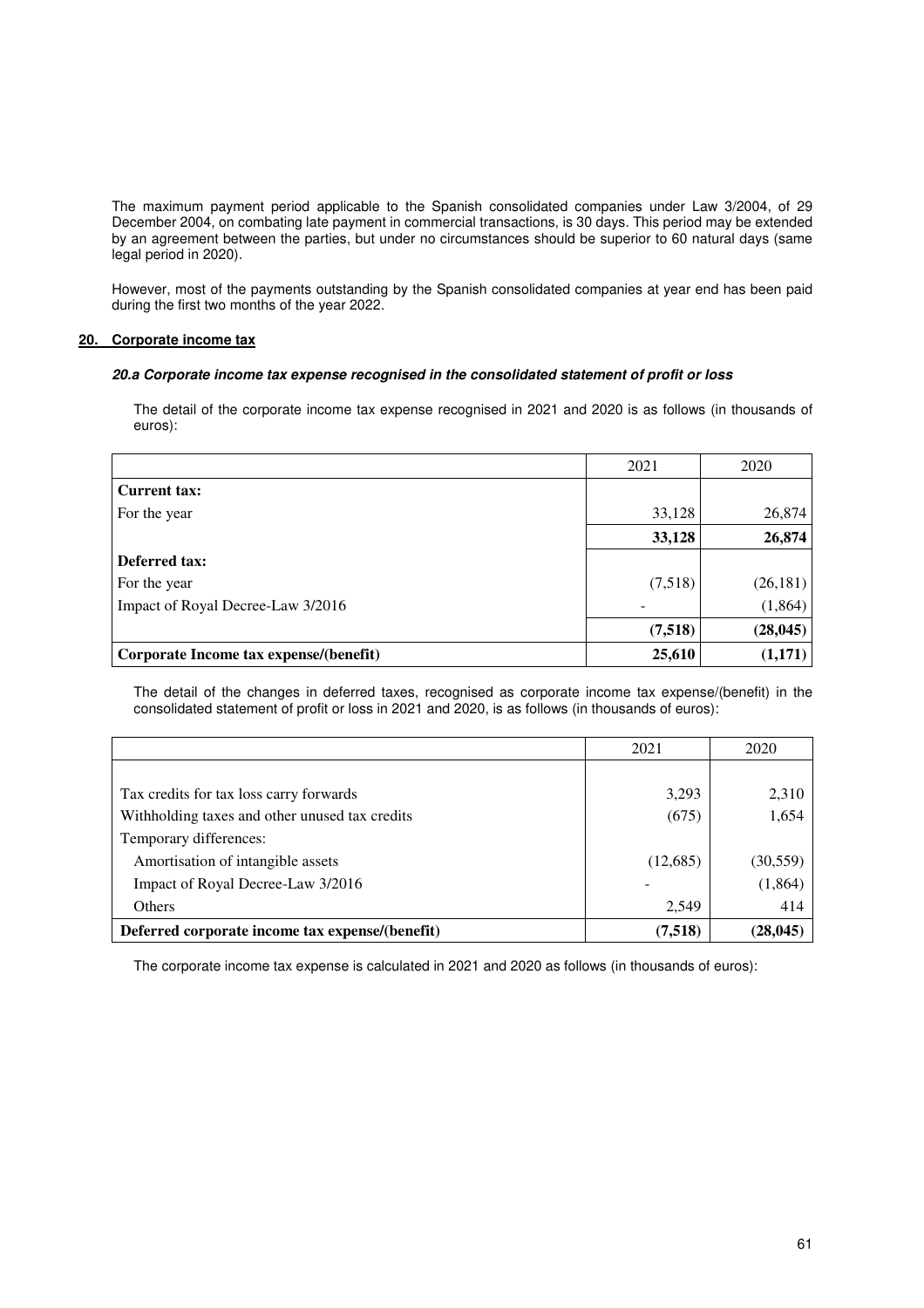The maximum payment period applicable to the Spanish consolidated companies under Law 3/2004, of 29 December 2004, on combating late payment in commercial transactions, is 30 days. This period may be extended by an agreement between the parties, but under no circumstances should be superior to 60 natural days (same legal period in 2020).

However, most of the payments outstanding by the Spanish consolidated companies at year end has been paid during the first two months of the year 2022.

## 20. Corporate income tax

### *20.a Corporate income tax expense recognised in the consolidated statement of profit or loss*

The detail of the corporate income tax expense recognised in 2021 and 2020 is as follows (in thousands of euros):

| | 2021 | 2020 |
|---|---|---|
| **Current tax:** | | |
| For the year | 33,128 | 26,874 |
| | **33,128** | **26,874** |
| **Deferred tax:** | | |
| For the year | (7,518) | (26,181) |
| Impact of Royal Decree-Law 3/2016 | - | (1,864) |
| | **(7,518)** | **(28,045)** |
| **Corporate Income tax expense/(benefit)** | **25,610** | **(1,171)** |

The detail of the changes in deferred taxes, recognised as corporate income tax expense/(benefit) in the consolidated statement of profit or loss in 2021 and 2020, is as follows (in thousands of euros):

| | 2021 | 2020 |
|---|---|---|
| Tax credits for tax loss carry forwards | 3,293 | 2,310 |
| Withholding taxes and other unused tax credits | (675) | 1,654 |
| Temporary differences: | | |
| Amortisation of intangible assets | (12,685) | (30,559) |
| Impact of Royal Decree-Law 3/2016 | - | (1,864) |
| Others | 2,549 | 414 |
| **Deferred corporate income tax expense/(benefit)** | **(7,518)** | **(28,045)** |

The corporate income tax expense is calculated in 2021 and 2020 as follows (in thousands of euros):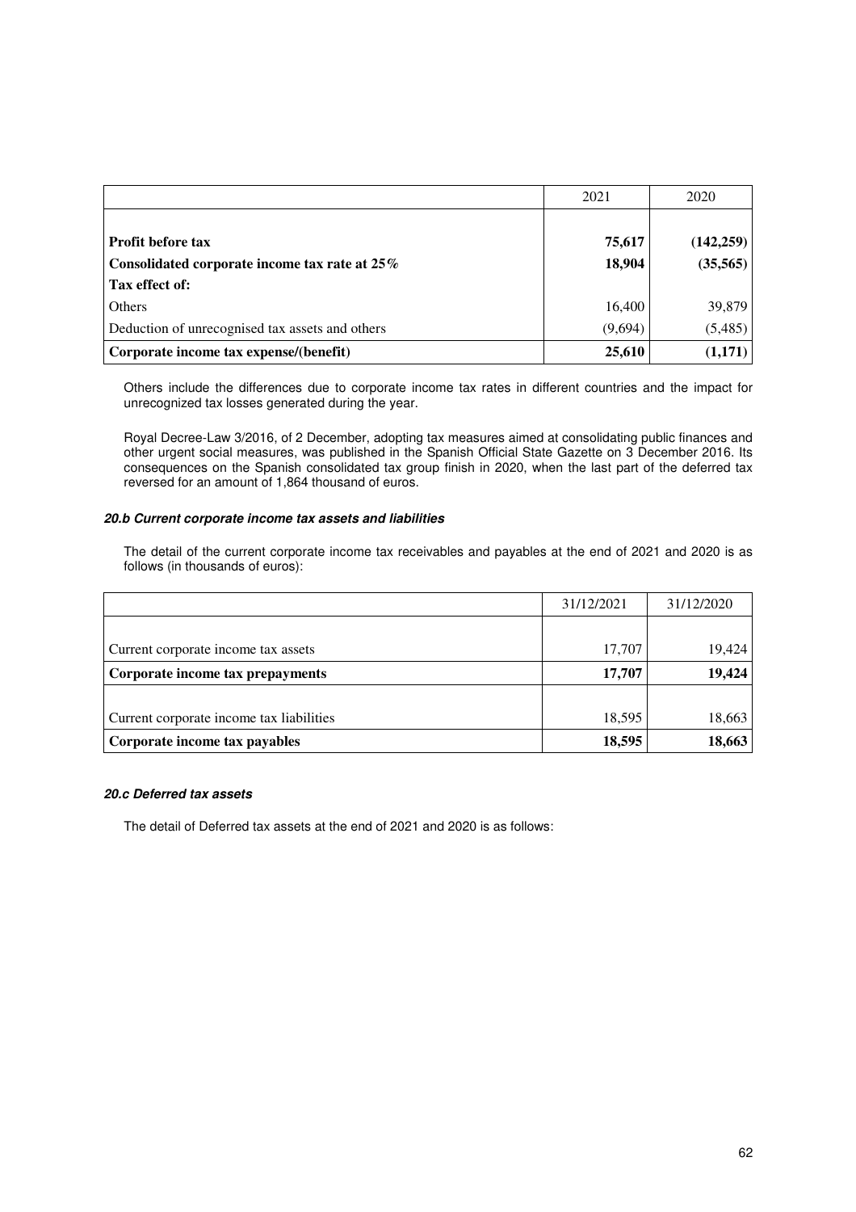| | 2021 | 2020 |
|---|---|---|
| **Profit before tax** | **75,617** | **(142,259)** |
| **Consolidated corporate income tax rate at 25%** | **18,904** | **(35,565)** |
| **Tax effect of:** | | |
| Others | 16,400 | 39,879 |
| Deduction of unrecognised tax assets and others | (9,694) | (5,485) |
| **Corporate income tax expense/(benefit)** | **25,610** | **(1,171)** |

Others include the differences due to corporate income tax rates in different countries and the impact for unrecognized tax losses generated during the year.

Royal Decree-Law 3/2016, of 2 December, adopting tax measures aimed at consolidating public finances and other urgent social measures, was published in the Spanish Official State Gazette on 3 December 2016. Its consequences on the Spanish consolidated tax group finish in 2020, when the last part of the deferred tax reversed for an amount of 1,864 thousand of euros.

#### *20.b Current corporate income tax assets and liabilities*

The detail of the current corporate income tax receivables and payables at the end of 2021 and 2020 is as follows (in thousands of euros):

| | 31/12/2021 | 31/12/2020 |
|---|---|---|
| Current corporate income tax assets | 17,707 | 19,424 |
| **Corporate income tax prepayments** | **17,707** | **19,424** |
| Current corporate income tax liabilities | 18,595 | 18,663 |
| **Corporate income tax payables** | **18,595** | **18,663** |

#### *20.c Deferred tax assets*

The detail of Deferred tax assets at the end of 2021 and 2020 is as follows: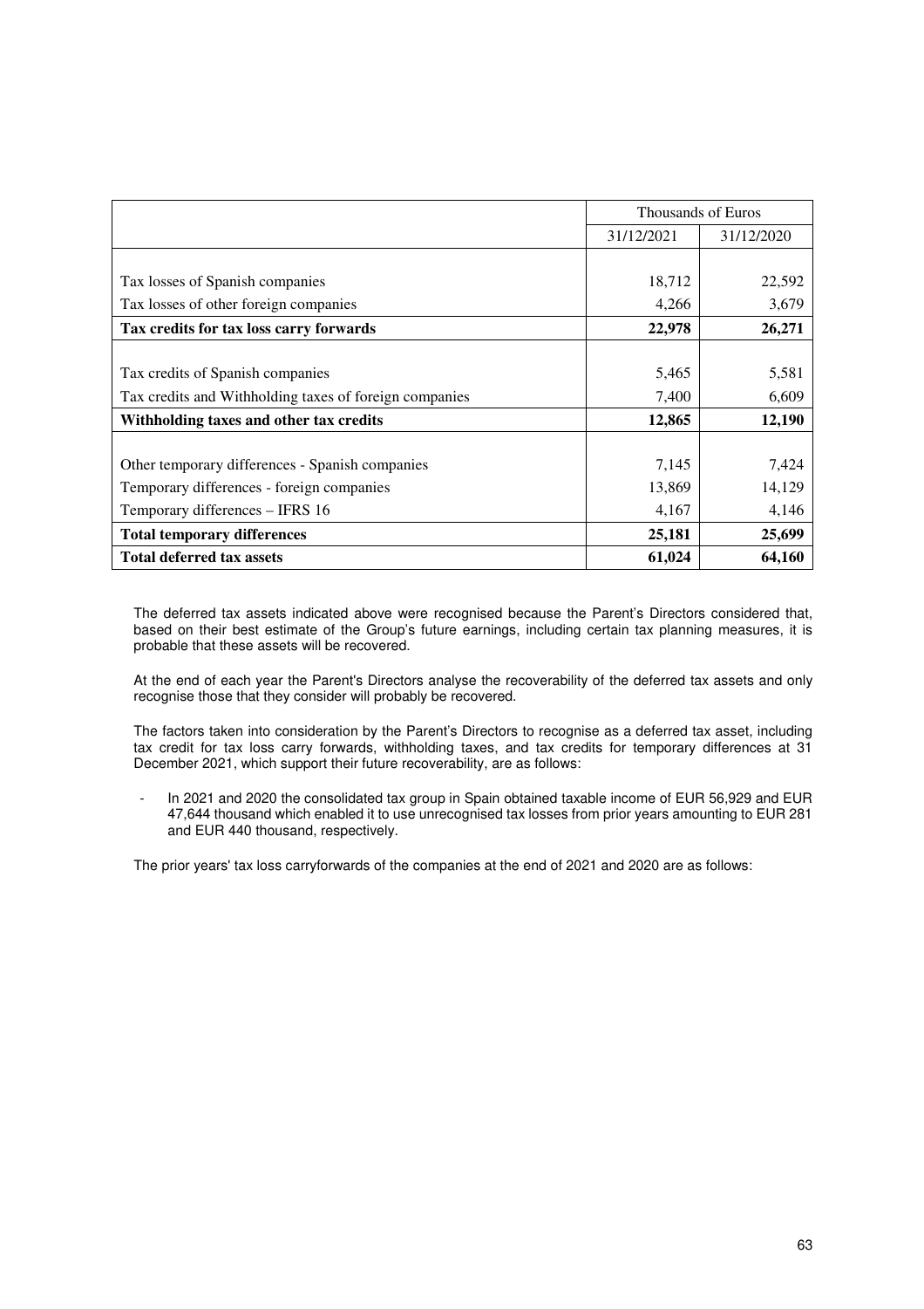| | Thousands of Euros | |
|---|---|---|
| | 31/12/2021 | 31/12/2020 |
| Tax losses of Spanish companies | 18,712 | 22,592 |
| Tax losses of other foreign companies | 4,266 | 3,679 |
| **Tax credits for tax loss carry forwards** | **22,978** | **26,271** |
| Tax credits of Spanish companies | 5,465 | 5,581 |
| Tax credits and Withholding taxes of foreign companies | 7,400 | 6,609 |
| **Withholding taxes and other tax credits** | **12,865** | **12,190** |
| Other temporary differences - Spanish companies | 7,145 | 7,424 |
| Temporary differences - foreign companies | 13,869 | 14,129 |
| Temporary differences – IFRS 16 | 4,167 | 4,146 |
| **Total temporary differences** | **25,181** | **25,699** |
| **Total deferred tax assets** | **61,024** | **64,160** |

The deferred tax assets indicated above were recognised because the Parent's Directors considered that, based on their best estimate of the Group's future earnings, including certain tax planning measures, it is probable that these assets will be recovered.

At the end of each year the Parent's Directors analyse the recoverability of the deferred tax assets and only recognise those that they consider will probably be recovered.

The factors taken into consideration by the Parent's Directors to recognise as a deferred tax asset, including tax credit for tax loss carry forwards, withholding taxes, and tax credits for temporary differences at 31 December 2021, which support their future recoverability, are as follows:

- In 2021 and 2020 the consolidated tax group in Spain obtained taxable income of EUR 56,929 and EUR 47,644 thousand which enabled it to use unrecognised tax losses from prior years amounting to EUR 281 and EUR 440 thousand, respectively.

The prior years' tax loss carryforwards of the companies at the end of 2021 and 2020 are as follows: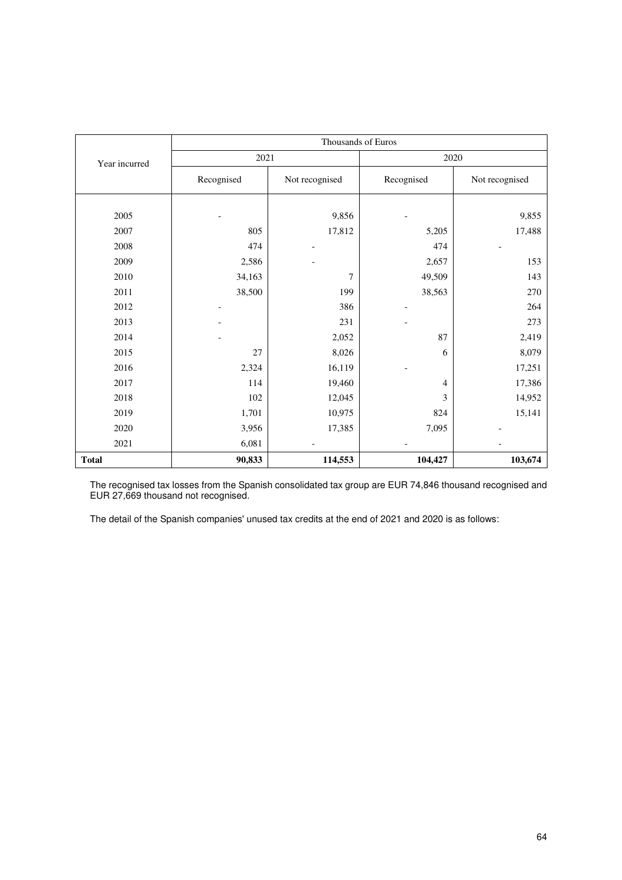| Year incurred | Thousands of Euros | | | |
|---|---|---|---|---|
| | 2021 | | 2020 | |
| | Recognised | Not recognised | Recognised | Not recognised |
| 2005 | - | 9,856 | - | 9,855 |
| 2007 | 805 | 17,812 | 5,205 | 17,488 |
| 2008 | 474 | - | 474 | - |
| 2009 | 2,586 | - | 2,657 | 153 |
| 2010 | 34,163 | 7 | 49,509 | 143 |
| 2011 | 38,500 | 199 | 38,563 | 270 |
| 2012 | - | 386 | - | 264 |
| 2013 | - | 231 | - | 273 |
| 2014 | - | 2,052 | 87 | 2,419 |
| 2015 | 27 | 8,026 | 6 | 8,079 |
| 2016 | 2,324 | 16,119 | - | 17,251 |
| 2017 | 114 | 19,460 | 4 | 17,386 |
| 2018 | 102 | 12,045 | 3 | 14,952 |
| 2019 | 1,701 | 10,975 | 824 | 15,141 |
| 2020 | 3,956 | 17,385 | 7,095 | - |
| 2021 | 6,081 | - | - | - |
| **Total** | **90,833** | **114,553** | **104,427** | **103,674** |

The recognised tax losses from the Spanish consolidated tax group are EUR 74,846 thousand recognised and EUR 27,669 thousand not recognised.

The detail of the Spanish companies' unused tax credits at the end of 2021 and 2020 is as follows: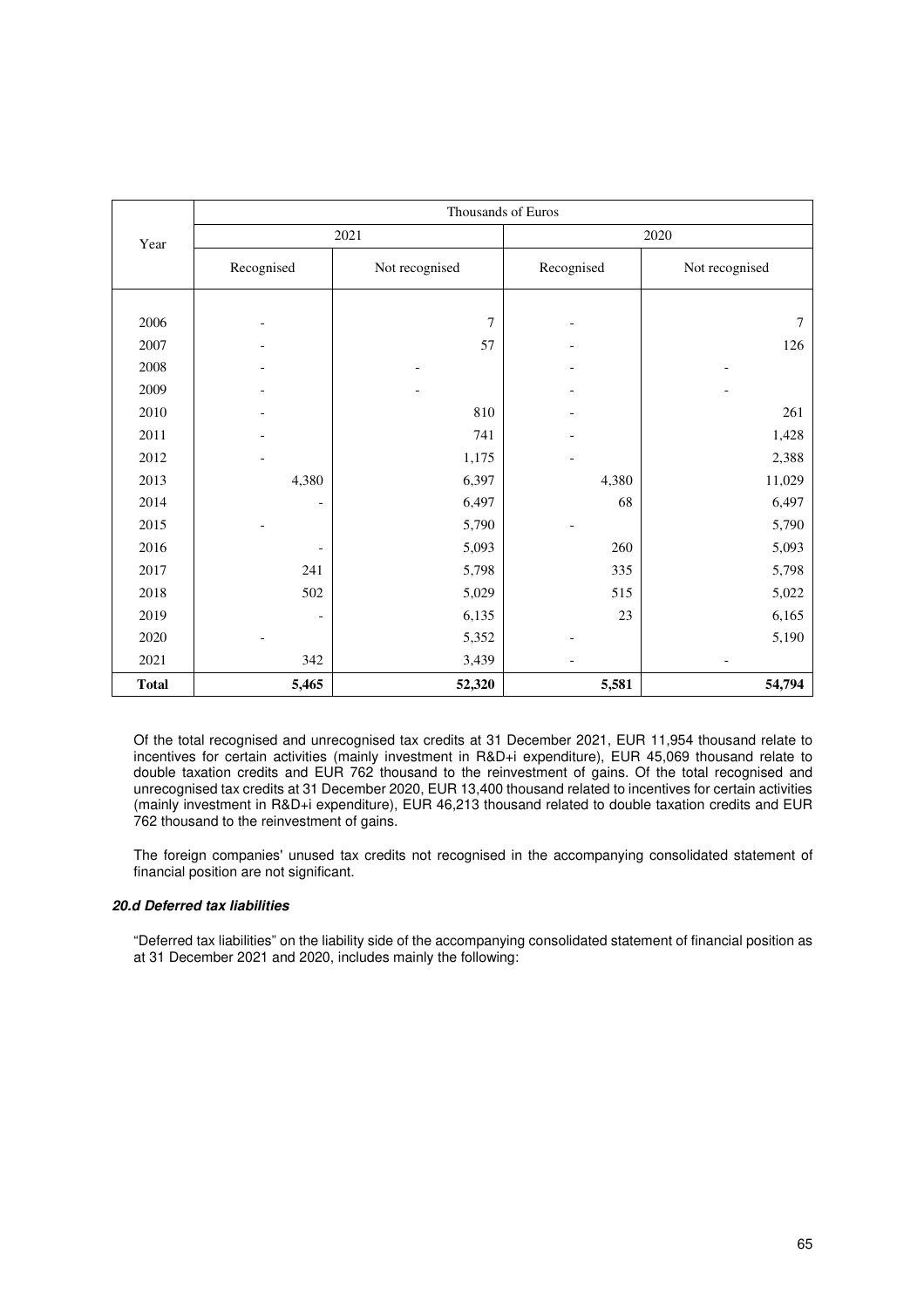| Year | Thousands of Euros | | | |
|---|---|---|---|---|
| | 2021 | | 2020 | |
| | Recognised | Not recognised | Recognised | Not recognised |
| 2006 | - | 7 | - | 7 |
| 2007 | - | 57 | - | 126 |
| 2008 | - | - | - | - |
| 2009 | - | - | - | - |
| 2010 | - | 810 | - | 261 |
| 2011 | - | 741 | - | 1,428 |
| 2012 | - | 1,175 | - | 2,388 |
| 2013 | 4,380 | 6,397 | 4,380 | 11,029 |
| 2014 | - | 6,497 | 68 | 6,497 |
| 2015 | - | 5,790 | - | 5,790 |
| 2016 | - | 5,093 | 260 | 5,093 |
| 2017 | 241 | 5,798 | 335 | 5,798 |
| 2018 | 502 | 5,029 | 515 | 5,022 |
| 2019 | - | 6,135 | 23 | 6,165 |
| 2020 | - | 5,352 | - | 5,190 |
| 2021 | 342 | 3,439 | - | - |
| **Total** | **5,465** | **52,320** | **5,581** | **54,794** |

Of the total recognised and unrecognised tax credits at 31 December 2021, EUR 11,954 thousand relate to incentives for certain activities (mainly investment in R&D+i expenditure), EUR 45,069 thousand relate to double taxation credits and EUR 762 thousand to the reinvestment of gains. Of the total recognised and unrecognised tax credits at 31 December 2020, EUR 13,400 thousand related to incentives for certain activities (mainly investment in R&D+i expenditure), EUR 46,213 thousand related to double taxation credits and EUR 762 thousand to the reinvestment of gains.

The foreign companies' unused tax credits not recognised in the accompanying consolidated statement of financial position are not significant.

#### *20.d Deferred tax liabilities*

"Deferred tax liabilities" on the liability side of the accompanying consolidated statement of financial position as at 31 December 2021 and 2020, includes mainly the following: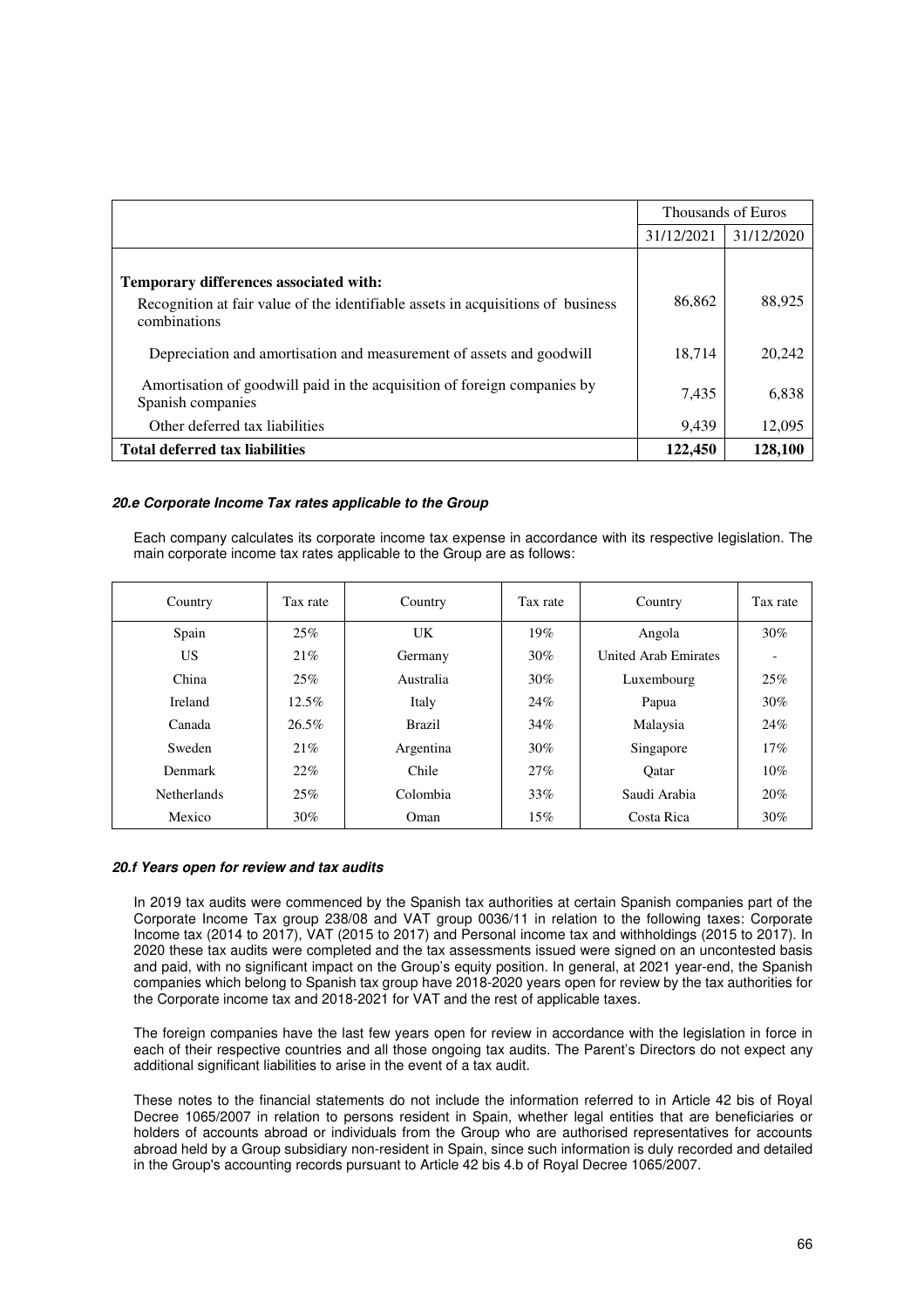| | Thousands of Euros | |
|---|---|---|
| | 31/12/2021 | 31/12/2020 |
| **Temporary differences associated with:** | | |
| Recognition at fair value of the identifiable assets in acquisitions of business combinations | 86,862 | 88,925 |
| Depreciation and amortisation and measurement of assets and goodwill | 18,714 | 20,242 |
| Amortisation of goodwill paid in the acquisition of foreign companies by Spanish companies | 7,435 | 6,838 |
| Other deferred tax liabilities | 9,439 | 12,095 |
| **Total deferred tax liabilities** | **122,450** | **128,100** |

#### *20.e Corporate Income Tax rates applicable to the Group*

Each company calculates its corporate income tax expense in accordance with its respective legislation. The main corporate income tax rates applicable to the Group are as follows:

| Country | Tax rate | Country | Tax rate | Country | Tax rate |
|---|---|---|---|---|---|
| Spain | 25% | UK | 19% | Angola | 30% |
| US | 21% | Germany | 30% | United Arab Emirates | - |
| China | 25% | Australia | 30% | Luxembourg | 25% |
| Ireland | 12.5% | Italy | 24% | Papua | 30% |
| Canada | 26.5% | Brazil | 34% | Malaysia | 24% |
| Sweden | 21% | Argentina | 30% | Singapore | 17% |
| Denmark | 22% | Chile | 27% | Qatar | 10% |
| Netherlands | 25% | Colombia | 33% | Saudi Arabia | 20% |
| Mexico | 30% | Oman | 15% | Costa Rica | 30% |

#### *20.f Years open for review and tax audits*

In 2019 tax audits were commenced by the Spanish tax authorities at certain Spanish companies part of the Corporate Income Tax group 238/08 and VAT group 0036/11 in relation to the following taxes: Corporate Income tax (2014 to 2017), VAT (2015 to 2017) and Personal income tax and withholdings (2015 to 2017). In 2020 these tax audits were completed and the tax assessments issued were signed on an uncontested basis and paid, with no significant impact on the Group's equity position. In general, at 2021 year-end, the Spanish companies which belong to Spanish tax group have 2018-2020 years open for review by the tax authorities for the Corporate income tax and 2018-2021 for VAT and the rest of applicable taxes.

The foreign companies have the last few years open for review in accordance with the legislation in force in each of their respective countries and all those ongoing tax audits. The Parent's Directors do not expect any additional significant liabilities to arise in the event of a tax audit.

These notes to the financial statements do not include the information referred to in Article 42 bis of Royal Decree 1065/2007 in relation to persons resident in Spain, whether legal entities that are beneficiaries or holders of accounts abroad or individuals from the Group who are authorised representatives for accounts abroad held by a Group subsidiary non-resident in Spain, since such information is duly recorded and detailed in the Group's accounting records pursuant to Article 42 bis 4.b of Royal Decree 1065/2007.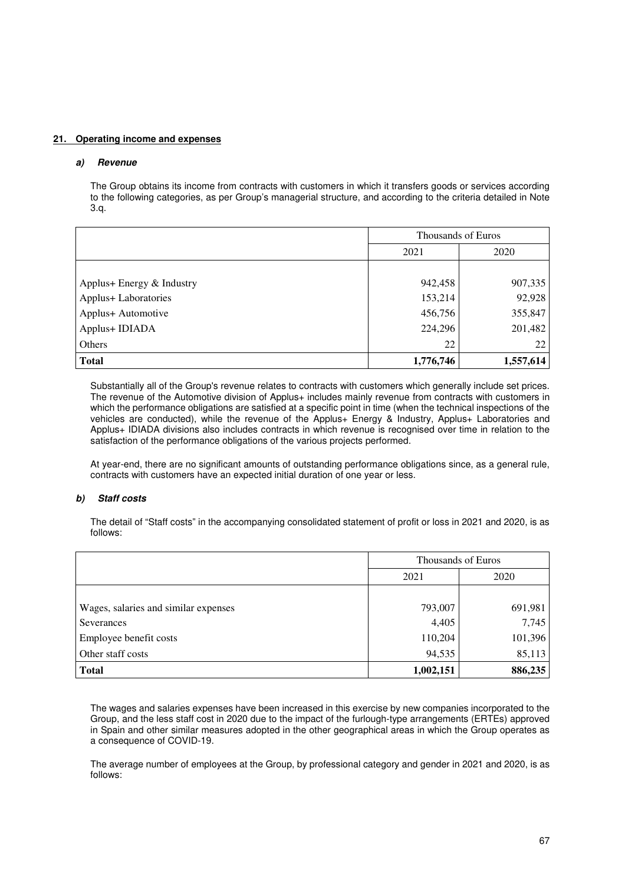## 21. Operating income and expenses

### *a) Revenue*

The Group obtains its income from contracts with customers in which it transfers goods or services according to the following categories, as per Group's managerial structure, and according to the criteria detailed in Note 3.q.

| | Thousands of Euros | |
|---|---|---|
| | 2021 | 2020 |
| Applus+ Energy & Industry | 942,458 | 907,335 |
| Applus+ Laboratories | 153,214 | 92,928 |
| Applus+ Automotive | 456,756 | 355,847 |
| Applus+ IDIADA | 224,296 | 201,482 |
| Others | 22 | 22 |
| **Total** | **1,776,746** | **1,557,614** |

Substantially all of the Group's revenue relates to contracts with customers which generally include set prices. The revenue of the Automotive division of Applus+ includes mainly revenue from contracts with customers in which the performance obligations are satisfied at a specific point in time (when the technical inspections of the vehicles are conducted), while the revenue of the Applus+ Energy & Industry, Applus+ Laboratories and Applus+ IDIADA divisions also includes contracts in which revenue is recognised over time in relation to the satisfaction of the performance obligations of the various projects performed.

At year-end, there are no significant amounts of outstanding performance obligations since, as a general rule, contracts with customers have an expected initial duration of one year or less.

### *b) Staff costs*

The detail of "Staff costs" in the accompanying consolidated statement of profit or loss in 2021 and 2020, is as follows:

| | Thousands of Euros | |
|---|---|---|
| | 2021 | 2020 |
| Wages, salaries and similar expenses | 793,007 | 691,981 |
| Severances | 4,405 | 7,745 |
| Employee benefit costs | 110,204 | 101,396 |
| Other staff costs | 94,535 | 85,113 |
| **Total** | **1,002,151** | **886,235** |

The wages and salaries expenses have been increased in this exercise by new companies incorporated to the Group, and the less staff cost in 2020 due to the impact of the furlough-type arrangements (ERTEs) approved in Spain and other similar measures adopted in the other geographical areas in which the Group operates as a consequence of COVID-19.

The average number of employees at the Group, by professional category and gender in 2021 and 2020, is as follows: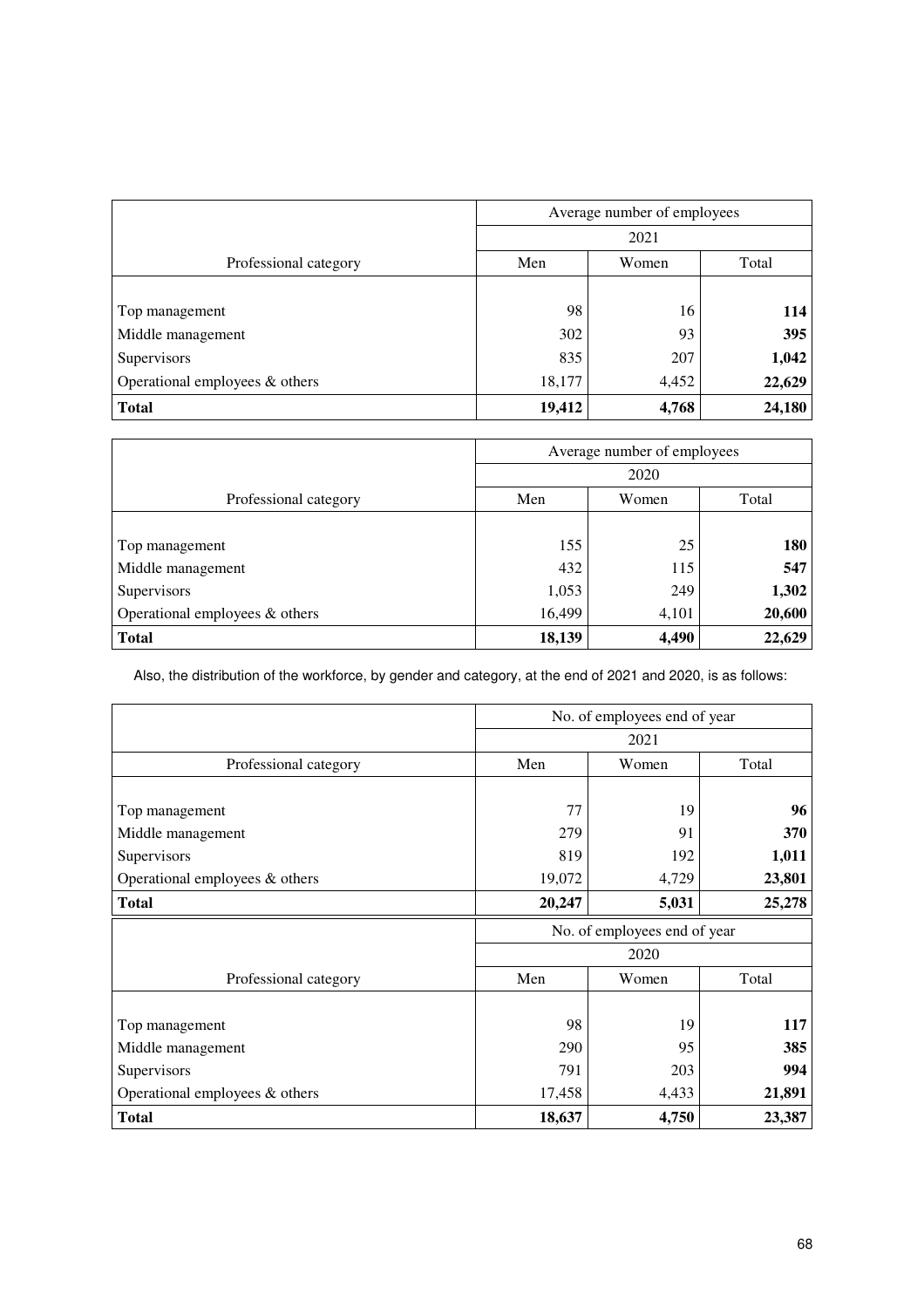| | Average number of employees | | |
|---|---|---|---|
| | 2021 | | |
| Professional category | Men | Women | Total |
| Top management | 98 | 16 | **114** |
| Middle management | 302 | 93 | **395** |
| Supervisors | 835 | 207 | **1,042** |
| Operational employees & others | 18,177 | 4,452 | **22,629** |
| **Total** | **19,412** | **4,768** | **24,180** |

| | Average number of employees | | |
|---|---|---|---|
| | 2020 | | |
| Professional category | Men | Women | Total |
| Top management | 155 | 25 | **180** |
| Middle management | 432 | 115 | **547** |
| Supervisors | 1,053 | 249 | **1,302** |
| Operational employees & others | 16,499 | 4,101 | **20,600** |
| **Total** | **18,139** | **4,490** | **22,629** |

Also, the distribution of the workforce, by gender and category, at the end of 2021 and 2020, is as follows:

| | No. of employees end of year | | |
|---|---|---|---|
| | 2021 | | |
| Professional category | Men | Women | Total |
| Top management | 77 | 19 | **96** |
| Middle management | 279 | 91 | **370** |
| Supervisors | 819 | 192 | **1,011** |
| Operational employees & others | 19,072 | 4,729 | **23,801** |
| **Total** | **20,247** | **5,031** | **25,278** |

| | No. of employees end of year | | |
|---|---|---|---|
| | 2020 | | |
| Professional category | Men | Women | Total |
| Top management | 98 | 19 | **117** |
| Middle management | 290 | 95 | **385** |
| Supervisors | 791 | 203 | **994** |
| Operational employees & others | 17,458 | 4,433 | **21,891** |
| **Total** | **18,637** | **4,750** | **23,387** |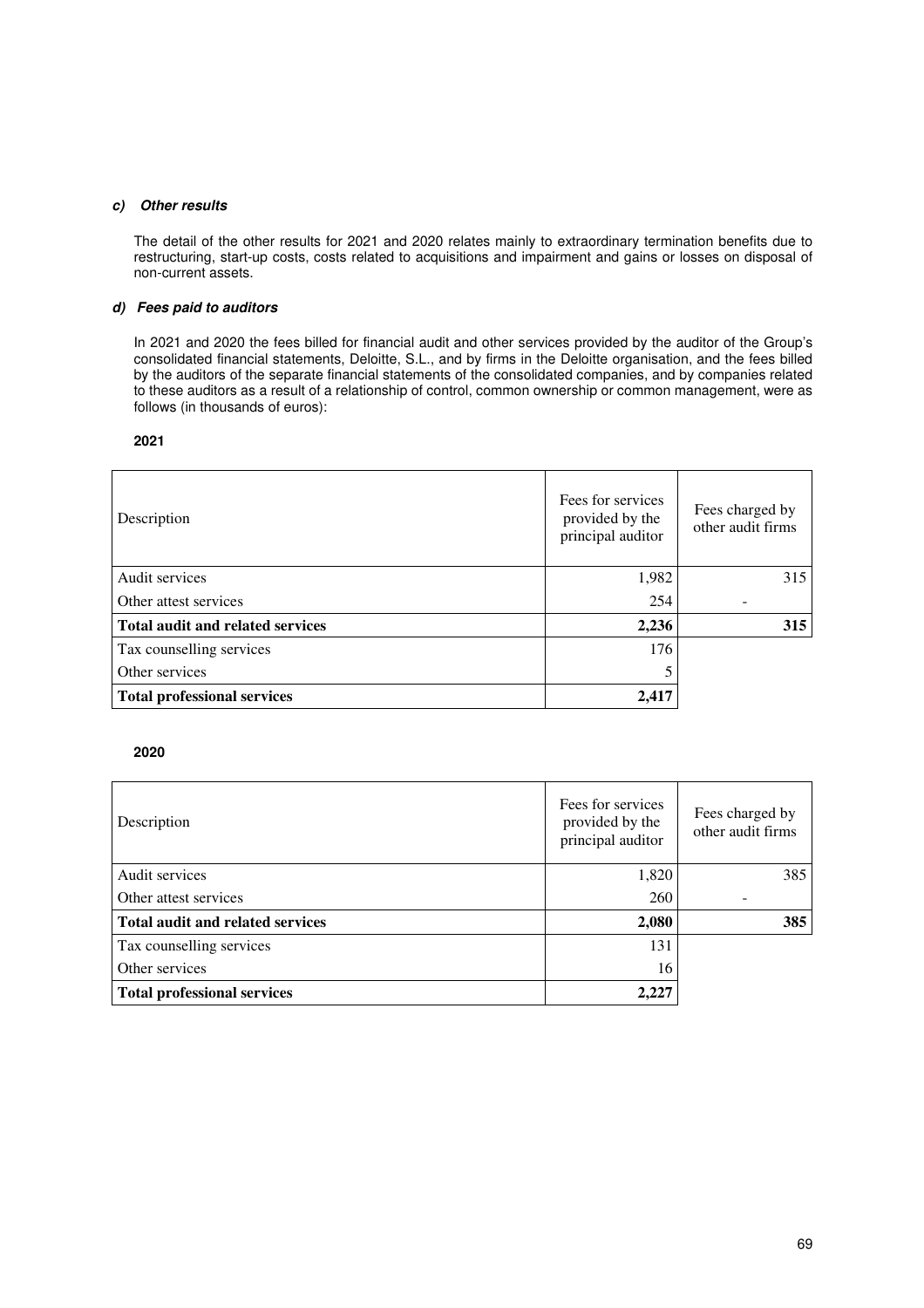#### *c) Other results*

The detail of the other results for 2021 and 2020 relates mainly to extraordinary termination benefits due to restructuring, start-up costs, costs related to acquisitions and impairment and gains or losses on disposal of non-current assets.

#### *d) Fees paid to auditors*

In 2021 and 2020 the fees billed for financial audit and other services provided by the auditor of the Group's consolidated financial statements, Deloitte, S.L., and by firms in the Deloitte organisation, and the fees billed by the auditors of the separate financial statements of the consolidated companies, and by companies related to these auditors as a result of a relationship of control, common ownership or common management, were as follows (in thousands of euros):

**2021**

| Description | Fees for services provided by the principal auditor | Fees charged by other audit firms |
|---|---|---|
| Audit services | 1,982 | 315 |
| Other attest services | 254 | - |
| **Total audit and related services** | **2,236** | **315** |
| Tax counselling services | 176 | |
| Other services | 5 | |
| **Total professional services** | **2,417** | |

**2020**

| Description | Fees for services provided by the principal auditor | Fees charged by other audit firms |
|---|---|---|
| Audit services | 1,820 | 385 |
| Other attest services | 260 | - |
| **Total audit and related services** | **2,080** | **385** |
| Tax counselling services | 131 | |
| Other services | 16 | |
| **Total professional services** | **2,227** | |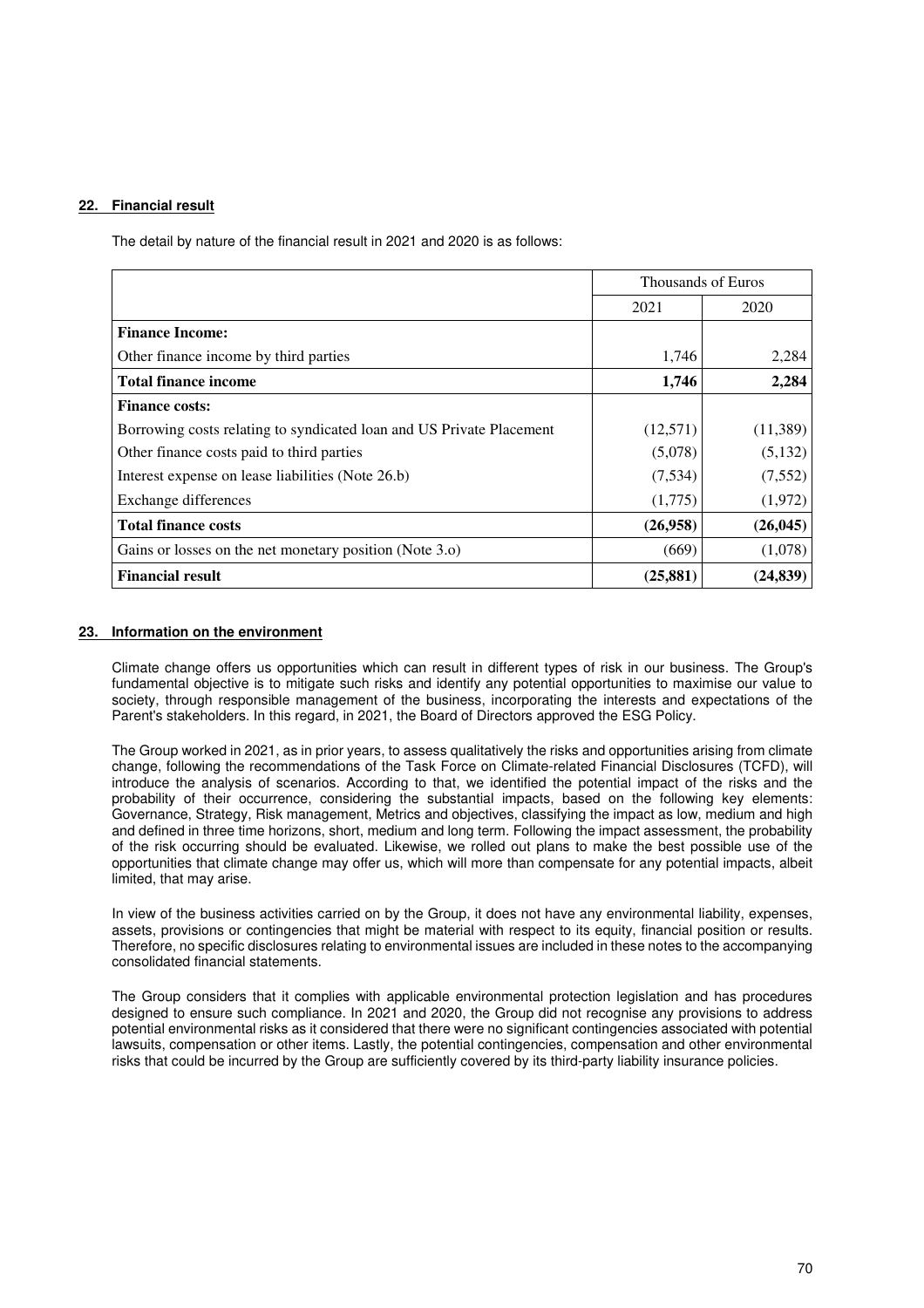## 22. Financial result

The detail by nature of the financial result in 2021 and 2020 is as follows:

| | Thousands of Euros | |
|---|---|---|
| | 2021 | 2020 |
| **Finance Income:** | | |
| Other finance income by third parties | 1,746 | 2,284 |
| **Total finance income** | **1,746** | **2,284** |
| **Finance costs:** | | |
| Borrowing costs relating to syndicated loan and US Private Placement | (12,571) | (11,389) |
| Other finance costs paid to third parties | (5,078) | (5,132) |
| Interest expense on lease liabilities (Note 26.b) | (7,534) | (7,552) |
| Exchange differences | (1,775) | (1,972) |
| **Total finance costs** | **(26,958)** | **(26,045)** |
| Gains or losses on the net monetary position (Note 3.o) | (669) | (1,078) |
| **Financial result** | **(25,881)** | **(24,839)** |

## 23. Information on the environment

Climate change offers us opportunities which can result in different types of risk in our business. The Group's fundamental objective is to mitigate such risks and identify any potential opportunities to maximise our value to society, through responsible management of the business, incorporating the interests and expectations of the Parent's stakeholders. In this regard, in 2021, the Board of Directors approved the ESG Policy.

The Group worked in 2021, as in prior years, to assess qualitatively the risks and opportunities arising from climate change, following the recommendations of the Task Force on Climate-related Financial Disclosures (TCFD), will introduce the analysis of scenarios. According to that, we identified the potential impact of the risks and the probability of their occurrence, considering the substantial impacts, based on the following key elements: Governance, Strategy, Risk management, Metrics and objectives, classifying the impact as low, medium and high and defined in three time horizons, short, medium and long term. Following the impact assessment, the probability of the risk occurring should be evaluated. Likewise, we rolled out plans to make the best possible use of the opportunities that climate change may offer us, which will more than compensate for any potential impacts, albeit limited, that may arise.

In view of the business activities carried on by the Group, it does not have any environmental liability, expenses, assets, provisions or contingencies that might be material with respect to its equity, financial position or results. Therefore, no specific disclosures relating to environmental issues are included in these notes to the accompanying consolidated financial statements.

The Group considers that it complies with applicable environmental protection legislation and has procedures designed to ensure such compliance. In 2021 and 2020, the Group did not recognise any provisions to address potential environmental risks as it considered that there were no significant contingencies associated with potential lawsuits, compensation or other items. Lastly, the potential contingencies, compensation and other environmental risks that could be incurred by the Group are sufficiently covered by its third-party liability insurance policies.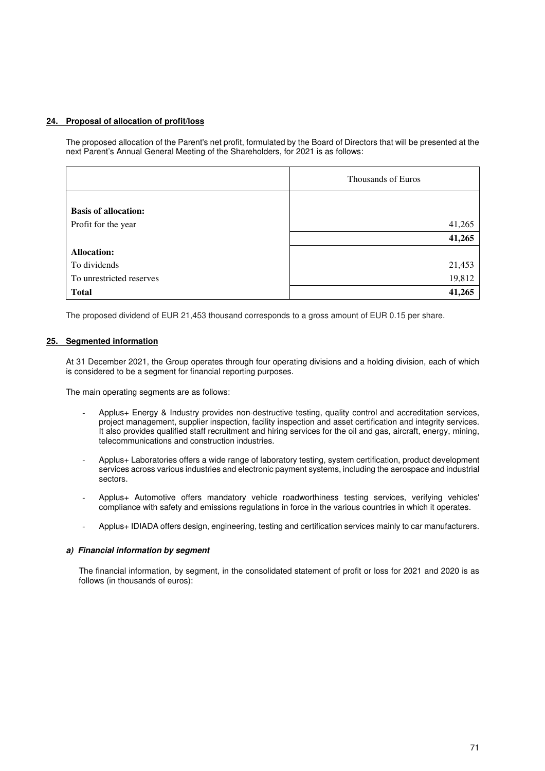## 24. Proposal of allocation of profit/loss

The proposed allocation of the Parent's net profit, formulated by the Board of Directors that will be presented at the next Parent's Annual General Meeting of the Shareholders, for 2021 is as follows:

| | Thousands of Euros |
|---|---|
| **Basis of allocation:** | |
| Profit for the year | 41,265 |
| | **41,265** |
| **Allocation:** | |
| To dividends | 21,453 |
| To unrestricted reserves | 19,812 |
| **Total** | **41,265** |

The proposed dividend of EUR 21,453 thousand corresponds to a gross amount of EUR 0.15 per share.

## 25. Segmented information

At 31 December 2021, the Group operates through four operating divisions and a holding division, each of which is considered to be a segment for financial reporting purposes.

The main operating segments are as follows:

- Applus+ Energy & Industry provides non-destructive testing, quality control and accreditation services, project management, supplier inspection, facility inspection and asset certification and integrity services. It also provides qualified staff recruitment and hiring services for the oil and gas, aircraft, energy, mining, telecommunications and construction industries.
- Applus+ Laboratories offers a wide range of laboratory testing, system certification, product development services across various industries and electronic payment systems, including the aerospace and industrial sectors.
- Applus+ Automotive offers mandatory vehicle roadworthiness testing services, verifying vehicles' compliance with safety and emissions regulations in force in the various countries in which it operates.
- Applus+ IDIADA offers design, engineering, testing and certification services mainly to car manufacturers.

### *a) Financial information by segment*

The financial information, by segment, in the consolidated statement of profit or loss for 2021 and 2020 is as follows (in thousands of euros):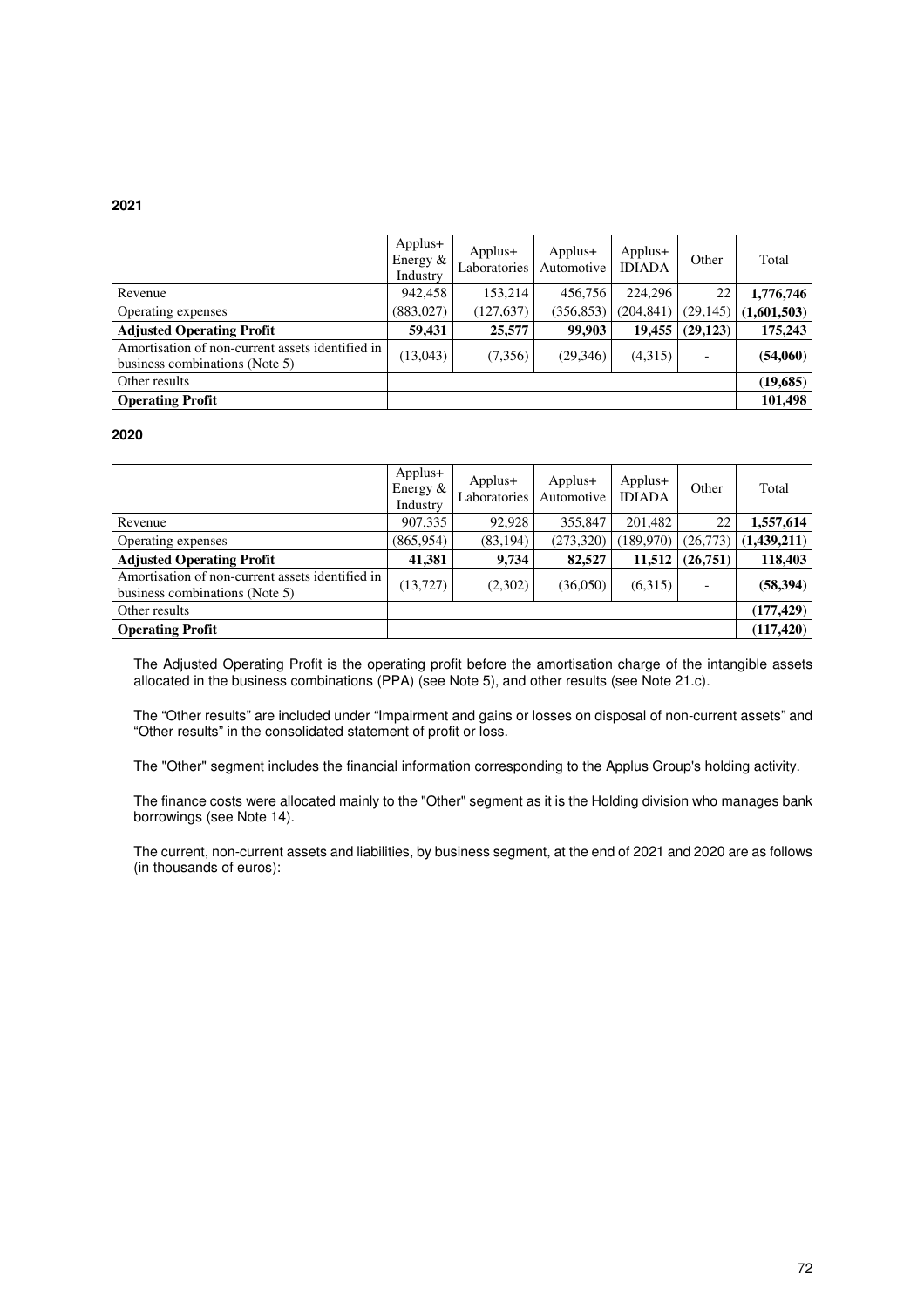**2021**

| | Applus+ Energy & Industry | Applus+ Laboratories | Applus+ Automotive | Applus+ IDIADA | Other | Total |
|---|---|---|---|---|---|---|
| Revenue | 942,458 | 153,214 | 456,756 | 224,296 | 22 | **1,776,746** |
| Operating expenses | (883,027) | (127,637) | (356,853) | (204,841) | (29,145) | **(1,601,503)** |
| **Adjusted Operating Profit** | **59,431** | **25,577** | **99,903** | **19,455** | **(29,123)** | **175,243** |
| Amortisation of non-current assets identified in business combinations (Note 5) | (13,043) | (7,356) | (29,346) | (4,315) | - | **(54,060)** |
| Other results | | | | | | **(19,685)** |
| **Operating Profit** | | | | | | **101,498** |

**2020**

| | Applus+ Energy & Industry | Applus+ Laboratories | Applus+ Automotive | Applus+ IDIADA | Other | Total |
|---|---|---|---|---|---|---|
| Revenue | 907,335 | 92,928 | 355,847 | 201,482 | 22 | **1,557,614** |
| Operating expenses | (865,954) | (83,194) | (273,320) | (189,970) | (26,773) | **(1,439,211)** |
| **Adjusted Operating Profit** | **41,381** | **9,734** | **82,527** | **11,512** | **(26,751)** | **118,403** |
| Amortisation of non-current assets identified in business combinations (Note 5) | (13,727) | (2,302) | (36,050) | (6,315) | - | **(58,394)** |
| Other results | | | | | | **(177,429)** |
| **Operating Profit** | | | | | | **(117,420)** |

The Adjusted Operating Profit is the operating profit before the amortisation charge of the intangible assets allocated in the business combinations (PPA) (see Note 5), and other results (see Note 21.c).

The "Other results" are included under "Impairment and gains or losses on disposal of non-current assets" and "Other results" in the consolidated statement of profit or loss.

The "Other" segment includes the financial information corresponding to the Applus Group's holding activity.

The finance costs were allocated mainly to the "Other" segment as it is the Holding division who manages bank borrowings (see Note 14).

The current, non-current assets and liabilities, by business segment, at the end of 2021 and 2020 are as follows (in thousands of euros):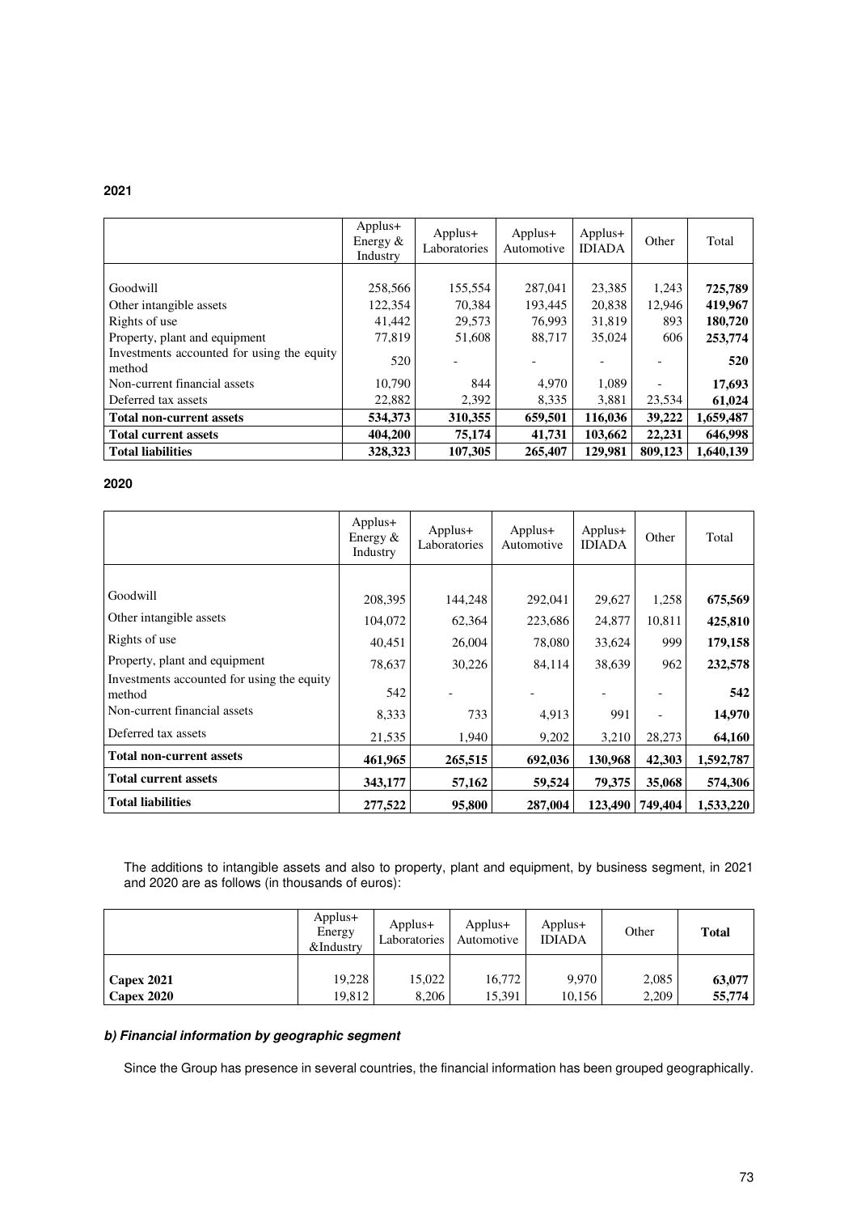**2021**

| | Applus+ Energy & Industry | Applus+ Laboratories | Applus+ Automotive | Applus+ IDIADA | Other | Total |
|---|---|---|---|---|---|---|
| Goodwill | 258,566 | 155,554 | 287,041 | 23,385 | 1,243 | **725,789** |
| Other intangible assets | 122,354 | 70,384 | 193,445 | 20,838 | 12,946 | **419,967** |
| Rights of use | 41,442 | 29,573 | 76,993 | 31,819 | 893 | **180,720** |
| Property, plant and equipment | 77,819 | 51,608 | 88,717 | 35,024 | 606 | **253,774** |
| Investments accounted for using the equity method | 520 | - | - | - | - | **520** |
| Non-current financial assets | 10,790 | 844 | 4,970 | 1,089 | - | **17,693** |
| Deferred tax assets | 22,882 | 2,392 | 8,335 | 3,881 | 23,534 | **61,024** |
| **Total non-current assets** | **534,373** | **310,355** | **659,501** | **116,036** | **39,222** | **1,659,487** |
| **Total current assets** | **404,200** | **75,174** | **41,731** | **103,662** | **22,231** | **646,998** |
| **Total liabilities** | **328,323** | **107,305** | **265,407** | **129,981** | **809,123** | **1,640,139** |

**2020**

| | Applus+ Energy & Industry | Applus+ Laboratories | Applus+ Automotive | Applus+ IDIADA | Other | Total |
|---|---|---|---|---|---|---|
| Goodwill | 208,395 | 144,248 | 292,041 | 29,627 | 1,258 | **675,569** |
| Other intangible assets | 104,072 | 62,364 | 223,686 | 24,877 | 10,811 | **425,810** |
| Rights of use | 40,451 | 26,004 | 78,080 | 33,624 | 999 | **179,158** |
| Property, plant and equipment | 78,637 | 30,226 | 84,114 | 38,639 | 962 | **232,578** |
| Investments accounted for using the equity method | 542 | - | - | - | - | **542** |
| Non-current financial assets | 8,333 | 733 | 4,913 | 991 | - | **14,970** |
| Deferred tax assets | 21,535 | 1,940 | 9,202 | 3,210 | 28,273 | **64,160** |
| **Total non-current assets** | **461,965** | **265,515** | **692,036** | **130,968** | **42,303** | **1,592,787** |
| **Total current assets** | **343,177** | **57,162** | **59,524** | **79,375** | **35,068** | **574,306** |
| **Total liabilities** | **277,522** | **95,800** | **287,004** | **123,490** | **749,404** | **1,533,220** |

The additions to intangible assets and also to property, plant and equipment, by business segment, in 2021 and 2020 are as follows (in thousands of euros):

| | Applus+ Energy &Industry | Applus+ Laboratories | Applus+ Automotive | Applus+ IDIADA | Other | **Total** |
|---|---|---|---|---|---|---|
| **Capex 2021** | 19,228 | 15,022 | 16,772 | 9,970 | 2,085 | **63,077** |
| **Capex 2020** | 19,812 | 8,206 | 15,391 | 10,156 | 2,209 | **55,774** |

***b) Financial information by geographic segment***

Since the Group has presence in several countries, the financial information has been grouped geographically.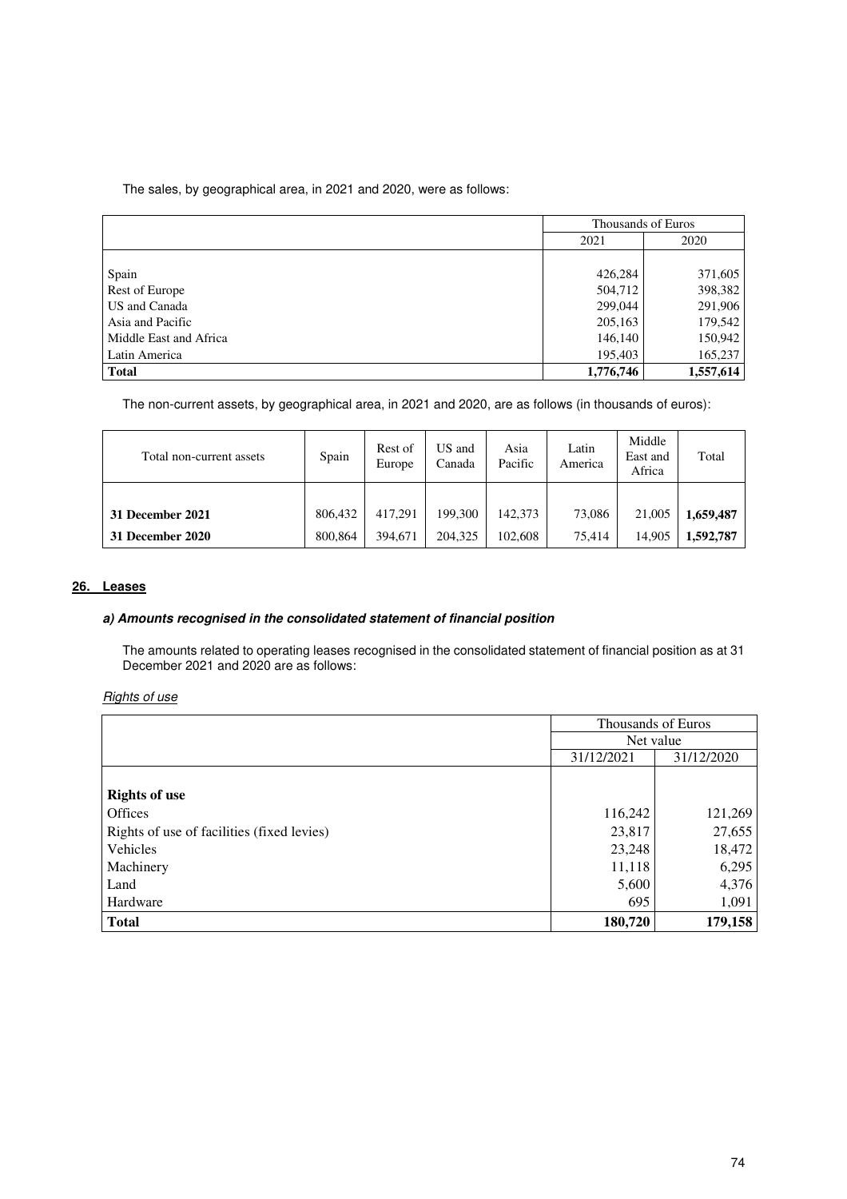The sales, by geographical area, in 2021 and 2020, were as follows:

| | Thousands of Euros | |
|---|---|---|
| | 2021 | 2020 |
| Spain | 426,284 | 371,605 |
| Rest of Europe | 504,712 | 398,382 |
| US and Canada | 299,044 | 291,906 |
| Asia and Pacific | 205,163 | 179,542 |
| Middle East and Africa | 146,140 | 150,942 |
| Latin America | 195,403 | 165,237 |
| **Total** | **1,776,746** | **1,557,614** |

The non-current assets, by geographical area, in 2021 and 2020, are as follows (in thousands of euros):

| Total non-current assets | Spain | Rest of Europe | US and Canada | Asia Pacific | Latin America | Middle East and Africa | Total |
|---|---|---|---|---|---|---|---|
| **31 December 2021** | 806,432 | 417,291 | 199,300 | 142,373 | 73,086 | 21,005 | **1,659,487** |
| **31 December 2020** | 800,864 | 394,671 | 204,325 | 102,608 | 75,414 | 14,905 | **1,592,787** |

## 26. Leases

### *a) Amounts recognised in the consolidated statement of financial position*

The amounts related to operating leases recognised in the consolidated statement of financial position as at 31 December 2021 and 2020 are as follows:

*Rights of use*

| | Thousands of Euros | |
|---|---|---|
| | Net value | |
| | 31/12/2021 | 31/12/2020 |
| **Rights of use** | | |
| Offices | 116,242 | 121,269 |
| Rights of use of facilities (fixed levies) | 23,817 | 27,655 |
| Vehicles | 23,248 | 18,472 |
| Machinery | 11,118 | 6,295 |
| Land | 5,600 | 4,376 |
| Hardware | 695 | 1,091 |
| **Total** | **180,720** | **179,158** |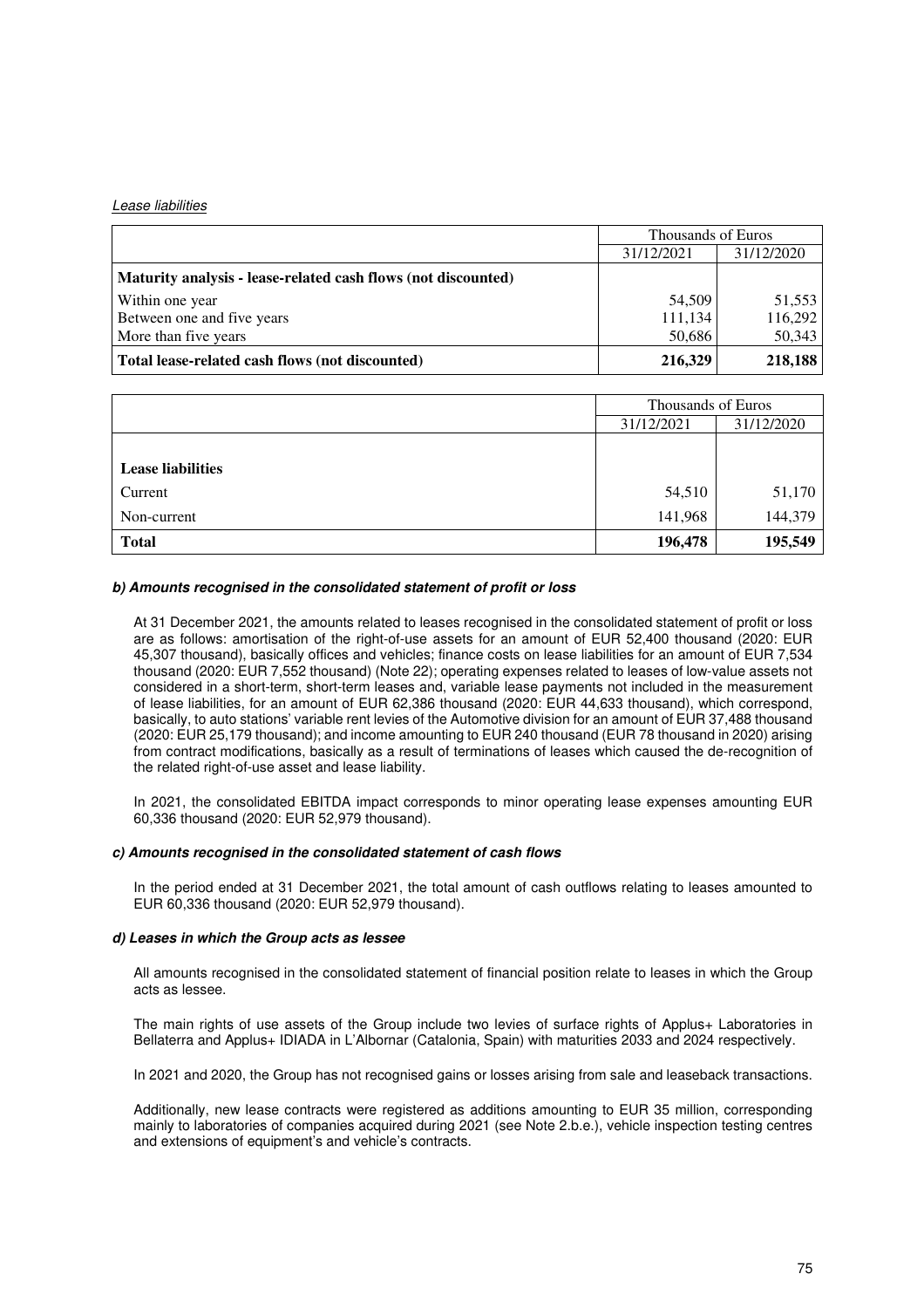*Lease liabilities*

| | Thousands of Euros | |
|---|---|---|
| | 31/12/2021 | 31/12/2020 |
| **Maturity analysis - lease-related cash flows (not discounted)** | | |
| Within one year | 54,509 | 51,553 |
| Between one and five years | 111,134 | 116,292 |
| More than five years | 50,686 | 50,343 |
| **Total lease-related cash flows (not discounted)** | **216,329** | **218,188** |

| | Thousands of Euros | |
|---|---|---|
| | 31/12/2021 | 31/12/2020 |
| **Lease liabilities** | | |
| Current | 54,510 | 51,170 |
| Non-current | 141,968 | 144,379 |
| **Total** | **196,478** | **195,549** |

### *b) Amounts recognised in the consolidated statement of profit or loss*

At 31 December 2021, the amounts related to leases recognised in the consolidated statement of profit or loss are as follows: amortisation of the right-of-use assets for an amount of EUR 52,400 thousand (2020: EUR 45,307 thousand), basically offices and vehicles; finance costs on lease liabilities for an amount of EUR 7,534 thousand (2020: EUR 7,552 thousand) (Note 22); operating expenses related to leases of low-value assets not considered in a short-term, short-term leases and, variable lease payments not included in the measurement of lease liabilities, for an amount of EUR 62,386 thousand (2020: EUR 44,633 thousand), which correspond, basically, to auto stations' variable rent levies of the Automotive division for an amount of EUR 37,488 thousand (2020: EUR 25,179 thousand); and income amounting to EUR 240 thousand (EUR 78 thousand in 2020) arising from contract modifications, basically as a result of terminations of leases which caused the de-recognition of the related right-of-use asset and lease liability.

In 2021, the consolidated EBITDA impact corresponds to minor operating lease expenses amounting EUR 60,336 thousand (2020: EUR 52,979 thousand).

### *c) Amounts recognised in the consolidated statement of cash flows*

In the period ended at 31 December 2021, the total amount of cash outflows relating to leases amounted to EUR 60,336 thousand (2020: EUR 52,979 thousand).

### *d) Leases in which the Group acts as lessee*

All amounts recognised in the consolidated statement of financial position relate to leases in which the Group acts as lessee.

The main rights of use assets of the Group include two levies of surface rights of Applus+ Laboratories in Bellaterra and Applus+ IDIADA in L'Albornar (Catalonia, Spain) with maturities 2033 and 2024 respectively.

In 2021 and 2020, the Group has not recognised gains or losses arising from sale and leaseback transactions.

Additionally, new lease contracts were registered as additions amounting to EUR 35 million, corresponding mainly to laboratories of companies acquired during 2021 (see Note 2.b.e.), vehicle inspection testing centres and extensions of equipment's and vehicle's contracts.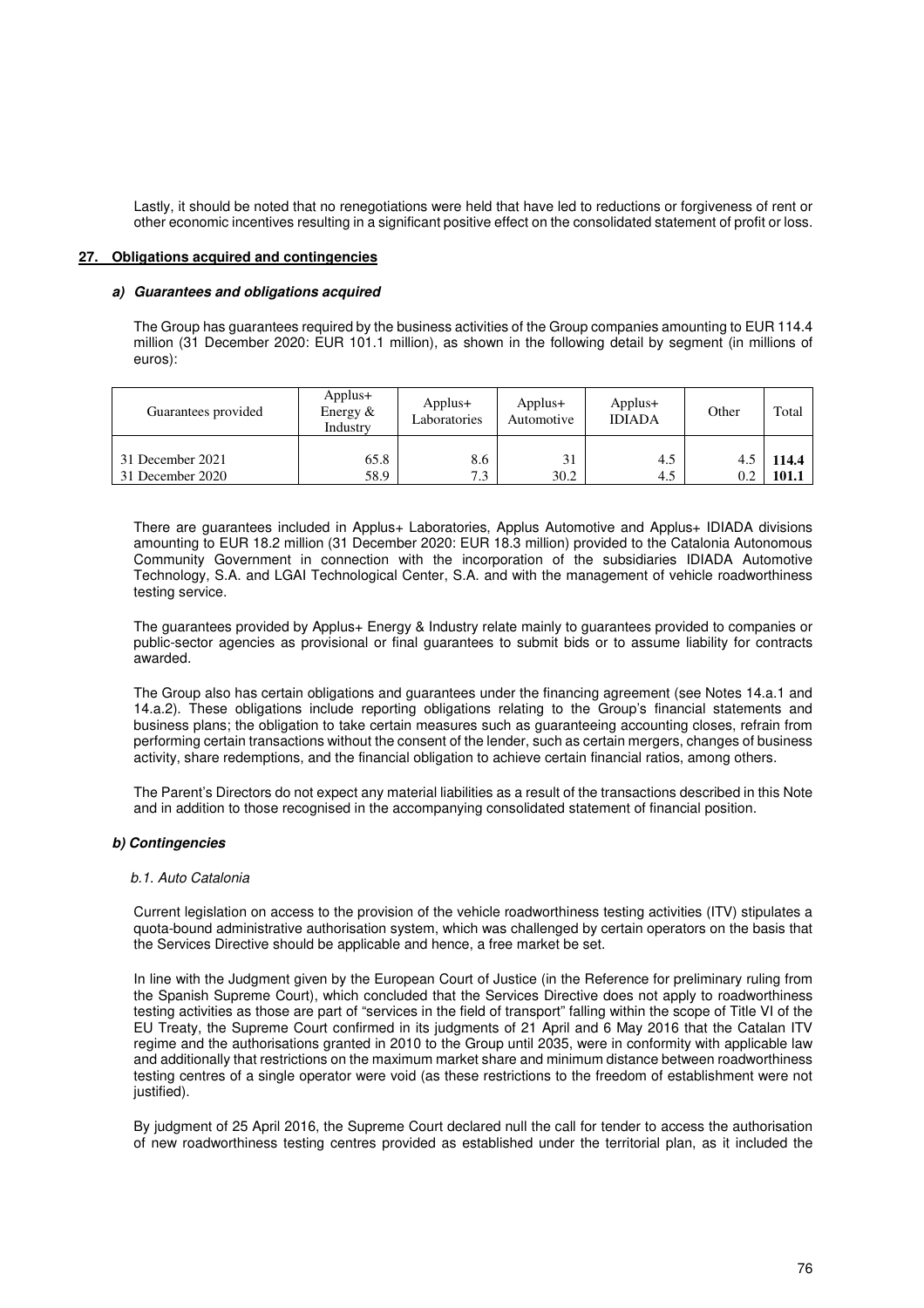Lastly, it should be noted that no renegotiations were held that have led to reductions or forgiveness of rent or other economic incentives resulting in a significant positive effect on the consolidated statement of profit or loss.

## 27. Obligations acquired and contingencies

### *a) Guarantees and obligations acquired*

The Group has guarantees required by the business activities of the Group companies amounting to EUR 114.4 million (31 December 2020: EUR 101.1 million), as shown in the following detail by segment (in millions of euros):

| Guarantees provided | Applus+ Energy & Industry | Applus+ Laboratories | Applus+ Automotive | Applus+ IDIADA | Other | Total |
|---|---|---|---|---|---|---|
| 31 December 2021 | 65.8 | 8.6 | 31 | 4.5 | 4.5 | **114.4** |
| 31 December 2020 | 58.9 | 7.3 | 30.2 | 4.5 | 0.2 | **101.1** |

There are guarantees included in Applus+ Laboratories, Applus Automotive and Applus+ IDIADA divisions amounting to EUR 18.2 million (31 December 2020: EUR 18.3 million) provided to the Catalonia Autonomous Community Government in connection with the incorporation of the subsidiaries IDIADA Automotive Technology, S.A. and LGAI Technological Center, S.A. and with the management of vehicle roadworthiness testing service.

The guarantees provided by Applus+ Energy & Industry relate mainly to guarantees provided to companies or public-sector agencies as provisional or final guarantees to submit bids or to assume liability for contracts awarded.

The Group also has certain obligations and guarantees under the financing agreement (see Notes 14.a.1 and 14.a.2). These obligations include reporting obligations relating to the Group's financial statements and business plans; the obligation to take certain measures such as guaranteeing accounting closes, refrain from performing certain transactions without the consent of the lender, such as certain mergers, changes of business activity, share redemptions, and the financial obligation to achieve certain financial ratios, among others.

The Parent's Directors do not expect any material liabilities as a result of the transactions described in this Note and in addition to those recognised in the accompanying consolidated statement of financial position.

### *b) Contingencies*

*b.1. Auto Catalonia*

Current legislation on access to the provision of the vehicle roadworthiness testing activities (ITV) stipulates a quota-bound administrative authorisation system, which was challenged by certain operators on the basis that the Services Directive should be applicable and hence, a free market be set.

In line with the Judgment given by the European Court of Justice (in the Reference for preliminary ruling from the Spanish Supreme Court), which concluded that the Services Directive does not apply to roadworthiness testing activities as those are part of "services in the field of transport" falling within the scope of Title VI of the EU Treaty, the Supreme Court confirmed in its judgments of 21 April and 6 May 2016 that the Catalan ITV regime and the authorisations granted in 2010 to the Group until 2035, were in conformity with applicable law and additionally that restrictions on the maximum market share and minimum distance between roadworthiness testing centres of a single operator were void (as these restrictions to the freedom of establishment were not justified).

By judgment of 25 April 2016, the Supreme Court declared null the call for tender to access the authorisation of new roadworthiness testing centres provided as established under the territorial plan, as it included the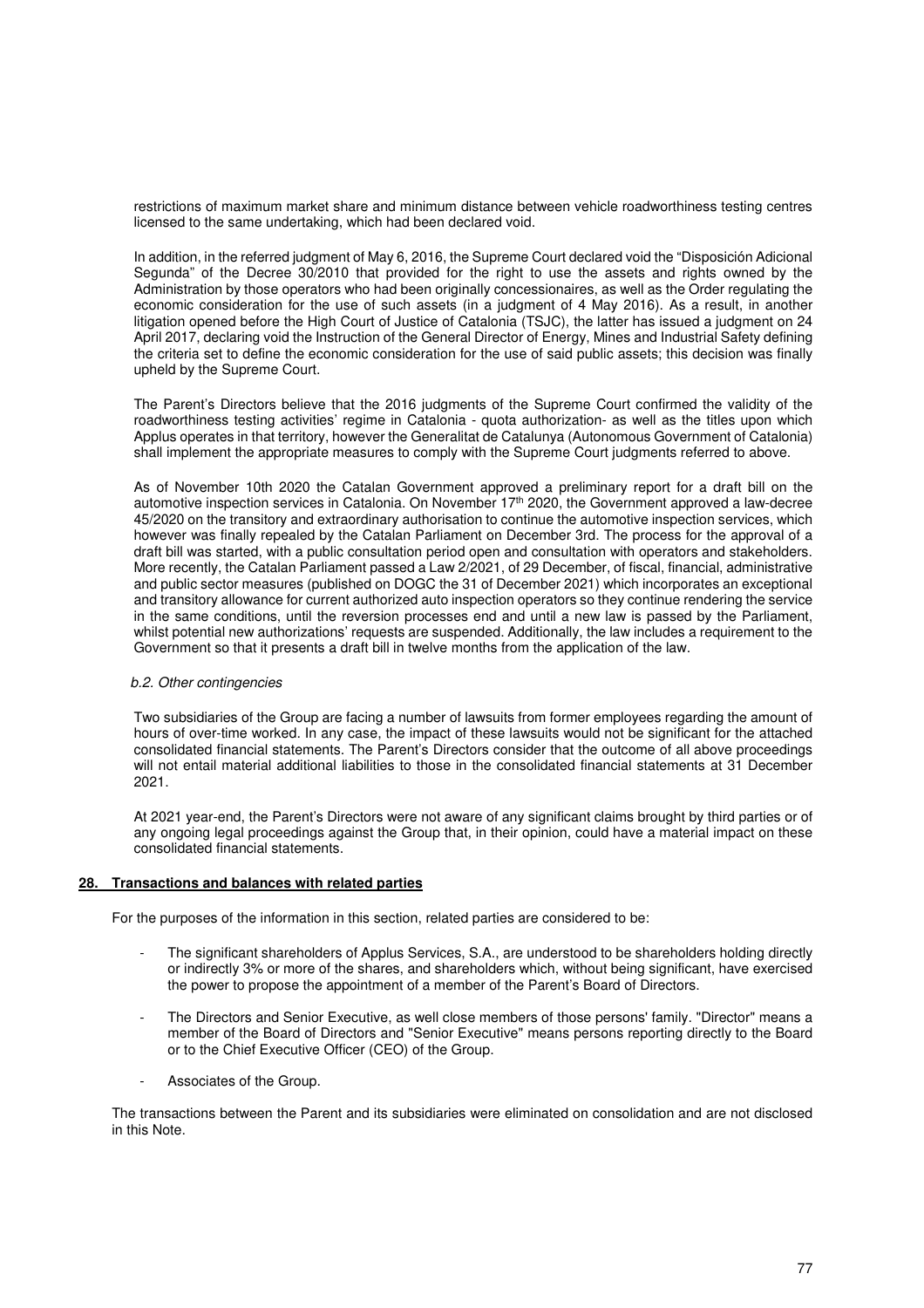restrictions of maximum market share and minimum distance between vehicle roadworthiness testing centres licensed to the same undertaking, which had been declared void.

In addition, in the referred judgment of May 6, 2016, the Supreme Court declared void the "Disposición Adicional Segunda" of the Decree 30/2010 that provided for the right to use the assets and rights owned by the Administration by those operators who had been originally concessionaires, as well as the Order regulating the economic consideration for the use of such assets (in a judgment of 4 May 2016). As a result, in another litigation opened before the High Court of Justice of Catalonia (TSJC), the latter has issued a judgment on 24 April 2017, declaring void the Instruction of the General Director of Energy, Mines and Industrial Safety defining the criteria set to define the economic consideration for the use of said public assets; this decision was finally upheld by the Supreme Court.

The Parent's Directors believe that the 2016 judgments of the Supreme Court confirmed the validity of the roadworthiness testing activities' regime in Catalonia - quota authorization- as well as the titles upon which Applus operates in that territory, however the Generalitat de Catalunya (Autonomous Government of Catalonia) shall implement the appropriate measures to comply with the Supreme Court judgments referred to above.

As of November 10th 2020 the Catalan Government approved a preliminary report for a draft bill on the automotive inspection services in Catalonia. On November 17th 2020, the Government approved a law-decree 45/2020 on the transitory and extraordinary authorisation to continue the automotive inspection services, which however was finally repealed by the Catalan Parliament on December 3rd. The process for the approval of a draft bill was started, with a public consultation period open and consultation with operators and stakeholders. More recently, the Catalan Parliament passed a Law 2/2021, of 29 December, of fiscal, financial, administrative and public sector measures (published on DOGC the 31 of December 2021) which incorporates an exceptional and transitory allowance for current authorized auto inspection operators so they continue rendering the service in the same conditions, until the reversion processes end and until a new law is passed by the Parliament, whilst potential new authorizations' requests are suspended. Additionally, the law includes a requirement to the Government so that it presents a draft bill in twelve months from the application of the law.

*b.2. Other contingencies*

Two subsidiaries of the Group are facing a number of lawsuits from former employees regarding the amount of hours of over-time worked. In any case, the impact of these lawsuits would not be significant for the attached consolidated financial statements. The Parent's Directors consider that the outcome of all above proceedings will not entail material additional liabilities to those in the consolidated financial statements at 31 December 2021.

At 2021 year-end, the Parent's Directors were not aware of any significant claims brought by third parties or of any ongoing legal proceedings against the Group that, in their opinion, could have a material impact on these consolidated financial statements.

## 28. Transactions and balances with related parties

For the purposes of the information in this section, related parties are considered to be:

- The significant shareholders of Applus Services, S.A., are understood to be shareholders holding directly or indirectly 3% or more of the shares, and shareholders which, without being significant, have exercised the power to propose the appointment of a member of the Parent's Board of Directors.
- The Directors and Senior Executive, as well close members of those persons' family. "Director" means a member of the Board of Directors and "Senior Executive" means persons reporting directly to the Board or to the Chief Executive Officer (CEO) of the Group.
- Associates of the Group.

The transactions between the Parent and its subsidiaries were eliminated on consolidation and are not disclosed in this Note.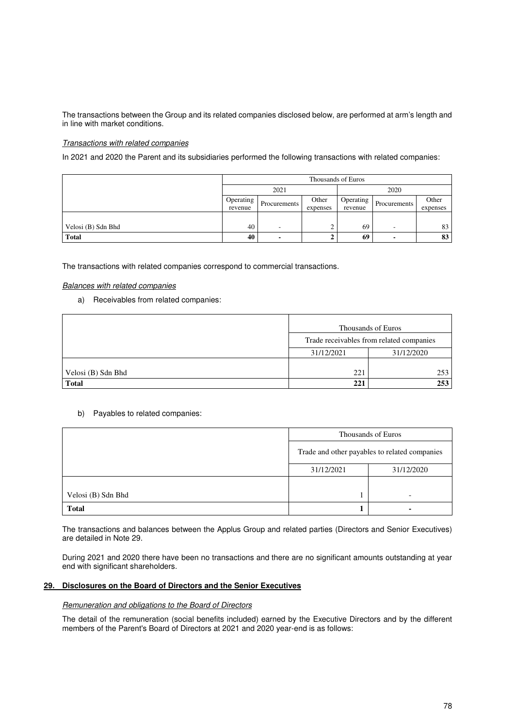The transactions between the Group and its related companies disclosed below, are performed at arm's length and in line with market conditions.

*Transactions with related companies*

In 2021 and 2020 the Parent and its subsidiaries performed the following transactions with related companies:

| | Thousands of Euros | | | | | |
|---|---|---|---|---|---|---|
| | 2021 | | | 2020 | | |
| | Operating revenue | Procurements | Other expenses | Operating revenue | Procurements | Other expenses |
| Velosi (B) Sdn Bhd | 40 | - | 2 | 69 | - | 83 |
| **Total** | **40** | **-** | **2** | **69** | **-** | **83** |

The transactions with related companies correspond to commercial transactions.

*Balances with related companies*

a) Receivables from related companies:

| | Thousands of Euros | |
|---|---|---|
| | Trade receivables from related companies | |
| | 31/12/2021 | 31/12/2020 |
| Velosi (B) Sdn Bhd | 221 | 253 |
| **Total** | **221** | **253** |

b) Payables to related companies:

| | Thousands of Euros | |
|---|---|---|
| | Trade and other payables to related companies | |
| | 31/12/2021 | 31/12/2020 |
| Velosi (B) Sdn Bhd | 1 | - |
| **Total** | **1** | **-** |

The transactions and balances between the Applus Group and related parties (Directors and Senior Executives) are detailed in Note 29.

During 2021 and 2020 there have been no transactions and there are no significant amounts outstanding at year end with significant shareholders.

## 29. Disclosures on the Board of Directors and the Senior Executives

*Remuneration and obligations to the Board of Directors*

The detail of the remuneration (social benefits included) earned by the Executive Directors and by the different members of the Parent's Board of Directors at 2021 and 2020 year-end is as follows: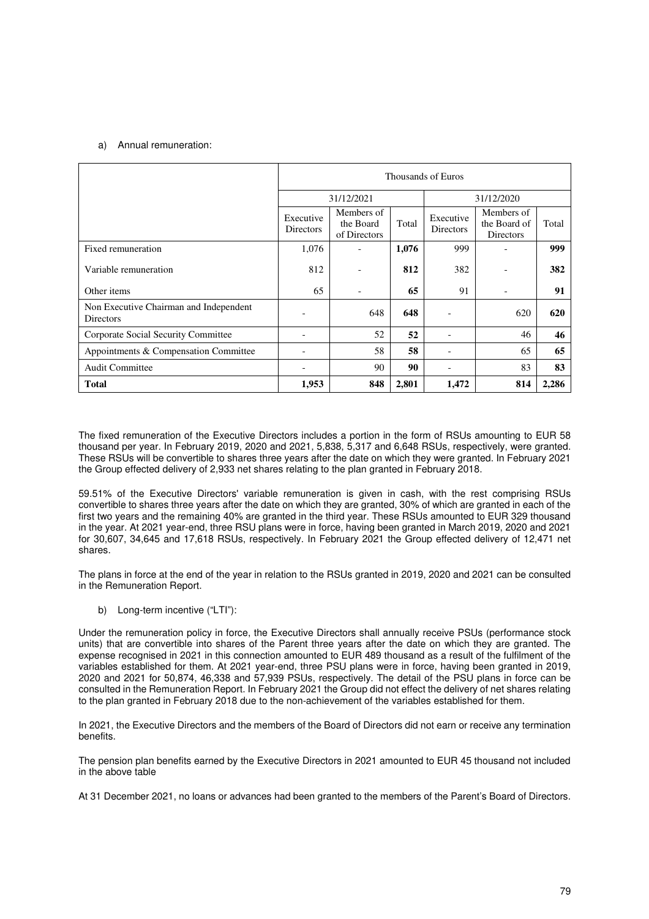a) Annual remuneration:

| | Thousands of Euros | | | | | |
|---|---|---|---|---|---|---|
| | 31/12/2021 | | | 31/12/2020 | | |
| | Executive Directors | Members of the Board of Directors | Total | Executive Directors | Members of the Board of Directors | Total |
| Fixed remuneration | 1,076 | - | **1,076** | 999 | - | **999** |
| Variable remuneration | 812 | - | **812** | 382 | - | **382** |
| Other items | 65 | - | **65** | 91 | - | **91** |
| Non Executive Chairman and Independent Directors | - | 648 | **648** | - | 620 | **620** |
| Corporate Social Security Committee | - | 52 | **52** | - | 46 | **46** |
| Appointments & Compensation Committee | - | 58 | **58** | - | 65 | **65** |
| Audit Committee | - | 90 | **90** | - | 83 | **83** |
| **Total** | **1,953** | **848** | **2,801** | **1,472** | **814** | **2,286** |

The fixed remuneration of the Executive Directors includes a portion in the form of RSUs amounting to EUR 58 thousand per year. In February 2019, 2020 and 2021, 5,838, 5,317 and 6,648 RSUs, respectively, were granted. These RSUs will be convertible to shares three years after the date on which they were granted. In February 2021 the Group effected delivery of 2,933 net shares relating to the plan granted in February 2018.

59.51% of the Executive Directors' variable remuneration is given in cash, with the rest comprising RSUs convertible to shares three years after the date on which they are granted, 30% of which are granted in each of the first two years and the remaining 40% are granted in the third year. These RSUs amounted to EUR 329 thousand in the year. At 2021 year-end, three RSU plans were in force, having been granted in March 2019, 2020 and 2021 for 30,607, 34,645 and 17,618 RSUs, respectively. In February 2021 the Group effected delivery of 12,471 net shares.

The plans in force at the end of the year in relation to the RSUs granted in 2019, 2020 and 2021 can be consulted in the Remuneration Report.

b) Long-term incentive ("LTI"):

Under the remuneration policy in force, the Executive Directors shall annually receive PSUs (performance stock units) that are convertible into shares of the Parent three years after the date on which they are granted. The expense recognised in 2021 in this connection amounted to EUR 489 thousand as a result of the fulfilment of the variables established for them. At 2021 year-end, three PSU plans were in force, having been granted in 2019, 2020 and 2021 for 50,874, 46,338 and 57,939 PSUs, respectively. The detail of the PSU plans in force can be consulted in the Remuneration Report. In February 2021 the Group did not effect the delivery of net shares relating to the plan granted in February 2018 due to the non-achievement of the variables established for them.

In 2021, the Executive Directors and the members of the Board of Directors did not earn or receive any termination benefits.

The pension plan benefits earned by the Executive Directors in 2021 amounted to EUR 45 thousand not included in the above table

At 31 December 2021, no loans or advances had been granted to the members of the Parent's Board of Directors.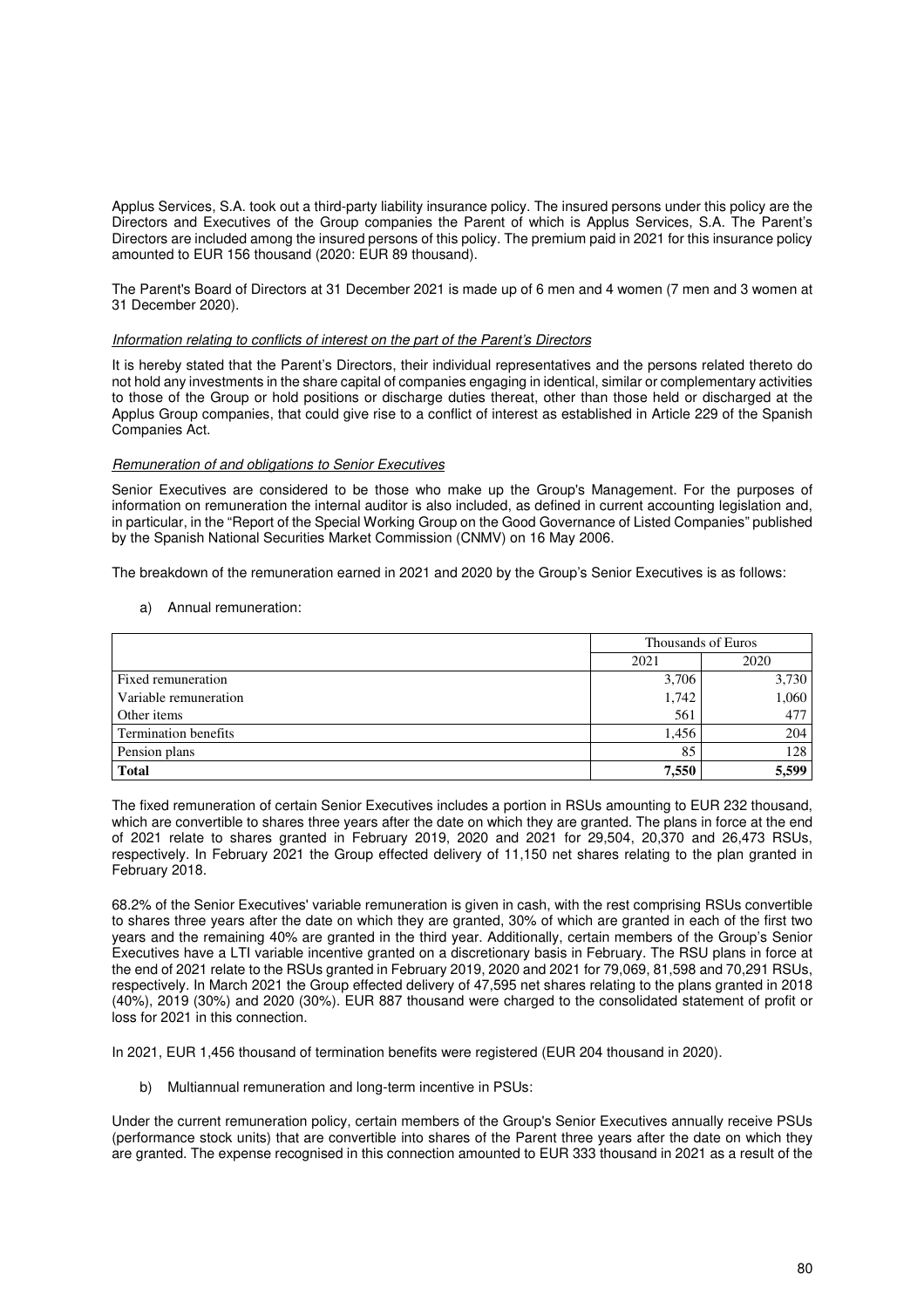Applus Services, S.A. took out a third-party liability insurance policy. The insured persons under this policy are the Directors and Executives of the Group companies the Parent of which is Applus Services, S.A. The Parent's Directors are included among the insured persons of this policy. The premium paid in 2021 for this insurance policy amounted to EUR 156 thousand (2020: EUR 89 thousand).

The Parent's Board of Directors at 31 December 2021 is made up of 6 men and 4 women (7 men and 3 women at 31 December 2020).

*Information relating to conflicts of interest on the part of the Parent's Directors*

It is hereby stated that the Parent's Directors, their individual representatives and the persons related thereto do not hold any investments in the share capital of companies engaging in identical, similar or complementary activities to those of the Group or hold positions or discharge duties thereat, other than those held or discharged at the Applus Group companies, that could give rise to a conflict of interest as established in Article 229 of the Spanish Companies Act.

*Remuneration of and obligations to Senior Executives*

Senior Executives are considered to be those who make up the Group's Management. For the purposes of information on remuneration the internal auditor is also included, as defined in current accounting legislation and, in particular, in the "Report of the Special Working Group on the Good Governance of Listed Companies" published by the Spanish National Securities Market Commission (CNMV) on 16 May 2006.

The breakdown of the remuneration earned in 2021 and 2020 by the Group's Senior Executives is as follows:

a) Annual remuneration:

| | Thousands of Euros | |
|---|---|---|
| | 2021 | 2020 |
| Fixed remuneration | 3,706 | 3,730 |
| Variable remuneration | 1,742 | 1,060 |
| Other items | 561 | 477 |
| Termination benefits | 1,456 | 204 |
| Pension plans | 85 | 128 |
| **Total** | **7,550** | **5,599** |

The fixed remuneration of certain Senior Executives includes a portion in RSUs amounting to EUR 232 thousand, which are convertible to shares three years after the date on which they are granted. The plans in force at the end of 2021 relate to shares granted in February 2019, 2020 and 2021 for 29,504, 20,370 and 26,473 RSUs, respectively. In February 2021 the Group effected delivery of 11,150 net shares relating to the plan granted in February 2018.

68.2% of the Senior Executives' variable remuneration is given in cash, with the rest comprising RSUs convertible to shares three years after the date on which they are granted, 30% of which are granted in each of the first two years and the remaining 40% are granted in the third year. Additionally, certain members of the Group's Senior Executives have a LTI variable incentive granted on a discretionary basis in February. The RSU plans in force at the end of 2021 relate to the RSUs granted in February 2019, 2020 and 2021 for 79,069, 81,598 and 70,291 RSUs, respectively. In March 2021 the Group effected delivery of 47,595 net shares relating to the plans granted in 2018 (40%), 2019 (30%) and 2020 (30%). EUR 887 thousand were charged to the consolidated statement of profit or loss for 2021 in this connection.

In 2021, EUR 1,456 thousand of termination benefits were registered (EUR 204 thousand in 2020).

b) Multiannual remuneration and long-term incentive in PSUs:

Under the current remuneration policy, certain members of the Group's Senior Executives annually receive PSUs (performance stock units) that are convertible into shares of the Parent three years after the date on which they are granted. The expense recognised in this connection amounted to EUR 333 thousand in 2021 as a result of the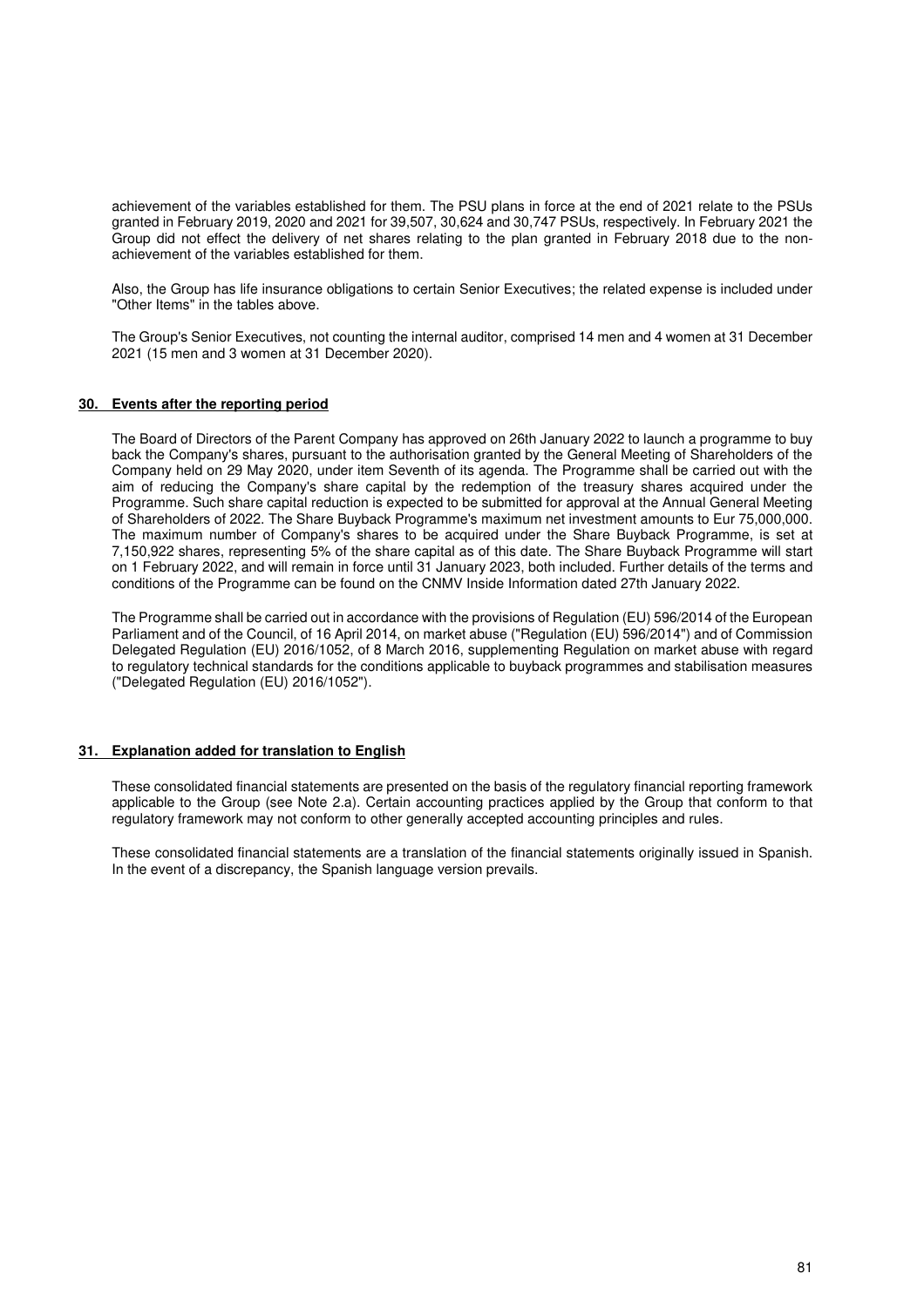achievement of the variables established for them. The PSU plans in force at the end of 2021 relate to the PSUs granted in February 2019, 2020 and 2021 for 39,507, 30,624 and 30,747 PSUs, respectively. In February 2021 the Group did not effect the delivery of net shares relating to the plan granted in February 2018 due to the non-achievement of the variables established for them.

Also, the Group has life insurance obligations to certain Senior Executives; the related expense is included under "Other Items" in the tables above.

The Group's Senior Executives, not counting the internal auditor, comprised 14 men and 4 women at 31 December 2021 (15 men and 3 women at 31 December 2020).

## 30. Events after the reporting period

The Board of Directors of the Parent Company has approved on 26th January 2022 to launch a programme to buy back the Company's shares, pursuant to the authorisation granted by the General Meeting of Shareholders of the Company held on 29 May 2020, under item Seventh of its agenda. The Programme shall be carried out with the aim of reducing the Company's share capital by the redemption of the treasury shares acquired under the Programme. Such share capital reduction is expected to be submitted for approval at the Annual General Meeting of Shareholders of 2022. The Share Buyback Programme's maximum net investment amounts to Eur 75,000,000. The maximum number of Company's shares to be acquired under the Share Buyback Programme, is set at 7,150,922 shares, representing 5% of the share capital as of this date. The Share Buyback Programme will start on 1 February 2022, and will remain in force until 31 January 2023, both included. Further details of the terms and conditions of the Programme can be found on the CNMV Inside Information dated 27th January 2022.

The Programme shall be carried out in accordance with the provisions of Regulation (EU) 596/2014 of the European Parliament and of the Council, of 16 April 2014, on market abuse ("Regulation (EU) 596/2014") and of Commission Delegated Regulation (EU) 2016/1052, of 8 March 2016, supplementing Regulation on market abuse with regard to regulatory technical standards for the conditions applicable to buyback programmes and stabilisation measures ("Delegated Regulation (EU) 2016/1052").

## 31. Explanation added for translation to English

These consolidated financial statements are presented on the basis of the regulatory financial reporting framework applicable to the Group (see Note 2.a). Certain accounting practices applied by the Group that conform to that regulatory framework may not conform to other generally accepted accounting principles and rules.

These consolidated financial statements are a translation of the financial statements originally issued in Spanish. In the event of a discrepancy, the Spanish language version prevails.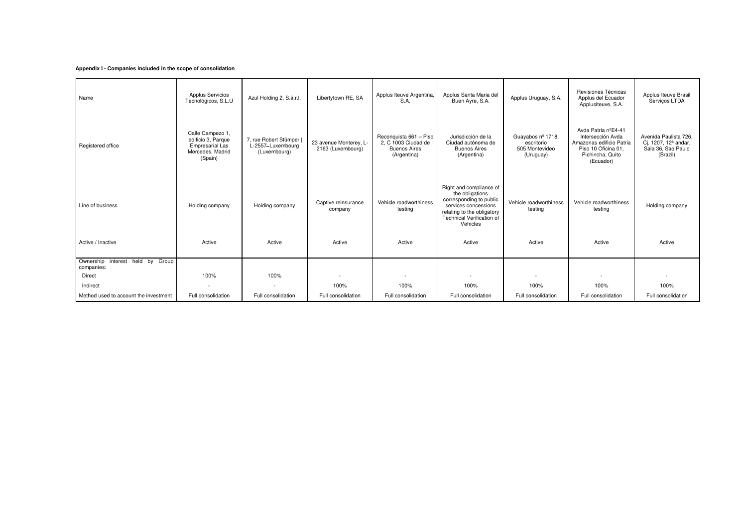**Appendix I - Companies included in the scope of consolidation**

| Name | Applus Servicios Tecnológicos, S.L.U | Azul Holding 2, S.à.r.l. | Libertytown RE, SA | Applus Iteuve Argentina, S.A. | Applus Santa Maria del Buen Ayre, S.A. | Applus Uruguay, S.A. | Revisiones Técnicas Applus del Ecuador Applusiteuve, S.A. | Applus Iteuve Brasil Serviços LTDA |
|---|---|---|---|---|---|---|---|---|
| Registered office | Calle Campezo 1, edificio 3, Parque Empresarial Las Mercedes, Madrid (Spain) | 7, rue Robert Stümper \| L-2557–Luxembourg (Luxembourg) | 23 avenue Monterey, L-2163 (Luxembourg) | Reconquista 661 – Piso 2, C 1003 Ciudad de Buenos Aires (Argentina) | Jurisdicción de la Ciudad autónoma de Buenos Aires (Argentina) | Guayabos nº 1718, escritorio 505 Montevideo (Uruguay) | Avda Patria nºE4-41 Intersección Avda Amazonas edificio Patria Piso 10 Oficina 01, Pichincha, Quito (Ecuador) | Avenida Paulista 726, Cj. 1207, 12ª andar, Sala 36, Sao Paulo (Brazil) |
| Line of business | Holding company | Holding company | Captive reinsurance company | Vehicle roadworthiness testing | Right and compliance of the obligations corresponding to public services concessions relating to the obligatory Technical Verification of Vehicles | Vehicle roadworthiness testing | Vehicle roadworthiness testing | Holding company |
| Active / Inactive | Active | Active | Active | Active | Active | Active | Active | Active |
| Ownership interest held by Group companies: | | | | | | | | |
| Direct | 100% | 100% | - | - | - | - | - | - |
| Indirect | - | - | 100% | 100% | 100% | 100% | 100% | 100% |
| Method used to account the investment | Full consolidation | Full consolidation | Full consolidation | Full consolidation | Full consolidation | Full consolidation | Full consolidation | Full consolidation |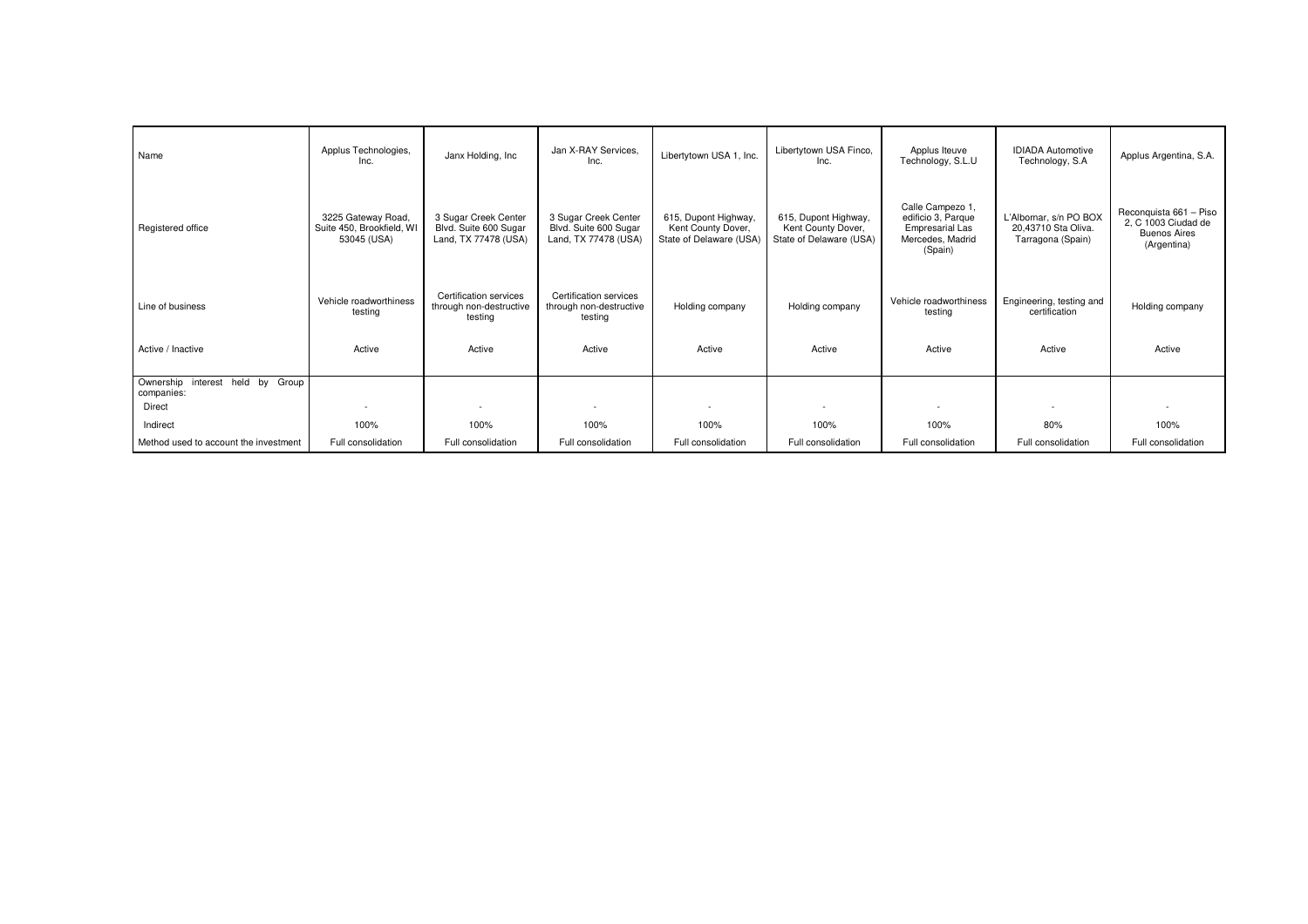| Name | Applus Technologies, Inc. | Janx Holding, Inc | Jan X-RAY Services, Inc. | Libertytown USA 1, Inc. | Libertytown USA Finco, Inc. | Applus Iteuve Technology, S.L.U | IDIADA Automotive Technology, S.A | Applus Argentina, S.A. |
|---|---|---|---|---|---|---|---|---|
| Registered office | 3225 Gateway Road, Suite 450, Brookfield, WI 53045 (USA) | 3 Sugar Creek Center Blvd. Suite 600 Sugar Land, TX 77478 (USA) | 3 Sugar Creek Center Blvd. Suite 600 Sugar Land, TX 77478 (USA) | 615, Dupont Highway, Kent County Dover, State of Delaware (USA) | 615, Dupont Highway, Kent County Dover, State of Delaware (USA) | Calle Campezo 1, edificio 3, Parque Empresarial Las Mercedes, Madrid (Spain) | L'Albornar, s/n PO BOX 20,43710 Sta Oliva. Tarragona (Spain) | Reconquista 661 – Piso 2, C 1003 Ciudad de Buenos Aires (Argentina) |
| Line of business | Vehicle roadworthiness testing | Certification services through non-destructive testing | Certification services through non-destructive testing | Holding company | Holding company | Vehicle roadworthiness testing | Engineering, testing and certification | Holding company |
| Active / Inactive | Active | Active | Active | Active | Active | Active | Active | Active |
| Ownership interest held by Group companies: | | | | | | | | |
| Direct | - | - | - | - | - | - | - | - |
| Indirect | 100% | 100% | 100% | 100% | 100% | 100% | 80% | 100% |
| Method used to account the investment | Full consolidation | Full consolidation | Full consolidation | Full consolidation | Full consolidation | Full consolidation | Full consolidation | Full consolidation |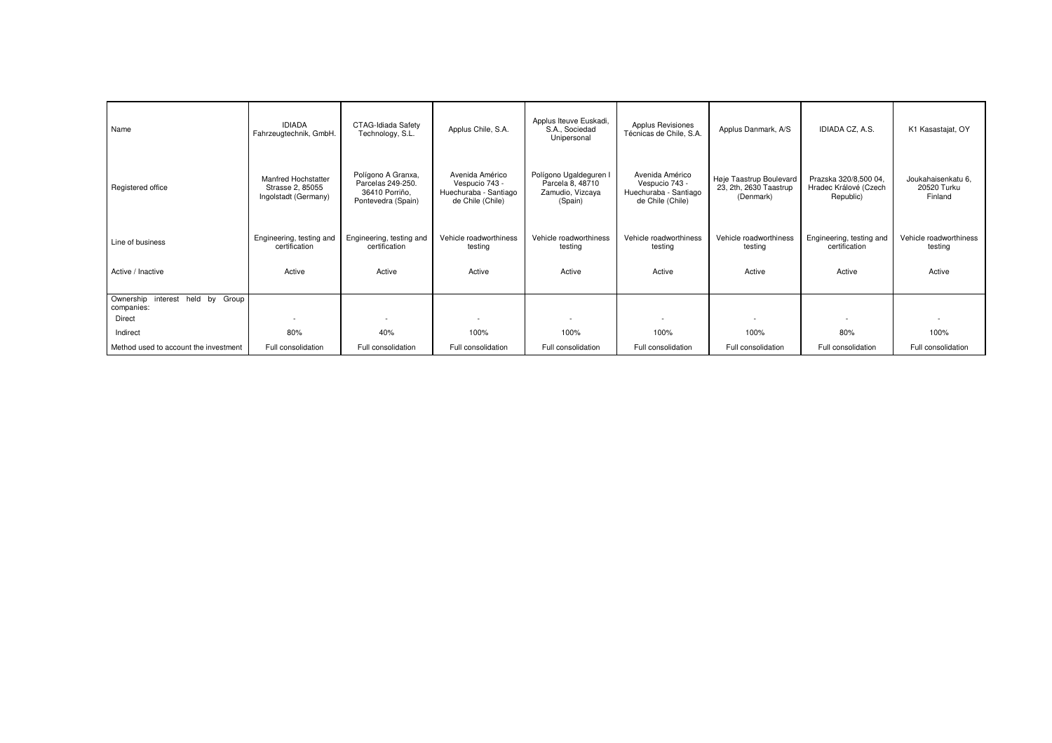| Name | IDIADA Fahrzeugtechnik, GmbH. | CTAG-Idiada Safety Technology, S.L. | Applus Chile, S.A. | Applus Iteuve Euskadi, S.A., Sociedad Unipersonal | Applus Revisiones Técnicas de Chile, S.A. | Applus Danmark, A/S | IDIADA CZ, A.S. | K1 Kasastajat, OY |
|---|---|---|---|---|---|---|---|---|
| Registered office | Manfred Hochstatter Strasse 2, 85055 Ingolstadt (Germany) | Polígono A Granxa, Parcelas 249-250. 36410 Porriño, Pontevedra (Spain) | Avenida Américo Vespucio 743 - Huechuraba - Santiago de Chile (Chile) | Polígono Ugaldeguren I Parcela 8, 48710 Zamudio, Vizcaya (Spain) | Avenida Américo Vespucio 743 - Huechuraba - Santiago de Chile (Chile) | Høje Taastrup Boulevard 23, 2th, 2630 Taastrup (Denmark) | Prazska 320/8,500 04, Hradec Králové (Czech Republic) | Joukahaisenkatu 6, 20520 Turku Finland |
| Line of business | Engineering, testing and certification | Engineering, testing and certification | Vehicle roadworthiness testing | Vehicle roadworthiness testing | Vehicle roadworthiness testing | Vehicle roadworthiness testing | Engineering, testing and certification | Vehicle roadworthiness testing |
| Active / Inactive | Active | Active | Active | Active | Active | Active | Active | Active |
| Ownership interest held by Group companies: | | | | | | | | |
| Direct | - | - | - | - | - | - | - | - |
| Indirect | 80% | 40% | 100% | 100% | 100% | 100% | 80% | 100% |
| Method used to account the investment | Full consolidation | Full consolidation | Full consolidation | Full consolidation | Full consolidation | Full consolidation | Full consolidation | Full consolidation |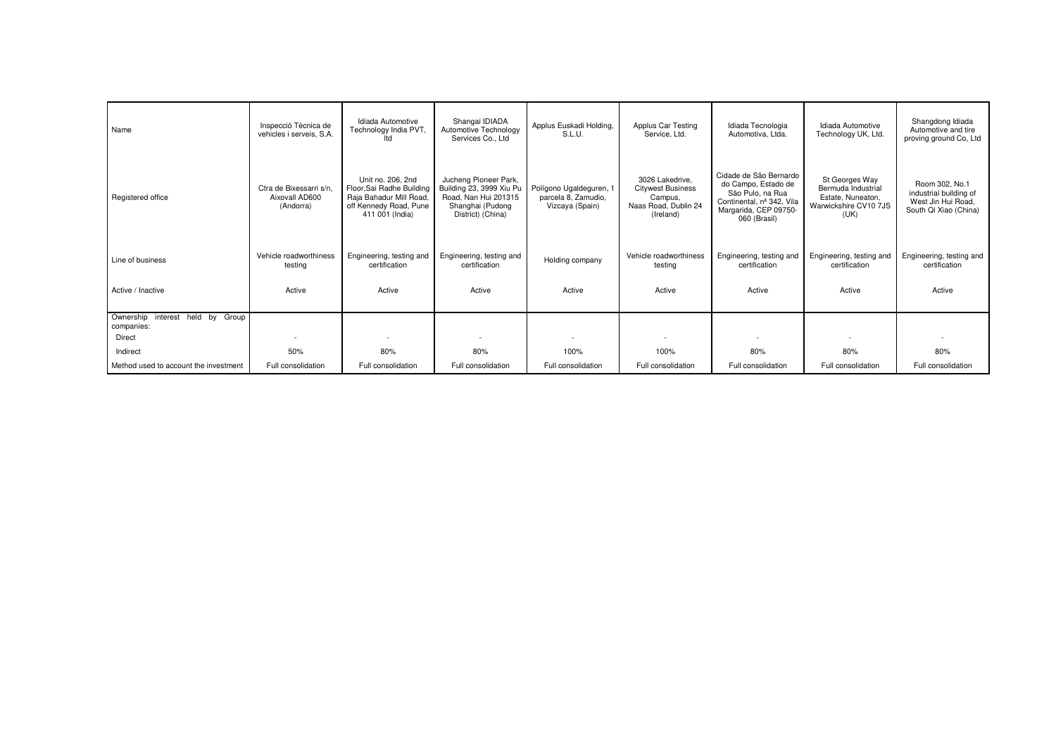| Name | Inspecció Tècnica de vehicles i serveis, S.A. | Idiada Automotive Technology India PVT, ltd | Shangai IDIADA Automotive Technology Services Co., Ltd | Applus Euskadi Holding, S.L.U. | Applus Car Testing Service, Ltd. | Idiada Tecnologia Automotiva, Ltda. | Idiada Automotive Technology UK, Ltd. | Shangdong Idiada Automotive and tire proving ground Co, Ltd |
|---|---|---|---|---|---|---|---|---|
| Registered office | Ctra de Bixessarri s/n, Aixovall AD600 (Andorra) | Unit no. 206, 2nd Floor,Sai Radhe Building Raja Bahadur Mill Road, off Kennedy Road, Pune 411 001 (India) | Jucheng Pioneer Park, Building 23, 3999 Xiu Pu Road, Nan Hui 201315 Shanghai (Pudong District) (China) | Polígono Ugaldeguren, 1 parcela 8, Zamudio, Vizcaya (Spain) | 3026 Lakedrive, Citywest Business Campus, Naas Road, Dublin 24 (Ireland) | Cidade de São Bernardo do Campo, Estado de São Pulo, na Rua Continental, nª 342, Vila Margarida, CEP 09750-060 (Brasil) | St Georges Way Bermuda Industrial Estate, Nuneaton, Warwickshire CV10 7JS (UK) | Room 302, No.1 industrial building of West Jin Hui Road, South Qi Xiao (China) |
| Line of business | Vehicle roadworthiness testing | Engineering, testing and certification | Engineering, testing and certification | Holding company | Vehicle roadworthiness testing | Engineering, testing and certification | Engineering, testing and certification | Engineering, testing and certification |
| Active / Inactive | Active | Active | Active | Active | Active | Active | Active | Active |
| Ownership interest held by Group companies: | | | | | | | | |
| Direct | - | - | - | - | - | - | - | - |
| Indirect | 50% | 80% | 80% | 100% | 100% | 80% | 80% | 80% |
| Method used to account the investment | Full consolidation | Full consolidation | Full consolidation | Full consolidation | Full consolidation | Full consolidation | Full consolidation | Full consolidation |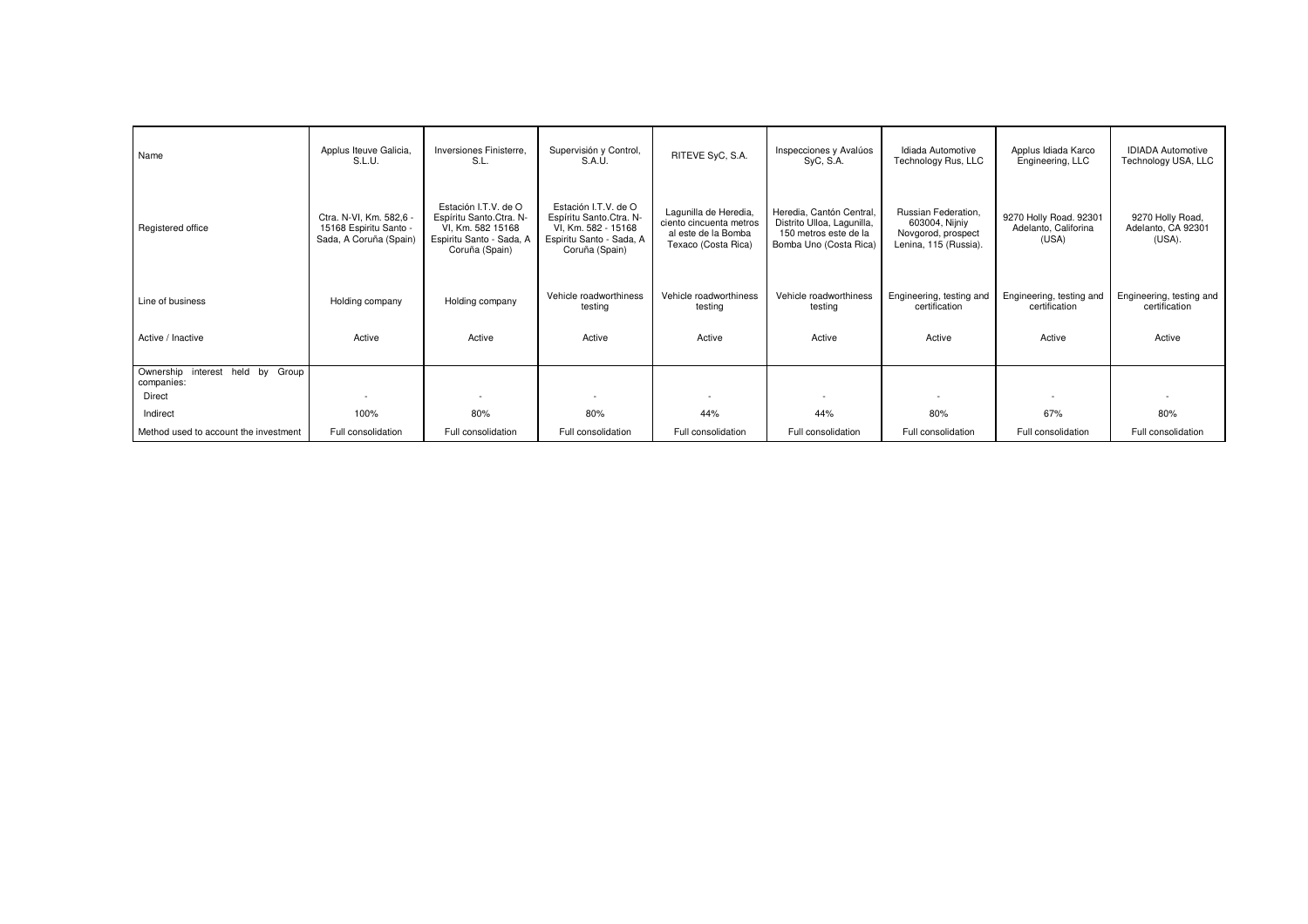| Name | Applus Iteuve Galicia, S.L.U. | Inversiones Finisterre, S.L. | Supervisión y Control, S.A.U. | RITEVE SyC, S.A. | Inspecciones y Avalúos SyC, S.A. | Idiada Automotive Technology Rus, LLC | Applus Idiada Karco Engineering, LLC | IDIADA Automotive Technology USA, LLC |
|---|---|---|---|---|---|---|---|---|
| Registered office | Ctra. N-VI, Km. 582.6 - 15168 Espiritu Santo - Sada, A Coruña (Spain) | Estación I.T.V. de O Espíritu Santo.Ctra. N-VI, Km. 582 15168 Espiritu Santo - Sada, A Coruña (Spain) | Estación I.T.V. de O Espíritu Santo.Ctra. N-VI, Km. 582 - 15168 Espiritu Santo - Sada, A Coruña (Spain) | Lagunilla de Heredia, ciento cincuenta metros al este de la Bomba Texaco (Costa Rica) | Heredia, Cantón Central, Distrito Ulloa, Lagunilla, 150 metros este de la Bomba Uno (Costa Rica) | Russian Federation, 603004, Nijniy Novgorod, prospect Lenina, 115 (Russia). | 9270 Holly Road. 92301 Adelanto, California (USA) | 9270 Holly Road, Adelanto, CA 92301 (USA). |
| Line of business | Holding company | Holding company | Vehicle roadworthiness testing | Vehicle roadworthiness testing | Vehicle roadworthiness testing | Engineering, testing and certification | Engineering, testing and certification | Engineering, testing and certification |
| Active / Inactive | Active | Active | Active | Active | Active | Active | Active | Active |
| Ownership interest held by Group companies: | | | | | | | | |
| Direct | - | - | - | - | - | - | - | - |
| Indirect | 100% | 80% | 80% | 44% | 44% | 80% | 67% | 80% |
| Method used to account the investment | Full consolidation | Full consolidation | Full consolidation | Full consolidation | Full consolidation | Full consolidation | Full consolidation | Full consolidation |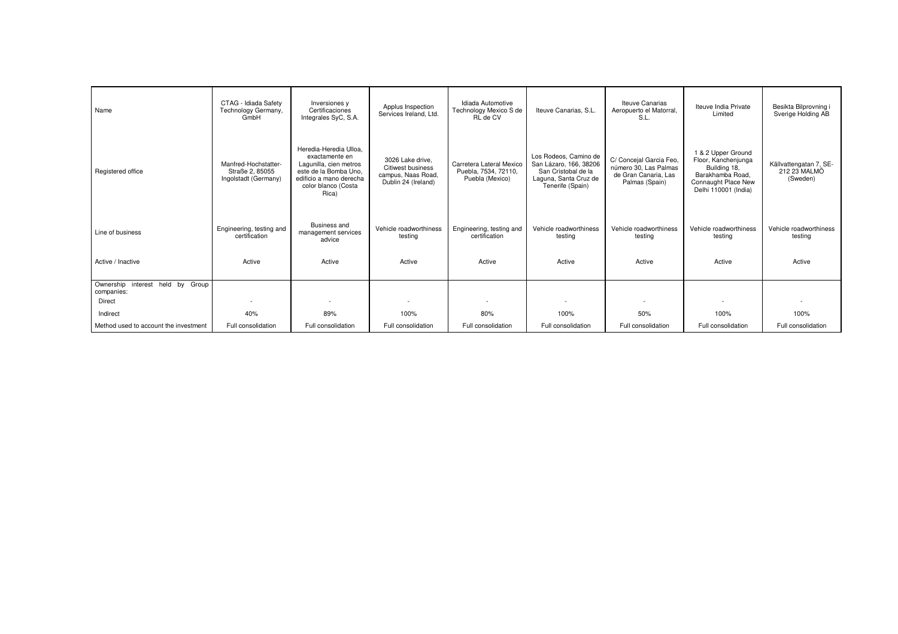| Name | CTAG - Idiada Safety Technology Germany, GmbH | Inversiones y Certificaciones Integrales SyC, S.A. | Applus Inspection Services Ireland, Ltd. | Idiada Automotive Technology Mexico S de RL de CV | Iteuve Canarias, S.L. | Iteuve Canarias Aeropuerto el Matorral, S.L. | Iteuve India Private Limited | Besikta Bilprovning i Sverige Holding AB |
|---|---|---|---|---|---|---|---|---|
| Registered office | Manfred-Hochstatter-Straße 2, 85055 Ingolstadt (Germany) | Heredia-Heredia Ulloa, exactamente en Lagunilla, cien metros este de la Bomba Uno, edificio a mano derecha color blanco (Costa Rica) | 3026 Lake drive, Citiwest business campus, Naas Road, Dublin 24 (Ireland) | Carretera Lateral Mexico Puebla, 7534, 72110, Puebla (Mexico) | Los Rodeos, Camino de San Lázaro, 166, 38206 San Cristobal de la Laguna, Santa Cruz de Tenerife (Spain) | C/ Concejal Garcia Feo, número 30, Las Palmas de Gran Canaria, Las Palmas (Spain) | 1 & 2 Upper Ground Floor, Kanchenjunga Building 18, Barakhamba Road, Connaught Place New Delhi 110001 (India) | Källvattengatan 7, SE-212 23 MALMÖ (Sweden) |
| Line of business | Engineering, testing and certification | Business and management services advice | Vehicle roadworthiness testing | Engineering, testing and certification | Vehicle roadworthiness testing | Vehicle roadworthiness testing | Vehicle roadworthiness testing | Vehicle roadworthiness testing |
| Active / Inactive | Active | Active | Active | Active | Active | Active | Active | Active |
| Ownership interest held by Group companies: | | | | | | | | |
| Direct | - | - | - | - | - | - | - | - |
| Indirect | 40% | 89% | 100% | 80% | 100% | 50% | 100% | 100% |
| Method used to account the investment | Full consolidation | Full consolidation | Full consolidation | Full consolidation | Full consolidation | Full consolidation | Full consolidation | Full consolidation |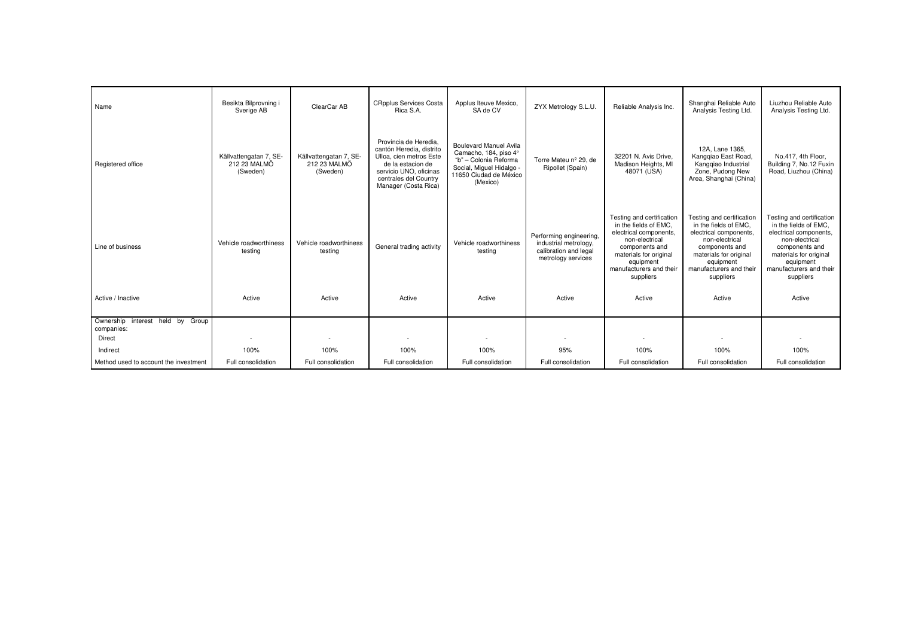| Name | Besikta Bilprovning i Sverige AB | ClearCar AB | CRpplus Services Costa Rica S.A. | Applus Iteuve Mexico, SA de CV | ZYX Metrology S.L.U. | Reliable Analysis Inc. | Shanghai Reliable Auto Analysis Testing Ltd. | Liuzhou Reliable Auto Analysis Testing Ltd. |
|---|---|---|---|---|---|---|---|---|
| Registered office | Källvattengatan 7, SE-212 23 MALMÖ (Sweden) | Källvattengatan 7, SE-212 23 MALMÖ (Sweden) | Provincia de Heredia, cantón Heredia, distrito Ulloa, cien metros Este de la estacion de servicio UNO, oficinas centrales del Country Manager (Costa Rica) | Boulevard Manuel Avila Camacho, 184, piso 4° "b" – Colonia Reforma Social, Miguel Hidalgo - 11650 Ciudad de México (Mexico) | Torre Mateu nº 29, de Ripollet (Spain) | 32201 N. Avis Drive, Madison Heights, MI 48071 (USA) | 12A, Lane 1365, Kangqiao East Road, Kangqiao Industrial Zone, Pudong New Area, Shanghai (China) | No.417, 4th Floor, Building 7, No.12 Fuxin Road, Liuzhou (China) |
| Line of business | Vehicle roadworthiness testing | Vehicle roadworthiness testing | General trading activity | Vehicle roadworthiness testing | Performing engineering, industrial metrology, calibration and legal metrology services | Testing and certification in the fields of EMC, electrical components, non-electrical components and materials for original equipment manufacturers and their suppliers | Testing and certification in the fields of EMC, electrical components, non-electrical components and materials for original equipment manufacturers and their suppliers | Testing and certification in the fields of EMC, electrical components, non-electrical components and materials for original equipment manufacturers and their suppliers |
| Active / Inactive | Active | Active | Active | Active | Active | Active | Active | Active |
| Ownership interest held by Group companies: | | | | | | | | |
| Direct | - | - | - | - | - | - | - | - |
| Indirect | 100% | 100% | 100% | 100% | 95% | 100% | 100% | 100% |
| Method used to account the investment | Full consolidation | Full consolidation | Full consolidation | Full consolidation | Full consolidation | Full consolidation | Full consolidation | Full consolidation |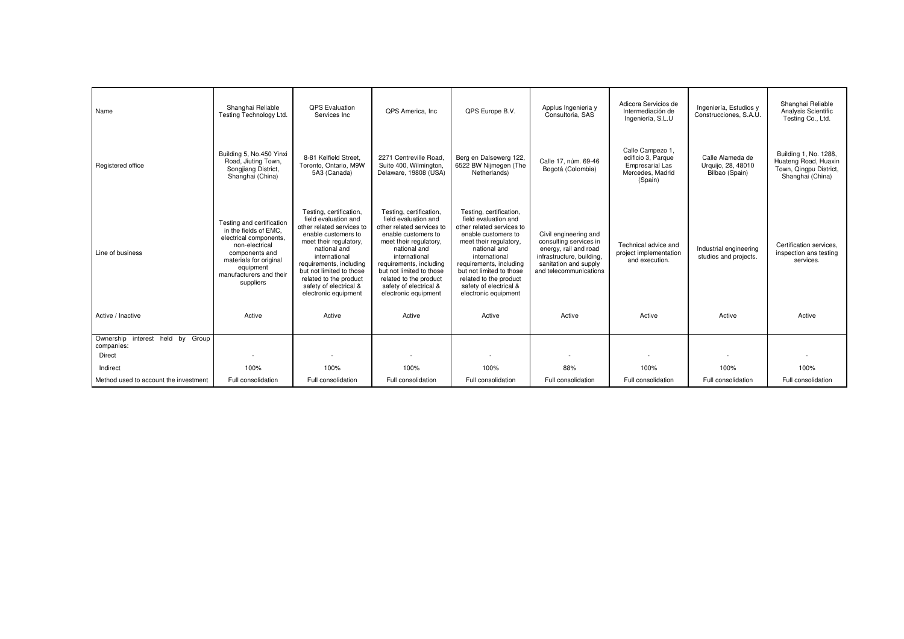| Name | Shanghai Reliable Testing Technology Ltd. | QPS Evaluation Services Inc | QPS America, Inc | QPS Europe B.V. | Applus Ingenieria y Consultoria, SAS | Adicora Servicios de Intermediación de Ingeniería, S.L.U | Ingeniería, Estudios y Construcciones, S.A.U. | Shanghai Reliable Analysis Scientific Testing Co., Ltd. |
|---|---|---|---|---|---|---|---|---|
| Registered office | Building 5, No.450 Yinxi Road, Jiuting Town, Songjiang District, Shanghai (China) | 8-81 Kelfield Street, Toronto, Ontario, M9W 5A3 (Canada) | 2271 Centreville Road, Suite 400, Wilmington, Delaware, 19808 (USA) | Berg en Dalsewerg 122, 6522 BW Nijmegen (The Netherlands) | Calle 17, núm. 69-46 Bogotá (Colombia) | Calle Campezo 1, edificio 3, Parque Empresarial Las Mercedes, Madrid (Spain) | Calle Alameda de Urquijo, 28, 48010 Bilbao (Spain) | Building 1, No. 1288, Huateng Road, Huaxin Town, Qingpu District, Shanghai (China) |
| Line of business | Testing and certification in the fields of EMC, electrical components, non-electrical components and materials for original equipment manufacturers and their suppliers | Testing, certification, field evaluation and other related services to enable customers to meet their regulatory, national and international requirements, including but not limited to those related to the product safety of electrical & electronic equipment | Testing, certification, field evaluation and other related services to enable customers to meet their regulatory, national and international requirements, including but not limited to those related to the product safety of electrical & electronic equipment | Testing, certification, field evaluation and other related services to enable customers to meet their regulatory, national and international requirements, including but not limited to those related to the product safety of electrical & electronic equipment | Civil engineering and consulting services in energy, rail and road infrastructure, building, sanitation and supply and telecommunications | Technical advice and project implementation and execution. | Industrial engineering studies and projects. | Certification services, inspection ans testing services. |
| Active / Inactive | Active | Active | Active | Active | Active | Active | Active | Active |
| Ownership interest held by Group companies: | | | | | | | | |
| Direct | - | - | - | - | - | - | - | - |
| Indirect | 100% | 100% | 100% | 100% | 88% | 100% | 100% | 100% |
| Method used to account the investment | Full consolidation | Full consolidation | Full consolidation | Full consolidation | Full consolidation | Full consolidation | Full consolidation | Full consolidation |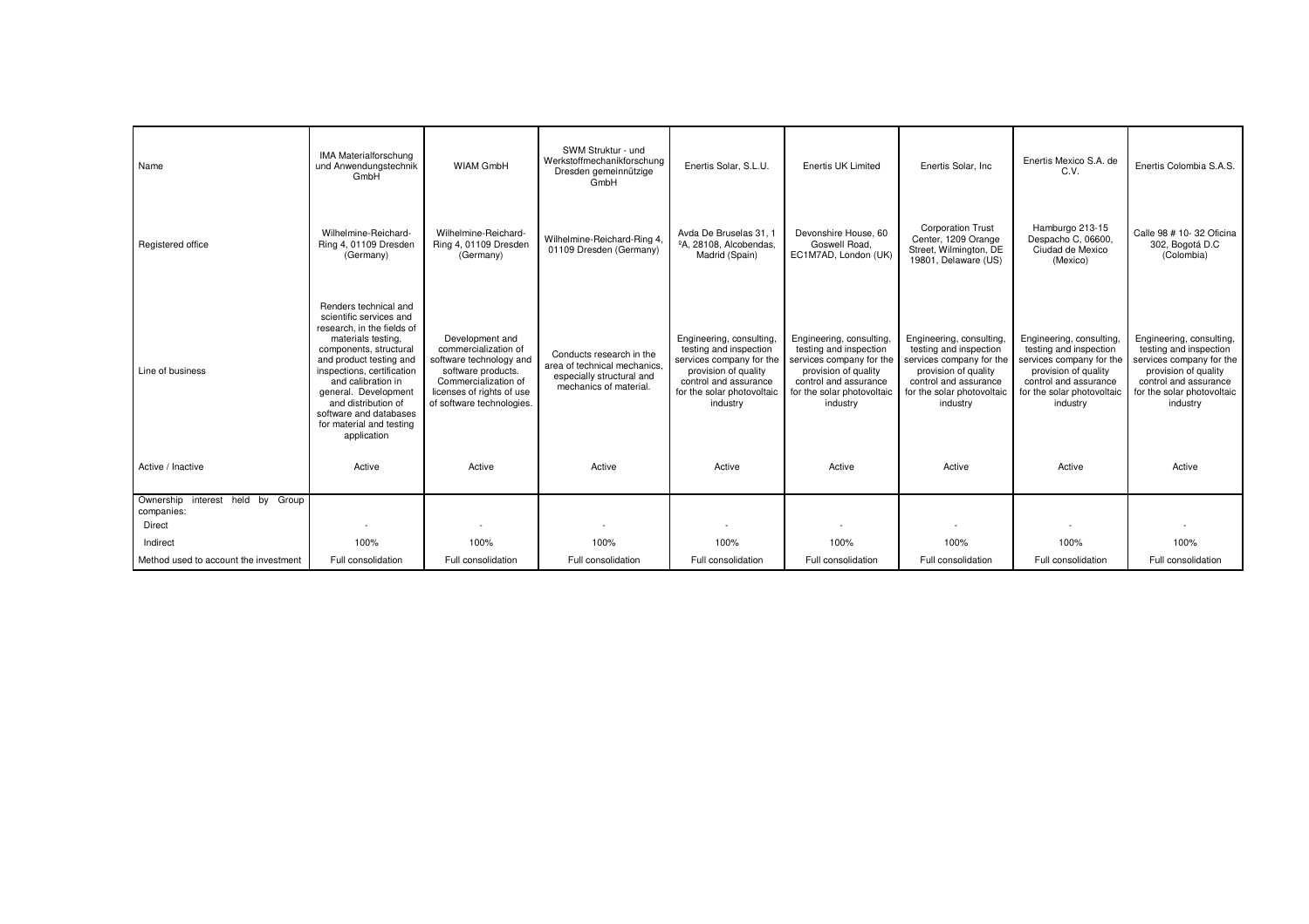| Name | IMA Materialforschung und Anwendungstechnik GmbH | WIAM GmbH | SWM Struktur - und Werkstoffmechanikforschung Dresden gemeinnützige GmbH | Enertis Solar, S.L.U. | Enertis UK Limited | Enertis Solar, Inc | Enertis Mexico S.A. de C.V. | Enertis Colombia S.A.S. |
|---|---|---|---|---|---|---|---|---|
| Registered office | Wilhelmine-Reichard-Ring 4, 01109 Dresden (Germany) | Wilhelmine-Reichard-Ring 4, 01109 Dresden (Germany) | Wilhelmine-Reichard-Ring 4, 01109 Dresden (Germany) | Avda De Bruselas 31, 1 ºA, 28108, Alcobendas, Madrid (Spain) | Devonshire House, 60 Goswell Road, EC1M7AD, London (UK) | Corporation Trust Center, 1209 Orange Street, Wilmington, DE 19801, Delaware (US) | Hamburgo 213-15 Despacho C, 06600, Ciudad de Mexico (Mexico) | Calle 98 # 10- 32 Oficina 302, Bogotá D.C (Colombia) |
| Line of business | Renders technical and scientific services and research, in the fields of materials testing, components, structural and product testing and inspections, certification and calibration in general. Development and distribution of software and databases for material and testing application | Development and commercialization of software technology and software products. Commercialization of licenses of rights of use of software technologies. | Conducts research in the area of technical mechanics, especially structural and mechanics of material. | Engineering, consulting, testing and inspection services company for the provision of quality control and assurance for the solar photovoltaic industry | Engineering, consulting, testing and inspection services company for the provision of quality control and assurance for the solar photovoltaic industry | Engineering, consulting, testing and inspection services company for the provision of quality control and assurance for the solar photovoltaic industry | Engineering, consulting, testing and inspection services company for the provision of quality control and assurance for the solar photovoltaic industry | Engineering, consulting, testing and inspection services company for the provision of quality control and assurance for the solar photovoltaic industry |
| Active / Inactive | Active | Active | Active | Active | Active | Active | Active | Active |
| Ownership interest held by Group companies: | | | | | | | | |
| Direct | - | - | - | - | - | - | - | - |
| Indirect | 100% | 100% | 100% | 100% | 100% | 100% | 100% | 100% |
| Method used to account the investment | Full consolidation | Full consolidation | Full consolidation | Full consolidation | Full consolidation | Full consolidation | Full consolidation | Full consolidation |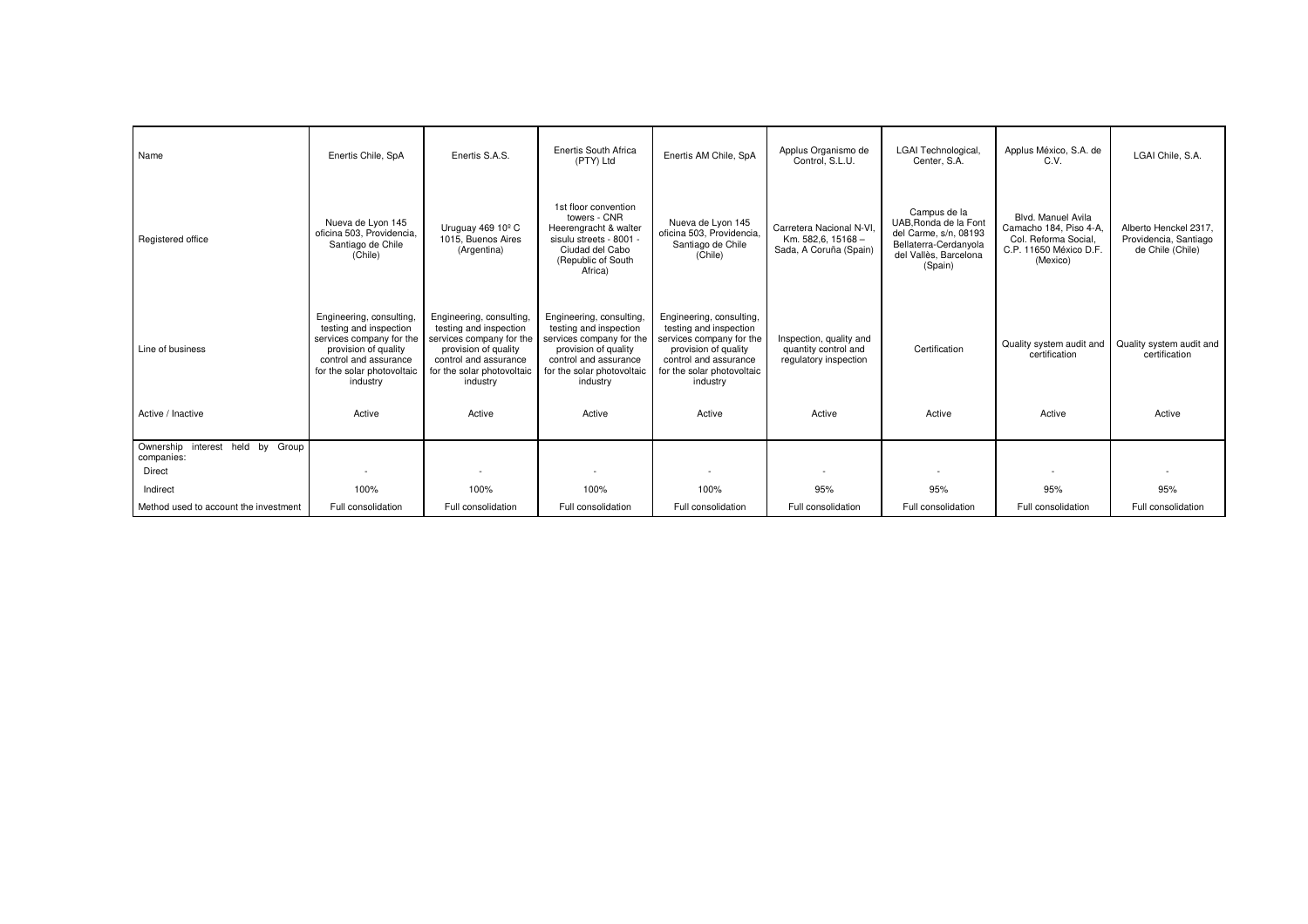| Name | Enertis Chile, SpA | Enertis S.A.S. | Enertis South Africa (PTY) Ltd | Enertis AM Chile, SpA | Applus Organismo de Control, S.L.U. | LGAI Technological, Center, S.A. | Applus México, S.A. de C.V. | LGAI Chile, S.A. |
|---|---|---|---|---|---|---|---|---|
| Registered office | Nueva de Lyon 145 oficina 503, Providencia, Santiago de Chile (Chile) | Uruguay 469 10º C 1015, Buenos Aires (Argentina) | 1st floor convention towers - CNR Heerengracht & walter sisulu streets - 8001 - Ciudad del Cabo (Republic of South Africa) | Nueva de Lyon 145 oficina 503, Providencia, Santiago de Chile (Chile) | Carretera Nacional N-VI, Km. 582,6, 15168 – Sada, A Coruña (Spain) | Campus de la UAB,Ronda de la Font del Carme, s/n, 08193 Bellaterra-Cerdanyola del Vallès, Barcelona (Spain) | Blvd. Manuel Avila Camacho 184, Piso 4-A, Col. Reforma Social, C.P. 11650 México D.F. (Mexico) | Alberto Henckel 2317, Providencia, Santiago de Chile (Chile) |
| Line of business | Engineering, consulting, testing and inspection services company for the provision of quality control and assurance for the solar photovoltaic industry | Engineering, consulting, testing and inspection services company for the provision of quality control and assurance for the solar photovoltaic industry | Engineering, consulting, testing and inspection services company for the provision of quality control and assurance for the solar photovoltaic industry | Engineering, consulting, testing and inspection services company for the provision of quality control and assurance for the solar photovoltaic industry | Inspection, quality and quantity control and regulatory inspection | Certification | Quality system audit and certification | Quality system audit and certification |
| Active / Inactive | Active | Active | Active | Active | Active | Active | Active | Active |
| Ownership interest held by Group companies: | | | | | | | | |
| Direct | - | - | - | - | - | - | - | - |
| Indirect | 100% | 100% | 100% | 100% | 95% | 95% | 95% | 95% |
| Method used to account the investment | Full consolidation | Full consolidation | Full consolidation | Full consolidation | Full consolidation | Full consolidation | Full consolidation | Full consolidation |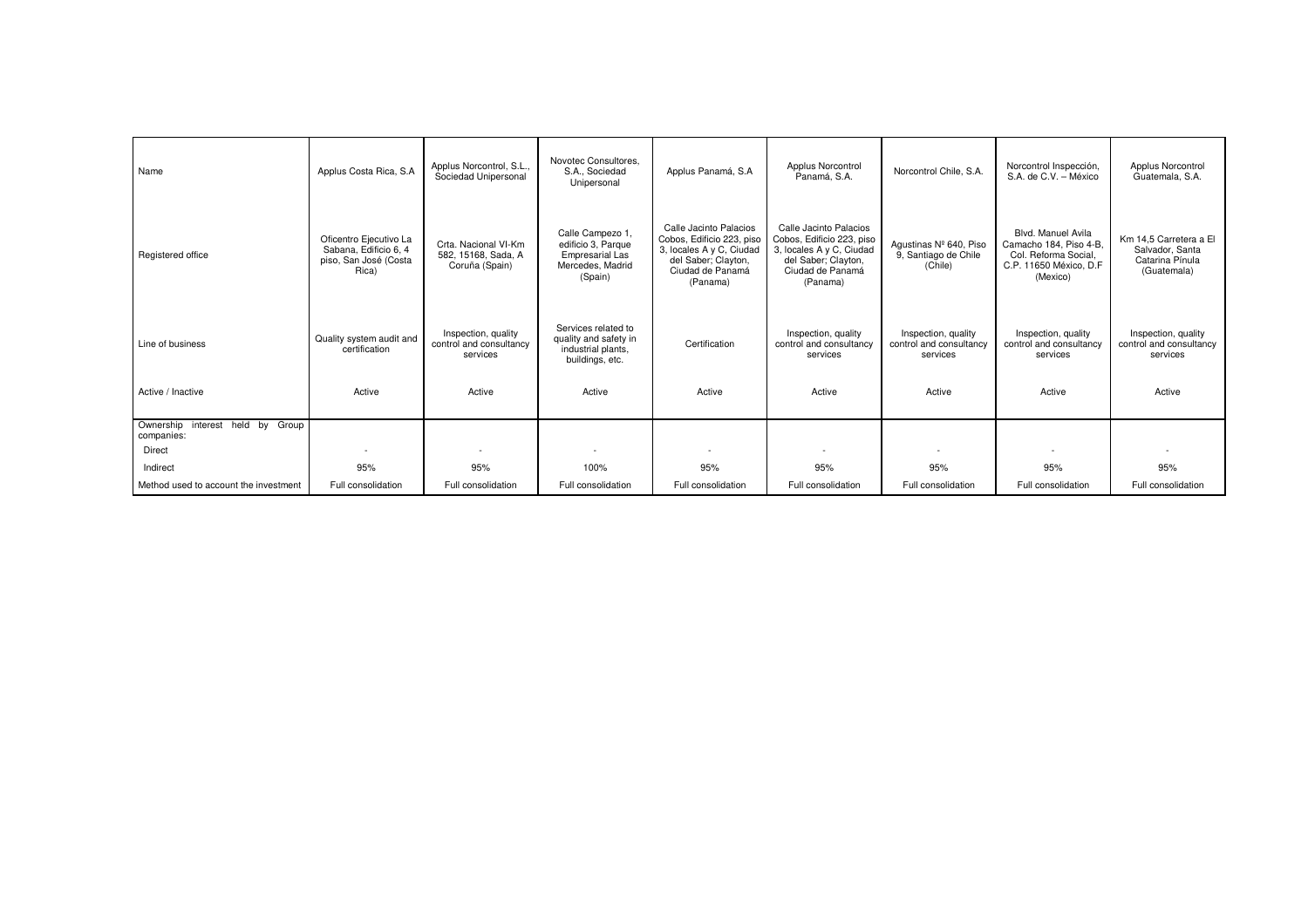| Name | Applus Costa Rica, S.A | Applus Norcontrol, S.L., Sociedad Unipersonal | Novotec Consultores, S.A., Sociedad Unipersonal | Applus Panamá, S.A | Applus Norcontrol Panamá, S.A. | Norcontrol Chile, S.A. | Norcontrol Inspección, S.A. de C.V. – México | Applus Norcontrol Guatemala, S.A. |
|---|---|---|---|---|---|---|---|---|
| Registered office | Oficentro Ejecutivo La Sabana, Edificio 6, 4 piso, San José (Costa Rica) | Crta. Nacional VI-Km 582, 15168, Sada, A Coruña (Spain) | Calle Campezo 1, edificio 3, Parque Empresarial Las Mercedes, Madrid (Spain) | Calle Jacinto Palacios Cobos, Edificio 223, piso 3, locales A y C, Ciudad del Saber; Clayton, Ciudad de Panamá (Panama) | Calle Jacinto Palacios Cobos, Edificio 223, piso 3, locales A y C, Ciudad del Saber; Clayton, Ciudad de Panamá (Panama) | Agustinas Nº 640, Piso 9, Santiago de Chile (Chile) | Blvd. Manuel Avila Camacho 184, Piso 4-B, Col. Reforma Social, C.P. 11650 México, D.F (Mexico) | Km 14,5 Carretera a El Salvador, Santa Catarina Pínula (Guatemala) |
| Line of business | Quality system audit and certification | Inspection, quality control and consultancy services | Services related to quality and safety in industrial plants, buildings, etc. | Certification | Inspection, quality control and consultancy services | Inspection, quality control and consultancy services | Inspection, quality control and consultancy services | Inspection, quality control and consultancy services |
| Active / Inactive | Active | Active | Active | Active | Active | Active | Active | Active |
| Ownership interest held by Group companies: | | | | | | | | |
| Direct | - | - | - | - | - | - | - | - |
| Indirect | 95% | 95% | 100% | 95% | 95% | 95% | 95% | 95% |
| Method used to account the investment | Full consolidation | Full consolidation | Full consolidation | Full consolidation | Full consolidation | Full consolidation | Full consolidation | Full consolidation |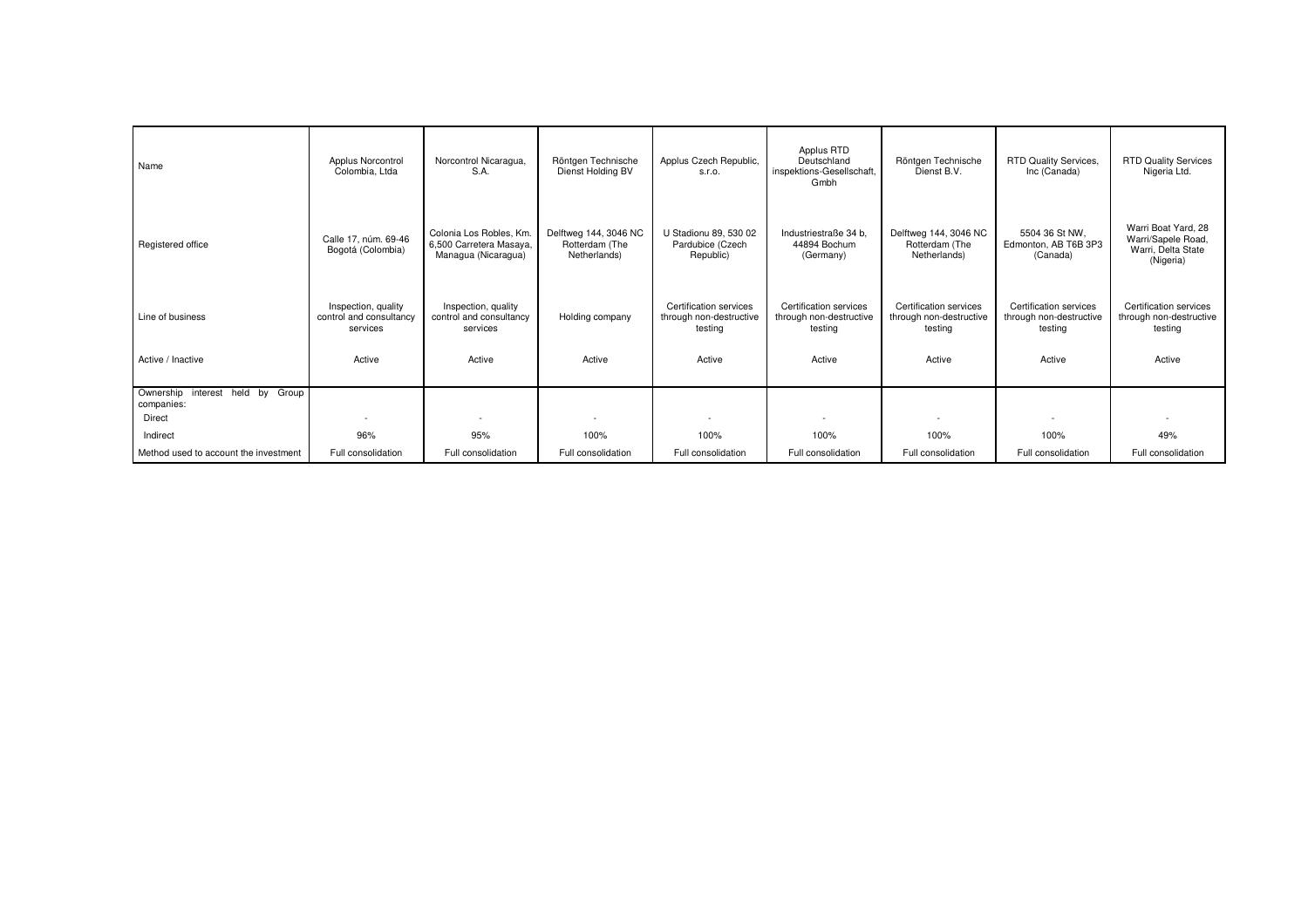| Name | Applus Norcontrol Colombia, Ltda | Norcontrol Nicaragua, S.A. | Röntgen Technische Dienst Holding BV | Applus Czech Republic, s.r.o. | Applus RTD Deutschland inspektions-Gesellschaft, Gmbh | Röntgen Technische Dienst B.V. | RTD Quality Services, Inc (Canada) | RTD Quality Services Nigeria Ltd. |
|---|---|---|---|---|---|---|---|---|
| Registered office | Calle 17, núm. 69-46 Bogotá (Colombia) | Colonia Los Robles, Km. 6,500 Carretera Masaya, Managua (Nicaragua) | Delftweg 144, 3046 NC Rotterdam (The Netherlands) | U Stadionu 89, 530 02 Pardubice (Czech Republic) | Industriestraße 34 b, 44894 Bochum (Germany) | Delftweg 144, 3046 NC Rotterdam (The Netherlands) | 5504 36 St NW, Edmonton, AB T6B 3P3 (Canada) | Warri Boat Yard, 28 Warri/Sapele Road, Warri, Delta State (Nigeria) |
| Line of business | Inspection, quality control and consultancy services | Inspection, quality control and consultancy services | Holding company | Certification services through non-destructive testing | Certification services through non-destructive testing | Certification services through non-destructive testing | Certification services through non-destructive testing | Certification services through non-destructive testing |
| Active / Inactive | Active | Active | Active | Active | Active | Active | Active | Active |
| Ownership interest held by Group companies: | | | | | | | | |
| Direct | - | - | - | - | - | - | - | - |
| Indirect | 96% | 95% | 100% | 100% | 100% | 100% | 100% | 49% |
| Method used to account the investment | Full consolidation | Full consolidation | Full consolidation | Full consolidation | Full consolidation | Full consolidation | Full consolidation | Full consolidation |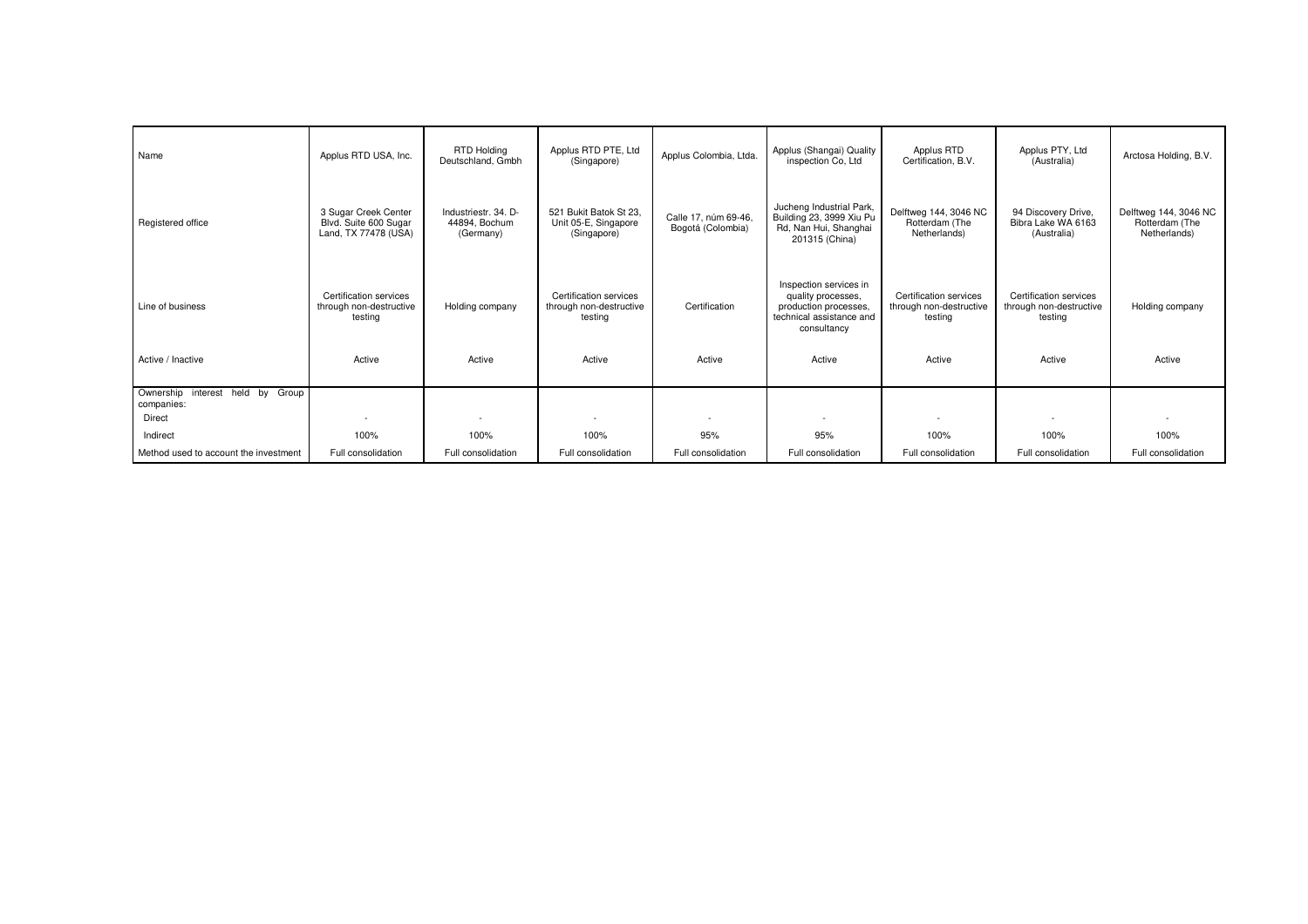| Name | Applus RTD USA, Inc. | RTD Holding Deutschland, Gmbh | Applus RTD PTE, Ltd (Singapore) | Applus Colombia, Ltda. | Applus (Shangai) Quality inspection Co, Ltd | Applus RTD Certification, B.V. | Applus PTY, Ltd (Australia) | Arctosa Holding, B.V. |
|---|---|---|---|---|---|---|---|---|
| Registered office | 3 Sugar Creek Center Blvd. Suite 600 Sugar Land, TX 77478 (USA) | Industriestr. 34. D-44894, Bochum (Germany) | 521 Bukit Batok St 23, Unit 05-E, Singapore (Singapore) | Calle 17, núm 69-46, Bogotá (Colombia) | Jucheng Industrial Park, Building 23, 3999 Xiu Pu Rd, Nan Hui, Shanghai 201315 (China) | Delftweg 144, 3046 NC Rotterdam (The Netherlands) | 94 Discovery Drive, Bibra Lake WA 6163 (Australia) | Delftweg 144, 3046 NC Rotterdam (The Netherlands) |
| Line of business | Certification services through non-destructive testing | Holding company | Certification services through non-destructive testing | Certification | Inspection services in quality processes, production processes, technical assistance and consultancy | Certification services through non-destructive testing | Certification services through non-destructive testing | Holding company |
| Active / Inactive | Active | Active | Active | Active | Active | Active | Active | Active |
| Ownership interest held by Group companies: | | | | | | | | |
| Direct | - | - | - | - | - | - | - | - |
| Indirect | 100% | 100% | 100% | 95% | 95% | 100% | 100% | 100% |
| Method used to account the investment | Full consolidation | Full consolidation | Full consolidation | Full consolidation | Full consolidation | Full consolidation | Full consolidation | Full consolidation |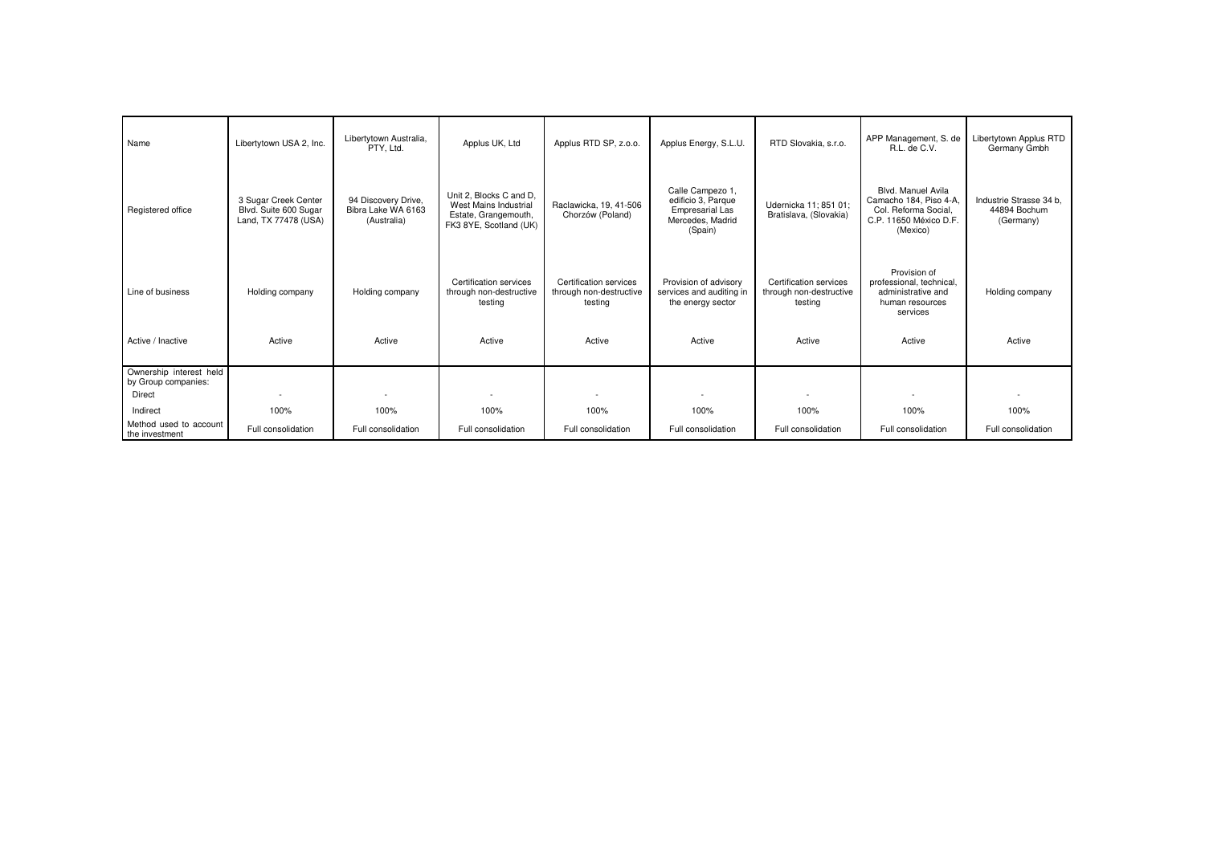| Name | Libertytown USA 2, Inc. | Libertytown Australia, PTY, Ltd. | Applus UK, Ltd | Applus RTD SP, z.o.o. | Applus Energy, S.L.U. | RTD Slovakia, s.r.o. | APP Management, S. de R.L. de C.V. | Libertytown Applus RTD Germany Gmbh |
|---|---|---|---|---|---|---|---|---|
| Registered office | 3 Sugar Creek Center Blvd. Suite 600 Sugar Land, TX 77478 (USA) | 94 Discovery Drive, Bibra Lake WA 6163 (Australia) | Unit 2, Blocks C and D, West Mains Industrial Estate, Grangemouth, FK3 8YE, Scotland (UK) | Raclawicka, 19, 41-506 Chorzów (Poland) | Calle Campezo 1, edificio 3, Parque Empresarial Las Mercedes, Madrid (Spain) | Udernicka 11; 851 01; Bratislava, (Slovakia) | Blvd. Manuel Avila Camacho 184, Piso 4-A, Col. Reforma Social, C.P. 11650 México D.F. (Mexico) | Industrie Strasse 34 b, 44894 Bochum (Germany) |
| Line of business | Holding company | Holding company | Certification services through non-destructive testing | Certification services through non-destructive testing | Provision of advisory services and auditing in the energy sector | Certification services through non-destructive testing | Provision of professional, technical, administrative and human resources services | Holding company |
| Active / Inactive | Active | Active | Active | Active | Active | Active | Active | Active |
| Ownership interest held by Group companies: | | | | | | | | |
| Direct | - | - | - | - | - | - | - | - |
| Indirect | 100% | 100% | 100% | 100% | 100% | 100% | 100% | 100% |
| Method used to account the investment | Full consolidation | Full consolidation | Full consolidation | Full consolidation | Full consolidation | Full consolidation | Full consolidation | Full consolidation |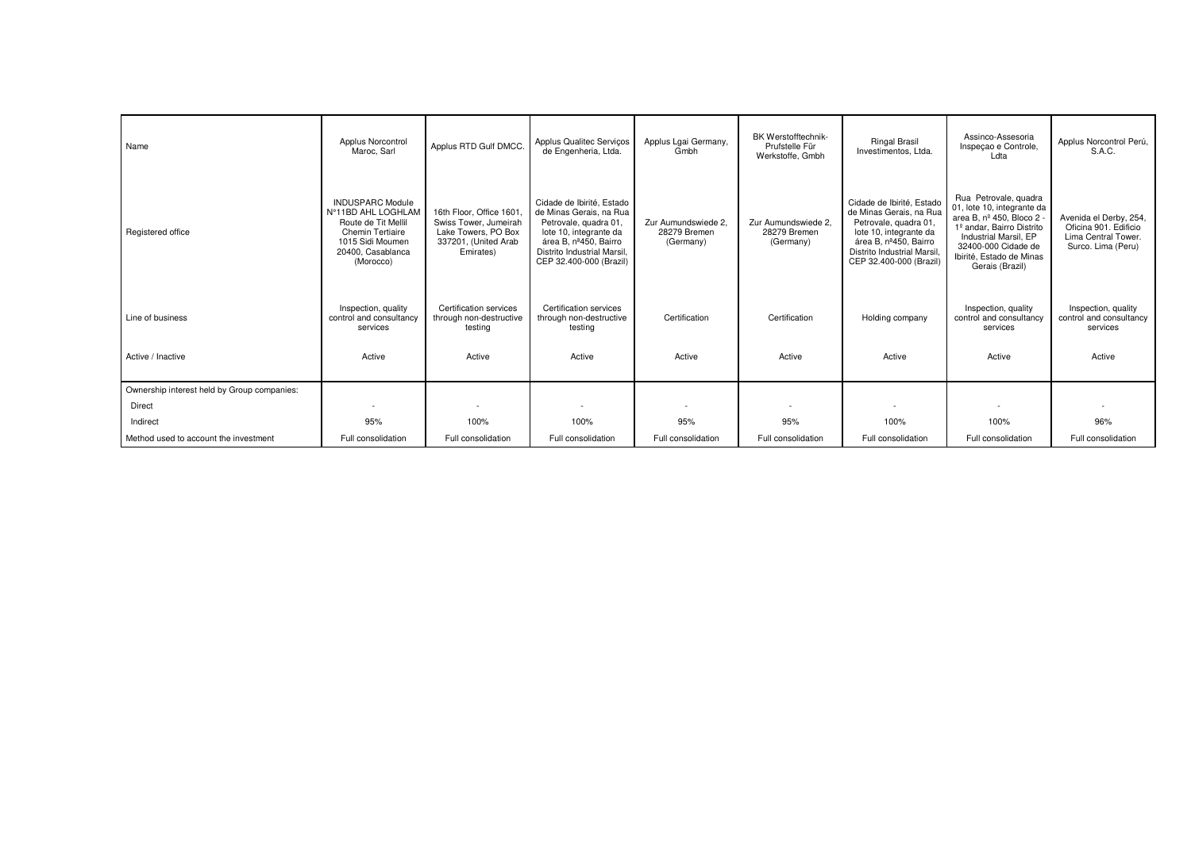| Name | Applus Norcontrol Maroc, Sarl | Applus RTD Gulf DMCC. | Applus Qualitec Serviços de Engenheria, Ltda. | Applus Lgai Germany, Gmbh | BK Werstofftechnik-Prufstelle Für Werkstoffe, Gmbh | Ringal Brasil Investimentos, Ltda. | Assinco-Assesoria Inspeçao e Controle, Ldta | Applus Norcontrol Perú, S.A.C. |
|---|---|---|---|---|---|---|---|---|
| Registered office | INDUSPARC Module N°11BD AHL LOGHLAM Route de Tit Mellil Chemin Tertiaire 1015 Sidi Moumen 20400, Casablanca (Morocco) | 16th Floor, Office 1601, Swiss Tower, Jumeirah Lake Towers, PO Box 337201, (United Arab Emirates) | Cidade de Ibirité, Estado de Minas Gerais, na Rua Petrovale, quadra 01, lote 10, integrante da área B, nº450, Bairro Distrito Industrial Marsil, CEP 32.400-000 (Brazil) | Zur Aumundswiede 2, 28279 Bremen (Germany) | Zur Aumundswiede 2, 28279 Bremen (Germany) | Cidade de Ibirité, Estado de Minas Gerais, na Rua Petrovale, quadra 01, lote 10, integrante da área B, nº450, Bairro Distrito Industrial Marsil, CEP 32.400-000 (Brazil) | Rua Petrovale, quadra 01, lote 10, integrante da area B, nº 450, Bloco 2 - 1º andar, Bairro Distrito Industrial Marsil, EP 32400-000 Cidade de Ibirité, Estado de Minas Gerais (Brazil) | Avenida el Derby, 254, Oficina 901. Edificio Lima Central Tower. Surco. Lima (Peru) |
| Line of business | Inspection, quality control and consultancy services | Certification services through non-destructive testing | Certification services through non-destructive testing | Certification | Certification | Holding company | Inspection, quality control and consultancy services | Inspection, quality control and consultancy services |
| Active / Inactive | Active | Active | Active | Active | Active | Active | Active | Active |
| Ownership interest held by Group companies: | | | | | | | | |
| Direct | - | - | - | - | - | - | - | - |
| Indirect | 95% | 100% | 100% | 95% | 95% | 100% | 100% | 96% |
| Method used to account the investment | Full consolidation | Full consolidation | Full consolidation | Full consolidation | Full consolidation | Full consolidation | Full consolidation | Full consolidation |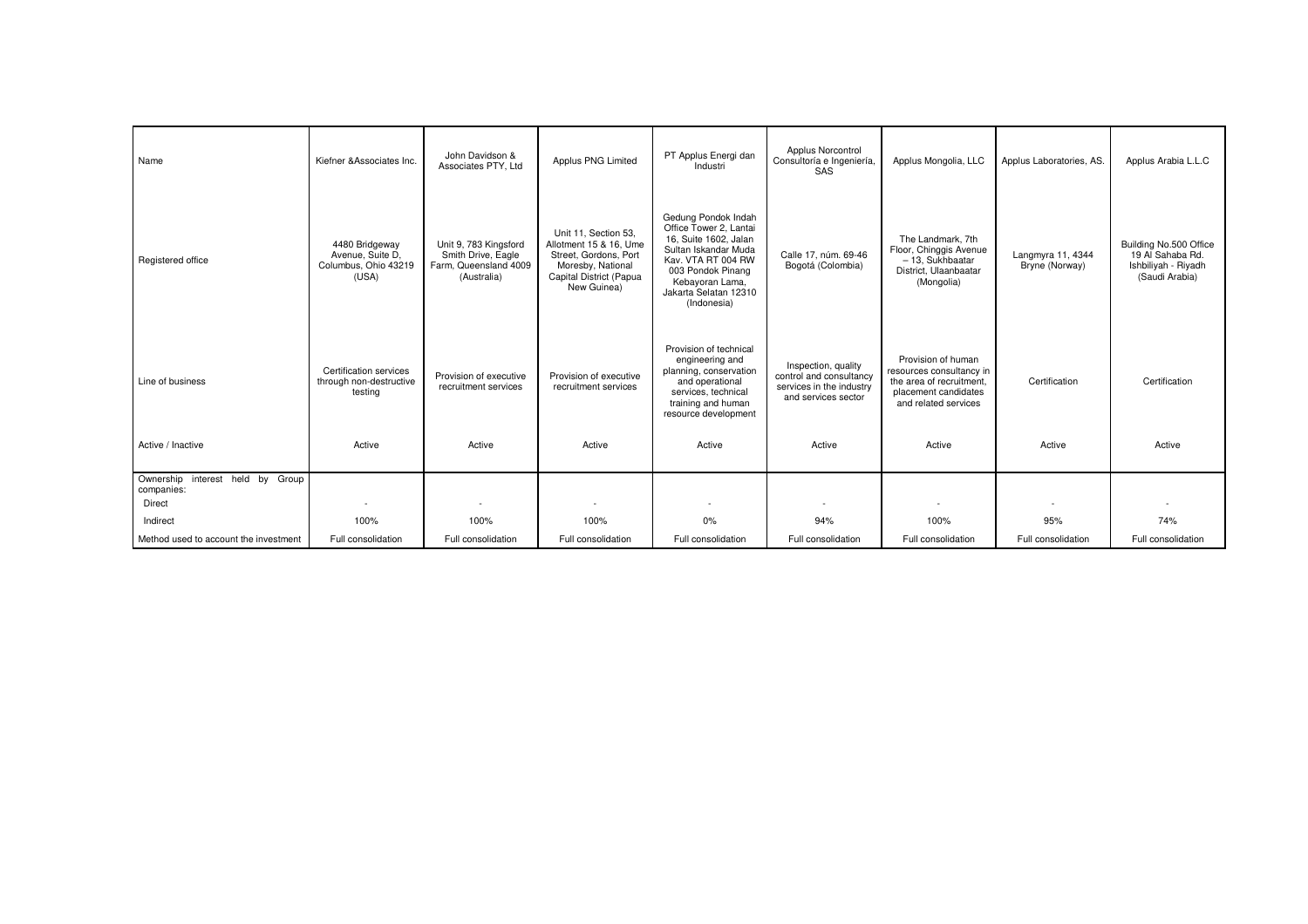| Name | Kiefner &Associates Inc. | John Davidson & Associates PTY, Ltd | Applus PNG Limited | PT Applus Energi dan Industri | Applus Norcontrol Consultoría e Ingeniería, SAS | Applus Mongolia, LLC | Applus Laboratories, AS. | Applus Arabia L.L.C |
|---|---|---|---|---|---|---|---|---|
| Registered office | 4480 Bridgeway Avenue, Suite D, Columbus, Ohio 43219 (USA) | Unit 9, 783 Kingsford Smith Drive, Eagle Farm, Queensland 4009 (Australia) | Unit 11, Section 53, Allotment 15 & 16, Ume Street, Gordons, Port Moresby, National Capital District (Papua New Guinea) | Gedung Pondok Indah Office Tower 2, Lantai 16, Suite 1602, Jalan Sultan Iskandar Muda Kav. VTA RT 004 RW 003 Pondok Pinang Kebayoran Lama, Jakarta Selatan 12310 (Indonesia) | Calle 17, núm. 69-46 Bogotá (Colombia) | The Landmark, 7th Floor, Chinggis Avenue – 13, Sukhbaatar District, Ulaanbaatar (Mongolia) | Langmyra 11, 4344 Bryne (Norway) | Building No.500 Office 19 Al Sahaba Rd. Ishbiliyah - Riyadh (Saudi Arabia) |
| Line of business | Certification services through non-destructive testing | Provision of executive recruitment services | Provision of executive recruitment services | Provision of technical engineering and planning, conservation and operational services, technical training and human resource development | Inspection, quality control and consultancy services in the industry and services sector | Provision of human resources consultancy in the area of recruitment, placement candidates and related services | Certification | Certification |
| Active / Inactive | Active | Active | Active | Active | Active | Active | Active | Active |
| Ownership interest held by Group companies: | | | | | | | | |
| Direct | - | - | - | - | - | - | - | - |
| Indirect | 100% | 100% | 100% | 0% | 94% | 100% | 95% | 74% |
| Method used to account the investment | Full consolidation | Full consolidation | Full consolidation | Full consolidation | Full consolidation | Full consolidation | Full consolidation | Full consolidation |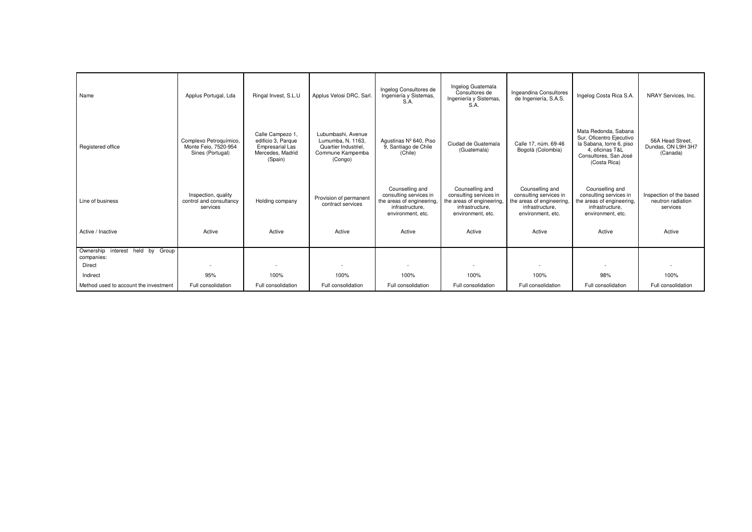| Name | Applus Portugal, Lda | Ringal Invest, S.L.U | Applus Velosi DRC, Sarl. | Ingelog Consultores de Ingeniería y Sistemas, S.A. | Ingelog Guatemala Consultores de Ingeniería y Sistemas, S.A. | Ingeandina Consultores de Ingeniería, S.A.S. | Ingelog Costa Rica S.A. | NRAY Services, Inc. |
|---|---|---|---|---|---|---|---|---|
| Registered office | Complexo Petroquímico, Monte Feio, 7520-954 Sines (Portugal) | Calle Campezo 1, edificio 3, Parque Empresarial Las Mercedes, Madrid (Spain) | Lubumbashi, Avenue Lumumba, N. 1163, Quartier Industriel, Commune Kampemba (Congo) | Agustinas Nº 640, Piso 9, Santiago de Chile (Chile) | Ciudad de Guatemala (Guatemala) | Calle 17, núm. 69-46 Bogotá (Colombia) | Mata Redonda, Sabana Sur, Oficentro Ejecutivo la Sabana, torre 6, piso 4, oficinas T&L Consultores, San José (Costa Rica) | 56A Head Street, Dundas, ON L9H 3H7 (Canada) |
| Line of business | Inspection, quality control and consultancy services | Holding company | Provision of permanent contract services | Counselling and consulting services in the areas of engineering, infrastructure, environment, etc. | Counselling and consulting services in the areas of engineering, infrastructure, environment, etc. | Counselling and consulting services in the areas of engineering, infrastructure, environment, etc. | Counselling and consulting services in the areas of engineering, infrastructure, environment, etc. | Inspection of the based neutron radiation services |
| Active / Inactive | Active | Active | Active | Active | Active | Active | Active | Active |
| Ownership interest held by Group companies: | | | | | | | | |
| Direct | - | - | - | - | - | - | - | - |
| Indirect | 95% | 100% | 100% | 100% | 100% | 100% | 98% | 100% |
| Method used to account the investment | Full consolidation | Full consolidation | Full consolidation | Full consolidation | Full consolidation | Full consolidation | Full consolidation | Full consolidation |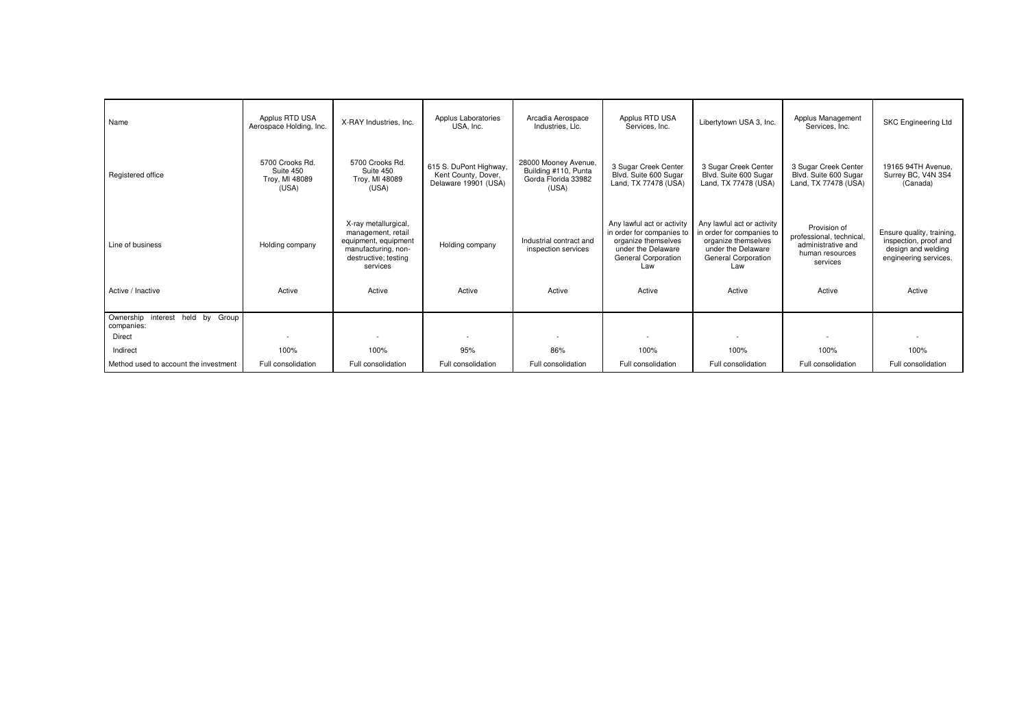| Name | Applus RTD USA Aerospace Holding, Inc. | X-RAY Industries, Inc. | Applus Laboratories USA, Inc. | Arcadia Aerospace Industries, Llc. | Applus RTD USA Services, Inc. | Libertytown USA 3, Inc. | Applus Management Services, Inc. | SKC Engineering Ltd |
|---|---|---|---|---|---|---|---|---|
| Registered office | 5700 Crooks Rd. Suite 450 Troy, MI 48089 (USA) | 5700 Crooks Rd. Suite 450 Troy, MI 48089 (USA) | 615 S. DuPont Highway, Kent County, Dover, Delaware 19901 (USA) | 28000 Mooney Avenue, Building #110, Punta Gorda Florida 33982 (USA) | 3 Sugar Creek Center Blvd. Suite 600 Sugar Land, TX 77478 (USA) | 3 Sugar Creek Center Blvd. Suite 600 Sugar Land, TX 77478 (USA) | 3 Sugar Creek Center Blvd. Suite 600 Sugar Land, TX 77478 (USA) | 19165 94TH Avenue, Surrey BC, V4N 3S4 (Canada) |
| Line of business | Holding company | X-ray metallurgical, management, retail equipment, equipment manufacturing, non-destructive; testing services | Holding company | Industrial contract and inspection services | Any lawful act or activity in order for companies to organize themselves under the Delaware General Corporation Law | Any lawful act or activity in order for companies to organize themselves under the Delaware General Corporation Law | Provision of professional, technical, administrative and human resources services | Ensure quality, training, inspection, proof and design and welding engineering services. |
| Active / Inactive | Active | Active | Active | Active | Active | Active | Active | Active |
| Ownership interest held by Group companies: | | | | | | | | |
| Direct | - | - | - | - | - | - | - | - |
| Indirect | 100% | 100% | 95% | 86% | 100% | 100% | 100% | 100% |
| Method used to account the investment | Full consolidation | Full consolidation | Full consolidation | Full consolidation | Full consolidation | Full consolidation | Full consolidation | Full consolidation |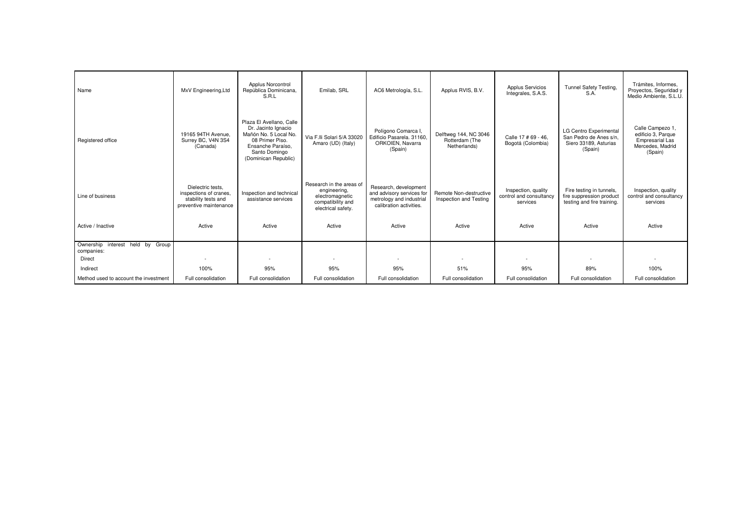| Name | MxV Engineering,Ltd | Applus Norcontrol República Dominicana, S.R.L | Emilab, SRL | AC6 Metrología, S.L. | Applus RVIS, B.V. | Applus Servicios Integrales, S.A.S. | Tunnel Safety Testing, S.A. | Trámites, Informes, Proyectos, Seguridad y Medio Ambiente, S.L.U. |
|---|---|---|---|---|---|---|---|---|
| Registered office | 19165 94TH Avenue, Surrey BC, V4N 3S4 (Canada) | Plaza El Avellano, Calle Dr. Jacinto Ignacio Mañón No. 5 Local No. 08 Primer Piso. Ensanche Paraíso, Santo Domingo (Dominican Republic) | Via F.lli Solari 5/A 33020 Amaro (UD) (Italy) | Polígono Comarca I, Edificio Pasarela. 31160, ORKOIEN, Navarra (Spain) | Delftweg 144, NC 3046 Rotterdam (The Netherlands) | Calle 17 # 69 - 46, Bogotá (Colombia) | LG Centro Experimental San Pedro de Anes s/n, Siero 33189, Asturias (Spain) | Calle Campezo 1, edificio 3, Parque Empresarial Las Mercedes, Madrid (Spain) |
| Line of business | Dielectric tests, inspections of cranes, stability tests and preventive maintenance | Inspection and technical assistance services | Research in the areas of engineering, electromagnetic compatibility and electrical safety. | Research, development and advisory services for metrology and industrial calibration activities. | Remote Non-destructive Inspection and Testing | Inspection, quality control and consultancy services | Fire testing in tunnels, fire suppression product testing and fire training. | Inspection, quality control and consultancy services |
| Active / Inactive | Active | Active | Active | Active | Active | Active | Active | Active |
| Ownership interest held by Group companies: | | | | | | | | |
| Direct | - | - | - | - | - | - | - | - |
| Indirect | 100% | 95% | 95% | 95% | 51% | 95% | 89% | 100% |
| Method used to account the investment | Full consolidation | Full consolidation | Full consolidation | Full consolidation | Full consolidation | Full consolidation | Full consolidation | Full consolidation |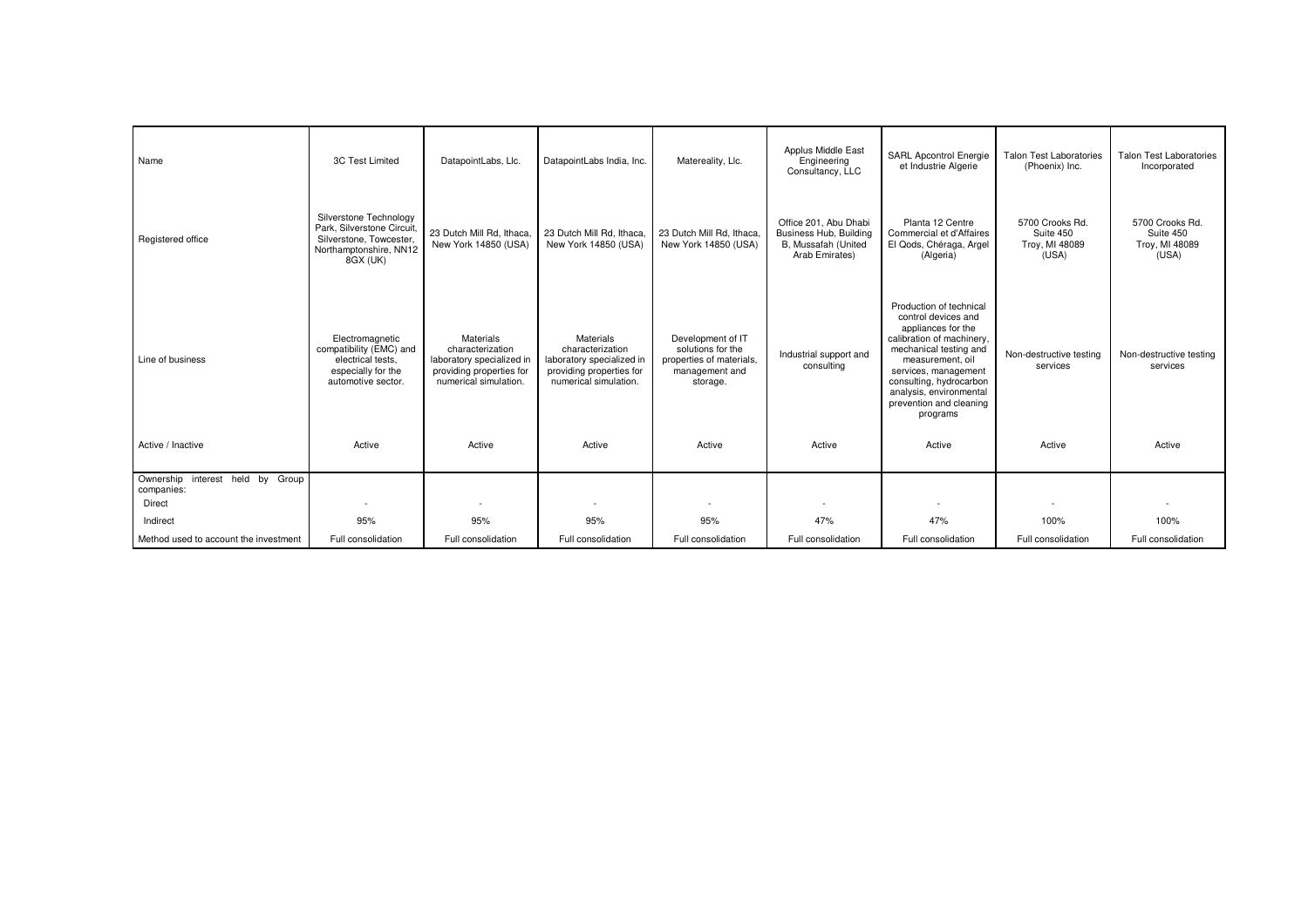| Name | 3C Test Limited | DatapointLabs, Llc. | DatapointLabs India, Inc. | Matereality, Llc. | Applus Middle East Engineering Consultancy, LLC | SARL Apcontrol Energie et Industrie Algerie | Talon Test Laboratories (Phoenix) Inc. | Talon Test Laboratories Incorporated |
|---|---|---|---|---|---|---|---|---|
| Registered office | Silverstone Technology Park, Silverstone Circuit, Silverstone, Towcester, Northamptonshire, NN12 8GX (UK) | 23 Dutch Mill Rd, Ithaca, New York 14850 (USA) | 23 Dutch Mill Rd, Ithaca, New York 14850 (USA) | 23 Dutch Mill Rd, Ithaca, New York 14850 (USA) | Office 201, Abu Dhabi Business Hub, Building B, Mussafah (United Arab Emirates) | Planta 12 Centre Commercial et d'Affaires El Qods, Chéraga, Argel (Algeria) | 5700 Crooks Rd. Suite 450 Troy, MI 48089 (USA) | 5700 Crooks Rd. Suite 450 Troy, MI 48089 (USA) |
| Line of business | Electromagnetic compatibility (EMC) and electrical tests, especially for the automotive sector. | Materials characterization laboratory specialized in providing properties for numerical simulation. | Materials characterization laboratory specialized in providing properties for numerical simulation. | Development of IT solutions for the properties of materials, management and storage. | Industrial support and consulting | Production of technical control devices and appliances for the calibration of machinery, mechanical testing and measurement, oil services, management consulting, hydrocarbon analysis, environmental prevention and cleaning programs | Non-destructive testing services | Non-destructive testing services |
| Active / Inactive | Active | Active | Active | Active | Active | Active | Active | Active |
| Ownership interest held by Group companies: | | | | | | | | |
| Direct | - | - | - | - | - | - | - | - |
| Indirect | 95% | 95% | 95% | 95% | 47% | 47% | 100% | 100% |
| Method used to account the investment | Full consolidation | Full consolidation | Full consolidation | Full consolidation | Full consolidation | Full consolidation | Full consolidation | Full consolidation |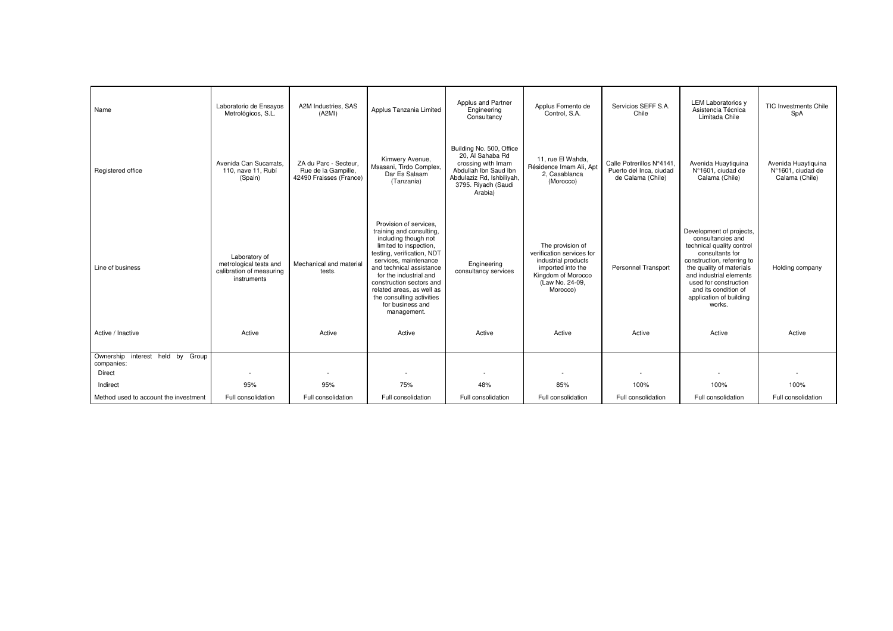| Name | Laboratorio de Ensayos Metrológicos, S.L. | A2M Industries, SAS (A2MI) | Applus Tanzania Limited | Applus and Partner Engineering Consultancy | Applus Fomento de Control, S.A. | Servicios SEFF S.A. Chile | LEM Laboratorios y Asistencia Técnica Limitada Chile | TIC Investments Chile SpA |
|---|---|---|---|---|---|---|---|---|
| Registered office | Avenida Can Sucarrats, 110, nave 11, Rubí (Spain) | ZA du Parc - Secteur, Rue de la Gampille, 42490 Fraisses (France) | Kimwery Avenue, Msasani, Tirdo Complex, Dar Es Salaam (Tanzania) | Building No. 500, Office 20, Al Sahaba Rd crossing with Imam Abdullah Ibn Saud Ibn Abdulaziz Rd, Ishbiliyah, 3795. Riyadh (Saudi Arabia) | 11, rue El Wahda, Résidence Imam Ali, Apt 2, Casablanca (Morocco) | Calle Potrerillos N°4141, Puerto del Inca, ciudad de Calama (Chile) | Avenida Huaytiquina N°1601, ciudad de Calama (Chile) | Avenida Huaytiquina N°1601, ciudad de Calama (Chile) |
| Line of business | Laboratory of metrological tests and calibration of measuring instruments | Mechanical and material tests. | Provision of services, training and consulting, including though not limited to inspection, testing, verification, NDT services, maintenance and technical assistance for the industrial and construction sectors and related areas, as well as the consulting activities for business and management. | Engineering consultancy services | The provision of verification services for industrial products imported into the Kingdom of Morocco (Law No. 24-09, Morocco) | Personnel Transport | Development of projects, consultancies and technical quality control consultants for construction, referring to the quality of materials and industrial elements used for construction and its condition of application of building works. | Holding company |
| Active / Inactive | Active | Active | Active | Active | Active | Active | Active | Active |
| Ownership interest held by Group companies: | | | | | | | | |
| Direct | - | - | - | - | - | - | - | - |
| Indirect | 95% | 95% | 75% | 48% | 85% | 100% | 100% | 100% |
| Method used to account the investment | Full consolidation | Full consolidation | Full consolidation | Full consolidation | Full consolidation | Full consolidation | Full consolidation | Full consolidation |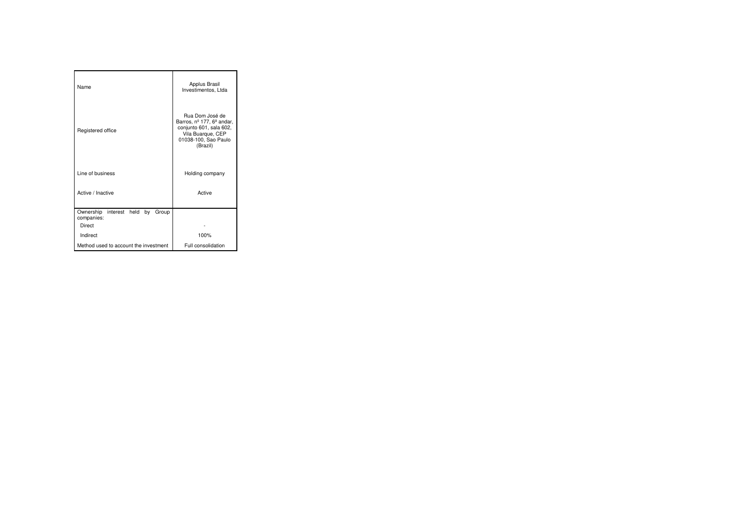| | |
|---|---|
| Name | Applus Brasil Investimentos, Ltda |
| Registered office | Rua Dom José de Barros, nº 177, 6ª andar, conjunto 601, sala 602, Vila Buarque, CEP 01038-100, Sao Paulo (Brazil) |
| Line of business | Holding company |
| Active / Inactive | Active |
| Ownership interest held by Group companies: | |
| Direct | - |
| Indirect | 100% |
| Method used to account the investment | Full consolidation |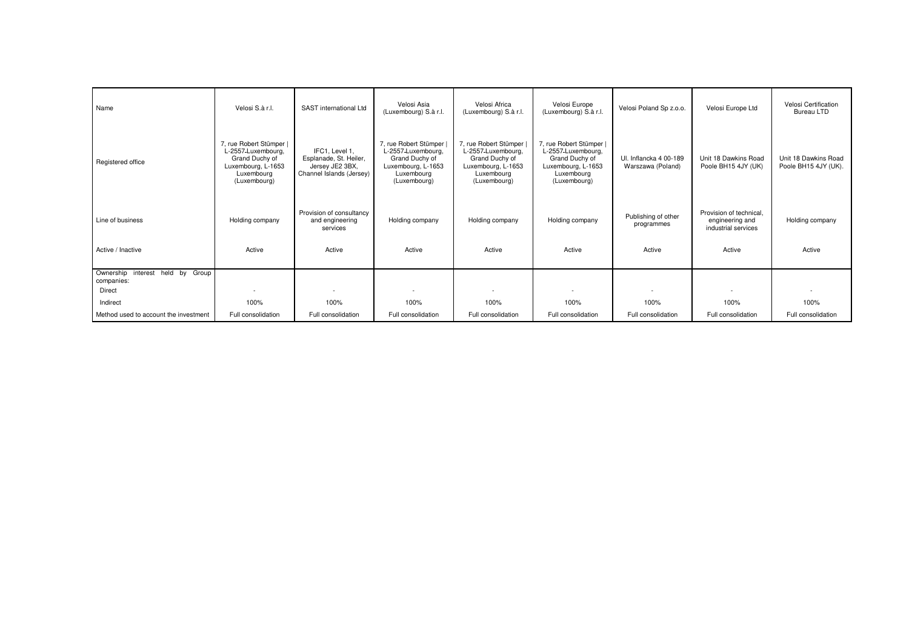| Name | Velosi S.à r.l. | SAST international Ltd | Velosi Asia (Luxembourg) S.à r.l. | Velosi Africa (Luxembourg) S.à r.l. | Velosi Europe (Luxembourg) S.à r.l. | Velosi Poland Sp z.o.o. | Velosi Europe Ltd | Velosi Certification Bureau LTD |
|---|---|---|---|---|---|---|---|---|
| Registered office | 7, rue Robert Stümper \| L-2557-Luxembourg, Grand Duchy of Luxembourg, L-1653 Luxembourg (Luxembourg) | IFC1, Level 1, Esplanade, St. Heiler, Jersey JE2 3BX, Channel Islands (Jersey) | 7, rue Robert Stümper \| L-2557-Luxembourg, Grand Duchy of Luxembourg, L-1653 Luxembourg (Luxembourg) | 7, rue Robert Stümper \| L-2557-Luxembourg, Grand Duchy of Luxembourg, L-1653 Luxembourg (Luxembourg) | 7, rue Robert Stümper \| L-2557-Luxembourg, Grand Duchy of Luxembourg, L-1653 Luxembourg (Luxembourg) | Ul. Inflancka 4 00-189 Warszawa (Poland) | Unit 18 Dawkins Road Poole BH15 4JY (UK) | Unit 18 Dawkins Road Poole BH15 4JY (UK). |
| Line of business | Holding company | Provision of consultancy and engineering services | Holding company | Holding company | Holding company | Publishing of other programmes | Provision of technical, engineering and industrial services | Holding company |
| Active / Inactive | Active | Active | Active | Active | Active | Active | Active | Active |
| Ownership interest held by Group companies: | | | | | | | | |
| Direct | - | - | - | - | - | - | - | - |
| Indirect | 100% | 100% | 100% | 100% | 100% | 100% | 100% | 100% |
| Method used to account the investment | Full consolidation | Full consolidation | Full consolidation | Full consolidation | Full consolidation | Full consolidation | Full consolidation | Full consolidation |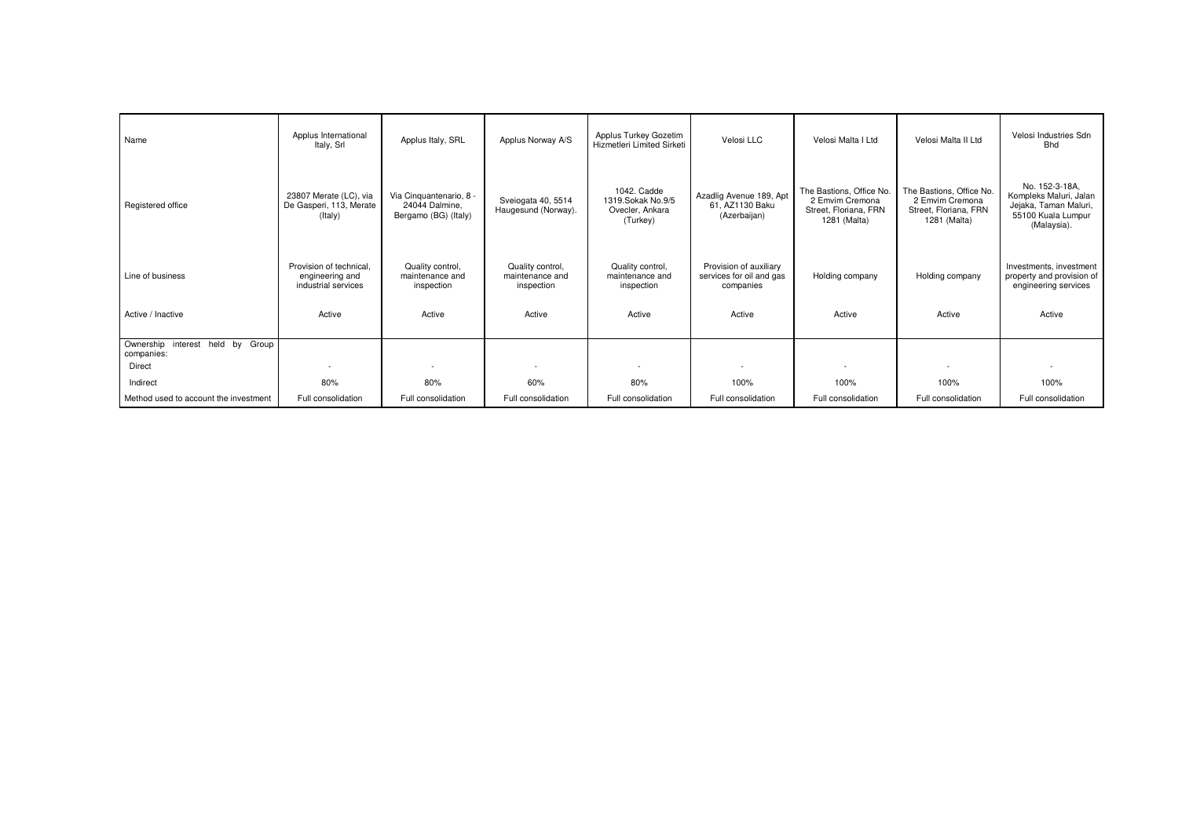| Name | Applus International Italy, Srl | Applus Italy, SRL | Applus Norway A/S | Applus Turkey Gozetim Hizmetleri Limited Sirketi | Velosi LLC | Velosi Malta I Ltd | Velosi Malta II Ltd | Velosi Industries Sdn Bhd |
|---|---|---|---|---|---|---|---|---|
| Registered office | 23807 Merate (LC), via De Gasperi, 113, Merate (Italy) | Via Cinquantenario, 8 - 24044 Dalmine, Bergamo (BG) (Italy) | Sveiogata 40, 5514 Haugesund (Norway). | 1042. Cadde 1319.Sokak No.9/5 Ovecler, Ankara (Turkey) | Azadlig Avenue 189, Apt 61, AZ1130 Baku (Azerbaijan) | The Bastions, Office No. 2 Emvim Cremona Street, Floriana, FRN 1281 (Malta) | The Bastions, Office No. 2 Emvim Cremona Street, Floriana, FRN 1281 (Malta) | No. 152-3-18A, Kompleks Maluri, Jalan Jejaka, Taman Maluri, 55100 Kuala Lumpur (Malaysia). |
| Line of business | Provision of technical, engineering and industrial services | Quality control, maintenance and inspection | Quality control, maintenance and inspection | Quality control, maintenance and inspection | Provision of auxiliary services for oil and gas companies | Holding company | Holding company | Investments, investment property and provision of engineering services |
| Active / Inactive | Active | Active | Active | Active | Active | Active | Active | Active |
| Ownership interest held by Group companies: | | | | | | | | |
| Direct | - | - | - | - | - | - | - | - |
| Indirect | 80% | 80% | 60% | 80% | 100% | 100% | 100% | 100% |
| Method used to account the investment | Full consolidation | Full consolidation | Full consolidation | Full consolidation | Full consolidation | Full consolidation | Full consolidation | Full consolidation |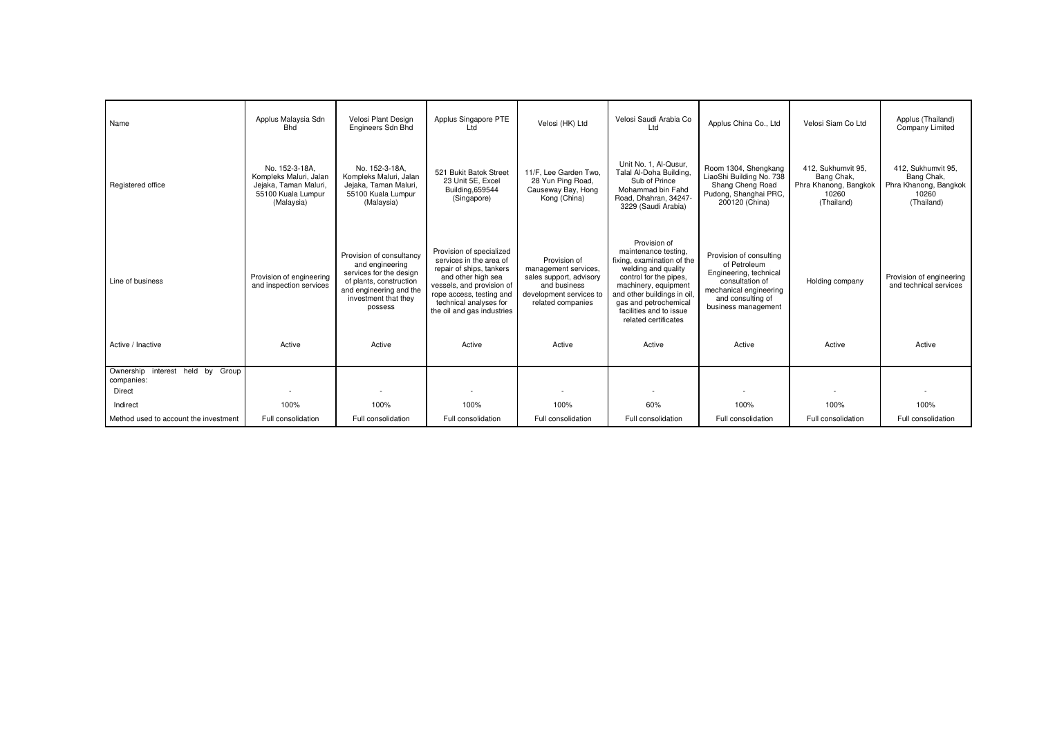| Name | Applus Malaysia Sdn Bhd | Velosi Plant Design Engineers Sdn Bhd | Applus Singapore PTE Ltd | Velosi (HK) Ltd | Velosi Saudi Arabia Co Ltd | Applus China Co., Ltd | Velosi Siam Co Ltd | Applus (Thailand) Company Limited |
|---|---|---|---|---|---|---|---|---|
| Registered office | No. 152-3-18A, Kompleks Maluri, Jalan Jejaka, Taman Maluri, 55100 Kuala Lumpur (Malaysia) | No. 152-3-18A, Kompleks Maluri, Jalan Jejaka, Taman Maluri, 55100 Kuala Lumpur (Malaysia) | 521 Bukit Batok Street 23 Unit 5E, Excel Building,659544 (Singapore) | 11/F, Lee Garden Two, 28 Yun Ping Road, Causeway Bay, Hong Kong (China) | Unit No. 1, Al-Qusur, Talal Al-Doha Building, Sub of Prince Mohammad bin Fahd Road, Dhahran, 34247-3229 (Saudi Arabia) | Room 1304, Shengkang LiaoShi Building No. 738 Shang Cheng Road Pudong, Shanghai PRC, 200120 (China) | 412, Sukhumvit 95, Bang Chak, Phra Khanong, Bangkok 10260 (Thailand) | 412, Sukhumvit 95, Bang Chak, Phra Khanong, Bangkok 10260 (Thailand) |
| Line of business | Provision of engineering and inspection services | Provision of consultancy and engineering services for the design of plants, construction and engineering and the investment that they possess | Provision of specialized services in the area of repair of ships, tankers and other high sea vessels, and provision of rope access, testing and technical analyses for the oil and gas industries | Provision of management services, sales support, advisory and business development services to related companies | Provision of maintenance testing, fixing, examination of the welding and quality control for the pipes, machinery, equipment and other buildings in oil, gas and petrochemical facilities and to issue related certificates | Provision of consulting of Petroleum Engineering, technical consultation of mechanical engineering and consulting of business management | Holding company | Provision of engineering and technical services |
| Active / Inactive | Active | Active | Active | Active | Active | Active | Active | Active |
| Ownership interest held by Group companies: | | | | | | | | |
| Direct | - | - | - | - | - | - | - | - |
| Indirect | 100% | 100% | 100% | 100% | 60% | 100% | 100% | 100% |
| Method used to account the investment | Full consolidation | Full consolidation | Full consolidation | Full consolidation | Full consolidation | Full consolidation | Full consolidation | Full consolidation |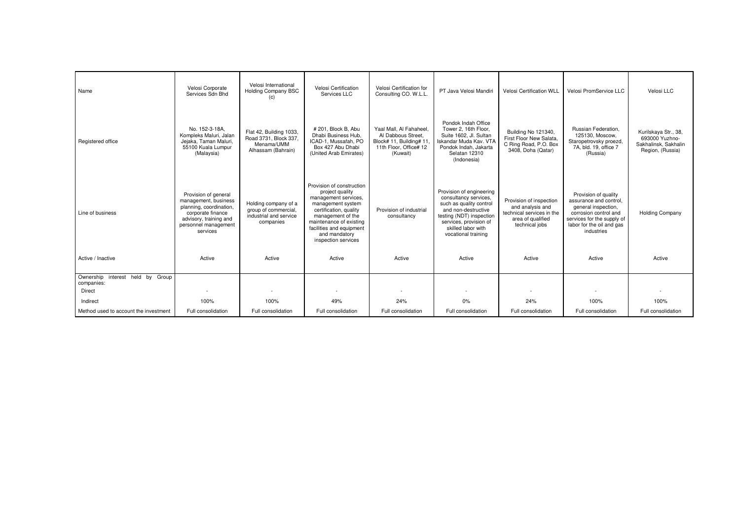| Name | Velosi Corporate Services Sdn Bhd | Velosi International Holding Company BSC (c) | Velosi Certification Services LLC | Velosi Certification for Consulting CO. W.L.L. | PT Java Velosi Mandiri | Velosi Certification WLL | Velosi PromService LLC | Velosi LLC |
|---|---|---|---|---|---|---|---|---|
| Registered office | No. 152-3-18A, Kompleks Maluri, Jalan Jejaka, Taman Maluri, 55100 Kuala Lumpur (Malaysia) | Flat 42, Building 1033, Road 3731, Block 337, Menama/UMM Alhassam (Bahrain) | # 201, Block B, Abu Dhabi Business Hub, ICAD-1, Mussafah, PO Box 427 Abu Dhabi (United Arab Emirates) | Yaal Mall, Al Fahaheel, Al Dabbous Street, Block# 11, Building# 11, 11th Floor, Office# 12 (Kuwait) | Pondok Indah Office Tower 2, 16th Floor, Suite 1602, Jl. Sultan Iskandar Muda Kav. VTA Pondok Indah, Jakarta Selatan 12310 (Indonesia) | Building No 121340, First Floor New Salata, C Ring Road, P.O. Box 3408, Doha (Qatar) | Russian Federation, 125130, Moscow, Staropetrovsky proezd, 7A, bld. 19, office 7 (Russia) | Kurilskaya Str., 38, 693000 Yuzhno-Sakhalinsk, Sakhalin Region, (Russia) |
| Line of business | Provision of general management, business planning, coordination, corporate finance advisory, training and personnel management services | Holding company of a group of commercial, industrial and service companies | Provision of construction project quality management services, management system certification, quality management of the maintenance of existing facilities and equipment and mandatory inspection services | Provision of industrial consultancy | Provision of engineering consultancy services, such as quality control and non-destructive testing (NDT) inspection services, provision of skilled labor with vocational training | Provision of inspection and analysis and technical services in the area of qualified technical jobs | Provision of quality assurance and control, general inspection, corrosion control and services for the supply of labor for the oil and gas industries | Holding Company |
| Active / Inactive | Active | Active | Active | Active | Active | Active | Active | Active |
| Ownership interest held by Group companies: | | | | | | | | |
| Direct | - | - | - | - | - | - | - | - |
| Indirect | 100% | 100% | 49% | 24% | 0% | 24% | 100% | 100% |
| Method used to account the investment | Full consolidation | Full consolidation | Full consolidation | Full consolidation | Full consolidation | Full consolidation | Full consolidation | Full consolidation |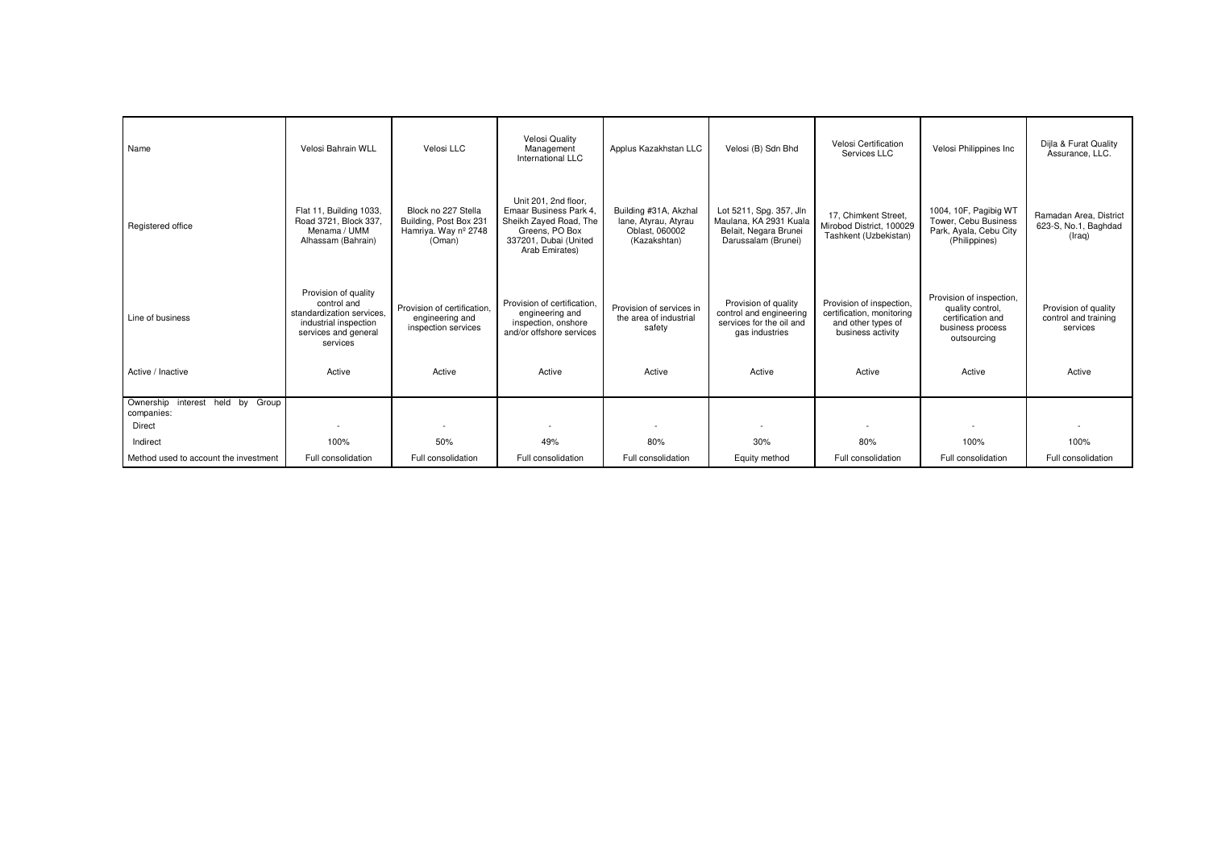| Name | Velosi Bahrain WLL | Velosi LLC | Velosi Quality Management International LLC | Applus Kazakhstan LLC | Velosi (B) Sdn Bhd | Velosi Certification Services LLC | Velosi Philippines Inc | Dijla & Furat Quality Assurance, LLC. |
|---|---|---|---|---|---|---|---|---|
| Registered office | Flat 11, Building 1033, Road 3721, Block 337, Menama / UMM Alhassam (Bahrain) | Block no 227 Stella Building, Post Box 231 Hamriya. Way nº 2748 (Oman) | Unit 201, 2nd floor, Emaar Business Park 4, Sheikh Zayed Road, The Greens, PO Box 337201, Dubai (United Arab Emirates) | Building #31A, Akzhal lane, Atyrau, Atyrau Oblast, 060002 (Kazakshtan) | Lot 5211, Spg. 357, Jln Maulana, KA 2931 Kuala Belait, Negara Brunei Darussalam (Brunei) | 17, Chimkent Street, Mirobod District, 100029 Tashkent (Uzbekistan) | 1004, 10F, Pagibig WT Tower, Cebu Business Park, Ayala, Cebu City (Philippines) | Ramadan Area, District 623-S, No.1, Baghdad (Iraq) |
| Line of business | Provision of quality control and standardization services, industrial inspection services and general services | Provision of certification, engineering and inspection services | Provision of certification, engineering and inspection, onshore and/or offshore services | Provision of services in the area of industrial safety | Provision of quality control and engineering services for the oil and gas industries | Provision of inspection, certification, monitoring and other types of business activity | Provision of inspection, quality control, certification and business process outsourcing | Provision of quality control and training services |
| Active / Inactive | Active | Active | Active | Active | Active | Active | Active | Active |
| Ownership interest held by Group companies: | | | | | | | | |
| Direct | - | - | - | - | - | - | - | - |
| Indirect | 100% | 50% | 49% | 80% | 30% | 80% | 100% | 100% |
| Method used to account the investment | Full consolidation | Full consolidation | Full consolidation | Full consolidation | Equity method | Full consolidation | Full consolidation | Full consolidation |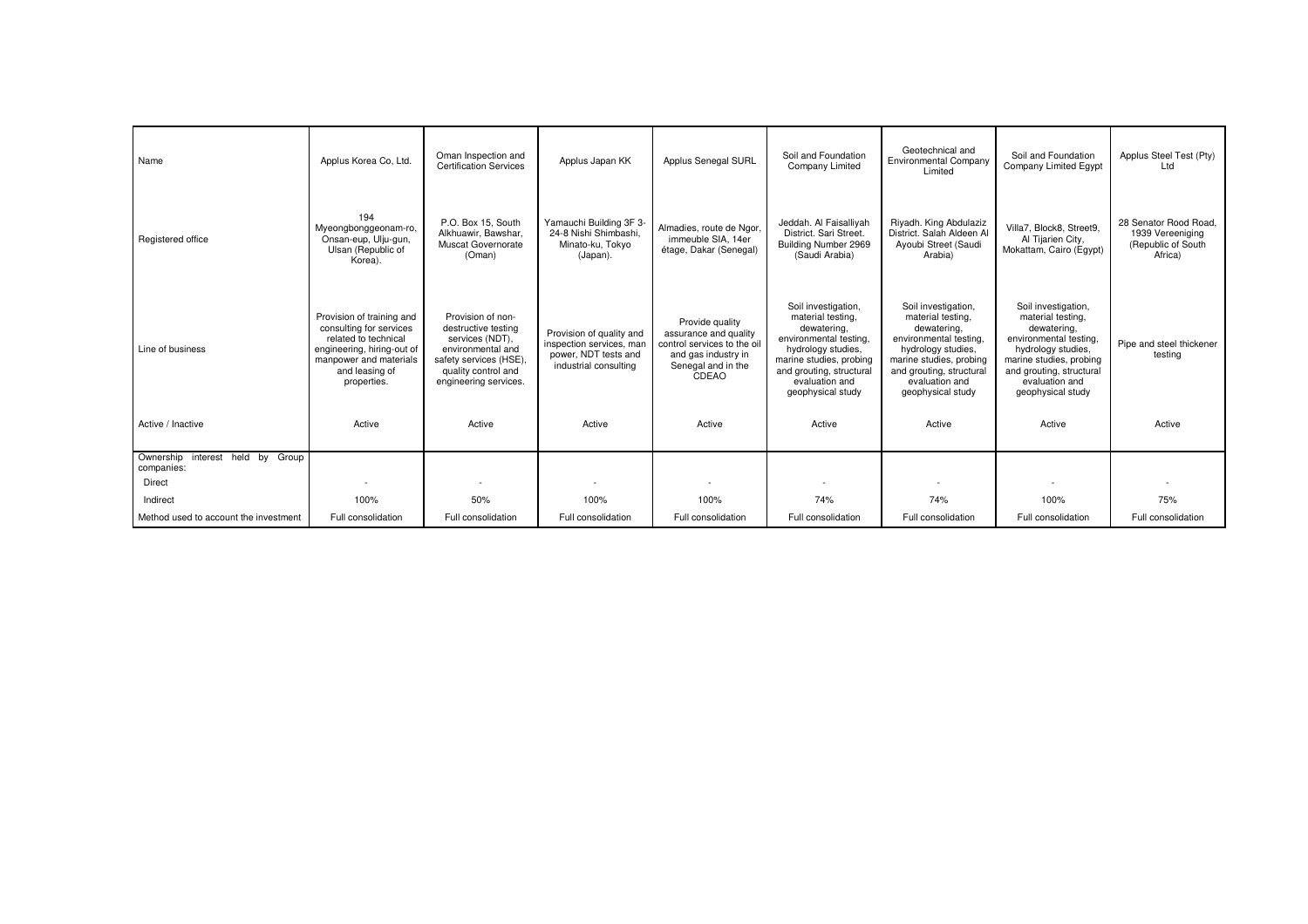| Name | Applus Korea Co, Ltd. | Oman Inspection and Certification Services | Applus Japan KK | Applus Senegal SURL | Soil and Foundation Company Limited | Geotechnical and Environmental Company Limited | Soil and Foundation Company Limited Egypt | Applus Steel Test (Pty) Ltd |
|---|---|---|---|---|---|---|---|---|
| Registered office | 194 Myeongbonggeonam-ro, Onsan-eup, Ulju-gun, Ulsan (Republic of Korea). | P.O. Box 15, South Alkhuawir, Bawshar, Muscat Governorate (Oman) | Yamauchi Building 3F 3-24-8 Nishi Shimbashi, Minato-ku, Tokyo (Japan). | Almadies, route de Ngor, immeuble SIA, 14er étage, Dakar (Senegal) | Jeddah. Al Faisalliyah District. Sari Street. Building Number 2969 (Saudi Arabia) | Riyadh. King Abdulaziz District. Salah Aldeen Al Ayoubi Street (Saudi Arabia) | Villa7, Block8, Street9, Al Tijarien City, Mokattam, Cairo (Egypt) | 28 Senator Rood Road, 1939 Vereeniging (Republic of South Africa) |
| Line of business | Provision of training and consulting for services related to technical engineering, hiring-out of manpower and materials and leasing of properties. | Provision of non-destructive testing services (NDT), environmental and safety services (HSE), quality control and engineering services. | Provision of quality and inspection services, man power, NDT tests and industrial consulting | Provide quality assurance and quality control services to the oil and gas industry in Senegal and in the CDEAO | Soil investigation, material testing, dewatering, environmental testing, hydrology studies, marine studies, probing and grouting, structural evaluation and geophysical study | Soil investigation, material testing, dewatering, environmental testing, hydrology studies, marine studies, probing and grouting, structural evaluation and geophysical study | Soil investigation, material testing, dewatering, environmental testing, hydrology studies, marine studies, probing and grouting, structural evaluation and geophysical study | Pipe and steel thickener testing |
| Active / Inactive | Active | Active | Active | Active | Active | Active | Active | Active |
| Ownership interest held by Group companies: | | | | | | | | |
| Direct | - | - | - | - | - | - | - | - |
| Indirect | 100% | 50% | 100% | 100% | 74% | 74% | 100% | 75% |
| Method used to account the investment | Full consolidation | Full consolidation | Full consolidation | Full consolidation | Full consolidation | Full consolidation | Full consolidation | Full consolidation |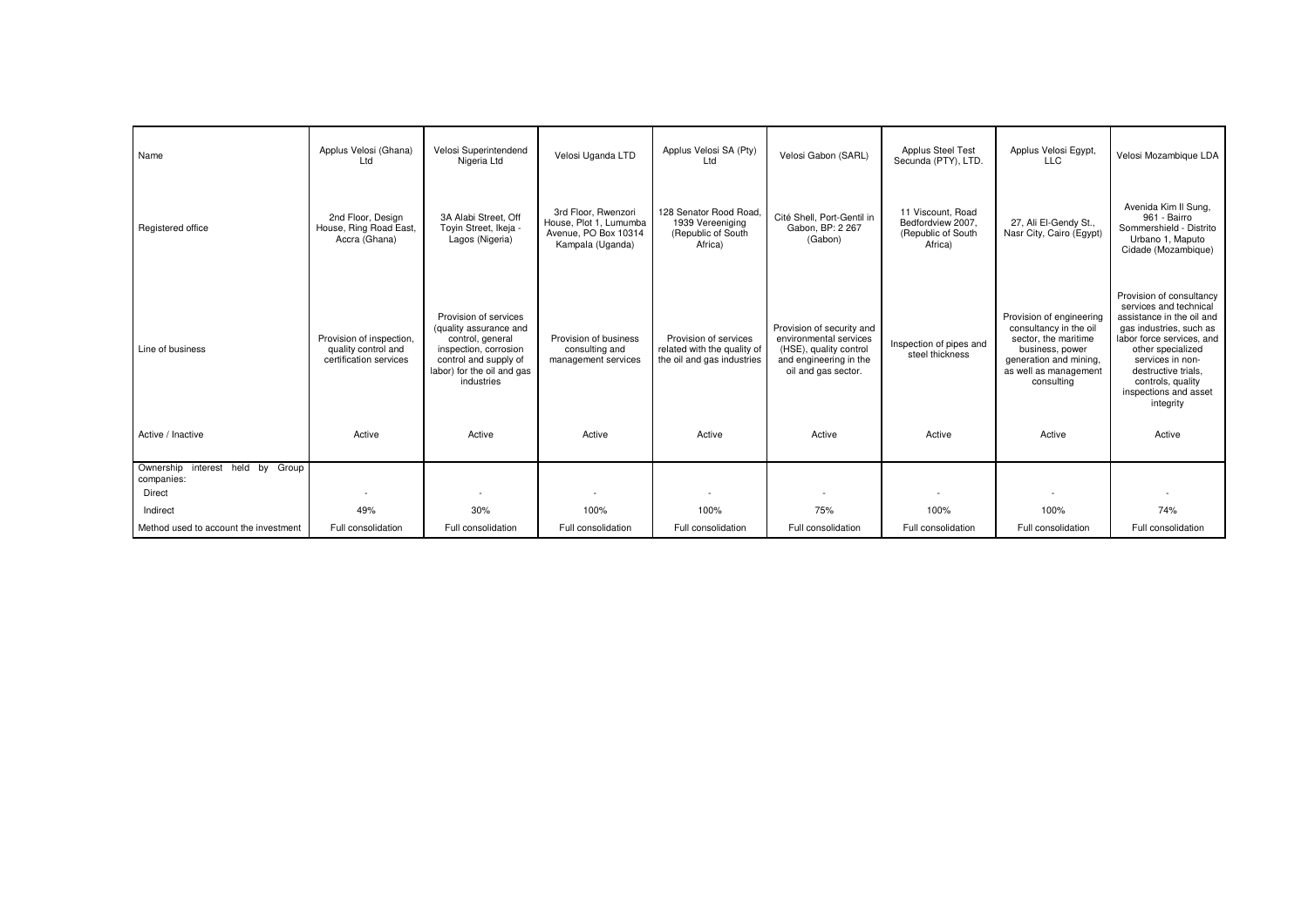| Name | Applus Velosi (Ghana) Ltd | Velosi Superintendend Nigeria Ltd | Velosi Uganda LTD | Applus Velosi SA (Pty) Ltd | Velosi Gabon (SARL) | Applus Steel Test Secunda (PTY), LTD. | Applus Velosi Egypt, LLC | Velosi Mozambique LDA |
|---|---|---|---|---|---|---|---|---|
| Registered office | 2nd Floor, Design House, Ring Road East, Accra (Ghana) | 3A Alabi Street, Off Toyin Street, Ikeja - Lagos (Nigeria) | 3rd Floor, Rwenzori House, Plot 1, Lumumba Avenue, PO Box 10314 Kampala (Uganda) | 128 Senator Rood Road, 1939 Vereeniging (Republic of South Africa) | Cité Shell, Port-Gentil in Gabon, BP: 2 267 (Gabon) | 11 Viscount, Road Bedfordview 2007, (Republic of South Africa) | 27, Ali El-Gendy St., Nasr City, Cairo (Egypt) | Avenida Kim Il Sung, 961 - Bairro Sommershield - Distrito Urbano 1, Maputo Cidade (Mozambique) |
| Line of business | Provision of inspection, quality control and certification services | Provision of services (quality assurance and control, general inspection, corrosion control and supply of labor) for the oil and gas industries | Provision of business consulting and management services | Provision of services related with the quality of the oil and gas industries | Provision of security and environmental services (HSE), quality control and engineering in the oil and gas sector. | Inspection of pipes and steel thickness | Provision of engineering consultancy in the oil sector, the maritime business, power generation and mining, as well as management consulting | Provision of consultancy services and technical assistance in the oil and gas industries, such as labor force services, and other specialized services in non-destructive trials, controls, quality inspections and asset integrity |
| Active / Inactive | Active | Active | Active | Active | Active | Active | Active | Active |
| Ownership interest held by Group companies: | | | | | | | | |
| Direct | - | - | - | - | - | - | - | - |
| Indirect | 49% | 30% | 100% | 100% | 75% | 100% | 100% | 74% |
| Method used to account the investment | Full consolidation | Full consolidation | Full consolidation | Full consolidation | Full consolidation | Full consolidation | Full consolidation | Full consolidation |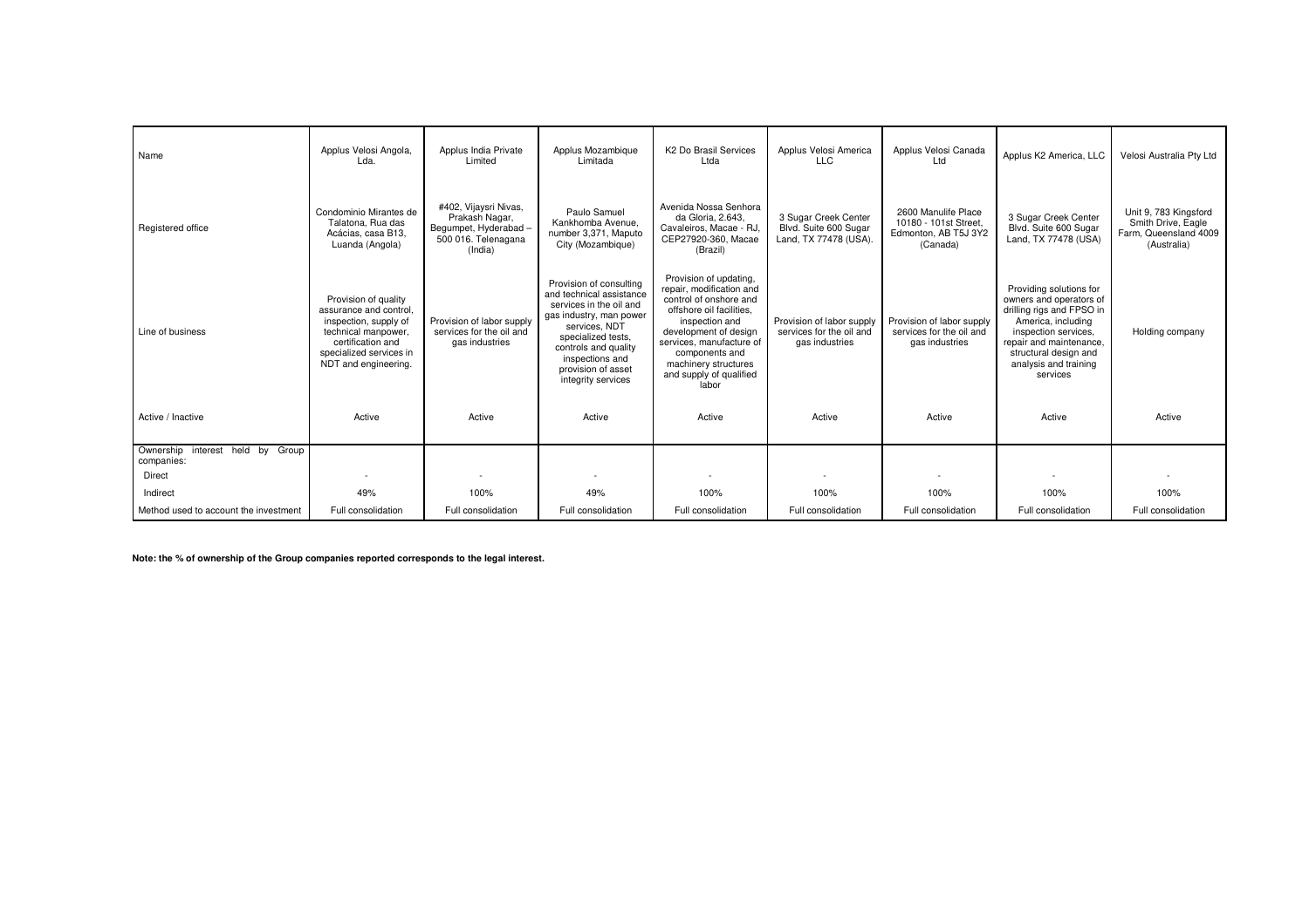| Name | Applus Velosi Angola, Lda. | Applus India Private Limited | Applus Mozambique Limitada | K2 Do Brasil Services Ltda | Applus Velosi America LLC | Applus Velosi Canada Ltd | Applus K2 America, LLC | Velosi Australia Pty Ltd |
|---|---|---|---|---|---|---|---|---|
| Registered office | Condominio Mirantes de Talatona, Rua das Acácias, casa B13, Luanda (Angola) | #402, Vijaysri Nivas, Prakash Nagar, Begumpet, Hyderabad – 500 016. Telenagana (India) | Paulo Samuel Kankhomba Avenue, number 3,371, Maputo City (Mozambique) | Avenida Nossa Senhora da Gloria, 2.643, Cavaleiros, Macae - RJ, CEP27920-360, Macae (Brazil) | 3 Sugar Creek Center Blvd. Suite 600 Sugar Land, TX 77478 (USA). | 2600 Manulife Place 10180 - 101st Street, Edmonton, AB T5J 3Y2 (Canada) | 3 Sugar Creek Center Blvd. Suite 600 Sugar Land, TX 77478 (USA) | Unit 9, 783 Kingsford Smith Drive, Eagle Farm, Queensland 4009 (Australia) |
| Line of business | Provision of quality assurance and control, inspection, supply of technical manpower, certification and specialized services in NDT and engineering. | Provision of labor supply services for the oil and gas industries | Provision of consulting and technical assistance services in the oil and gas industry, man power services, NDT specialized tests, controls and quality inspections and provision of asset integrity services | Provision of updating, repair, modification and control of onshore and offshore oil facilities, inspection and development of design services, manufacture of components and machinery structures and supply of qualified labor | Provision of labor supply services for the oil and gas industries | Provision of labor supply services for the oil and gas industries | Providing solutions for owners and operators of drilling rigs and FPSO in America, including inspection services, repair and maintenance, structural design and analysis and training services | Holding company |
| Active / Inactive | Active | Active | Active | Active | Active | Active | Active | Active |
| Ownership interest held by Group companies: | | | | | | | | |
| Direct | - | - | - | - | - | - | - | - |
| Indirect | 49% | 100% | 49% | 100% | 100% | 100% | 100% | 100% |
| Method used to account the investment | Full consolidation | Full consolidation | Full consolidation | Full consolidation | Full consolidation | Full consolidation | Full consolidation | Full consolidation |

**Note: the % of ownership of the Group companies reported corresponds to the legal interest.**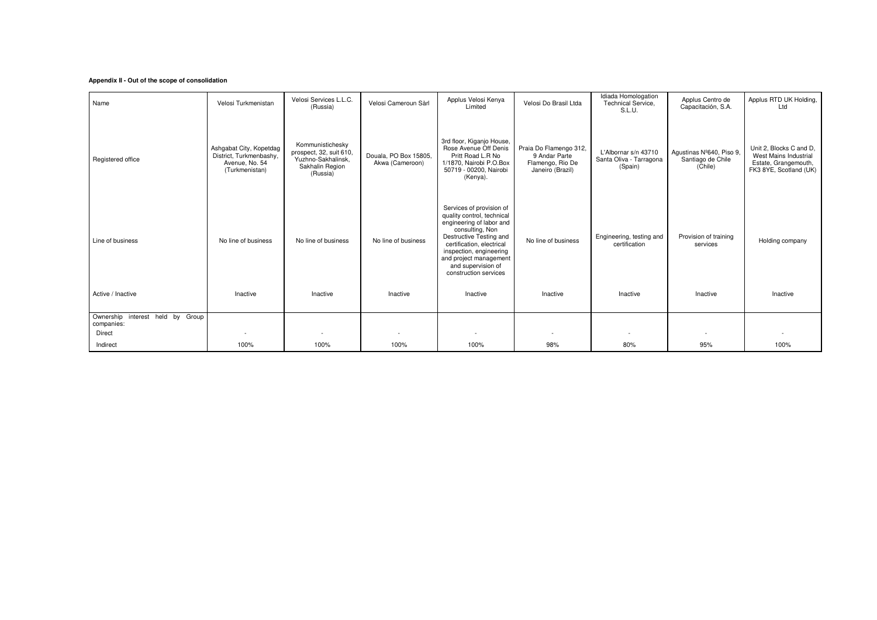**Appendix II - Out of the scope of consolidation**

| Name | Velosi Turkmenistan | Velosi Services L.L.C. (Russia) | Velosi Cameroun Sàrl | Applus Velosi Kenya Limited | Velosi Do Brasil Ltda | Idiada Homologation Technical Service, S.L.U. | Applus Centro de Capacitación, S.A. | Applus RTD UK Holding, Ltd |
|---|---|---|---|---|---|---|---|---|
| Registered office | Ashgabat City, Kopetdag District, Turkmenbashy, Avenue, No. 54 (Turkmenistan) | Kommunistichesky prospect, 32, suit 610, Yuzhno-Sakhalinsk, Sakhalin Region (Russia) | Douala, PO Box 15805, Akwa (Cameroon) | 3rd floor, Kiganjo House, Rose Avenue Off Denis Pritt Road L.R No 1/1870, Nairobi P.O.Box 50719 - 00200, Nairobi (Kenya). | Praia Do Flamengo 312, 9 Andar Parte Flamengo, Rio De Janeiro (Brazil) | L'Albornar s/n 43710 Santa Oliva - Tarragona (Spain) | Agustinas Nº640, Piso 9, Santiago de Chile (Chile) | Unit 2, Blocks C and D, West Mains Industrial Estate, Grangemouth, FK3 8YE, Scotland (UK) |
| Line of business | No line of business | No line of business | No line of business | Services of provision of quality control, technical engineering of labor and consulting, Non Destructive Testing and certification, electrical inspection, engineering and project management and supervision of construction services | No line of business | Engineering, testing and certification | Provision of training services | Holding company |
| Active / Inactive | Inactive | Inactive | Inactive | Inactive | Inactive | Inactive | Inactive | Inactive |
| Ownership interest held by Group companies: | | | | | | | | |
| Direct | - | - | - | - | - | - | - | - |
| Indirect | 100% | 100% | 100% | 100% | 98% | 80% | 95% | 100% |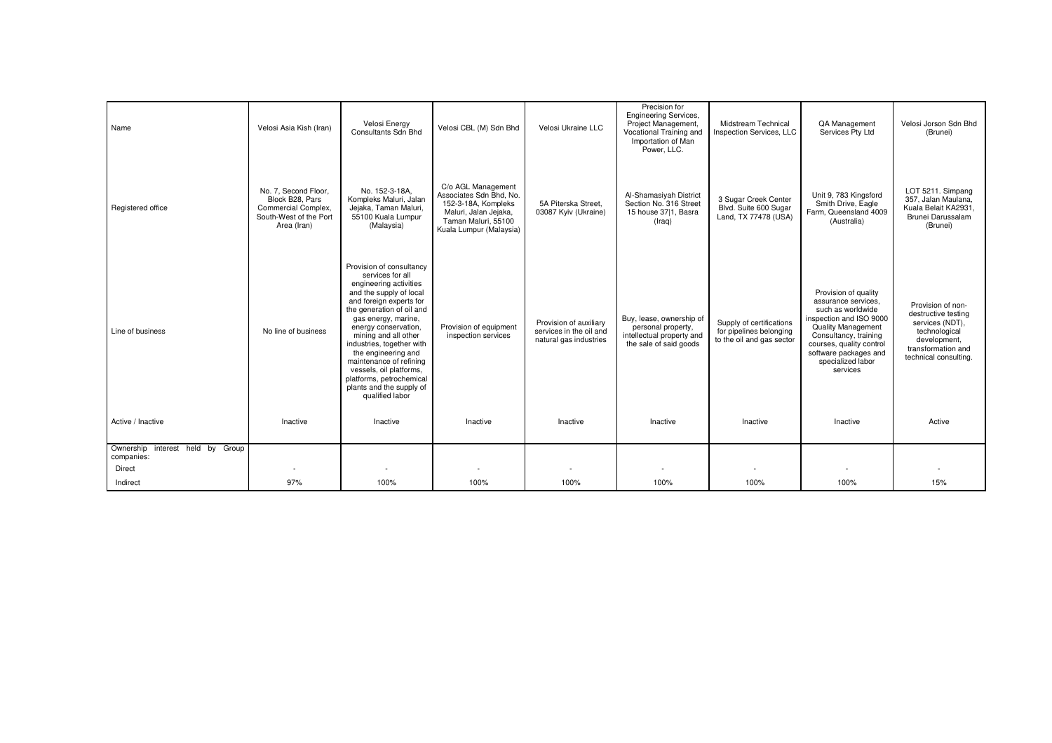| Name | Velosi Asia Kish (Iran) | Velosi Energy Consultants Sdn Bhd | Velosi CBL (M) Sdn Bhd | Velosi Ukraine LLC | Precision for Engineering Services, Project Management, Vocational Training and Importation of Man Power, LLC. | Midstream Technical Inspection Services, LLC | QA Management Services Pty Ltd | Velosi Jorson Sdn Bhd (Brunei) |
|---|---|---|---|---|---|---|---|---|
| Registered office | No. 7, Second Floor, Block B28, Pars Commercial Complex, South-West of the Port Area (Iran) | No. 152-3-18A, Kompleks Maluri, Jalan Jejaka, Taman Maluri, 55100 Kuala Lumpur (Malaysia) | C/o AGL Management Associates Sdn Bhd, No. 152-3-18A, Kompleks Maluri, Jalan Jejaka, Taman Maluri, 55100 Kuala Lumpur (Malaysia) | 5A Piterska Street, 03087 Kyiv (Ukraine) | Al-Shamasiyah District Section No. 316 Street 15 house 37\|1, Basra (Iraq) | 3 Sugar Creek Center Blvd. Suite 600 Sugar Land, TX 77478 (USA) | Unit 9, 783 Kingsford Smith Drive, Eagle Farm, Queensland 4009 (Australia) | LOT 5211. Simpang 357, Jalan Maulana, Kuala Belait KA2931, Brunei Darussalam (Brunei) |
| Line of business | No line of business | Provision of consultancy services for all engineering activities and the supply of local and foreign experts for the generation of oil and gas energy, marine, energy conservation, mining and all other industries, together with the engineering and maintenance of refining vessels, oil platforms, platforms, petrochemical plants and the supply of qualified labor | Provision of equipment inspection services | Provision of auxiliary services in the oil and natural gas industries | Buy, lease, ownership of personal property, intellectual property and the sale of said goods | Supply of certifications for pipelines belonging to the oil and gas sector | Provision of quality assurance services, such as worldwide inspection and ISO 9000 Quality Management Consultancy, training courses, quality control software packages and specialized labor services | Provision of non-destructive testing services (NDT), technological development, transformation and technical consulting. |
| Active / Inactive | Inactive | Inactive | Inactive | Inactive | Inactive | Inactive | Inactive | Active |
| Ownership interest held by Group companies: | | | | | | | | |
| Direct | - | - | - | - | - | - | - | - |
| Indirect | 97% | 100% | 100% | 100% | 100% | 100% | 100% | 15% |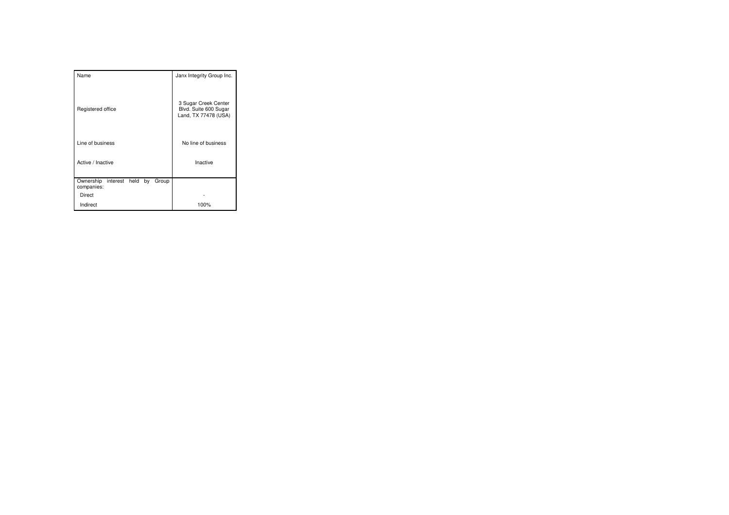| Name | Janx Integrity Group Inc. |
|---|---|
| Registered office | 3 Sugar Creek Center Blvd. Suite 600 Sugar Land, TX 77478 (USA) |
| Line of business | No line of business |
| Active / Inactive | Inactive |
| Ownership interest held by Group companies: | |
| Direct | - |
| Indirect | 100% |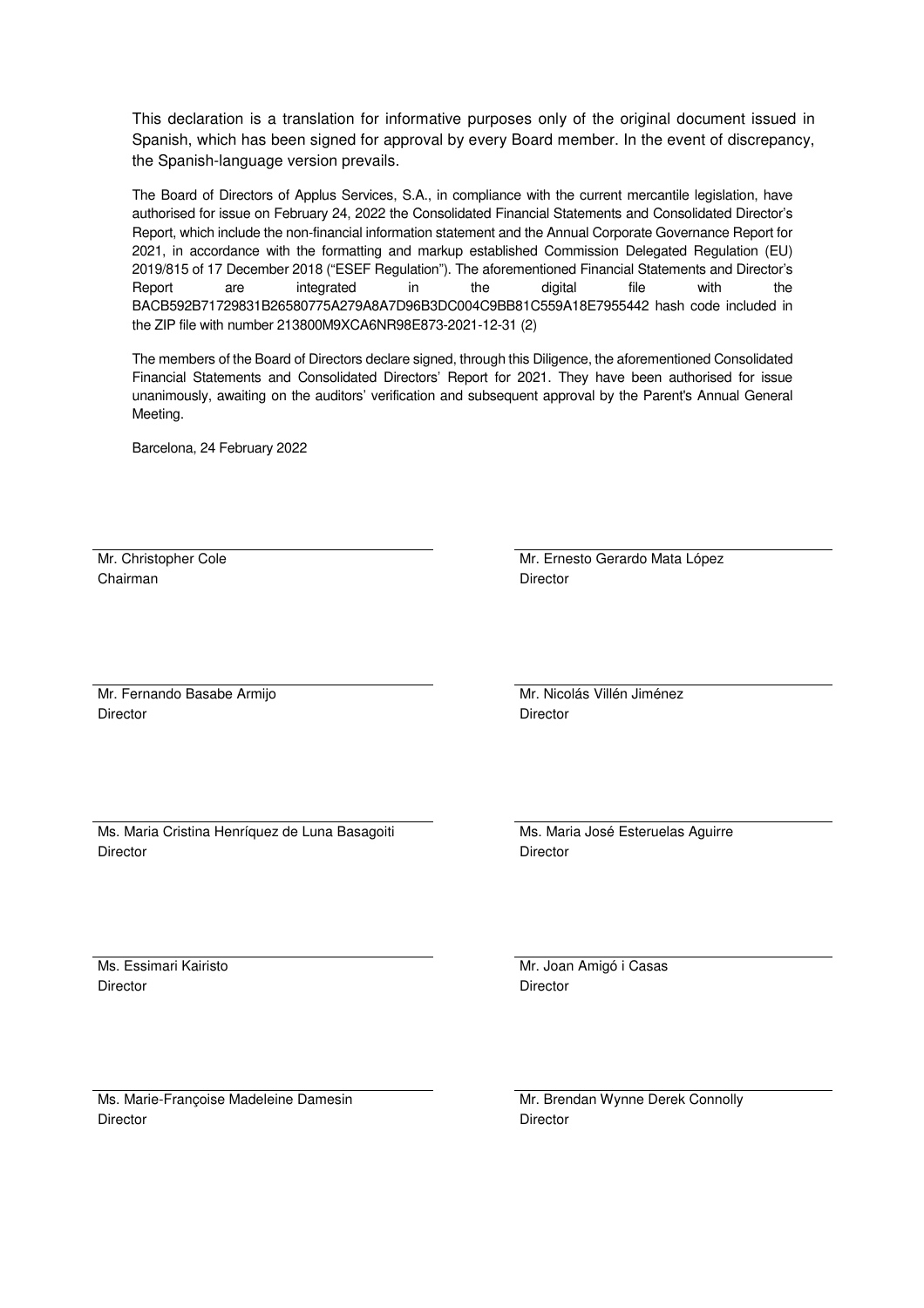This declaration is a translation for informative purposes only of the original document issued in Spanish, which has been signed for approval by every Board member. In the event of discrepancy, the Spanish-language version prevails.

The Board of Directors of Applus Services, S.A., in compliance with the current mercantile legislation, have authorised for issue on February 24, 2022 the Consolidated Financial Statements and Consolidated Director's Report, which include the non-financial information statement and the Annual Corporate Governance Report for 2021, in accordance with the formatting and markup established Commission Delegated Regulation (EU) 2019/815 of 17 December 2018 ("ESEF Regulation"). The aforementioned Financial Statements and Director's Report are integrated in the digital file with the BACB592B71729831B26580775A279A8A7D96B3DC004C9BB81C559A18E7955442 hash code included in the ZIP file with number 213800M9XCA6NR98E873-2021-12-31 (2)

The members of the Board of Directors declare signed, through this Diligence, the aforementioned Consolidated Financial Statements and Consolidated Directors' Report for 2021. They have been authorised for issue unanimously, awaiting on the auditors' verification and subsequent approval by the Parent's Annual General Meeting.

Barcelona, 24 February 2022

Mr. Christopher Cole
Chairman

Mr. Ernesto Gerardo Mata López
Director

Mr. Fernando Basabe Armijo
Director

Mr. Nicolás Villén Jiménez
Director

Ms. Maria Cristina Henríquez de Luna Basagoiti
Director

Ms. Maria José Esteruelas Aguirre
Director

Ms. Essimari Kairisto
Director

Mr. Joan Amigó i Casas
Director

Ms. Marie-Françoise Madeleine Damesin
Director

Mr. Brendan Wynne Derek Connolly
Director